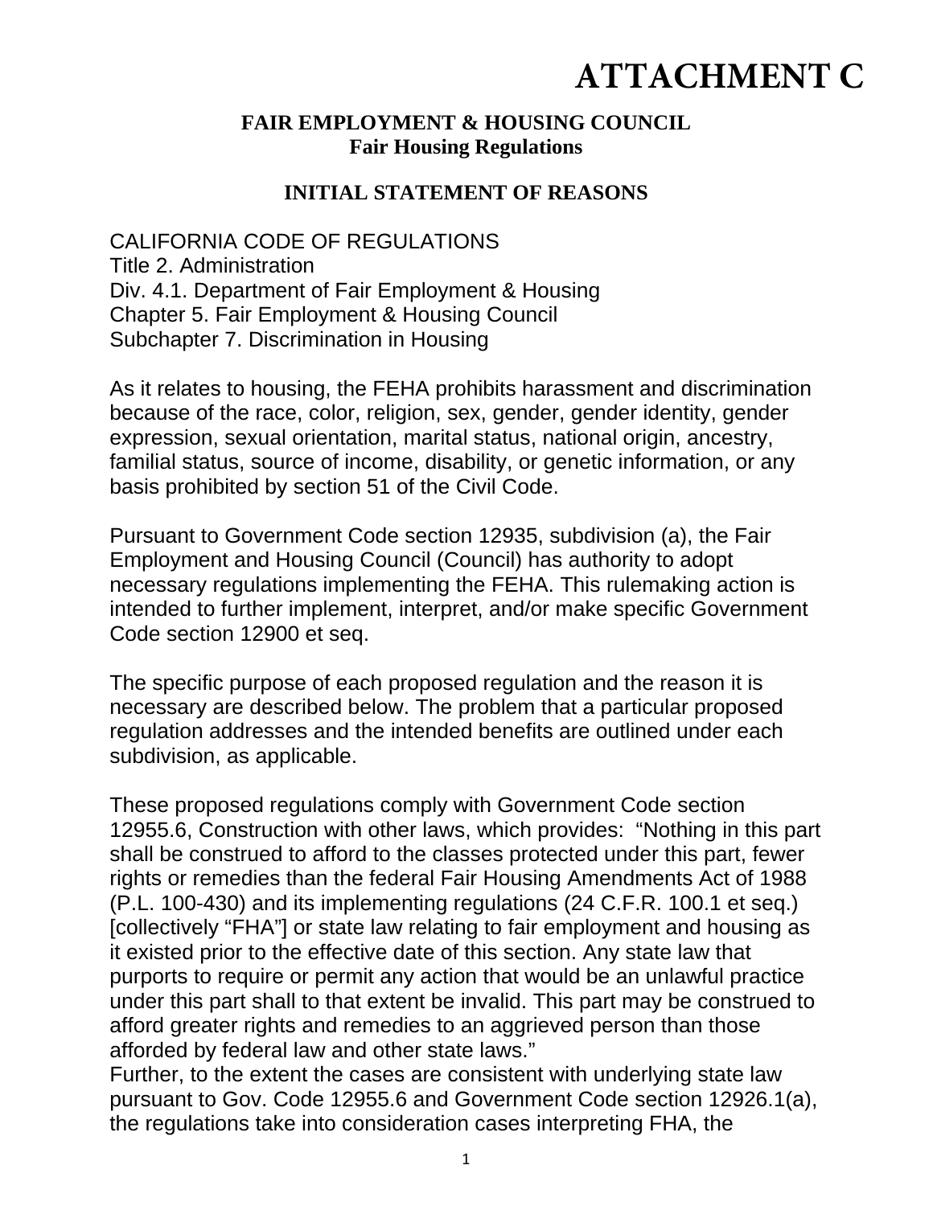# ATTACHMENT C

**FAIR EMPLOYMENT & HOUSING COUNCIL**
**Fair Housing Regulations**

**INITIAL STATEMENT OF REASONS**

CALIFORNIA CODE OF REGULATIONS
Title 2. Administration
Div. 4.1. Department of Fair Employment & Housing
Chapter 5. Fair Employment & Housing Council
Subchapter 7. Discrimination in Housing

As it relates to housing, the FEHA prohibits harassment and discrimination because of the race, color, religion, sex, gender, gender identity, gender expression, sexual orientation, marital status, national origin, ancestry, familial status, source of income, disability, or genetic information, or any basis prohibited by section 51 of the Civil Code.

Pursuant to Government Code section 12935, subdivision (a), the Fair Employment and Housing Council (Council) has authority to adopt necessary regulations implementing the FEHA. This rulemaking action is intended to further implement, interpret, and/or make specific Government Code section 12900 et seq.

The specific purpose of each proposed regulation and the reason it is necessary are described below. The problem that a particular proposed regulation addresses and the intended benefits are outlined under each subdivision, as applicable.

These proposed regulations comply with Government Code section 12955.6, Construction with other laws, which provides: "Nothing in this part shall be construed to afford to the classes protected under this part, fewer rights or remedies than the federal Fair Housing Amendments Act of 1988 (P.L. 100-430) and its implementing regulations (24 C.F.R. 100.1 et seq.) [collectively "FHA"] or state law relating to fair employment and housing as it existed prior to the effective date of this section. Any state law that purports to require or permit any action that would be an unlawful practice under this part shall to that extent be invalid. This part may be construed to afford greater rights and remedies to an aggrieved person than those afforded by federal law and other state laws."
Further, to the extent the cases are consistent with underlying state law pursuant to Gov. Code 12955.6 and Government Code section 12926.1(a), the regulations take into consideration cases interpreting FHA, the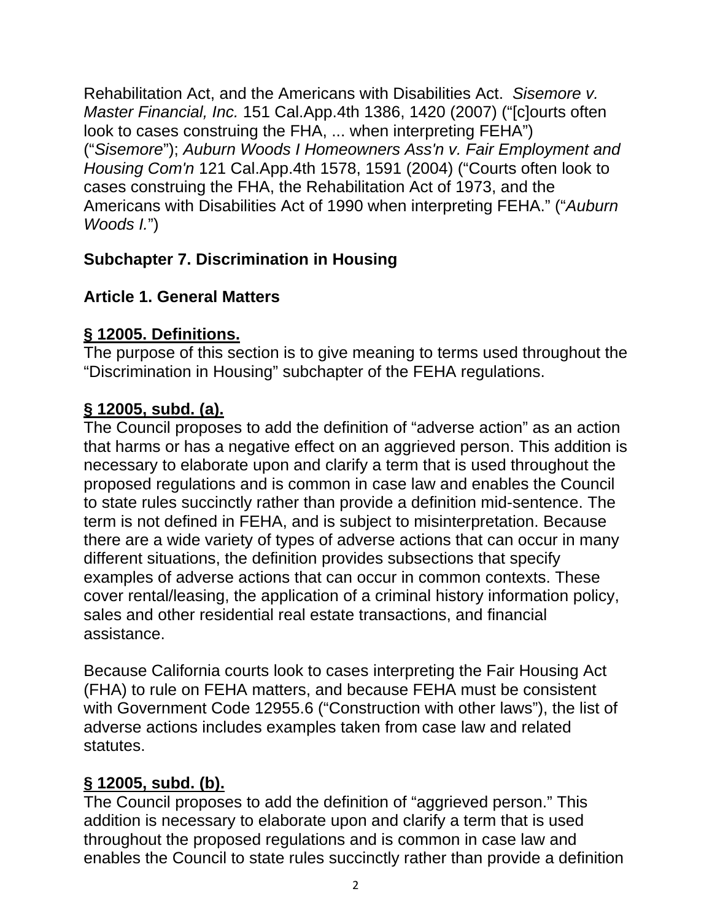Rehabilitation Act, and the Americans with Disabilities Act. *Sisemore v. Master Financial, Inc.* 151 Cal.App.4th 1386, 1420 (2007) ("[c]ourts often look to cases construing the FHA, ... when interpreting FEHA") ("*Sisemore*"); *Auburn Woods I Homeowners Ass'n v. Fair Employment and Housing Com'n* 121 Cal.App.4th 1578, 1591 (2004) ("Courts often look to cases construing the FHA, the Rehabilitation Act of 1973, and the Americans with Disabilities Act of 1990 when interpreting FEHA." ("*Auburn Woods I.*")

## Subchapter 7. Discrimination in Housing

## Article 1. General Matters

### § 12005. Definitions.

The purpose of this section is to give meaning to terms used throughout the "Discrimination in Housing" subchapter of the FEHA regulations.

### § 12005, subd. (a).

The Council proposes to add the definition of "adverse action" as an action that harms or has a negative effect on an aggrieved person. This addition is necessary to elaborate upon and clarify a term that is used throughout the proposed regulations and is common in case law and enables the Council to state rules succinctly rather than provide a definition mid-sentence. The term is not defined in FEHA, and is subject to misinterpretation. Because there are a wide variety of types of adverse actions that can occur in many different situations, the definition provides subsections that specify examples of adverse actions that can occur in common contexts. These cover rental/leasing, the application of a criminal history information policy, sales and other residential real estate transactions, and financial assistance.

Because California courts look to cases interpreting the Fair Housing Act (FHA) to rule on FEHA matters, and because FEHA must be consistent with Government Code 12955.6 ("Construction with other laws"), the list of adverse actions includes examples taken from case law and related statutes.

### § 12005, subd. (b).

The Council proposes to add the definition of "aggrieved person." This addition is necessary to elaborate upon and clarify a term that is used throughout the proposed regulations and is common in case law and enables the Council to state rules succinctly rather than provide a definition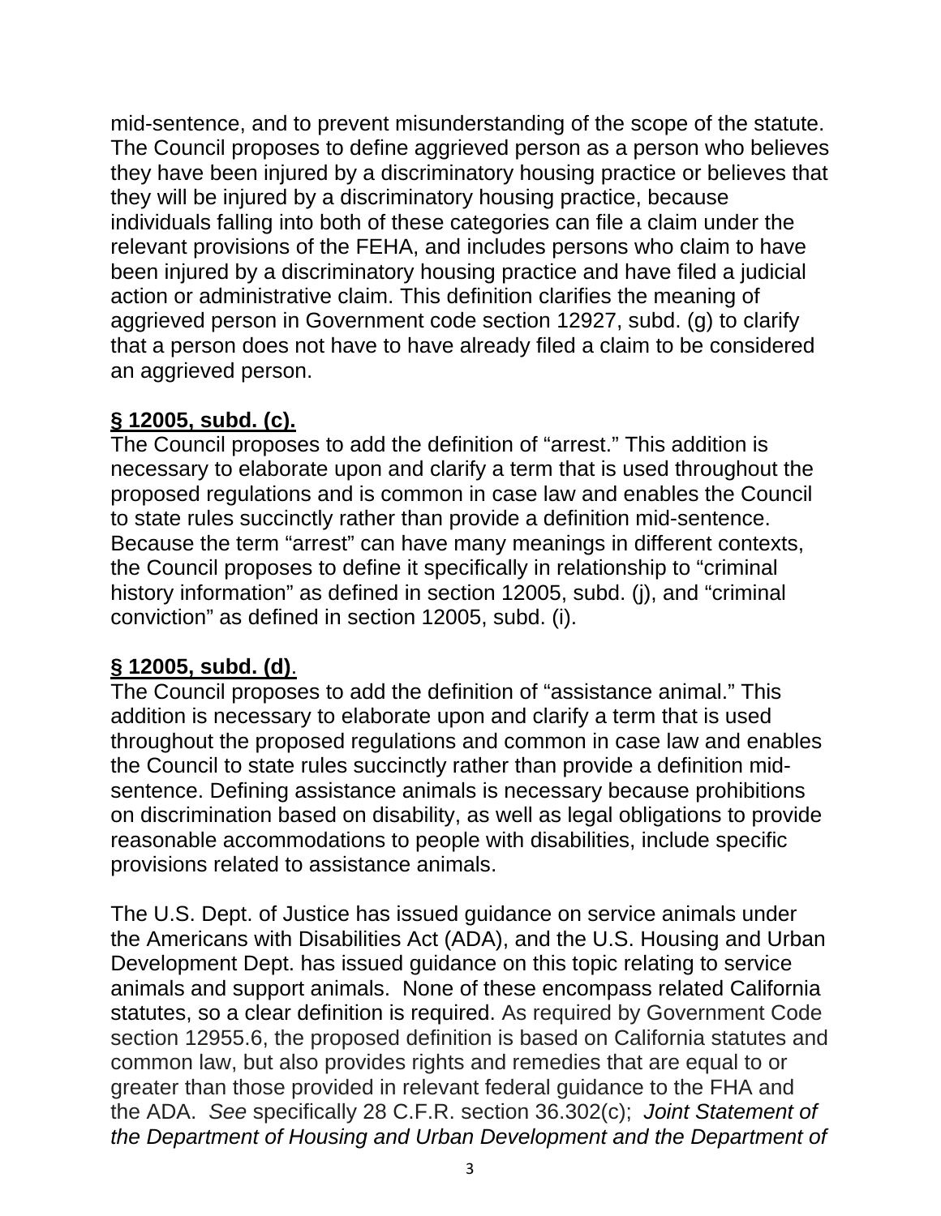mid-sentence, and to prevent misunderstanding of the scope of the statute. The Council proposes to define aggrieved person as a person who believes they have been injured by a discriminatory housing practice or believes that they will be injured by a discriminatory housing practice, because individuals falling into both of these categories can file a claim under the relevant provisions of the FEHA, and includes persons who claim to have been injured by a discriminatory housing practice and have filed a judicial action or administrative claim. This definition clarifies the meaning of aggrieved person in Government code section 12927, subd. (g) to clarify that a person does not have to have already filed a claim to be considered an aggrieved person.

**§ 12005, subd. (c).**

The Council proposes to add the definition of "arrest." This addition is necessary to elaborate upon and clarify a term that is used throughout the proposed regulations and is common in case law and enables the Council to state rules succinctly rather than provide a definition mid-sentence. Because the term "arrest" can have many meanings in different contexts, the Council proposes to define it specifically in relationship to "criminal history information" as defined in section 12005, subd. (j), and "criminal conviction" as defined in section 12005, subd. (i).

**§ 12005, subd. (d)**.

The Council proposes to add the definition of "assistance animal." This addition is necessary to elaborate upon and clarify a term that is used throughout the proposed regulations and common in case law and enables the Council to state rules succinctly rather than provide a definition mid-sentence. Defining assistance animals is necessary because prohibitions on discrimination based on disability, as well as legal obligations to provide reasonable accommodations to people with disabilities, include specific provisions related to assistance animals.

The U.S. Dept. of Justice has issued guidance on service animals under the Americans with Disabilities Act (ADA), and the U.S. Housing and Urban Development Dept. has issued guidance on this topic relating to service animals and support animals. None of these encompass related California statutes, so a clear definition is required. As required by Government Code section 12955.6, the proposed definition is based on California statutes and common law, but also provides rights and remedies that are equal to or greater than those provided in relevant federal guidance to the FHA and the ADA. *See* specifically 28 C.F.R. section 36.302(c); *Joint Statement of the Department of Housing and Urban Development and the Department of*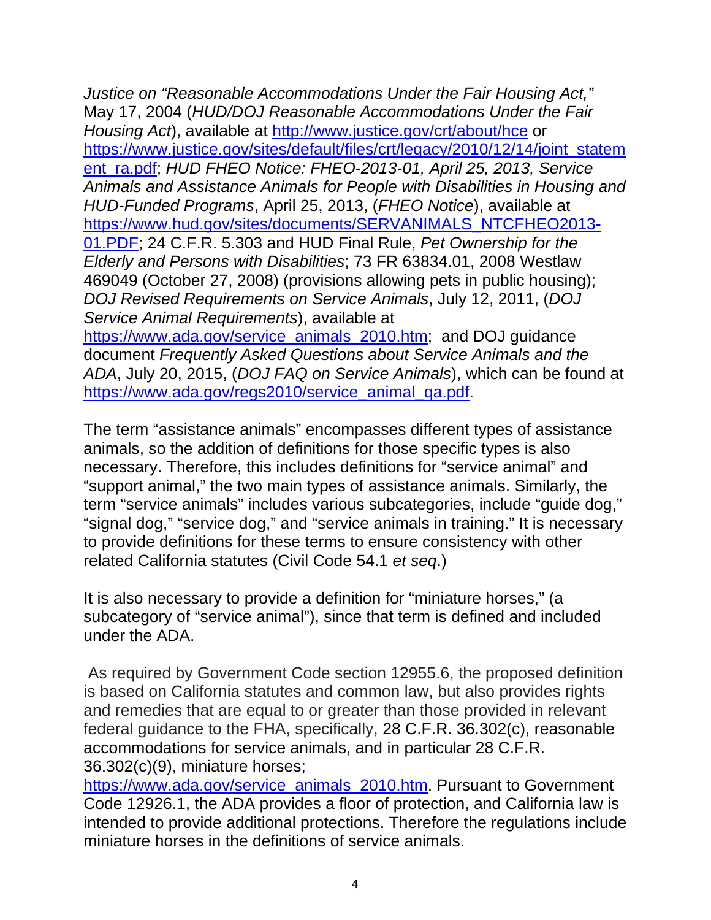*Justice on "Reasonable Accommodations Under the Fair Housing Act,"* May 17, 2004 (*HUD/DOJ Reasonable Accommodations Under the Fair Housing Act*), available at http://www.justice.gov/crt/about/hce or https://www.justice.gov/sites/default/files/crt/legacy/2010/12/14/joint_statement_ra.pdf; *HUD FHEO Notice: FHEO-2013-01, April 25, 2013, Service Animals and Assistance Animals for People with Disabilities in Housing and HUD-Funded Programs*, April 25, 2013, (*FHEO Notice*), available at https://www.hud.gov/sites/documents/SERVANIMALS_NTCFHEO2013-01.PDF; 24 C.F.R. 5.303 and HUD Final Rule, *Pet Ownership for the Elderly and Persons with Disabilities*; 73 FR 63834.01, 2008 Westlaw 469049 (October 27, 2008) (provisions allowing pets in public housing); *DOJ Revised Requirements on Service Animals*, July 12, 2011, (*DOJ Service Animal Requirements*), available at https://www.ada.gov/service_animals_2010.htm; and DOJ guidance document *Frequently Asked Questions about Service Animals and the ADA*, July 20, 2015, (*DOJ FAQ on Service Animals*), which can be found at https://www.ada.gov/regs2010/service_animal_qa.pdf.

The term "assistance animals" encompasses different types of assistance animals, so the addition of definitions for those specific types is also necessary. Therefore, this includes definitions for "service animal" and "support animal," the two main types of assistance animals. Similarly, the term "service animals" includes various subcategories, include "guide dog," "signal dog," "service dog," and "service animals in training." It is necessary to provide definitions for these terms to ensure consistency with other related California statutes (Civil Code 54.1 *et seq*.)

It is also necessary to provide a definition for "miniature horses," (a subcategory of "service animal"), since that term is defined and included under the ADA.

As required by Government Code section 12955.6, the proposed definition is based on California statutes and common law, but also provides rights and remedies that are equal to or greater than those provided in relevant federal guidance to the FHA, specifically, 28 C.F.R. 36.302(c), reasonable accommodations for service animals, and in particular 28 C.F.R. 36.302(c)(9), miniature horses; https://www.ada.gov/service_animals_2010.htm. Pursuant to Government Code 12926.1, the ADA provides a floor of protection, and California law is intended to provide additional protections. Therefore the regulations include miniature horses in the definitions of service animals.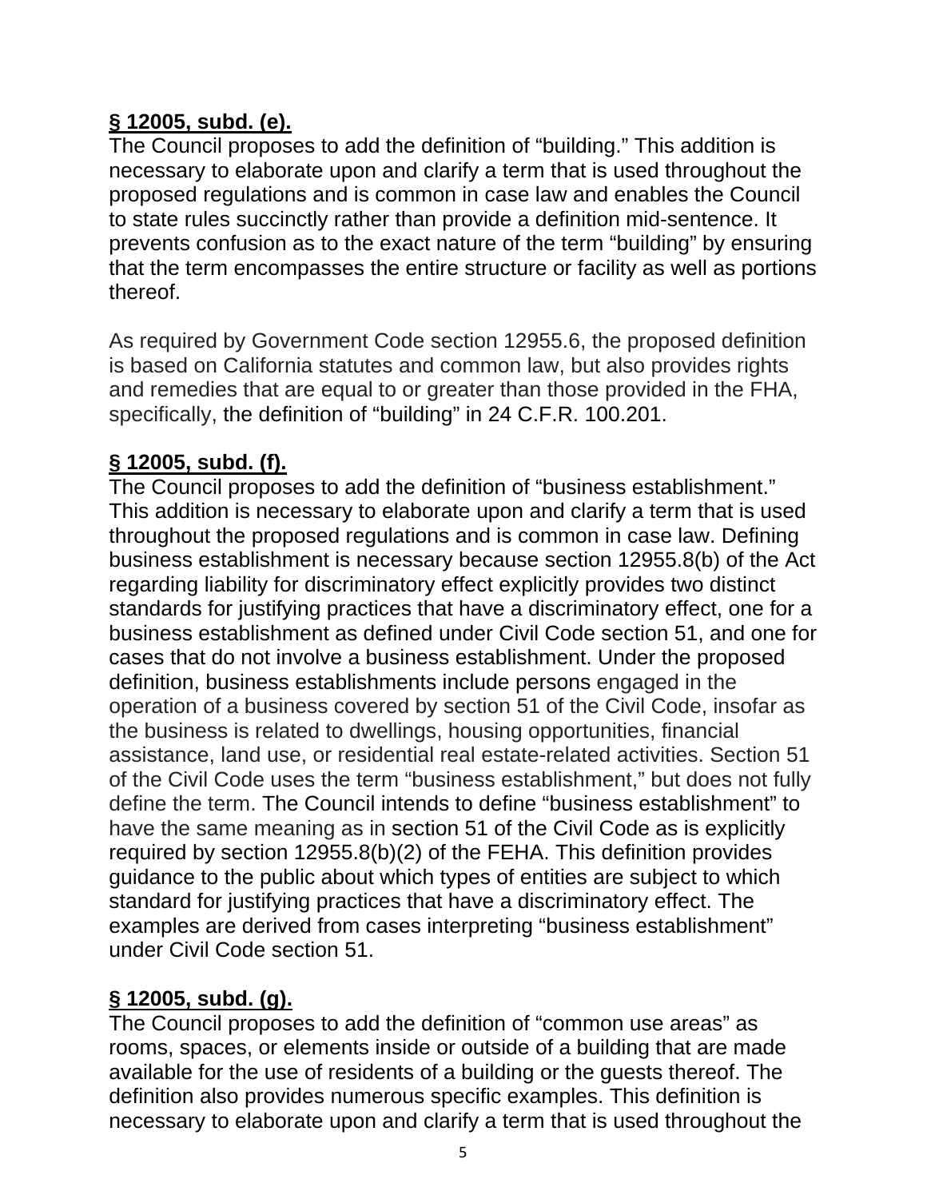**§ 12005, subd. (e).**
The Council proposes to add the definition of "building." This addition is necessary to elaborate upon and clarify a term that is used throughout the proposed regulations and is common in case law and enables the Council to state rules succinctly rather than provide a definition mid-sentence. It prevents confusion as to the exact nature of the term "building" by ensuring that the term encompasses the entire structure or facility as well as portions thereof.

As required by Government Code section 12955.6, the proposed definition is based on California statutes and common law, but also provides rights and remedies that are equal to or greater than those provided in the FHA, specifically, the definition of "building" in 24 C.F.R. 100.201.

**§ 12005, subd. (f).**
The Council proposes to add the definition of "business establishment." This addition is necessary to elaborate upon and clarify a term that is used throughout the proposed regulations and is common in case law. Defining business establishment is necessary because section 12955.8(b) of the Act regarding liability for discriminatory effect explicitly provides two distinct standards for justifying practices that have a discriminatory effect, one for a business establishment as defined under Civil Code section 51, and one for cases that do not involve a business establishment. Under the proposed definition, business establishments include persons engaged in the operation of a business covered by section 51 of the Civil Code, insofar as the business is related to dwellings, housing opportunities, financial assistance, land use, or residential real estate-related activities. Section 51 of the Civil Code uses the term "business establishment," but does not fully define the term. The Council intends to define "business establishment" to have the same meaning as in section 51 of the Civil Code as is explicitly required by section 12955.8(b)(2) of the FEHA. This definition provides guidance to the public about which types of entities are subject to which standard for justifying practices that have a discriminatory effect. The examples are derived from cases interpreting "business establishment" under Civil Code section 51.

**§ 12005, subd. (g).**
The Council proposes to add the definition of "common use areas" as rooms, spaces, or elements inside or outside of a building that are made available for the use of residents of a building or the guests thereof. The definition also provides numerous specific examples. This definition is necessary to elaborate upon and clarify a term that is used throughout the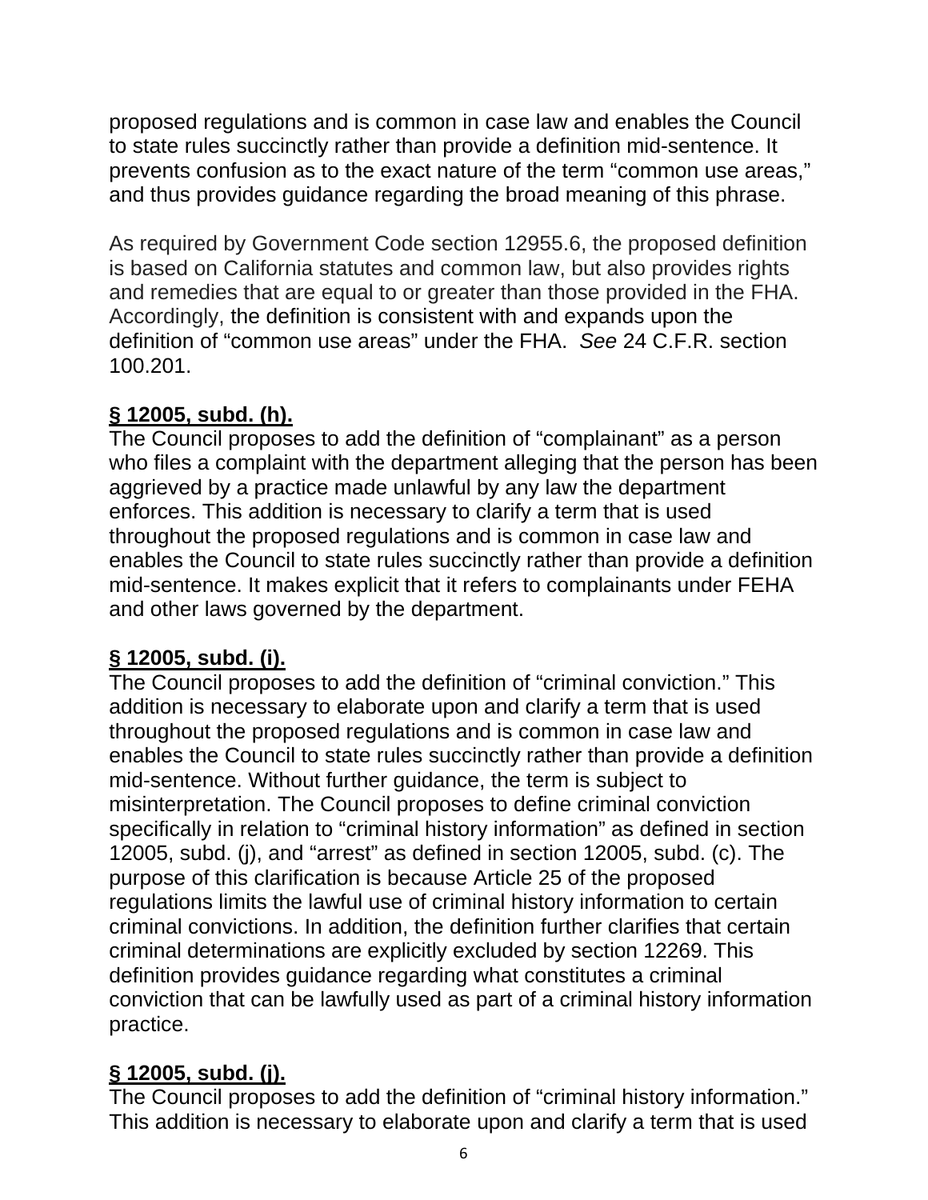proposed regulations and is common in case law and enables the Council to state rules succinctly rather than provide a definition mid-sentence. It prevents confusion as to the exact nature of the term "common use areas," and thus provides guidance regarding the broad meaning of this phrase.

As required by Government Code section 12955.6, the proposed definition is based on California statutes and common law, but also provides rights and remedies that are equal to or greater than those provided in the FHA. Accordingly, the definition is consistent with and expands upon the definition of "common use areas" under the FHA. *See* 24 C.F.R. section 100.201.

**§ 12005, subd. (h).**

The Council proposes to add the definition of "complainant" as a person who files a complaint with the department alleging that the person has been aggrieved by a practice made unlawful by any law the department enforces. This addition is necessary to clarify a term that is used throughout the proposed regulations and is common in case law and enables the Council to state rules succinctly rather than provide a definition mid-sentence. It makes explicit that it refers to complainants under FEHA and other laws governed by the department.

**§ 12005, subd. (i).**

The Council proposes to add the definition of "criminal conviction." This addition is necessary to elaborate upon and clarify a term that is used throughout the proposed regulations and is common in case law and enables the Council to state rules succinctly rather than provide a definition mid-sentence. Without further guidance, the term is subject to misinterpretation. The Council proposes to define criminal conviction specifically in relation to "criminal history information" as defined in section 12005, subd. (j), and "arrest" as defined in section 12005, subd. (c). The purpose of this clarification is because Article 25 of the proposed regulations limits the lawful use of criminal history information to certain criminal convictions. In addition, the definition further clarifies that certain criminal determinations are explicitly excluded by section 12269. This definition provides guidance regarding what constitutes a criminal conviction that can be lawfully used as part of a criminal history information practice.

**§ 12005, subd. (j).**

The Council proposes to add the definition of "criminal history information." This addition is necessary to elaborate upon and clarify a term that is used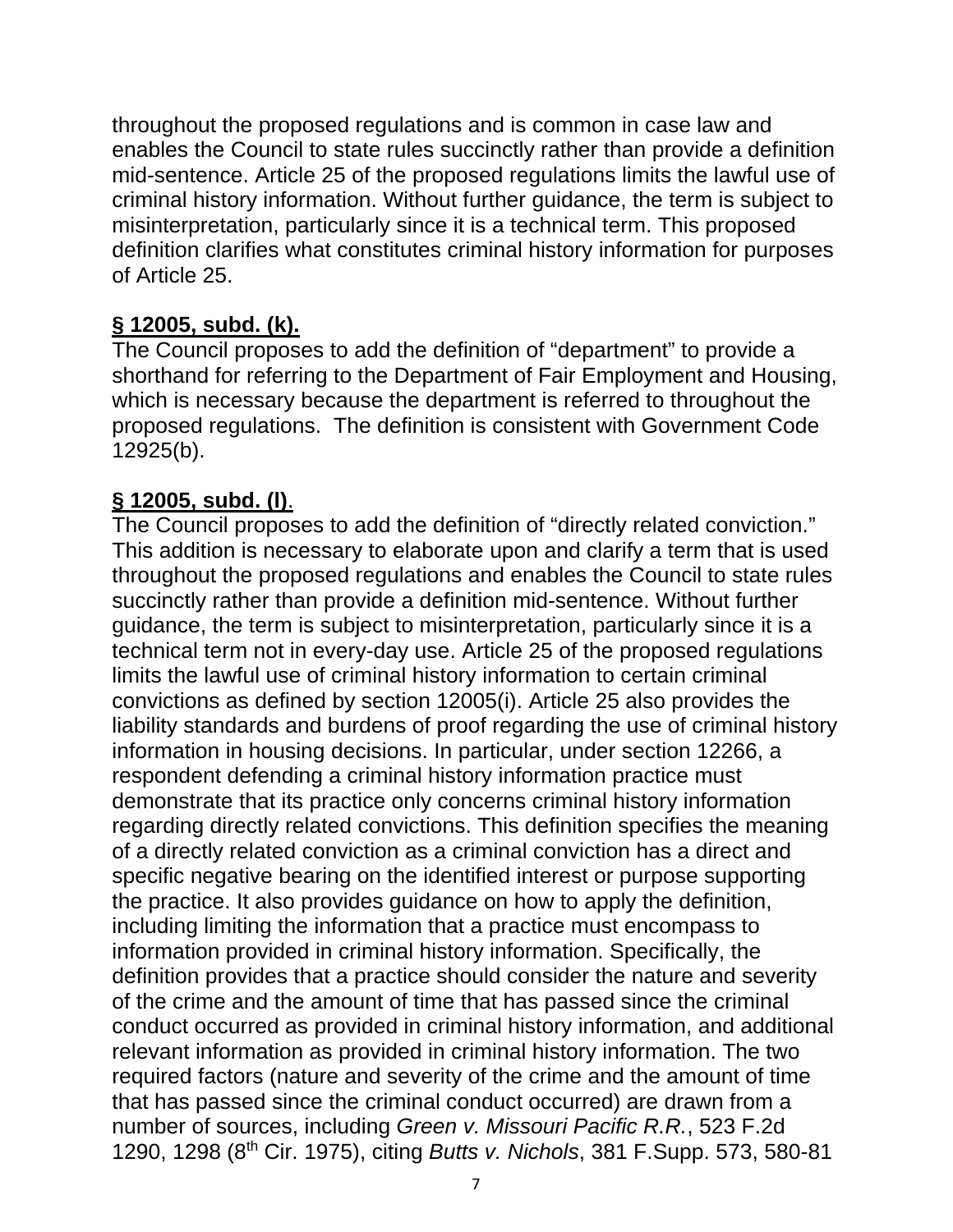throughout the proposed regulations and is common in case law and enables the Council to state rules succinctly rather than provide a definition mid-sentence. Article 25 of the proposed regulations limits the lawful use of criminal history information. Without further guidance, the term is subject to misinterpretation, particularly since it is a technical term. This proposed definition clarifies what constitutes criminal history information for purposes of Article 25.

**§ 12005, subd. (k).**

The Council proposes to add the definition of “department” to provide a shorthand for referring to the Department of Fair Employment and Housing, which is necessary because the department is referred to throughout the proposed regulations. The definition is consistent with Government Code 12925(b).

**§ 12005, subd. (l).**

The Council proposes to add the definition of “directly related conviction.” This addition is necessary to elaborate upon and clarify a term that is used throughout the proposed regulations and enables the Council to state rules succinctly rather than provide a definition mid-sentence. Without further guidance, the term is subject to misinterpretation, particularly since it is a technical term not in every-day use. Article 25 of the proposed regulations limits the lawful use of criminal history information to certain criminal convictions as defined by section 12005(i). Article 25 also provides the liability standards and burdens of proof regarding the use of criminal history information in housing decisions. In particular, under section 12266, a respondent defending a criminal history information practice must demonstrate that its practice only concerns criminal history information regarding directly related convictions. This definition specifies the meaning of a directly related conviction as a criminal conviction has a direct and specific negative bearing on the identified interest or purpose supporting the practice. It also provides guidance on how to apply the definition, including limiting the information that a practice must encompass to information provided in criminal history information. Specifically, the definition provides that a practice should consider the nature and severity of the crime and the amount of time that has passed since the criminal conduct occurred as provided in criminal history information, and additional relevant information as provided in criminal history information. The two required factors (nature and severity of the crime and the amount of time that has passed since the criminal conduct occurred) are drawn from a number of sources, including *Green v. Missouri Pacific R.R.*, 523 F.2d 1290, 1298 (8th Cir. 1975), citing *Butts v. Nichols*, 381 F.Supp. 573, 580-81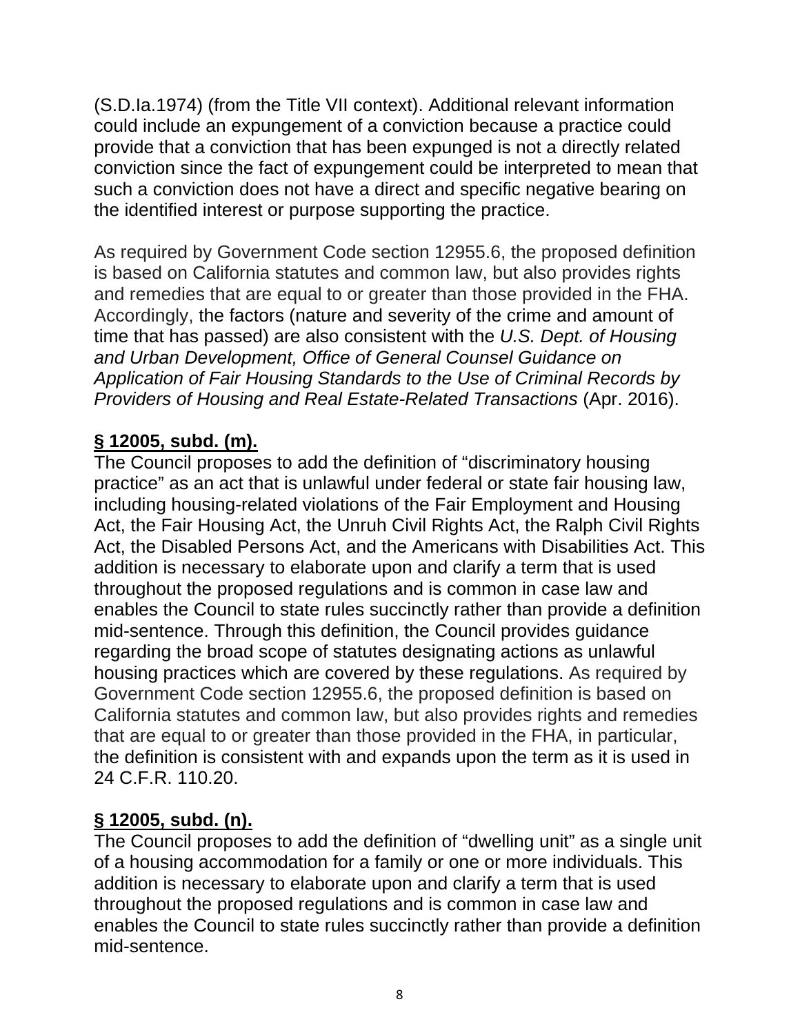(S.D.Ia.1974) (from the Title VII context). Additional relevant information could include an expungement of a conviction because a practice could provide that a conviction that has been expunged is not a directly related conviction since the fact of expungement could be interpreted to mean that such a conviction does not have a direct and specific negative bearing on the identified interest or purpose supporting the practice.

As required by Government Code section 12955.6, the proposed definition is based on California statutes and common law, but also provides rights and remedies that are equal to or greater than those provided in the FHA. Accordingly, the factors (nature and severity of the crime and amount of time that has passed) are also consistent with the *U.S. Dept. of Housing and Urban Development, Office of General Counsel Guidance on Application of Fair Housing Standards to the Use of Criminal Records by Providers of Housing and Real Estate-Related Transactions* (Apr. 2016).

**§ 12005, subd. (m).**

The Council proposes to add the definition of "discriminatory housing practice" as an act that is unlawful under federal or state fair housing law, including housing-related violations of the Fair Employment and Housing Act, the Fair Housing Act, the Unruh Civil Rights Act, the Ralph Civil Rights Act, the Disabled Persons Act, and the Americans with Disabilities Act. This addition is necessary to elaborate upon and clarify a term that is used throughout the proposed regulations and is common in case law and enables the Council to state rules succinctly rather than provide a definition mid-sentence. Through this definition, the Council provides guidance regarding the broad scope of statutes designating actions as unlawful housing practices which are covered by these regulations. As required by Government Code section 12955.6, the proposed definition is based on California statutes and common law, but also provides rights and remedies that are equal to or greater than those provided in the FHA, in particular, the definition is consistent with and expands upon the term as it is used in 24 C.F.R. 110.20.

**§ 12005, subd. (n).**

The Council proposes to add the definition of "dwelling unit" as a single unit of a housing accommodation for a family or one or more individuals. This addition is necessary to elaborate upon and clarify a term that is used throughout the proposed regulations and is common in case law and enables the Council to state rules succinctly rather than provide a definition mid-sentence.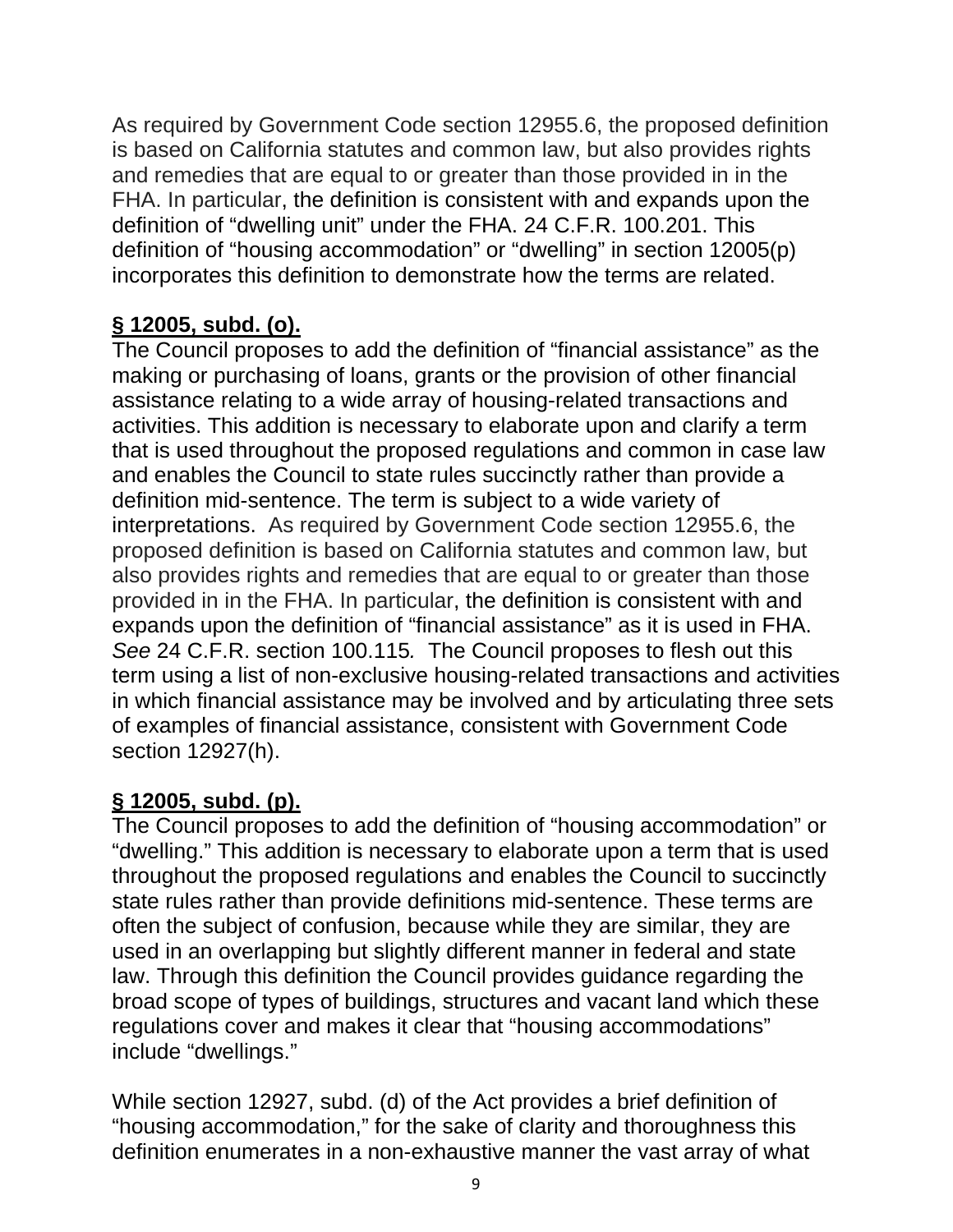As required by Government Code section 12955.6, the proposed definition is based on California statutes and common law, but also provides rights and remedies that are equal to or greater than those provided in in the FHA. In particular, the definition is consistent with and expands upon the definition of "dwelling unit" under the FHA. 24 C.F.R. 100.201. This definition of "housing accommodation" or "dwelling" in section 12005(p) incorporates this definition to demonstrate how the terms are related.

**§ 12005, subd. (o).**

The Council proposes to add the definition of "financial assistance" as the making or purchasing of loans, grants or the provision of other financial assistance relating to a wide array of housing-related transactions and activities. This addition is necessary to elaborate upon and clarify a term that is used throughout the proposed regulations and common in case law and enables the Council to state rules succinctly rather than provide a definition mid-sentence. The term is subject to a wide variety of interpretations. As required by Government Code section 12955.6, the proposed definition is based on California statutes and common law, but also provides rights and remedies that are equal to or greater than those provided in in the FHA. In particular, the definition is consistent with and expands upon the definition of "financial assistance" as it is used in FHA. *See* 24 C.F.R. section 100.115*.* The Council proposes to flesh out this term using a list of non-exclusive housing-related transactions and activities in which financial assistance may be involved and by articulating three sets of examples of financial assistance, consistent with Government Code section 12927(h).

**§ 12005, subd. (p).**

The Council proposes to add the definition of "housing accommodation" or "dwelling." This addition is necessary to elaborate upon a term that is used throughout the proposed regulations and enables the Council to succinctly state rules rather than provide definitions mid-sentence. These terms are often the subject of confusion, because while they are similar, they are used in an overlapping but slightly different manner in federal and state law. Through this definition the Council provides guidance regarding the broad scope of types of buildings, structures and vacant land which these regulations cover and makes it clear that "housing accommodations" include "dwellings."

While section 12927, subd. (d) of the Act provides a brief definition of "housing accommodation," for the sake of clarity and thoroughness this definition enumerates in a non-exhaustive manner the vast array of what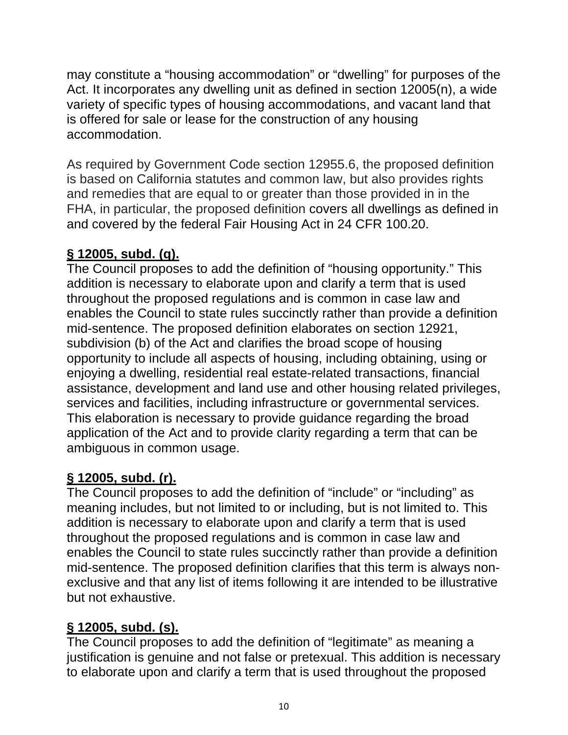may constitute a "housing accommodation" or "dwelling" for purposes of the Act. It incorporates any dwelling unit as defined in section 12005(n), a wide variety of specific types of housing accommodations, and vacant land that is offered for sale or lease for the construction of any housing accommodation.

As required by Government Code section 12955.6, the proposed definition is based on California statutes and common law, but also provides rights and remedies that are equal to or greater than those provided in in the FHA, in particular, the proposed definition covers all dwellings as defined in and covered by the federal Fair Housing Act in 24 CFR 100.20.

**§ 12005, subd. (q).**

The Council proposes to add the definition of "housing opportunity." This addition is necessary to elaborate upon and clarify a term that is used throughout the proposed regulations and is common in case law and enables the Council to state rules succinctly rather than provide a definition mid-sentence. The proposed definition elaborates on section 12921, subdivision (b) of the Act and clarifies the broad scope of housing opportunity to include all aspects of housing, including obtaining, using or enjoying a dwelling, residential real estate-related transactions, financial assistance, development and land use and other housing related privileges, services and facilities, including infrastructure or governmental services. This elaboration is necessary to provide guidance regarding the broad application of the Act and to provide clarity regarding a term that can be ambiguous in common usage.

**§ 12005, subd. (r).**

The Council proposes to add the definition of "include" or "including" as meaning includes, but not limited to or including, but is not limited to. This addition is necessary to elaborate upon and clarify a term that is used throughout the proposed regulations and is common in case law and enables the Council to state rules succinctly rather than provide a definition mid-sentence. The proposed definition clarifies that this term is always non-exclusive and that any list of items following it are intended to be illustrative but not exhaustive.

**§ 12005, subd. (s).**

The Council proposes to add the definition of "legitimate" as meaning a justification is genuine and not false or pretexual. This addition is necessary to elaborate upon and clarify a term that is used throughout the proposed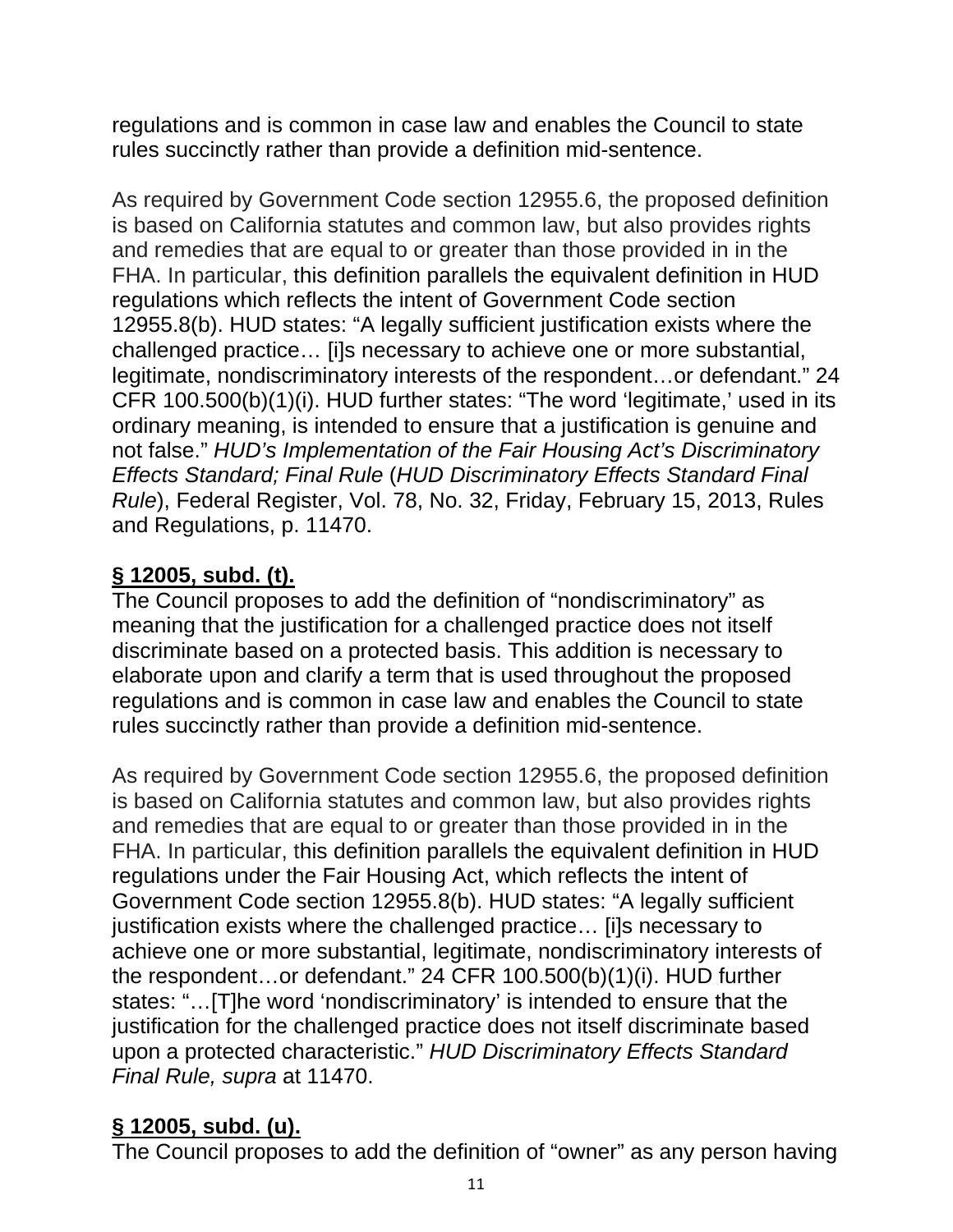regulations and is common in case law and enables the Council to state rules succinctly rather than provide a definition mid-sentence.

As required by Government Code section 12955.6, the proposed definition is based on California statutes and common law, but also provides rights and remedies that are equal to or greater than those provided in in the FHA. In particular, this definition parallels the equivalent definition in HUD regulations which reflects the intent of Government Code section 12955.8(b). HUD states: "A legally sufficient justification exists where the challenged practice… [i]s necessary to achieve one or more substantial, legitimate, nondiscriminatory interests of the respondent…or defendant." 24 CFR 100.500(b)(1)(i). HUD further states: "The word 'legitimate,' used in its ordinary meaning, is intended to ensure that a justification is genuine and not false." *HUD's Implementation of the Fair Housing Act's Discriminatory Effects Standard; Final Rule* (*HUD Discriminatory Effects Standard Final Rule*), Federal Register, Vol. 78, No. 32, Friday, February 15, 2013, Rules and Regulations, p. 11470.

**§ 12005, subd. (t).**

The Council proposes to add the definition of "nondiscriminatory" as meaning that the justification for a challenged practice does not itself discriminate based on a protected basis. This addition is necessary to elaborate upon and clarify a term that is used throughout the proposed regulations and is common in case law and enables the Council to state rules succinctly rather than provide a definition mid-sentence.

As required by Government Code section 12955.6, the proposed definition is based on California statutes and common law, but also provides rights and remedies that are equal to or greater than those provided in in the FHA. In particular, this definition parallels the equivalent definition in HUD regulations under the Fair Housing Act, which reflects the intent of Government Code section 12955.8(b). HUD states: "A legally sufficient justification exists where the challenged practice… [i]s necessary to achieve one or more substantial, legitimate, nondiscriminatory interests of the respondent…or defendant." 24 CFR 100.500(b)(1)(i). HUD further states: "…[T]he word 'nondiscriminatory' is intended to ensure that the justification for the challenged practice does not itself discriminate based upon a protected characteristic." *HUD Discriminatory Effects Standard Final Rule, supra* at 11470.

**§ 12005, subd. (u).**

The Council proposes to add the definition of "owner" as any person having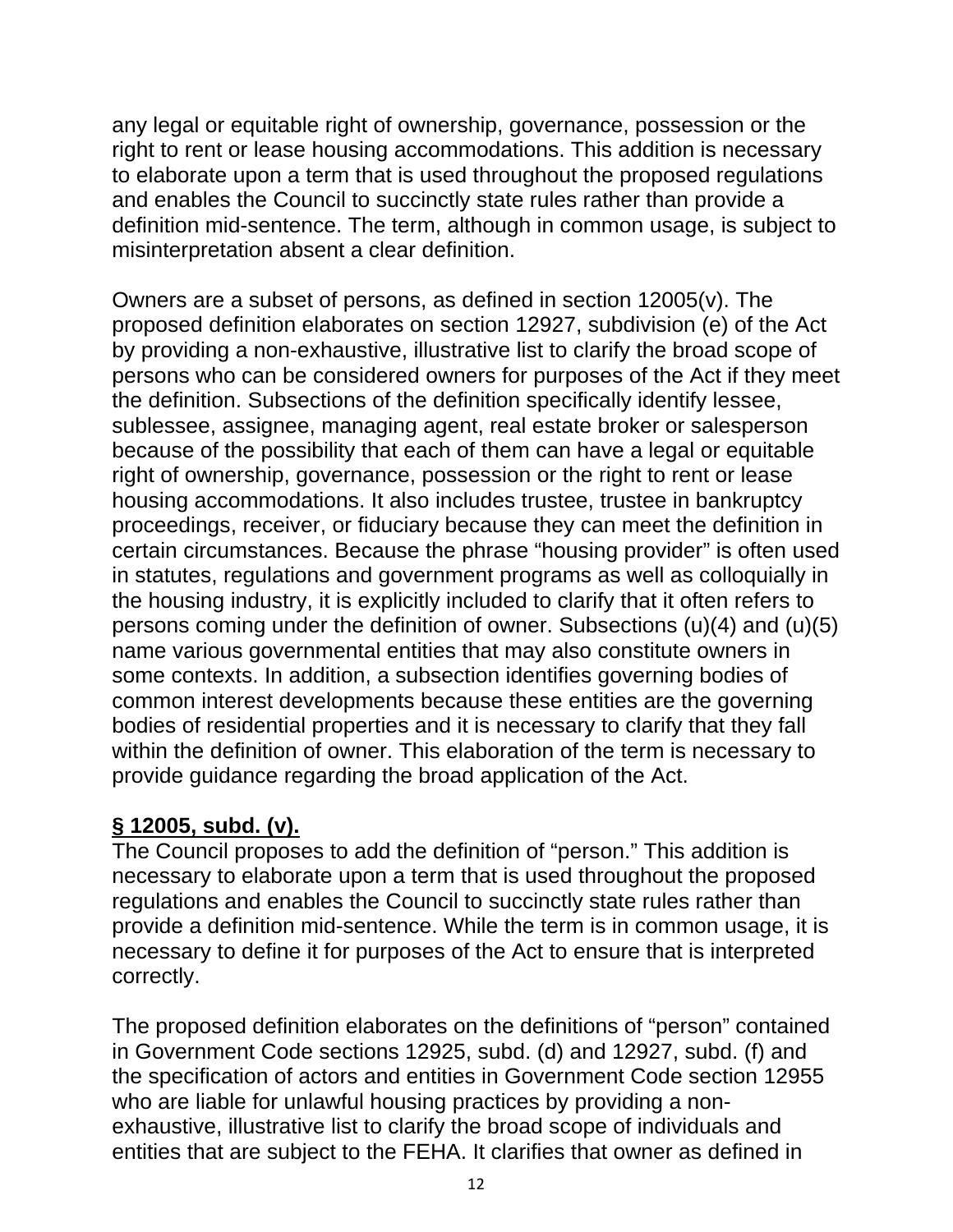any legal or equitable right of ownership, governance, possession or the right to rent or lease housing accommodations. This addition is necessary to elaborate upon a term that is used throughout the proposed regulations and enables the Council to succinctly state rules rather than provide a definition mid-sentence. The term, although in common usage, is subject to misinterpretation absent a clear definition.

Owners are a subset of persons, as defined in section 12005(v). The proposed definition elaborates on section 12927, subdivision (e) of the Act by providing a non-exhaustive, illustrative list to clarify the broad scope of persons who can be considered owners for purposes of the Act if they meet the definition. Subsections of the definition specifically identify lessee, sublessee, assignee, managing agent, real estate broker or salesperson because of the possibility that each of them can have a legal or equitable right of ownership, governance, possession or the right to rent or lease housing accommodations. It also includes trustee, trustee in bankruptcy proceedings, receiver, or fiduciary because they can meet the definition in certain circumstances. Because the phrase "housing provider" is often used in statutes, regulations and government programs as well as colloquially in the housing industry, it is explicitly included to clarify that it often refers to persons coming under the definition of owner. Subsections (u)(4) and (u)(5) name various governmental entities that may also constitute owners in some contexts. In addition, a subsection identifies governing bodies of common interest developments because these entities are the governing bodies of residential properties and it is necessary to clarify that they fall within the definition of owner. This elaboration of the term is necessary to provide guidance regarding the broad application of the Act.

**§ 12005, subd. (v).**

The Council proposes to add the definition of "person." This addition is necessary to elaborate upon a term that is used throughout the proposed regulations and enables the Council to succinctly state rules rather than provide a definition mid-sentence. While the term is in common usage, it is necessary to define it for purposes of the Act to ensure that is interpreted correctly.

The proposed definition elaborates on the definitions of "person" contained in Government Code sections 12925, subd. (d) and 12927, subd. (f) and the specification of actors and entities in Government Code section 12955 who are liable for unlawful housing practices by providing a non-exhaustive, illustrative list to clarify the broad scope of individuals and entities that are subject to the FEHA. It clarifies that owner as defined in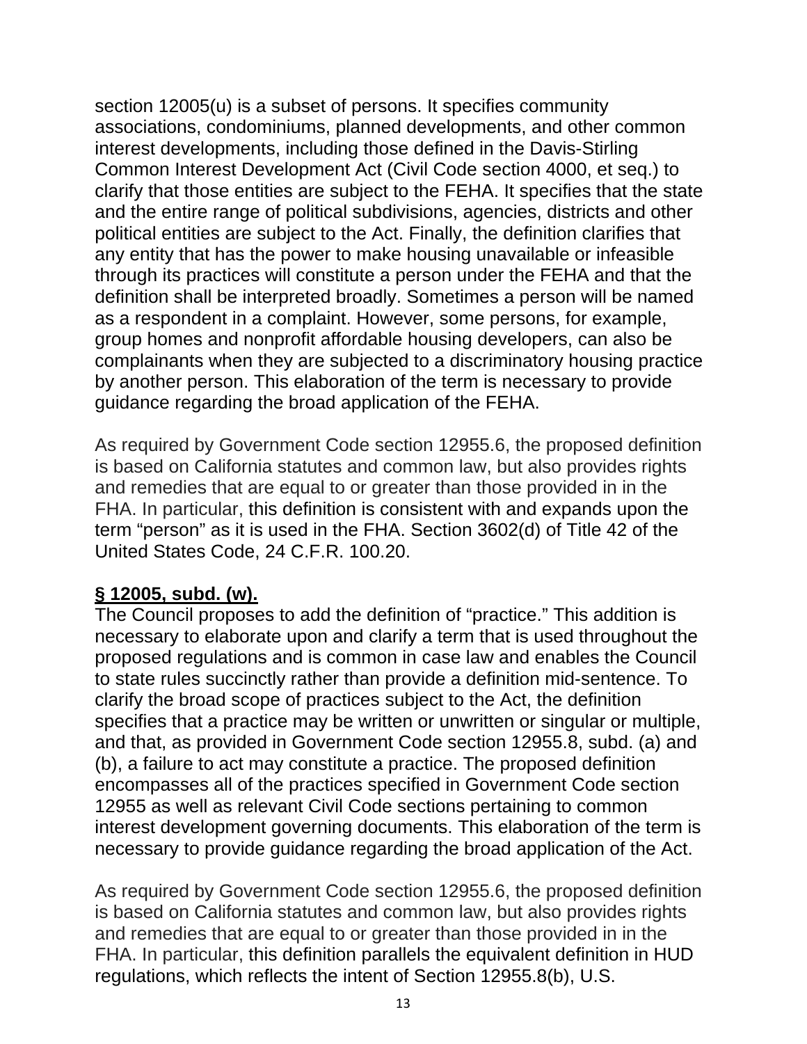section 12005(u) is a subset of persons. It specifies community associations, condominiums, planned developments, and other common interest developments, including those defined in the Davis-Stirling Common Interest Development Act (Civil Code section 4000, et seq.) to clarify that those entities are subject to the FEHA. It specifies that the state and the entire range of political subdivisions, agencies, districts and other political entities are subject to the Act. Finally, the definition clarifies that any entity that has the power to make housing unavailable or infeasible through its practices will constitute a person under the FEHA and that the definition shall be interpreted broadly. Sometimes a person will be named as a respondent in a complaint. However, some persons, for example, group homes and nonprofit affordable housing developers, can also be complainants when they are subjected to a discriminatory housing practice by another person. This elaboration of the term is necessary to provide guidance regarding the broad application of the FEHA.

As required by Government Code section 12955.6, the proposed definition is based on California statutes and common law, but also provides rights and remedies that are equal to or greater than those provided in in the FHA. In particular, this definition is consistent with and expands upon the term "person" as it is used in the FHA. Section 3602(d) of Title 42 of the United States Code, 24 C.F.R. 100.20.

**§ 12005, subd. (w).**

The Council proposes to add the definition of "practice." This addition is necessary to elaborate upon and clarify a term that is used throughout the proposed regulations and is common in case law and enables the Council to state rules succinctly rather than provide a definition mid-sentence. To clarify the broad scope of practices subject to the Act, the definition specifies that a practice may be written or unwritten or singular or multiple, and that, as provided in Government Code section 12955.8, subd. (a) and (b), a failure to act may constitute a practice. The proposed definition encompasses all of the practices specified in Government Code section 12955 as well as relevant Civil Code sections pertaining to common interest development governing documents. This elaboration of the term is necessary to provide guidance regarding the broad application of the Act.

As required by Government Code section 12955.6, the proposed definition is based on California statutes and common law, but also provides rights and remedies that are equal to or greater than those provided in in the FHA. In particular, this definition parallels the equivalent definition in HUD regulations, which reflects the intent of Section 12955.8(b), U.S.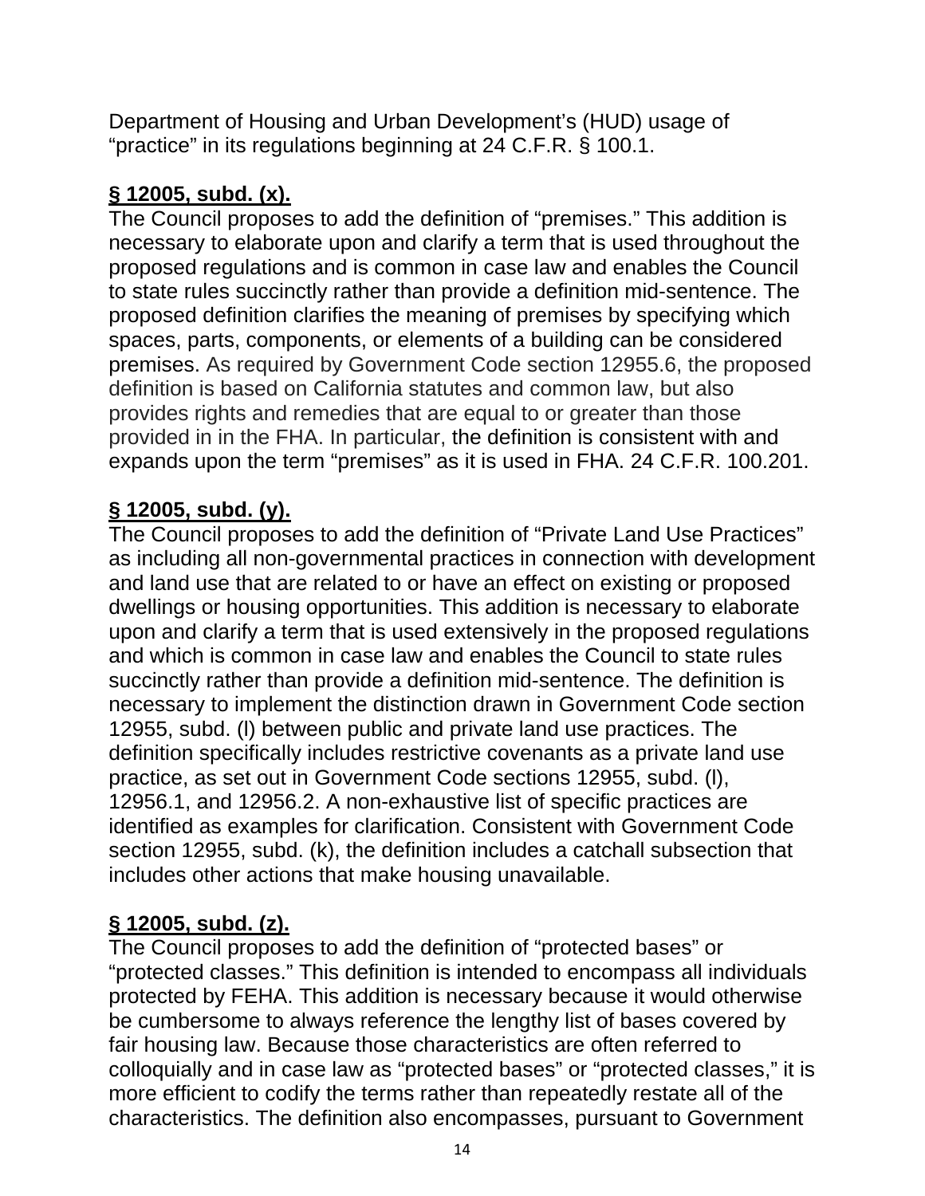Department of Housing and Urban Development's (HUD) usage of "practice" in its regulations beginning at 24 C.F.R. § 100.1.

**§ 12005, subd. (x).**

The Council proposes to add the definition of "premises." This addition is necessary to elaborate upon and clarify a term that is used throughout the proposed regulations and is common in case law and enables the Council to state rules succinctly rather than provide a definition mid-sentence. The proposed definition clarifies the meaning of premises by specifying which spaces, parts, components, or elements of a building can be considered premises. As required by Government Code section 12955.6, the proposed definition is based on California statutes and common law, but also provides rights and remedies that are equal to or greater than those provided in in the FHA. In particular, the definition is consistent with and expands upon the term "premises" as it is used in FHA. 24 C.F.R. 100.201.

**§ 12005, subd. (y).**

The Council proposes to add the definition of "Private Land Use Practices" as including all non-governmental practices in connection with development and land use that are related to or have an effect on existing or proposed dwellings or housing opportunities. This addition is necessary to elaborate upon and clarify a term that is used extensively in the proposed regulations and which is common in case law and enables the Council to state rules succinctly rather than provide a definition mid-sentence. The definition is necessary to implement the distinction drawn in Government Code section 12955, subd. (l) between public and private land use practices. The definition specifically includes restrictive covenants as a private land use practice, as set out in Government Code sections 12955, subd. (l), 12956.1, and 12956.2. A non-exhaustive list of specific practices are identified as examples for clarification. Consistent with Government Code section 12955, subd. (k), the definition includes a catchall subsection that includes other actions that make housing unavailable.

**§ 12005, subd. (z).**

The Council proposes to add the definition of "protected bases" or "protected classes." This definition is intended to encompass all individuals protected by FEHA. This addition is necessary because it would otherwise be cumbersome to always reference the lengthy list of bases covered by fair housing law. Because those characteristics are often referred to colloquially and in case law as "protected bases" or "protected classes," it is more efficient to codify the terms rather than repeatedly restate all of the characteristics. The definition also encompasses, pursuant to Government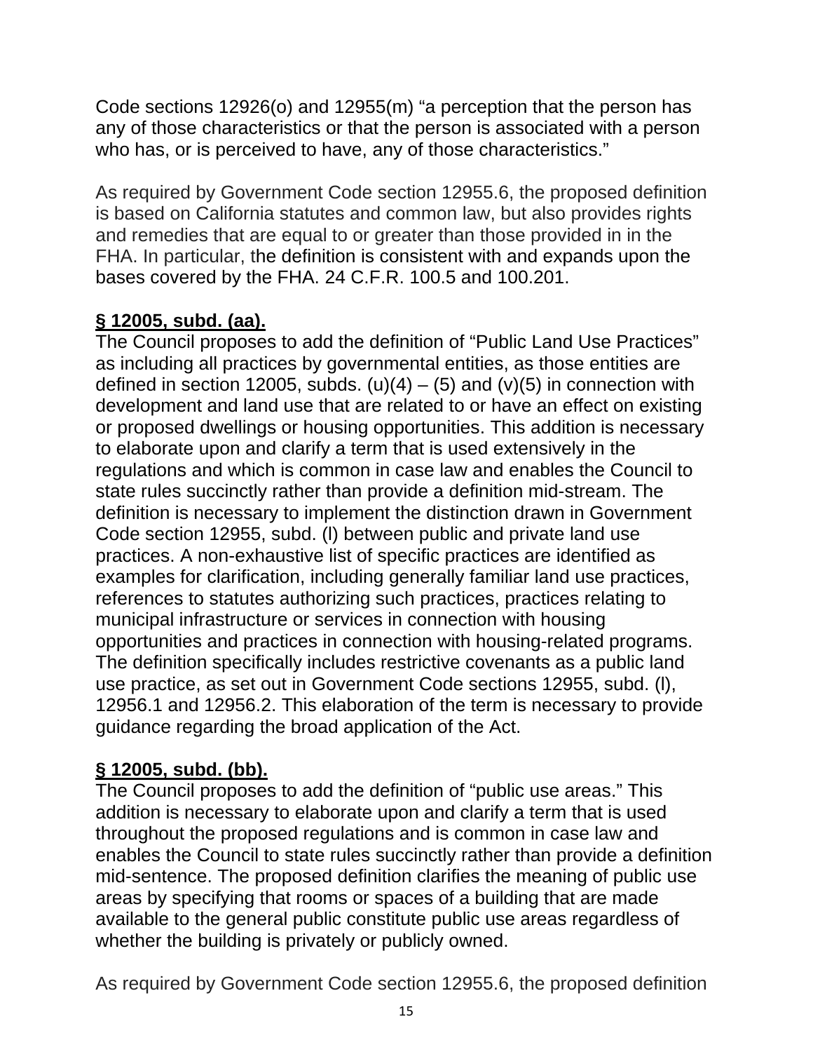Code sections 12926(o) and 12955(m) “a perception that the person has any of those characteristics or that the person is associated with a person who has, or is perceived to have, any of those characteristics.”

As required by Government Code section 12955.6, the proposed definition is based on California statutes and common law, but also provides rights and remedies that are equal to or greater than those provided in in the FHA. In particular, the definition is consistent with and expands upon the bases covered by the FHA. 24 C.F.R. 100.5 and 100.201.

**§ 12005, subd. (aa).**

The Council proposes to add the definition of “Public Land Use Practices” as including all practices by governmental entities, as those entities are defined in section 12005, subds. (u)(4) – (5) and (v)(5) in connection with development and land use that are related to or have an effect on existing or proposed dwellings or housing opportunities. This addition is necessary to elaborate upon and clarify a term that is used extensively in the regulations and which is common in case law and enables the Council to state rules succinctly rather than provide a definition mid-stream. The definition is necessary to implement the distinction drawn in Government Code section 12955, subd. (l) between public and private land use practices. A non-exhaustive list of specific practices are identified as examples for clarification, including generally familiar land use practices, references to statutes authorizing such practices, practices relating to municipal infrastructure or services in connection with housing opportunities and practices in connection with housing-related programs. The definition specifically includes restrictive covenants as a public land use practice, as set out in Government Code sections 12955, subd. (l), 12956.1 and 12956.2. This elaboration of the term is necessary to provide guidance regarding the broad application of the Act.

**§ 12005, subd. (bb).**

The Council proposes to add the definition of “public use areas.” This addition is necessary to elaborate upon and clarify a term that is used throughout the proposed regulations and is common in case law and enables the Council to state rules succinctly rather than provide a definition mid-sentence. The proposed definition clarifies the meaning of public use areas by specifying that rooms or spaces of a building that are made available to the general public constitute public use areas regardless of whether the building is privately or publicly owned.

As required by Government Code section 12955.6, the proposed definition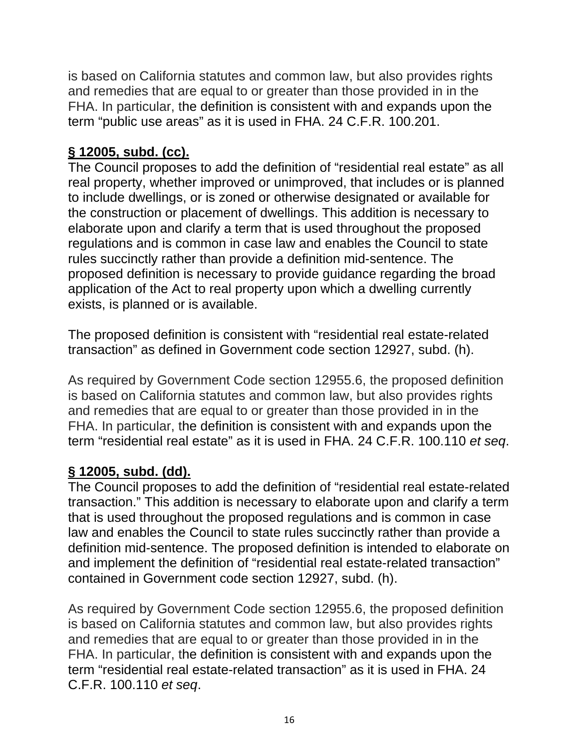is based on California statutes and common law, but also provides rights and remedies that are equal to or greater than those provided in in the FHA. In particular, the definition is consistent with and expands upon the term "public use areas" as it is used in FHA. 24 C.F.R. 100.201.

**<u>§ 12005, subd. (cc).</u>**

The Council proposes to add the definition of "residential real estate" as all real property, whether improved or unimproved, that includes or is planned to include dwellings, or is zoned or otherwise designated or available for the construction or placement of dwellings. This addition is necessary to elaborate upon and clarify a term that is used throughout the proposed regulations and is common in case law and enables the Council to state rules succinctly rather than provide a definition mid-sentence. The proposed definition is necessary to provide guidance regarding the broad application of the Act to real property upon which a dwelling currently exists, is planned or is available.

The proposed definition is consistent with "residential real estate-related transaction" as defined in Government code section 12927, subd. (h).

As required by Government Code section 12955.6, the proposed definition is based on California statutes and common law, but also provides rights and remedies that are equal to or greater than those provided in in the FHA. In particular, the definition is consistent with and expands upon the term "residential real estate" as it is used in FHA. 24 C.F.R. 100.110 *et seq*.

**<u>§ 12005, subd. (dd).</u>**

The Council proposes to add the definition of "residential real estate-related transaction." This addition is necessary to elaborate upon and clarify a term that is used throughout the proposed regulations and is common in case law and enables the Council to state rules succinctly rather than provide a definition mid-sentence. The proposed definition is intended to elaborate on and implement the definition of "residential real estate-related transaction" contained in Government code section 12927, subd. (h).

As required by Government Code section 12955.6, the proposed definition is based on California statutes and common law, but also provides rights and remedies that are equal to or greater than those provided in in the FHA. In particular, the definition is consistent with and expands upon the term "residential real estate-related transaction" as it is used in FHA. 24 C.F.R. 100.110 *et seq*.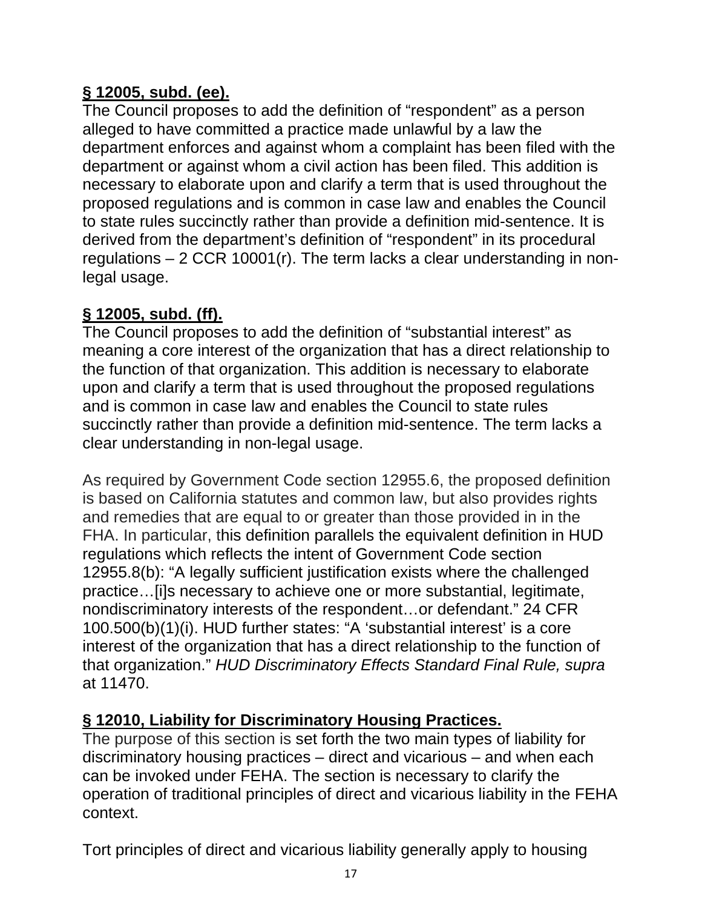**<u>§ 12005, subd. (ee).</u>**

The Council proposes to add the definition of "respondent" as a person alleged to have committed a practice made unlawful by a law the department enforces and against whom a complaint has been filed with the department or against whom a civil action has been filed. This addition is necessary to elaborate upon and clarify a term that is used throughout the proposed regulations and is common in case law and enables the Council to state rules succinctly rather than provide a definition mid-sentence. It is derived from the department's definition of "respondent" in its procedural regulations – 2 CCR 10001(r). The term lacks a clear understanding in non-legal usage.

**<u>§ 12005, subd. (ff).</u>**

The Council proposes to add the definition of "substantial interest" as meaning a core interest of the organization that has a direct relationship to the function of that organization. This addition is necessary to elaborate upon and clarify a term that is used throughout the proposed regulations and is common in case law and enables the Council to state rules succinctly rather than provide a definition mid-sentence. The term lacks a clear understanding in non-legal usage.

As required by Government Code section 12955.6, the proposed definition is based on California statutes and common law, but also provides rights and remedies that are equal to or greater than those provided in in the FHA. In particular, this definition parallels the equivalent definition in HUD regulations which reflects the intent of Government Code section 12955.8(b): "A legally sufficient justification exists where the challenged practice…[i]s necessary to achieve one or more substantial, legitimate, nondiscriminatory interests of the respondent…or defendant." 24 CFR 100.500(b)(1)(i). HUD further states: "A 'substantial interest' is a core interest of the organization that has a direct relationship to the function of that organization." *HUD Discriminatory Effects Standard Final Rule, supra* at 11470.

**<u>§ 12010, Liability for Discriminatory Housing Practices.</u>**

The purpose of this section is set forth the two main types of liability for discriminatory housing practices – direct and vicarious – and when each can be invoked under FEHA. The section is necessary to clarify the operation of traditional principles of direct and vicarious liability in the FEHA context.

Tort principles of direct and vicarious liability generally apply to housing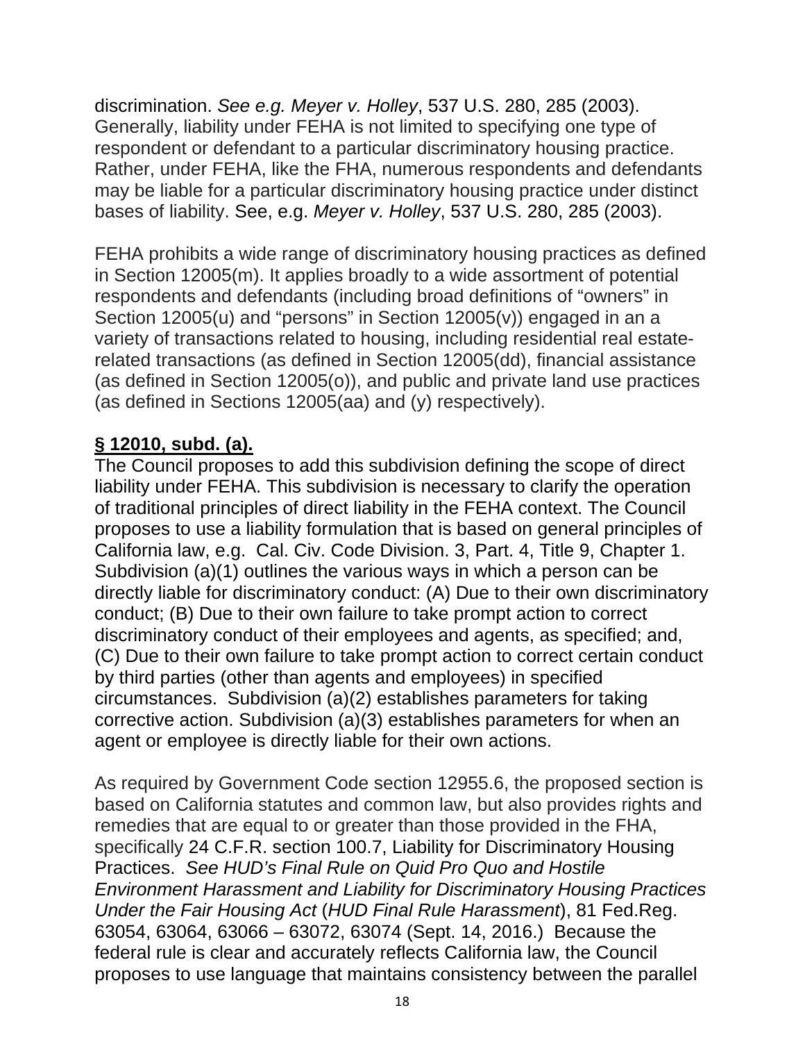discrimination. *See e.g. Meyer v. Holley*, 537 U.S. 280, 285 (2003). Generally, liability under FEHA is not limited to specifying one type of respondent or defendant to a particular discriminatory housing practice. Rather, under FEHA, like the FHA, numerous respondents and defendants may be liable for a particular discriminatory housing practice under distinct bases of liability. See, e.g. *Meyer v. Holley*, 537 U.S. 280, 285 (2003).

FEHA prohibits a wide range of discriminatory housing practices as defined in Section 12005(m). It applies broadly to a wide assortment of potential respondents and defendants (including broad definitions of "owners" in Section 12005(u) and "persons" in Section 12005(v)) engaged in an a variety of transactions related to housing, including residential real estate-related transactions (as defined in Section 12005(dd), financial assistance (as defined in Section 12005(o)), and public and private land use practices (as defined in Sections 12005(aa) and (y) respectively).

**§ 12010, subd. (a).**

The Council proposes to add this subdivision defining the scope of direct liability under FEHA. This subdivision is necessary to clarify the operation of traditional principles of direct liability in the FEHA context. The Council proposes to use a liability formulation that is based on general principles of California law, e.g. Cal. Civ. Code Division. 3, Part. 4, Title 9, Chapter 1. Subdivision (a)(1) outlines the various ways in which a person can be directly liable for discriminatory conduct: (A) Due to their own discriminatory conduct; (B) Due to their own failure to take prompt action to correct discriminatory conduct of their employees and agents, as specified; and, (C) Due to their own failure to take prompt action to correct certain conduct by third parties (other than agents and employees) in specified circumstances. Subdivision (a)(2) establishes parameters for taking corrective action. Subdivision (a)(3) establishes parameters for when an agent or employee is directly liable for their own actions.

As required by Government Code section 12955.6, the proposed section is based on California statutes and common law, but also provides rights and remedies that are equal to or greater than those provided in the FHA, specifically 24 C.F.R. section 100.7, Liability for Discriminatory Housing Practices. *See HUD's Final Rule on Quid Pro Quo and Hostile Environment Harassment and Liability for Discriminatory Housing Practices Under the Fair Housing Act* (*HUD Final Rule Harassment*), 81 Fed.Reg. 63054, 63064, 63066 – 63072, 63074 (Sept. 14, 2016.) Because the federal rule is clear and accurately reflects California law, the Council proposes to use language that maintains consistency between the parallel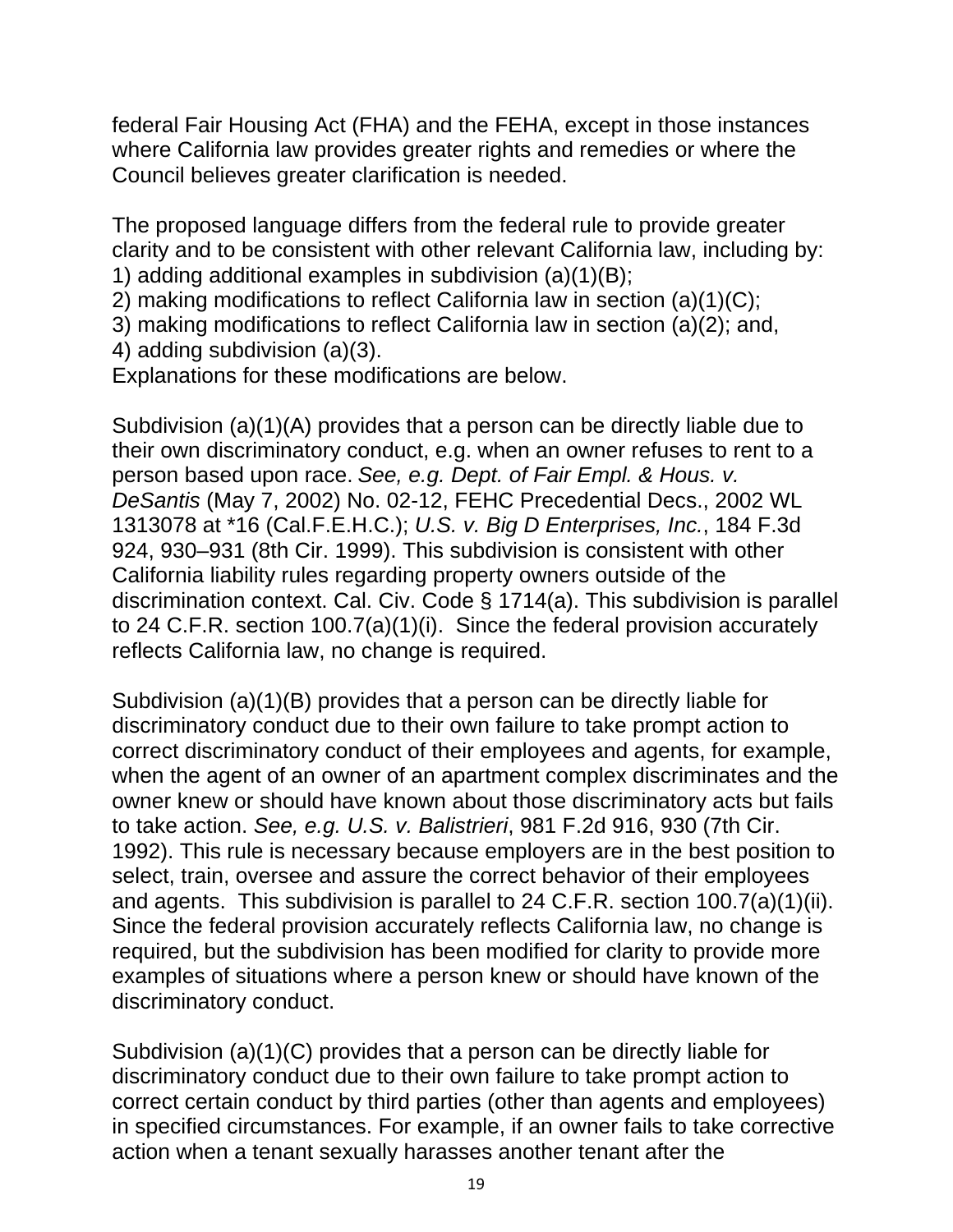federal Fair Housing Act (FHA) and the FEHA, except in those instances where California law provides greater rights and remedies or where the Council believes greater clarification is needed.

The proposed language differs from the federal rule to provide greater clarity and to be consistent with other relevant California law, including by:
1) adding additional examples in subdivision (a)(1)(B);
2) making modifications to reflect California law in section (a)(1)(C);
3) making modifications to reflect California law in section (a)(2); and,
4) adding subdivision (a)(3).
Explanations for these modifications are below.

Subdivision (a)(1)(A) provides that a person can be directly liable due to their own discriminatory conduct, e.g. when an owner refuses to rent to a person based upon race. *See, e.g. Dept. of Fair Empl. & Hous. v. DeSantis* (May 7, 2002) No. 02-12, FEHC Precedential Decs., 2002 WL 1313078 at *16 (Cal.F.E.H.C.); *U.S. v. Big D Enterprises, Inc.*, 184 F.3d 924, 930–931 (8th Cir. 1999). This subdivision is consistent with other California liability rules regarding property owners outside of the discrimination context. Cal. Civ. Code § 1714(a). This subdivision is parallel to 24 C.F.R. section 100.7(a)(1)(i). Since the federal provision accurately reflects California law, no change is required.

Subdivision (a)(1)(B) provides that a person can be directly liable for discriminatory conduct due to their own failure to take prompt action to correct discriminatory conduct of their employees and agents, for example, when the agent of an owner of an apartment complex discriminates and the owner knew or should have known about those discriminatory acts but fails to take action. *See, e.g. U.S. v. Balistrieri*, 981 F.2d 916, 930 (7th Cir. 1992). This rule is necessary because employers are in the best position to select, train, oversee and assure the correct behavior of their employees and agents. This subdivision is parallel to 24 C.F.R. section 100.7(a)(1)(ii). Since the federal provision accurately reflects California law, no change is required, but the subdivision has been modified for clarity to provide more examples of situations where a person knew or should have known of the discriminatory conduct.

Subdivision (a)(1)(C) provides that a person can be directly liable for discriminatory conduct due to their own failure to take prompt action to correct certain conduct by third parties (other than agents and employees) in specified circumstances. For example, if an owner fails to take corrective action when a tenant sexually harasses another tenant after the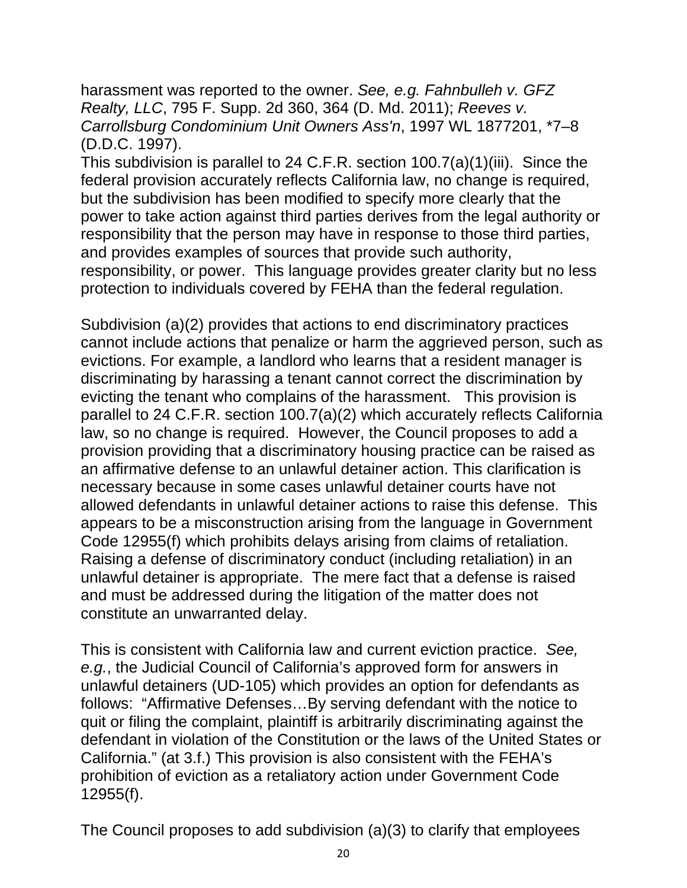harassment was reported to the owner. *See, e.g. Fahnbulleh v. GFZ Realty, LLC*, 795 F. Supp. 2d 360, 364 (D. Md. 2011); *Reeves v. Carrollsburg Condominium Unit Owners Ass'n*, 1997 WL 1877201, *7–8 (D.D.C. 1997).

This subdivision is parallel to 24 C.F.R. section 100.7(a)(1)(iii). Since the federal provision accurately reflects California law, no change is required, but the subdivision has been modified to specify more clearly that the power to take action against third parties derives from the legal authority or responsibility that the person may have in response to those third parties, and provides examples of sources that provide such authority, responsibility, or power. This language provides greater clarity but no less protection to individuals covered by FEHA than the federal regulation.

Subdivision (a)(2) provides that actions to end discriminatory practices cannot include actions that penalize or harm the aggrieved person, such as evictions. For example, a landlord who learns that a resident manager is discriminating by harassing a tenant cannot correct the discrimination by evicting the tenant who complains of the harassment. This provision is parallel to 24 C.F.R. section 100.7(a)(2) which accurately reflects California law, so no change is required. However, the Council proposes to add a provision providing that a discriminatory housing practice can be raised as an affirmative defense to an unlawful detainer action. This clarification is necessary because in some cases unlawful detainer courts have not allowed defendants in unlawful detainer actions to raise this defense. This appears to be a misconstruction arising from the language in Government Code 12955(f) which prohibits delays arising from claims of retaliation. Raising a defense of discriminatory conduct (including retaliation) in an unlawful detainer is appropriate. The mere fact that a defense is raised and must be addressed during the litigation of the matter does not constitute an unwarranted delay.

This is consistent with California law and current eviction practice. *See, e.g.*, the Judicial Council of California's approved form for answers in unlawful detainers (UD-105) which provides an option for defendants as follows: "Affirmative Defenses…By serving defendant with the notice to quit or filing the complaint, plaintiff is arbitrarily discriminating against the defendant in violation of the Constitution or the laws of the United States or California." (at 3.f.) This provision is also consistent with the FEHA's prohibition of eviction as a retaliatory action under Government Code 12955(f).

The Council proposes to add subdivision (a)(3) to clarify that employees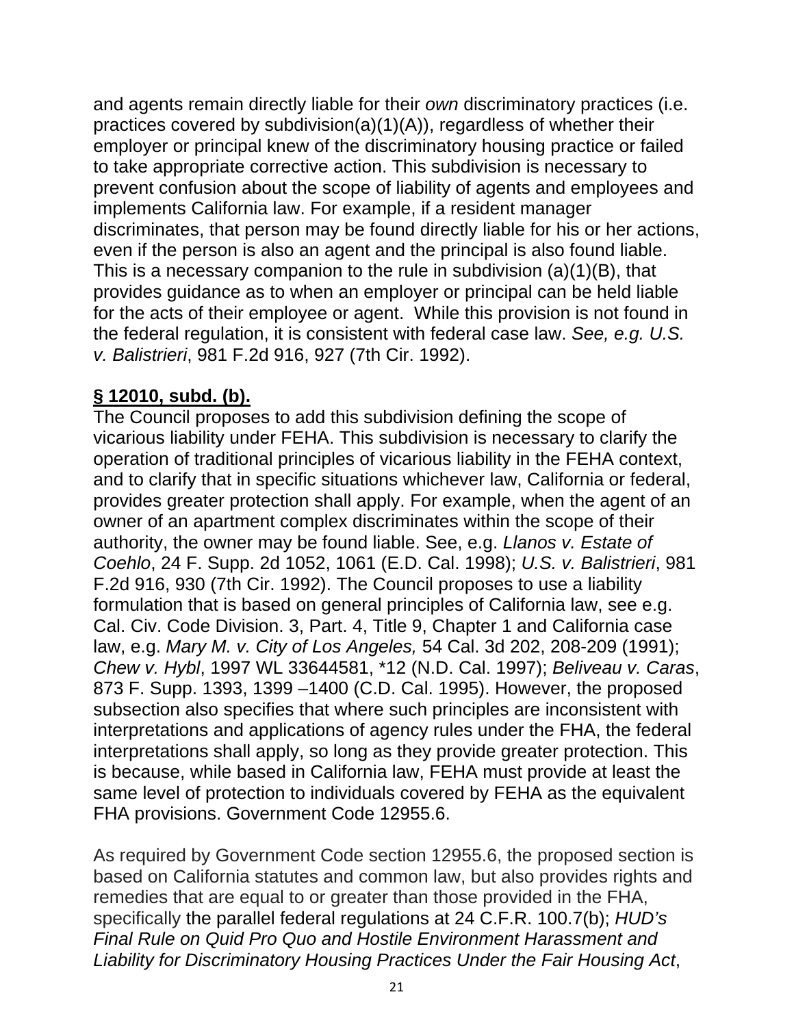and agents remain directly liable for their *own* discriminatory practices (i.e. practices covered by subdivision(a)(1)(A)), regardless of whether their employer or principal knew of the discriminatory housing practice or failed to take appropriate corrective action. This subdivision is necessary to prevent confusion about the scope of liability of agents and employees and implements California law. For example, if a resident manager discriminates, that person may be found directly liable for his or her actions, even if the person is also an agent and the principal is also found liable. This is a necessary companion to the rule in subdivision (a)(1)(B), that provides guidance as to when an employer or principal can be held liable for the acts of their employee or agent. While this provision is not found in the federal regulation, it is consistent with federal case law. *See, e.g. U.S. v. Balistrieri*, 981 F.2d 916, 927 (7th Cir. 1992).

**§ 12010, subd. (b).**

The Council proposes to add this subdivision defining the scope of vicarious liability under FEHA. This subdivision is necessary to clarify the operation of traditional principles of vicarious liability in the FEHA context, and to clarify that in specific situations whichever law, California or federal, provides greater protection shall apply. For example, when the agent of an owner of an apartment complex discriminates within the scope of their authority, the owner may be found liable. See, e.g. *Llanos v. Estate of Coehlo*, 24 F. Supp. 2d 1052, 1061 (E.D. Cal. 1998); *U.S. v. Balistrieri*, 981 F.2d 916, 930 (7th Cir. 1992). The Council proposes to use a liability formulation that is based on general principles of California law, see e.g. Cal. Civ. Code Division. 3, Part. 4, Title 9, Chapter 1 and California case law, e.g. *Mary M. v. City of Los Angeles,* 54 Cal. 3d 202, 208-209 (1991); *Chew v. Hybl*, 1997 WL 33644581, *12 (N.D. Cal. 1997); *Beliveau v. Caras*, 873 F. Supp. 1393, 1399 –1400 (C.D. Cal. 1995). However, the proposed subsection also specifies that where such principles are inconsistent with interpretations and applications of agency rules under the FHA, the federal interpretations shall apply, so long as they provide greater protection. This is because, while based in California law, FEHA must provide at least the same level of protection to individuals covered by FEHA as the equivalent FHA provisions. Government Code 12955.6.

As required by Government Code section 12955.6, the proposed section is based on California statutes and common law, but also provides rights and remedies that are equal to or greater than those provided in the FHA, specifically the parallel federal regulations at 24 C.F.R. 100.7(b); *HUD's Final Rule on Quid Pro Quo and Hostile Environment Harassment and Liability for Discriminatory Housing Practices Under the Fair Housing Act*,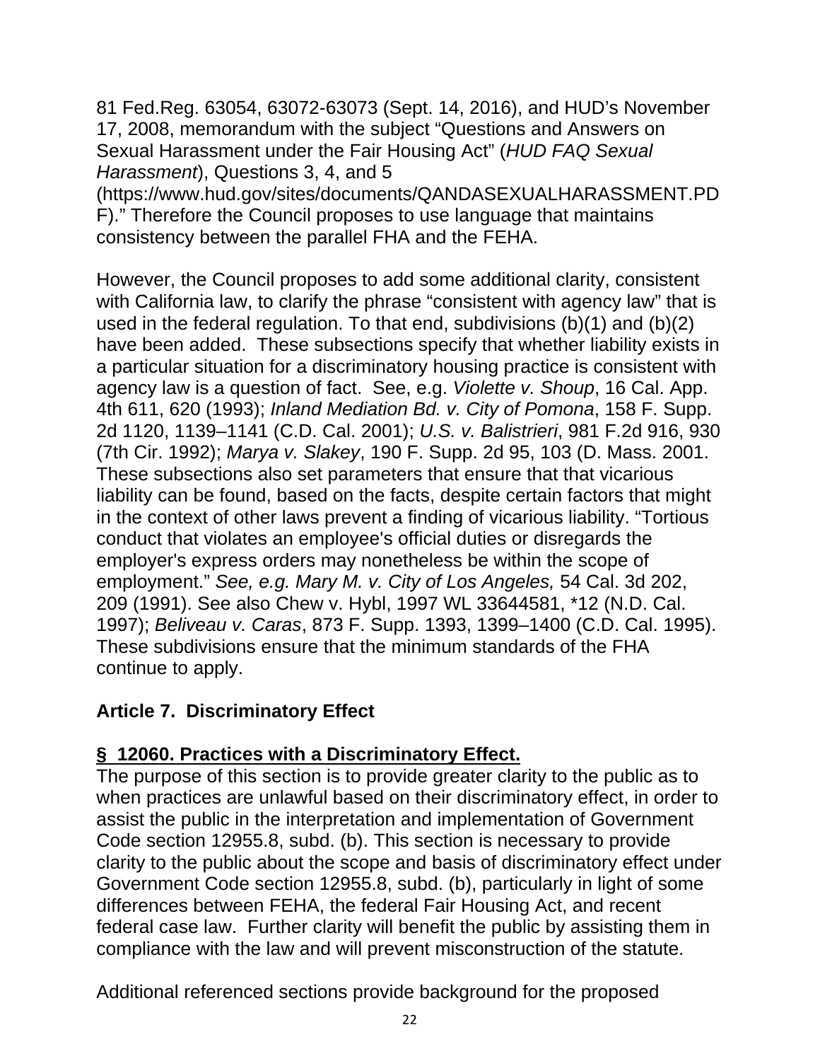81 Fed.Reg. 63054, 63072-63073 (Sept. 14, 2016), and HUD's November 17, 2008, memorandum with the subject "Questions and Answers on Sexual Harassment under the Fair Housing Act" (*HUD FAQ Sexual Harassment*), Questions 3, 4, and 5 (https://www.hud.gov/sites/documents/QANDASEXUALHARASSMENT.PDF)." Therefore the Council proposes to use language that maintains consistency between the parallel FHA and the FEHA.

However, the Council proposes to add some additional clarity, consistent with California law, to clarify the phrase "consistent with agency law" that is used in the federal regulation. To that end, subdivisions (b)(1) and (b)(2) have been added. These subsections specify that whether liability exists in a particular situation for a discriminatory housing practice is consistent with agency law is a question of fact. See, e.g. *Violette v. Shoup*, 16 Cal. App. 4th 611, 620 (1993); *Inland Mediation Bd. v. City of Pomona*, 158 F. Supp. 2d 1120, 1139–1141 (C.D. Cal. 2001); *U.S. v. Balistrieri*, 981 F.2d 916, 930 (7th Cir. 1992); *Marya v. Slakey*, 190 F. Supp. 2d 95, 103 (D. Mass. 2001. These subsections also set parameters that ensure that that vicarious liability can be found, based on the facts, despite certain factors that might in the context of other laws prevent a finding of vicarious liability. "Tortious conduct that violates an employee's official duties or disregards the employer's express orders may nonetheless be within the scope of employment." *See, e.g. Mary M. v. City of Los Angeles,* 54 Cal. 3d 202, 209 (1991). See also Chew v. Hybl, 1997 WL 33644581, *12 (N.D. Cal. 1997); *Beliveau v. Caras*, 873 F. Supp. 1393, 1399–1400 (C.D. Cal. 1995). These subdivisions ensure that the minimum standards of the FHA continue to apply.

## Article 7. Discriminatory Effect

### § 12060. Practices with a Discriminatory Effect.

The purpose of this section is to provide greater clarity to the public as to when practices are unlawful based on their discriminatory effect, in order to assist the public in the interpretation and implementation of Government Code section 12955.8, subd. (b). This section is necessary to provide clarity to the public about the scope and basis of discriminatory effect under Government Code section 12955.8, subd. (b), particularly in light of some differences between FEHA, the federal Fair Housing Act, and recent federal case law. Further clarity will benefit the public by assisting them in compliance with the law and will prevent misconstruction of the statute.

Additional referenced sections provide background for the proposed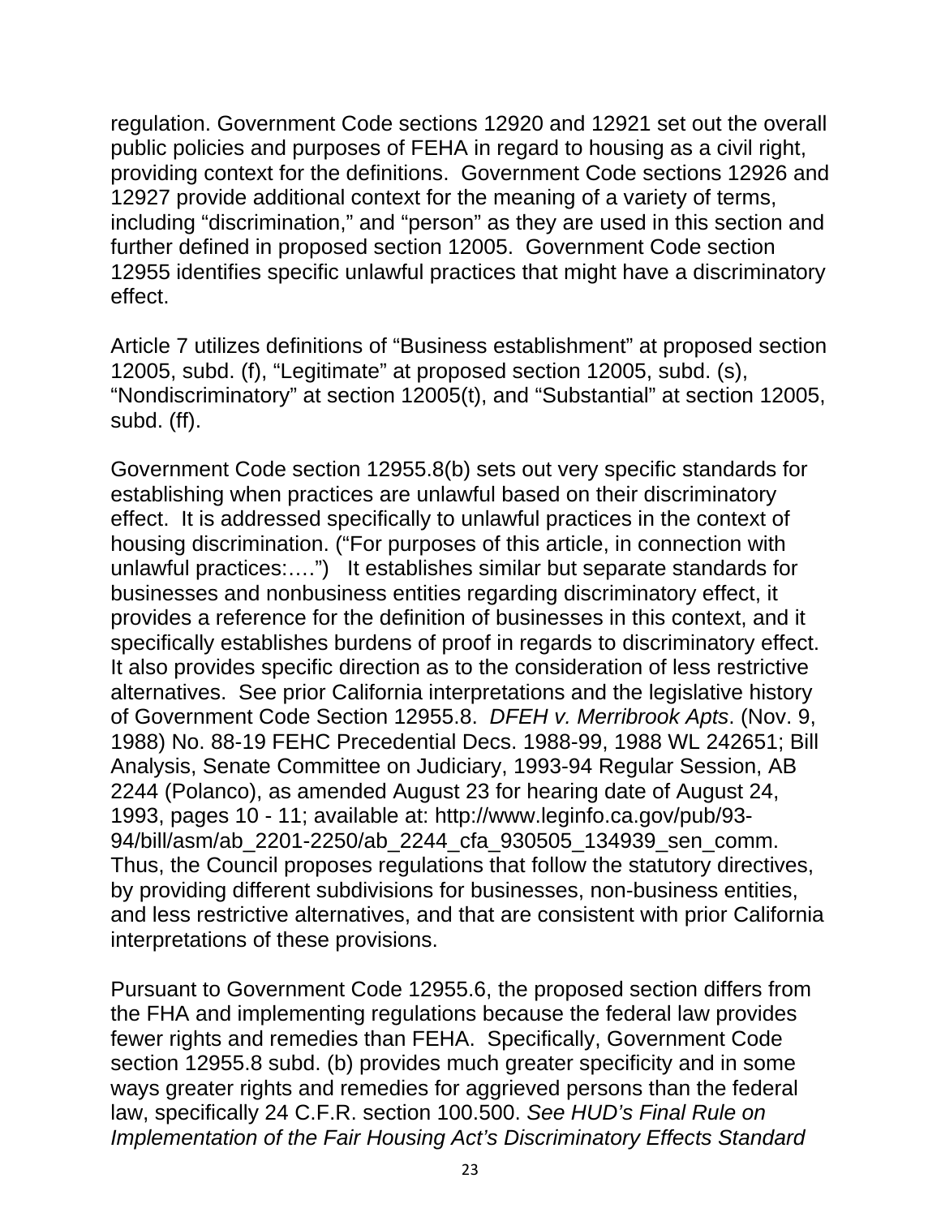regulation. Government Code sections 12920 and 12921 set out the overall public policies and purposes of FEHA in regard to housing as a civil right, providing context for the definitions. Government Code sections 12926 and 12927 provide additional context for the meaning of a variety of terms, including "discrimination," and "person" as they are used in this section and further defined in proposed section 12005. Government Code section 12955 identifies specific unlawful practices that might have a discriminatory effect.

Article 7 utilizes definitions of "Business establishment" at proposed section 12005, subd. (f), "Legitimate" at proposed section 12005, subd. (s), "Nondiscriminatory" at section 12005(t), and "Substantial" at section 12005, subd. (ff).

Government Code section 12955.8(b) sets out very specific standards for establishing when practices are unlawful based on their discriminatory effect. It is addressed specifically to unlawful practices in the context of housing discrimination. ("For purposes of this article, in connection with unlawful practices:….") It establishes similar but separate standards for businesses and nonbusiness entities regarding discriminatory effect, it provides a reference for the definition of businesses in this context, and it specifically establishes burdens of proof in regards to discriminatory effect. It also provides specific direction as to the consideration of less restrictive alternatives. See prior California interpretations and the legislative history of Government Code Section 12955.8. *DFEH v. Merribrook Apts*. (Nov. 9, 1988) No. 88-19 FEHC Precedential Decs. 1988-99, 1988 WL 242651; Bill Analysis, Senate Committee on Judiciary, 1993-94 Regular Session, AB 2244 (Polanco), as amended August 23 for hearing date of August 24, 1993, pages 10 - 11; available at: http://www.leginfo.ca.gov/pub/93-94/bill/asm/ab_2201-2250/ab_2244_cfa_930505_134939_sen_comm. Thus, the Council proposes regulations that follow the statutory directives, by providing different subdivisions for businesses, non-business entities, and less restrictive alternatives, and that are consistent with prior California interpretations of these provisions.

Pursuant to Government Code 12955.6, the proposed section differs from the FHA and implementing regulations because the federal law provides fewer rights and remedies than FEHA. Specifically, Government Code section 12955.8 subd. (b) provides much greater specificity and in some ways greater rights and remedies for aggrieved persons than the federal law, specifically 24 C.F.R. section 100.500. *See HUD's Final Rule on Implementation of the Fair Housing Act's Discriminatory Effects Standard*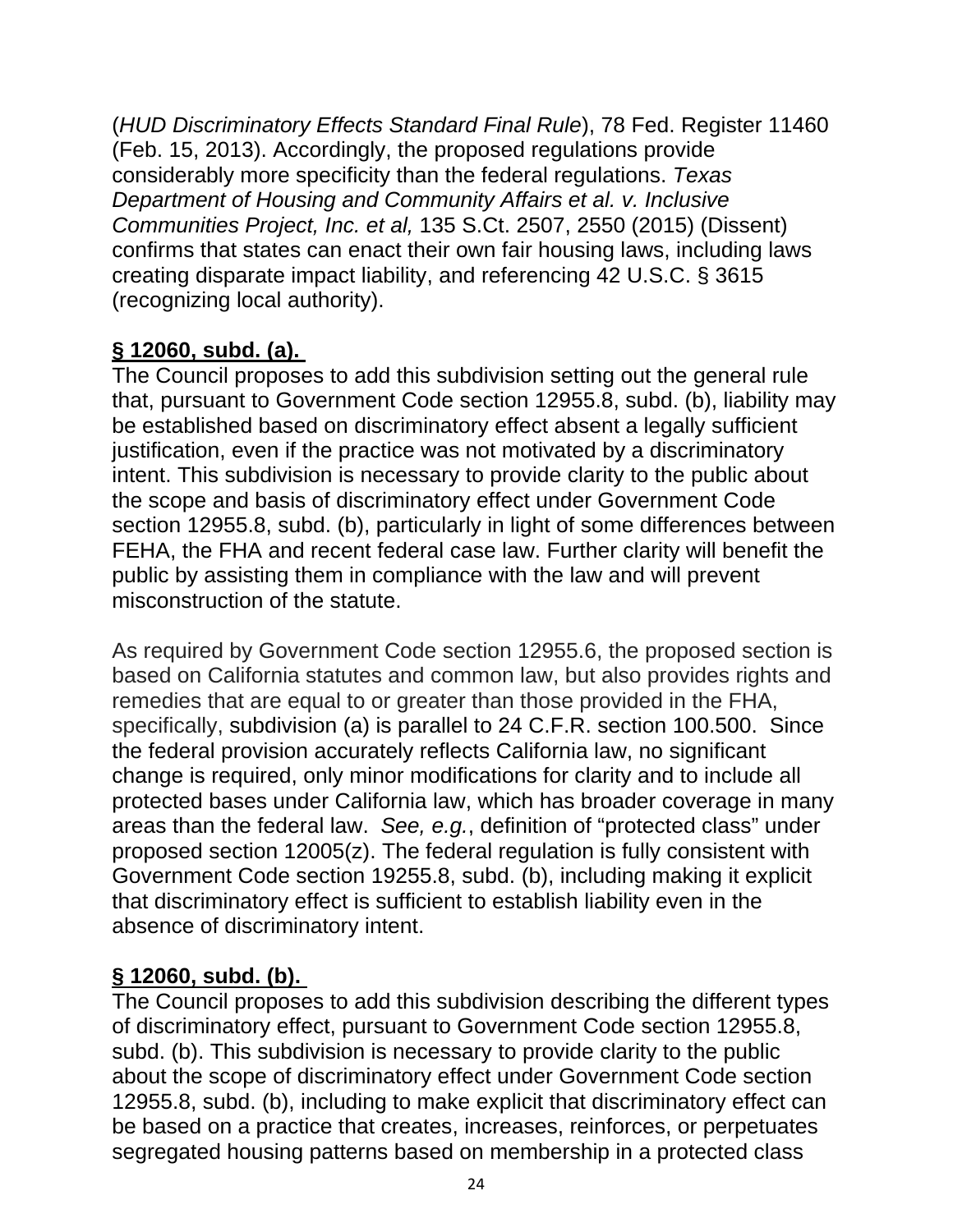(*HUD Discriminatory Effects Standard Final Rule*), 78 Fed. Register 11460 (Feb. 15, 2013). Accordingly, the proposed regulations provide considerably more specificity than the federal regulations. *Texas Department of Housing and Community Affairs et al. v. Inclusive Communities Project, Inc. et al,* 135 S.Ct. 2507, 2550 (2015) (Dissent) confirms that states can enact their own fair housing laws, including laws creating disparate impact liability, and referencing 42 U.S.C. § 3615 (recognizing local authority).

**§ 12060, subd. (a).**

The Council proposes to add this subdivision setting out the general rule that, pursuant to Government Code section 12955.8, subd. (b), liability may be established based on discriminatory effect absent a legally sufficient justification, even if the practice was not motivated by a discriminatory intent. This subdivision is necessary to provide clarity to the public about the scope and basis of discriminatory effect under Government Code section 12955.8, subd. (b), particularly in light of some differences between FEHA, the FHA and recent federal case law. Further clarity will benefit the public by assisting them in compliance with the law and will prevent misconstruction of the statute.

As required by Government Code section 12955.6, the proposed section is based on California statutes and common law, but also provides rights and remedies that are equal to or greater than those provided in the FHA, specifically, subdivision (a) is parallel to 24 C.F.R. section 100.500. Since the federal provision accurately reflects California law, no significant change is required, only minor modifications for clarity and to include all protected bases under California law, which has broader coverage in many areas than the federal law. *See, e.g.*, definition of "protected class" under proposed section 12005(z). The federal regulation is fully consistent with Government Code section 19255.8, subd. (b), including making it explicit that discriminatory effect is sufficient to establish liability even in the absence of discriminatory intent.

**§ 12060, subd. (b).**

The Council proposes to add this subdivision describing the different types of discriminatory effect, pursuant to Government Code section 12955.8, subd. (b). This subdivision is necessary to provide clarity to the public about the scope of discriminatory effect under Government Code section 12955.8, subd. (b), including to make explicit that discriminatory effect can be based on a practice that creates, increases, reinforces, or perpetuates segregated housing patterns based on membership in a protected class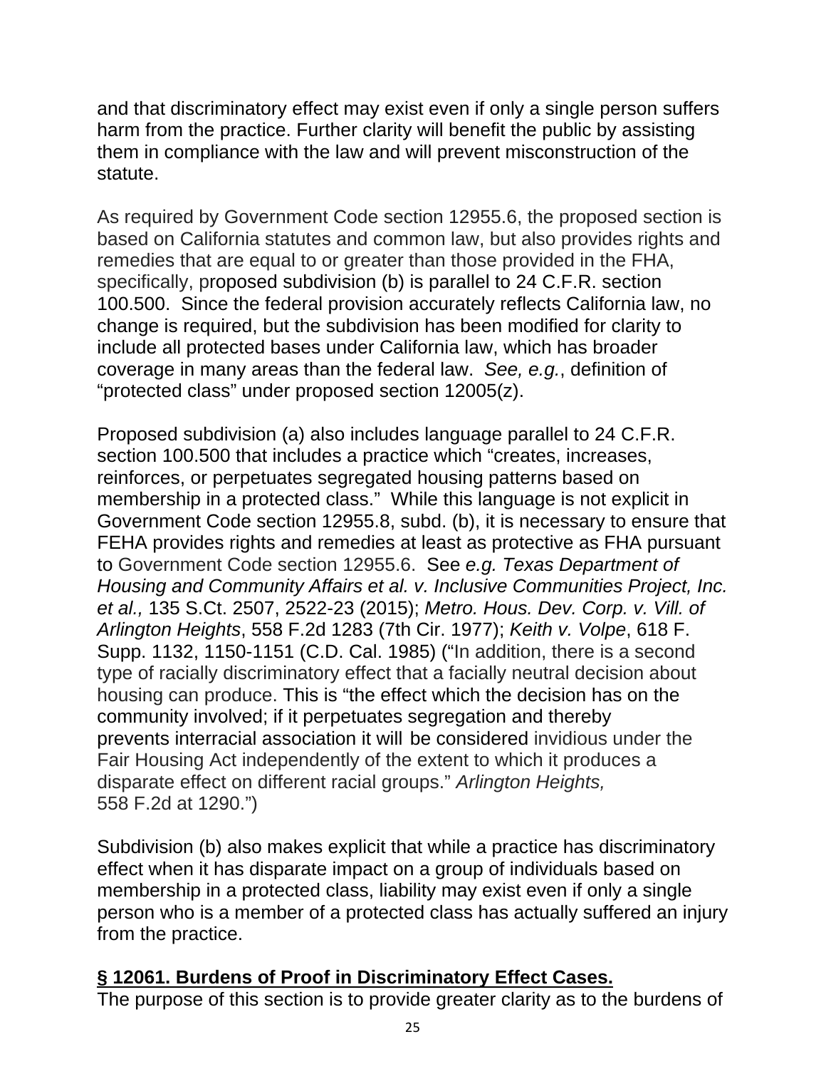and that discriminatory effect may exist even if only a single person suffers harm from the practice. Further clarity will benefit the public by assisting them in compliance with the law and will prevent misconstruction of the statute.

As required by Government Code section 12955.6, the proposed section is based on California statutes and common law, but also provides rights and remedies that are equal to or greater than those provided in the FHA, specifically, proposed subdivision (b) is parallel to 24 C.F.R. section 100.500. Since the federal provision accurately reflects California law, no change is required, but the subdivision has been modified for clarity to include all protected bases under California law, which has broader coverage in many areas than the federal law. *See, e.g.*, definition of "protected class" under proposed section 12005(z).

Proposed subdivision (a) also includes language parallel to 24 C.F.R. section 100.500 that includes a practice which "creates, increases, reinforces, or perpetuates segregated housing patterns based on membership in a protected class." While this language is not explicit in Government Code section 12955.8, subd. (b), it is necessary to ensure that FEHA provides rights and remedies at least as protective as FHA pursuant to Government Code section 12955.6. See *e.g. Texas Department of Housing and Community Affairs et al. v. Inclusive Communities Project, Inc. et al.,* 135 S.Ct. 2507, 2522-23 (2015); *Metro. Hous. Dev. Corp. v. Vill. of Arlington Heights*, 558 F.2d 1283 (7th Cir. 1977); *Keith v. Volpe*, 618 F. Supp. 1132, 1150-1151 (C.D. Cal. 1985) ("In addition, there is a second type of racially discriminatory effect that a facially neutral decision about housing can produce. This is "the effect which the decision has on the community involved; if it perpetuates segregation and thereby prevents interracial association it will be considered invidious under the Fair Housing Act independently of the extent to which it produces a disparate effect on different racial groups." *Arlington Heights,* 558 F.2d at 1290.")

Subdivision (b) also makes explicit that while a practice has discriminatory effect when it has disparate impact on a group of individuals based on membership in a protected class, liability may exist even if only a single person who is a member of a protected class has actually suffered an injury from the practice.

**§ 12061. Burdens of Proof in Discriminatory Effect Cases.**

The purpose of this section is to provide greater clarity as to the burdens of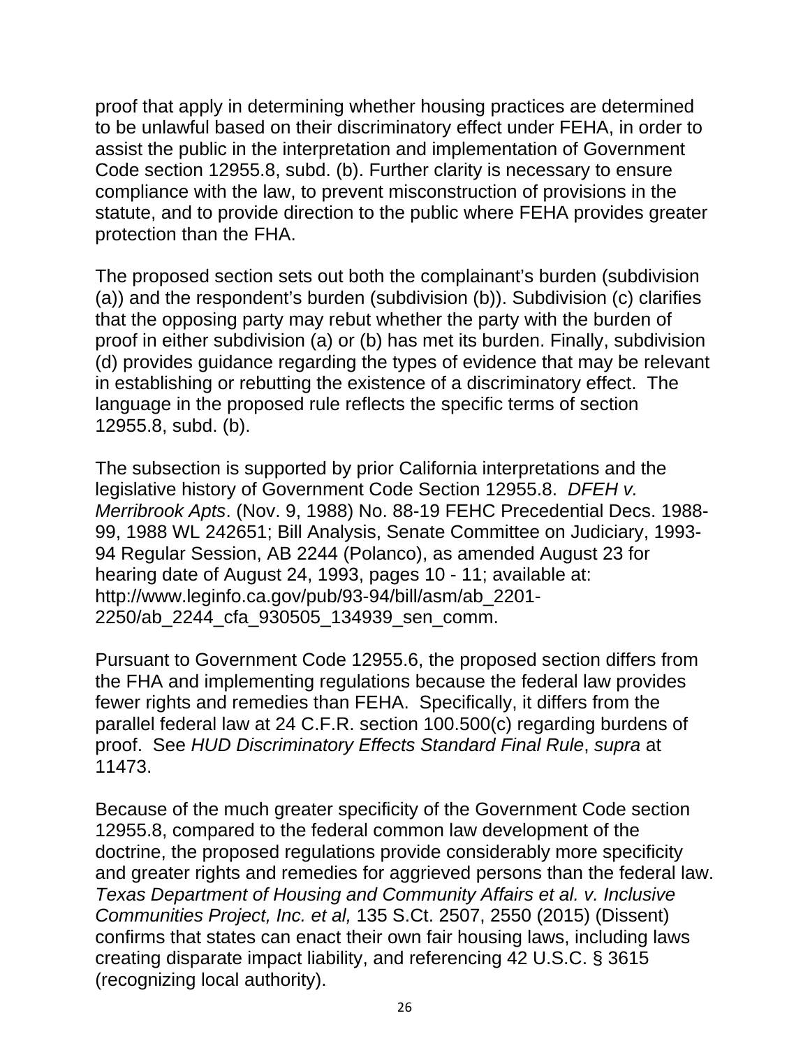proof that apply in determining whether housing practices are determined to be unlawful based on their discriminatory effect under FEHA, in order to assist the public in the interpretation and implementation of Government Code section 12955.8, subd. (b). Further clarity is necessary to ensure compliance with the law, to prevent misconstruction of provisions in the statute, and to provide direction to the public where FEHA provides greater protection than the FHA.

The proposed section sets out both the complainant's burden (subdivision (a)) and the respondent's burden (subdivision (b)). Subdivision (c) clarifies that the opposing party may rebut whether the party with the burden of proof in either subdivision (a) or (b) has met its burden. Finally, subdivision (d) provides guidance regarding the types of evidence that may be relevant in establishing or rebutting the existence of a discriminatory effect. The language in the proposed rule reflects the specific terms of section 12955.8, subd. (b).

The subsection is supported by prior California interpretations and the legislative history of Government Code Section 12955.8. *DFEH v. Merribrook Apts*. (Nov. 9, 1988) No. 88-19 FEHC Precedential Decs. 1988-99, 1988 WL 242651; Bill Analysis, Senate Committee on Judiciary, 1993-94 Regular Session, AB 2244 (Polanco), as amended August 23 for hearing date of August 24, 1993, pages 10 - 11; available at: http://www.leginfo.ca.gov/pub/93-94/bill/asm/ab_2201-2250/ab_2244_cfa_930505_134939_sen_comm.

Pursuant to Government Code 12955.6, the proposed section differs from the FHA and implementing regulations because the federal law provides fewer rights and remedies than FEHA. Specifically, it differs from the parallel federal law at 24 C.F.R. section 100.500(c) regarding burdens of proof. See *HUD Discriminatory Effects Standard Final Rule*, *supra* at 11473.

Because of the much greater specificity of the Government Code section 12955.8, compared to the federal common law development of the doctrine, the proposed regulations provide considerably more specificity and greater rights and remedies for aggrieved persons than the federal law. *Texas Department of Housing and Community Affairs et al. v. Inclusive Communities Project, Inc. et al,* 135 S.Ct. 2507, 2550 (2015) (Dissent) confirms that states can enact their own fair housing laws, including laws creating disparate impact liability, and referencing 42 U.S.C. § 3615 (recognizing local authority).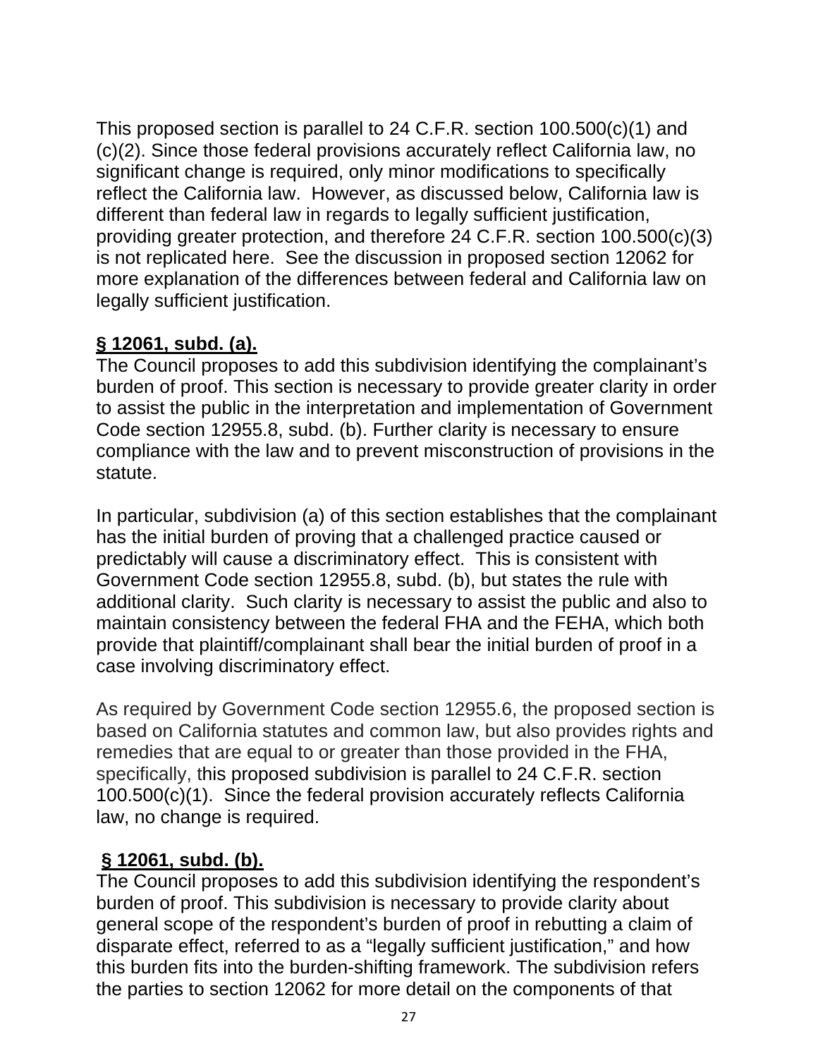This proposed section is parallel to 24 C.F.R. section 100.500(c)(1) and (c)(2). Since those federal provisions accurately reflect California law, no significant change is required, only minor modifications to specifically reflect the California law. However, as discussed below, California law is different than federal law in regards to legally sufficient justification, providing greater protection, and therefore 24 C.F.R. section 100.500(c)(3) is not replicated here. See the discussion in proposed section 12062 for more explanation of the differences between federal and California law on legally sufficient justification.

**§ 12061, subd. (a).**

The Council proposes to add this subdivision identifying the complainant's burden of proof. This section is necessary to provide greater clarity in order to assist the public in the interpretation and implementation of Government Code section 12955.8, subd. (b). Further clarity is necessary to ensure compliance with the law and to prevent misconstruction of provisions in the statute.

In particular, subdivision (a) of this section establishes that the complainant has the initial burden of proving that a challenged practice caused or predictably will cause a discriminatory effect. This is consistent with Government Code section 12955.8, subd. (b), but states the rule with additional clarity. Such clarity is necessary to assist the public and also to maintain consistency between the federal FHA and the FEHA, which both provide that plaintiff/complainant shall bear the initial burden of proof in a case involving discriminatory effect.

As required by Government Code section 12955.6, the proposed section is based on California statutes and common law, but also provides rights and remedies that are equal to or greater than those provided in the FHA, specifically, this proposed subdivision is parallel to 24 C.F.R. section 100.500(c)(1). Since the federal provision accurately reflects California law, no change is required.

**§ 12061, subd. (b).**

The Council proposes to add this subdivision identifying the respondent's burden of proof. This subdivision is necessary to provide clarity about general scope of the respondent's burden of proof in rebutting a claim of disparate effect, referred to as a "legally sufficient justification," and how this burden fits into the burden-shifting framework. The subdivision refers the parties to section 12062 for more detail on the components of that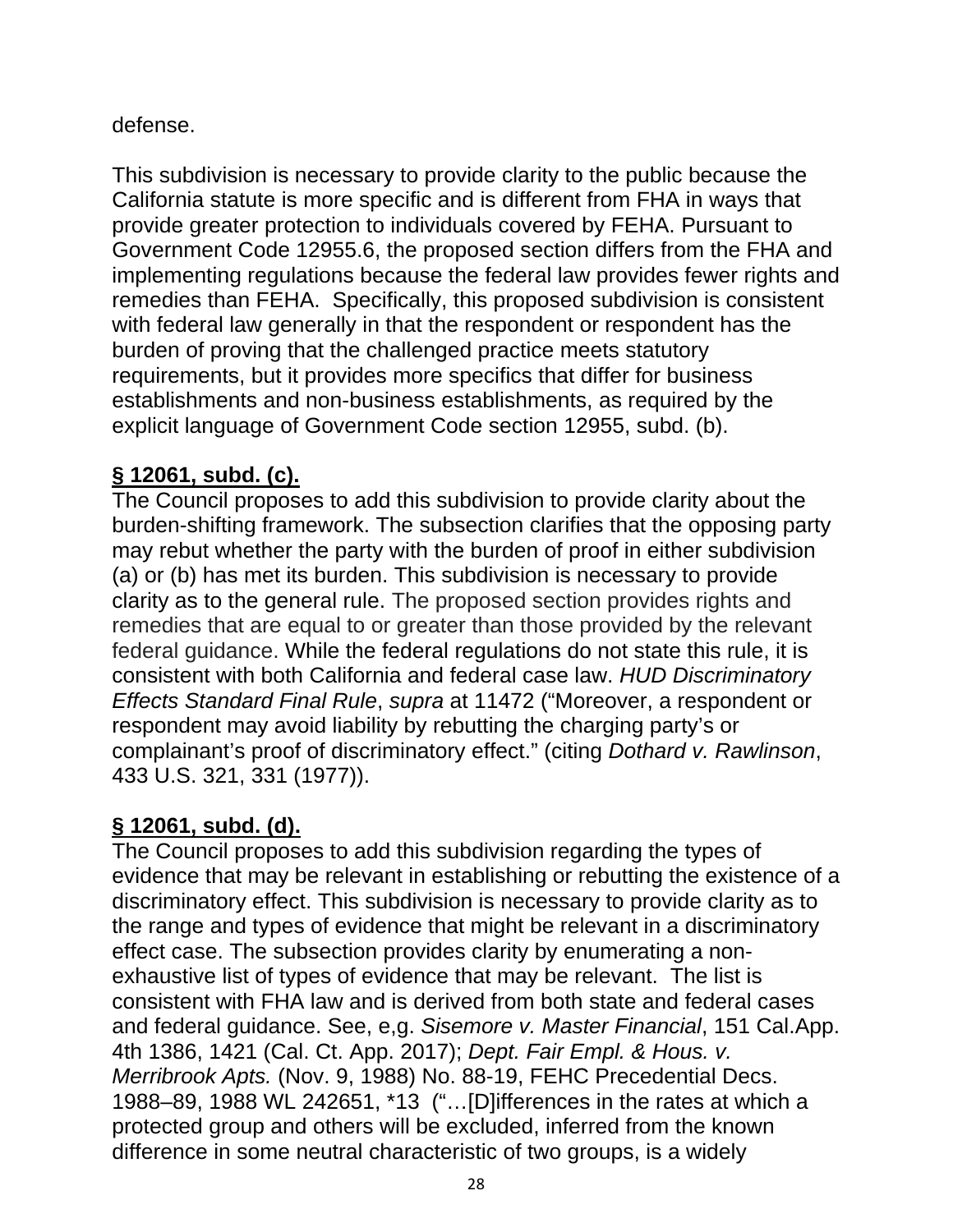defense.

This subdivision is necessary to provide clarity to the public because the California statute is more specific and is different from FHA in ways that provide greater protection to individuals covered by FEHA. Pursuant to Government Code 12955.6, the proposed section differs from the FHA and implementing regulations because the federal law provides fewer rights and remedies than FEHA. Specifically, this proposed subdivision is consistent with federal law generally in that the respondent or respondent has the burden of proving that the challenged practice meets statutory requirements, but it provides more specifics that differ for business establishments and non-business establishments, as required by the explicit language of Government Code section 12955, subd. (b).

**<u>§ 12061, subd. (c).</u>**
The Council proposes to add this subdivision to provide clarity about the burden-shifting framework. The subsection clarifies that the opposing party may rebut whether the party with the burden of proof in either subdivision (a) or (b) has met its burden. This subdivision is necessary to provide clarity as to the general rule. The proposed section provides rights and remedies that are equal to or greater than those provided by the relevant federal guidance. While the federal regulations do not state this rule, it is consistent with both California and federal case law. *HUD Discriminatory Effects Standard Final Rule*, *supra* at 11472 ("Moreover, a respondent or respondent may avoid liability by rebutting the charging party's or complainant's proof of discriminatory effect." (citing *Dothard v. Rawlinson*, 433 U.S. 321, 331 (1977)).

**<u>§ 12061, subd. (d).</u>**
The Council proposes to add this subdivision regarding the types of evidence that may be relevant in establishing or rebutting the existence of a discriminatory effect. This subdivision is necessary to provide clarity as to the range and types of evidence that might be relevant in a discriminatory effect case. The subsection provides clarity by enumerating a non-exhaustive list of types of evidence that may be relevant. The list is consistent with FHA law and is derived from both state and federal cases and federal guidance. See, e,g. *Sisemore v. Master Financial*, 151 Cal.App. 4th 1386, 1421 (Cal. Ct. App. 2017); *Dept. Fair Empl. & Hous. v. Merribrook Apts.* (Nov. 9, 1988) No. 88-19, FEHC Precedential Decs. 1988–89, 1988 WL 242651, *13 ("…[D]ifferences in the rates at which a protected group and others will be excluded, inferred from the known difference in some neutral characteristic of two groups, is a widely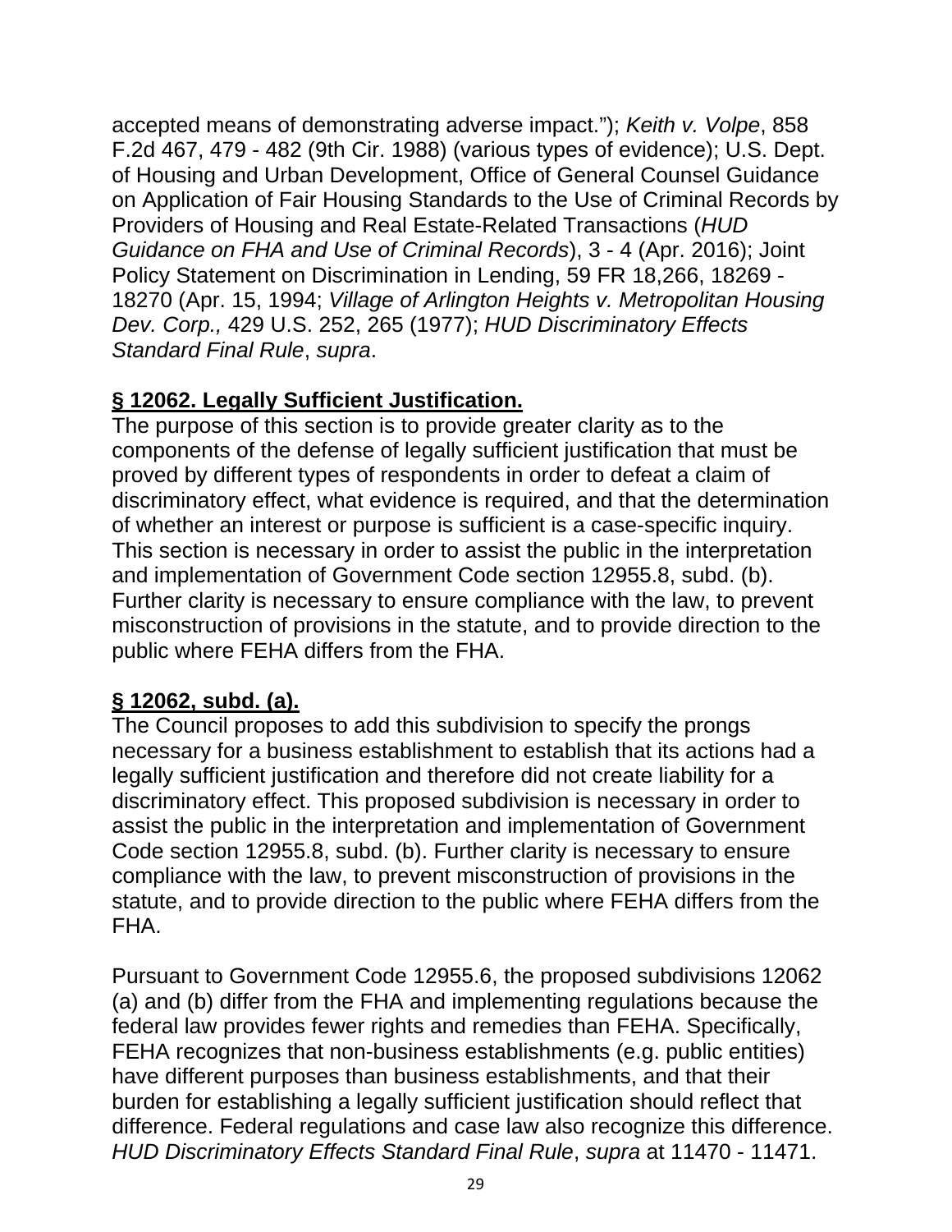accepted means of demonstrating adverse impact."); *Keith v. Volpe*, 858 F.2d 467, 479 - 482 (9th Cir. 1988) (various types of evidence); U.S. Dept. of Housing and Urban Development, Office of General Counsel Guidance on Application of Fair Housing Standards to the Use of Criminal Records by Providers of Housing and Real Estate-Related Transactions (*HUD Guidance on FHA and Use of Criminal Records*), 3 - 4 (Apr. 2016); Joint Policy Statement on Discrimination in Lending, 59 FR 18,266, 18269 - 18270 (Apr. 15, 1994; *Village of Arlington Heights v. Metropolitan Housing Dev. Corp.,* 429 U.S. 252, 265 (1977); *HUD Discriminatory Effects Standard Final Rule*, *supra*.

**<u>§ 12062. Legally Sufficient Justification.</u>**

The purpose of this section is to provide greater clarity as to the components of the defense of legally sufficient justification that must be proved by different types of respondents in order to defeat a claim of discriminatory effect, what evidence is required, and that the determination of whether an interest or purpose is sufficient is a case-specific inquiry. This section is necessary in order to assist the public in the interpretation and implementation of Government Code section 12955.8, subd. (b). Further clarity is necessary to ensure compliance with the law, to prevent misconstruction of provisions in the statute, and to provide direction to the public where FEHA differs from the FHA.

**<u>§ 12062, subd. (a).</u>**

The Council proposes to add this subdivision to specify the prongs necessary for a business establishment to establish that its actions had a legally sufficient justification and therefore did not create liability for a discriminatory effect. This proposed subdivision is necessary in order to assist the public in the interpretation and implementation of Government Code section 12955.8, subd. (b). Further clarity is necessary to ensure compliance with the law, to prevent misconstruction of provisions in the statute, and to provide direction to the public where FEHA differs from the FHA.

Pursuant to Government Code 12955.6, the proposed subdivisions 12062 (a) and (b) differ from the FHA and implementing regulations because the federal law provides fewer rights and remedies than FEHA. Specifically, FEHA recognizes that non-business establishments (e.g. public entities) have different purposes than business establishments, and that their burden for establishing a legally sufficient justification should reflect that difference. Federal regulations and case law also recognize this difference. *HUD Discriminatory Effects Standard Final Rule*, *supra* at 11470 - 11471.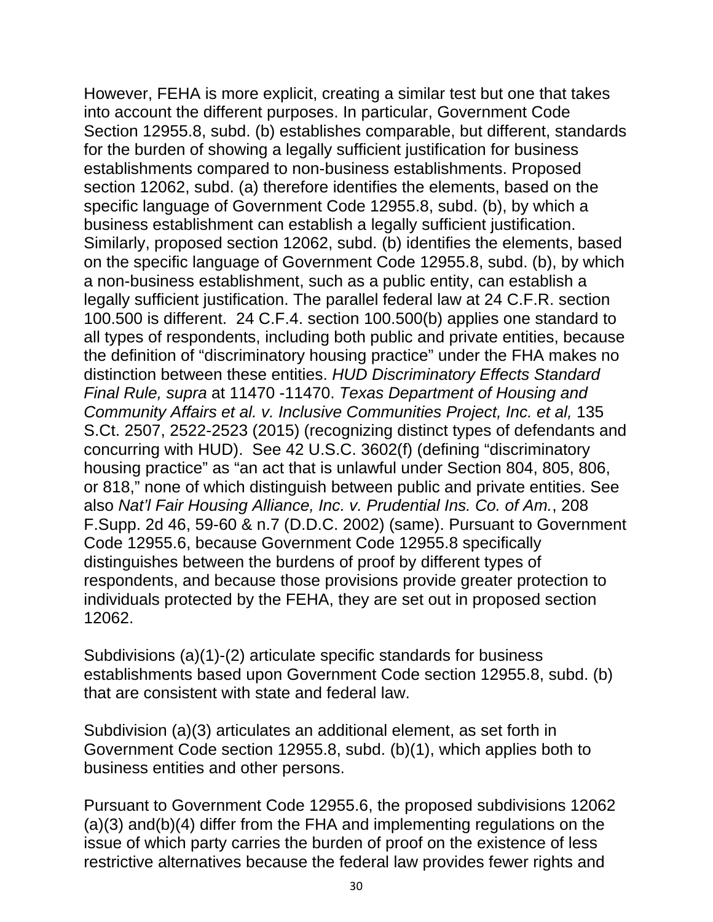However, FEHA is more explicit, creating a similar test but one that takes into account the different purposes. In particular, Government Code Section 12955.8, subd. (b) establishes comparable, but different, standards for the burden of showing a legally sufficient justification for business establishments compared to non-business establishments. Proposed section 12062, subd. (a) therefore identifies the elements, based on the specific language of Government Code 12955.8, subd. (b), by which a business establishment can establish a legally sufficient justification. Similarly, proposed section 12062, subd. (b) identifies the elements, based on the specific language of Government Code 12955.8, subd. (b), by which a non-business establishment, such as a public entity, can establish a legally sufficient justification. The parallel federal law at 24 C.F.R. section 100.500 is different.  24 C.F.4. section 100.500(b) applies one standard to all types of respondents, including both public and private entities, because the definition of "discriminatory housing practice" under the FHA makes no distinction between these entities. *HUD Discriminatory Effects Standard Final Rule, supra* at 11470 -11470. *Texas Department of Housing and Community Affairs et al. v. Inclusive Communities Project, Inc. et al,* 135 S.Ct. 2507, 2522-2523 (2015) (recognizing distinct types of defendants and concurring with HUD).  See 42 U.S.C. 3602(f) (defining "discriminatory housing practice" as "an act that is unlawful under Section 804, 805, 806, or 818," none of which distinguish between public and private entities. See also *Nat'l Fair Housing Alliance, Inc. v. Prudential Ins. Co. of Am.*, 208 F.Supp. 2d 46, 59-60 & n.7 (D.D.C. 2002) (same). Pursuant to Government Code 12955.6, because Government Code 12955.8 specifically distinguishes between the burdens of proof by different types of respondents, and because those provisions provide greater protection to individuals protected by the FEHA, they are set out in proposed section 12062.

Subdivisions (a)(1)-(2) articulate specific standards for business establishments based upon Government Code section 12955.8, subd. (b) that are consistent with state and federal law.

Subdivision (a)(3) articulates an additional element, as set forth in Government Code section 12955.8, subd. (b)(1), which applies both to business entities and other persons.

Pursuant to Government Code 12955.6, the proposed subdivisions 12062 (a)(3) and(b)(4) differ from the FHA and implementing regulations on the issue of which party carries the burden of proof on the existence of less restrictive alternatives because the federal law provides fewer rights and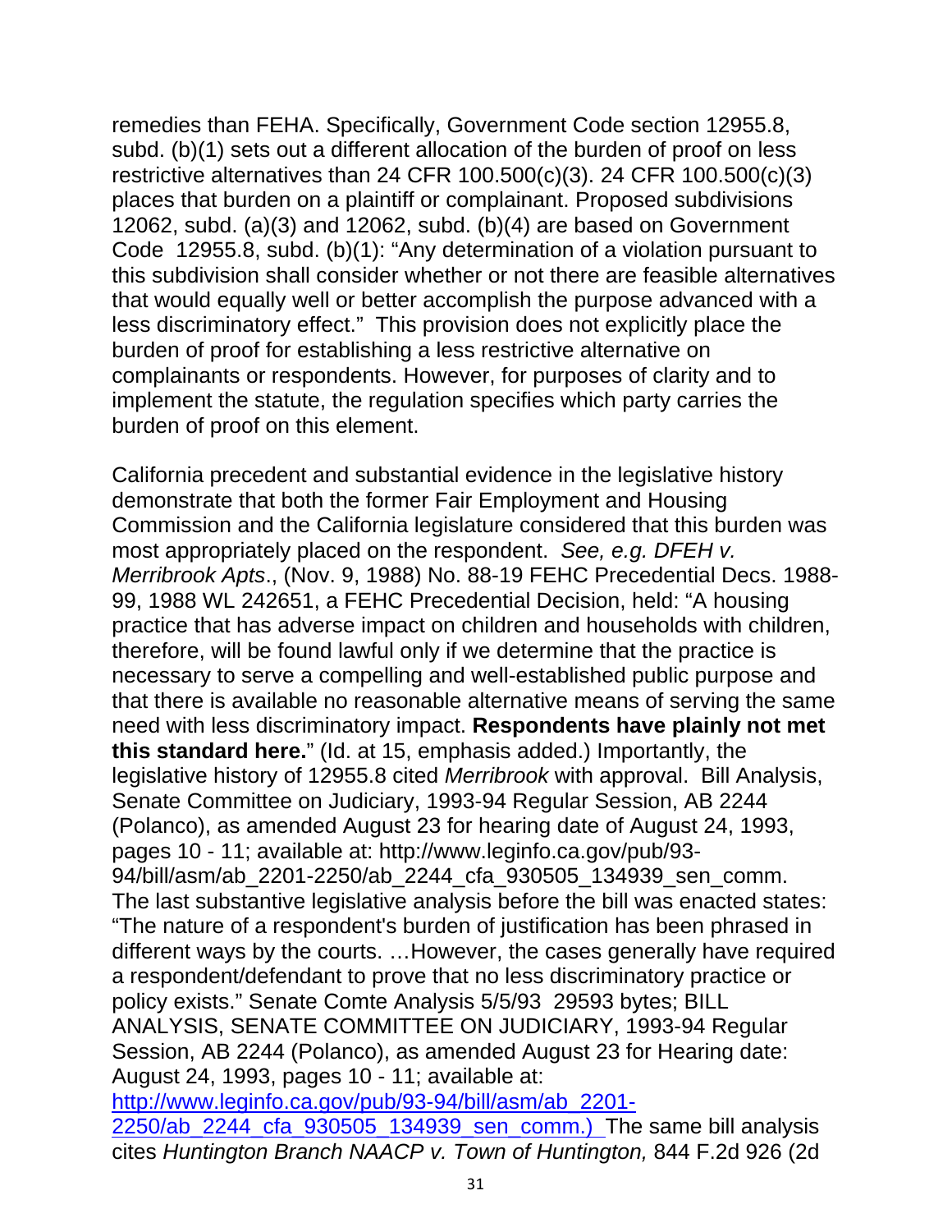remedies than FEHA. Specifically, Government Code section 12955.8, subd. (b)(1) sets out a different allocation of the burden of proof on less restrictive alternatives than 24 CFR 100.500(c)(3). 24 CFR 100.500(c)(3) places that burden on a plaintiff or complainant. Proposed subdivisions 12062, subd. (a)(3) and 12062, subd. (b)(4) are based on Government Code 12955.8, subd. (b)(1): "Any determination of a violation pursuant to this subdivision shall consider whether or not there are feasible alternatives that would equally well or better accomplish the purpose advanced with a less discriminatory effect." This provision does not explicitly place the burden of proof for establishing a less restrictive alternative on complainants or respondents. However, for purposes of clarity and to implement the statute, the regulation specifies which party carries the burden of proof on this element.

California precedent and substantial evidence in the legislative history demonstrate that both the former Fair Employment and Housing Commission and the California legislature considered that this burden was most appropriately placed on the respondent. *See, e.g. DFEH v. Merribrook Apts*., (Nov. 9, 1988) No. 88-19 FEHC Precedential Decs. 1988-99, 1988 WL 242651, a FEHC Precedential Decision, held: "A housing practice that has adverse impact on children and households with children, therefore, will be found lawful only if we determine that the practice is necessary to serve a compelling and well-established public purpose and that there is available no reasonable alternative means of serving the same need with less discriminatory impact. **Respondents have plainly not met this standard here.**" (Id. at 15, emphasis added.) Importantly, the legislative history of 12955.8 cited *Merribrook* with approval. Bill Analysis, Senate Committee on Judiciary, 1993-94 Regular Session, AB 2244 (Polanco), as amended August 23 for hearing date of August 24, 1993, pages 10 - 11; available at: http://www.leginfo.ca.gov/pub/93-94/bill/asm/ab_2201-2250/ab_2244_cfa_930505_134939_sen_comm. The last substantive legislative analysis before the bill was enacted states: "The nature of a respondent's burden of justification has been phrased in different ways by the courts. …However, the cases generally have required a respondent/defendant to prove that no less discriminatory practice or policy exists." Senate Comte Analysis 5/5/93 29593 bytes; BILL ANALYSIS, SENATE COMMITTEE ON JUDICIARY, 1993-94 Regular Session, AB 2244 (Polanco), as amended August 23 for Hearing date: August 24, 1993, pages 10 - 11; available at: http://www.leginfo.ca.gov/pub/93-94/bill/asm/ab_2201-2250/ab_2244_cfa_930505_134939_sen_comm.) The same bill analysis cites *Huntington Branch NAACP v. Town of Huntington,* 844 F.2d 926 (2d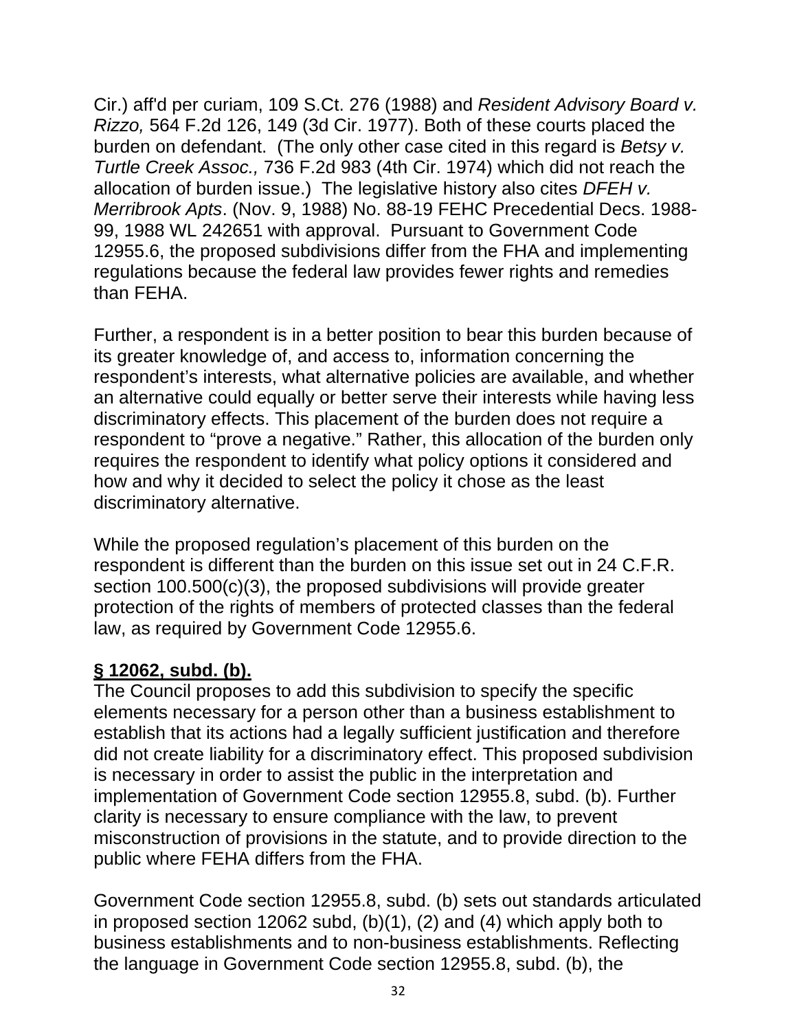Cir.) aff'd per curiam, 109 S.Ct. 276 (1988) and *Resident Advisory Board v. Rizzo,* 564 F.2d 126, 149 (3d Cir. 1977). Both of these courts placed the burden on defendant. (The only other case cited in this regard is *Betsy v. Turtle Creek Assoc.,* 736 F.2d 983 (4th Cir. 1974) which did not reach the allocation of burden issue.) The legislative history also cites *DFEH v. Merribrook Apts*. (Nov. 9, 1988) No. 88-19 FEHC Precedential Decs. 1988-99, 1988 WL 242651 with approval. Pursuant to Government Code 12955.6, the proposed subdivisions differ from the FHA and implementing regulations because the federal law provides fewer rights and remedies than FEHA.

Further, a respondent is in a better position to bear this burden because of its greater knowledge of, and access to, information concerning the respondent's interests, what alternative policies are available, and whether an alternative could equally or better serve their interests while having less discriminatory effects. This placement of the burden does not require a respondent to "prove a negative." Rather, this allocation of the burden only requires the respondent to identify what policy options it considered and how and why it decided to select the policy it chose as the least discriminatory alternative.

While the proposed regulation's placement of this burden on the respondent is different than the burden on this issue set out in 24 C.F.R. section 100.500(c)(3), the proposed subdivisions will provide greater protection of the rights of members of protected classes than the federal law, as required by Government Code 12955.6.

**§ 12062, subd. (b).**

The Council proposes to add this subdivision to specify the specific elements necessary for a person other than a business establishment to establish that its actions had a legally sufficient justification and therefore did not create liability for a discriminatory effect. This proposed subdivision is necessary in order to assist the public in the interpretation and implementation of Government Code section 12955.8, subd. (b). Further clarity is necessary to ensure compliance with the law, to prevent misconstruction of provisions in the statute, and to provide direction to the public where FEHA differs from the FHA.

Government Code section 12955.8, subd. (b) sets out standards articulated in proposed section 12062 subd, (b)(1), (2) and (4) which apply both to business establishments and to non-business establishments. Reflecting the language in Government Code section 12955.8, subd. (b), the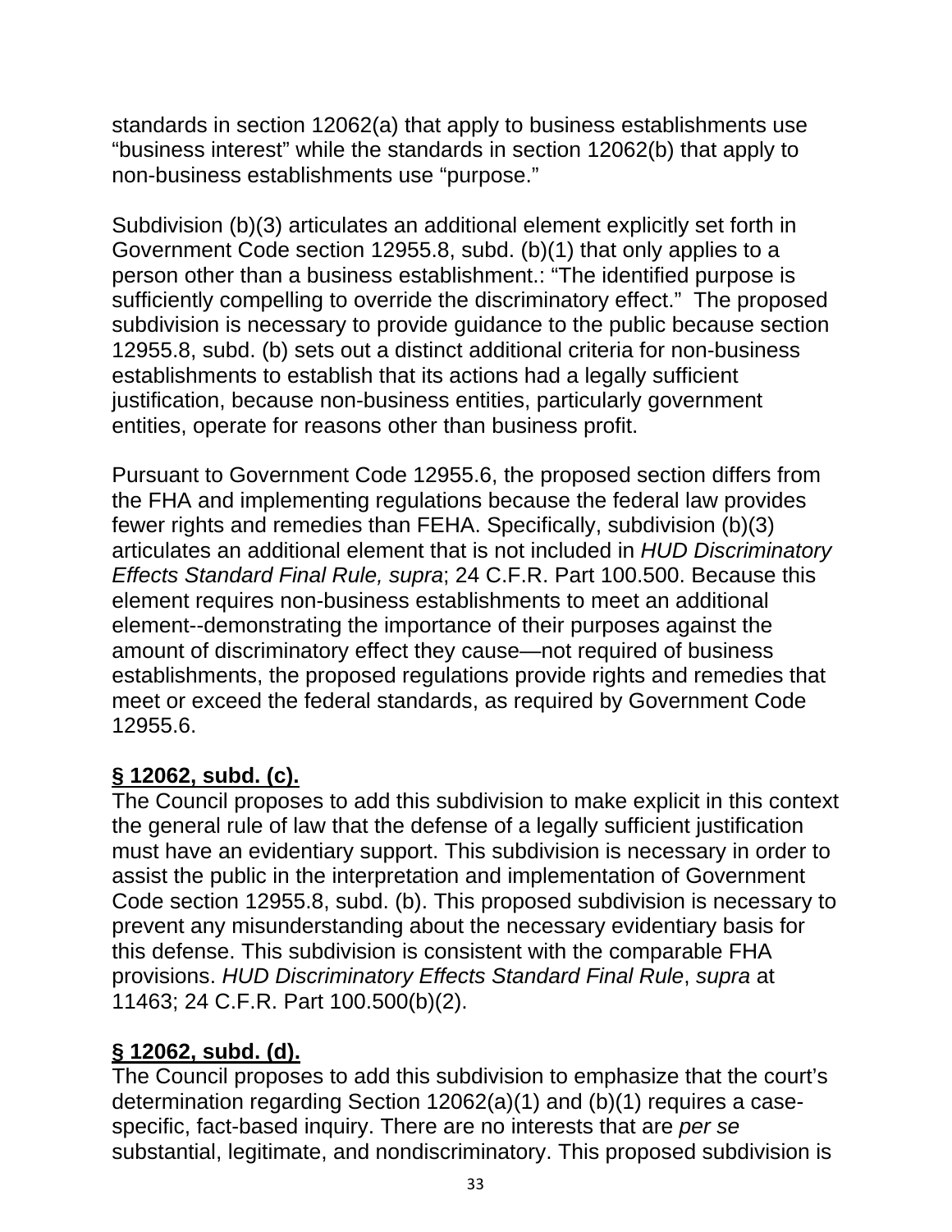standards in section 12062(a) that apply to business establishments use "business interest" while the standards in section 12062(b) that apply to non-business establishments use "purpose."

Subdivision (b)(3) articulates an additional element explicitly set forth in Government Code section 12955.8, subd. (b)(1) that only applies to a person other than a business establishment.: "The identified purpose is sufficiently compelling to override the discriminatory effect." The proposed subdivision is necessary to provide guidance to the public because section 12955.8, subd. (b) sets out a distinct additional criteria for non-business establishments to establish that its actions had a legally sufficient justification, because non-business entities, particularly government entities, operate for reasons other than business profit.

Pursuant to Government Code 12955.6, the proposed section differs from the FHA and implementing regulations because the federal law provides fewer rights and remedies than FEHA. Specifically, subdivision (b)(3) articulates an additional element that is not included in *HUD Discriminatory Effects Standard Final Rule, supra*; 24 C.F.R. Part 100.500. Because this element requires non-business establishments to meet an additional element--demonstrating the importance of their purposes against the amount of discriminatory effect they cause—not required of business establishments, the proposed regulations provide rights and remedies that meet or exceed the federal standards, as required by Government Code 12955.6.

**§ 12062, subd. (c).**

The Council proposes to add this subdivision to make explicit in this context the general rule of law that the defense of a legally sufficient justification must have an evidentiary support. This subdivision is necessary in order to assist the public in the interpretation and implementation of Government Code section 12955.8, subd. (b). This proposed subdivision is necessary to prevent any misunderstanding about the necessary evidentiary basis for this defense. This subdivision is consistent with the comparable FHA provisions. *HUD Discriminatory Effects Standard Final Rule*, *supra* at 11463; 24 C.F.R. Part 100.500(b)(2).

**§ 12062, subd. (d).**

The Council proposes to add this subdivision to emphasize that the court's determination regarding Section 12062(a)(1) and (b)(1) requires a case-specific, fact-based inquiry. There are no interests that are *per se* substantial, legitimate, and nondiscriminatory. This proposed subdivision is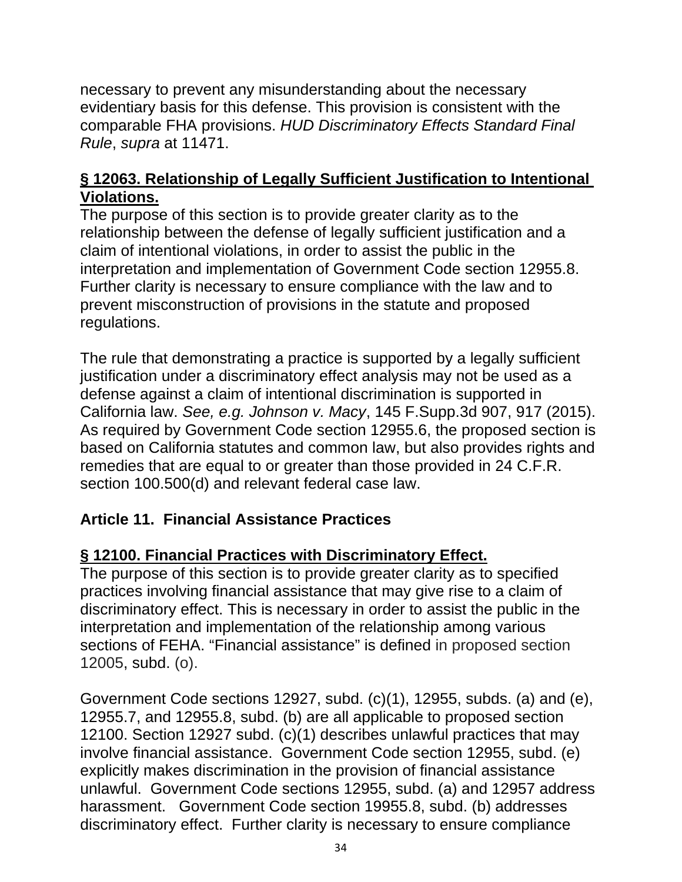necessary to prevent any misunderstanding about the necessary evidentiary basis for this defense. This provision is consistent with the comparable FHA provisions. *HUD Discriminatory Effects Standard Final Rule*, *supra* at 11471.

**§ 12063. Relationship of Legally Sufficient Justification to Intentional Violations.**

The purpose of this section is to provide greater clarity as to the relationship between the defense of legally sufficient justification and a claim of intentional violations, in order to assist the public in the interpretation and implementation of Government Code section 12955.8. Further clarity is necessary to ensure compliance with the law and to prevent misconstruction of provisions in the statute and proposed regulations.

The rule that demonstrating a practice is supported by a legally sufficient justification under a discriminatory effect analysis may not be used as a defense against a claim of intentional discrimination is supported in California law. *See, e.g. Johnson v. Macy*, 145 F.Supp.3d 907, 917 (2015). As required by Government Code section 12955.6, the proposed section is based on California statutes and common law, but also provides rights and remedies that are equal to or greater than those provided in 24 C.F.R. section 100.500(d) and relevant federal case law.

## Article 11. Financial Assistance Practices

**§ 12100. Financial Practices with Discriminatory Effect.**

The purpose of this section is to provide greater clarity as to specified practices involving financial assistance that may give rise to a claim of discriminatory effect. This is necessary in order to assist the public in the interpretation and implementation of the relationship among various sections of FEHA. "Financial assistance" is defined in proposed section 12005, subd. (o).

Government Code sections 12927, subd. (c)(1), 12955, subds. (a) and (e), 12955.7, and 12955.8, subd. (b) are all applicable to proposed section 12100. Section 12927 subd. (c)(1) describes unlawful practices that may involve financial assistance. Government Code section 12955, subd. (e) explicitly makes discrimination in the provision of financial assistance unlawful. Government Code sections 12955, subd. (a) and 12957 address harassment. Government Code section 19955.8, subd. (b) addresses discriminatory effect. Further clarity is necessary to ensure compliance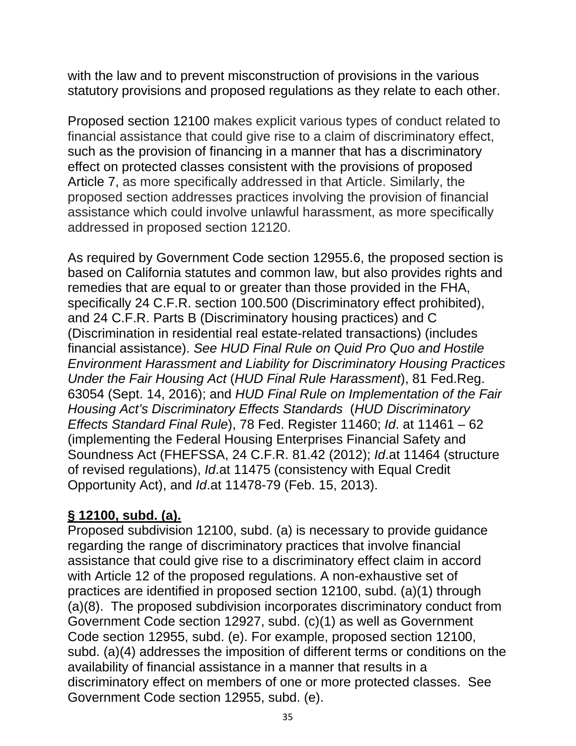with the law and to prevent misconstruction of provisions in the various statutory provisions and proposed regulations as they relate to each other.

Proposed section 12100 makes explicit various types of conduct related to financial assistance that could give rise to a claim of discriminatory effect, such as the provision of financing in a manner that has a discriminatory effect on protected classes consistent with the provisions of proposed Article 7, as more specifically addressed in that Article. Similarly, the proposed section addresses practices involving the provision of financial assistance which could involve unlawful harassment, as more specifically addressed in proposed section 12120.

As required by Government Code section 12955.6, the proposed section is based on California statutes and common law, but also provides rights and remedies that are equal to or greater than those provided in the FHA, specifically 24 C.F.R. section 100.500 (Discriminatory effect prohibited), and 24 C.F.R. Parts B (Discriminatory housing practices) and C (Discrimination in residential real estate-related transactions) (includes financial assistance). *See HUD Final Rule on Quid Pro Quo and Hostile Environment Harassment and Liability for Discriminatory Housing Practices Under the Fair Housing Act* (*HUD Final Rule Harassment*), 81 Fed.Reg. 63054 (Sept. 14, 2016); and *HUD Final Rule on Implementation of the Fair Housing Act's Discriminatory Effects Standards* (*HUD Discriminatory Effects Standard Final Rule*), 78 Fed. Register 11460; *Id*. at 11461 – 62 (implementing the Federal Housing Enterprises Financial Safety and Soundness Act (FHEFSSA, 24 C.F.R. 81.42 (2012); *Id*.at 11464 (structure of revised regulations), *Id*.at 11475 (consistency with Equal Credit Opportunity Act), and *Id*.at 11478-79 (Feb. 15, 2013).

**§ 12100, subd. (a).**

Proposed subdivision 12100, subd. (a) is necessary to provide guidance regarding the range of discriminatory practices that involve financial assistance that could give rise to a discriminatory effect claim in accord with Article 12 of the proposed regulations. A non-exhaustive set of practices are identified in proposed section 12100, subd. (a)(1) through (a)(8). The proposed subdivision incorporates discriminatory conduct from Government Code section 12927, subd. (c)(1) as well as Government Code section 12955, subd. (e). For example, proposed section 12100, subd. (a)(4) addresses the imposition of different terms or conditions on the availability of financial assistance in a manner that results in a discriminatory effect on members of one or more protected classes. See Government Code section 12955, subd. (e).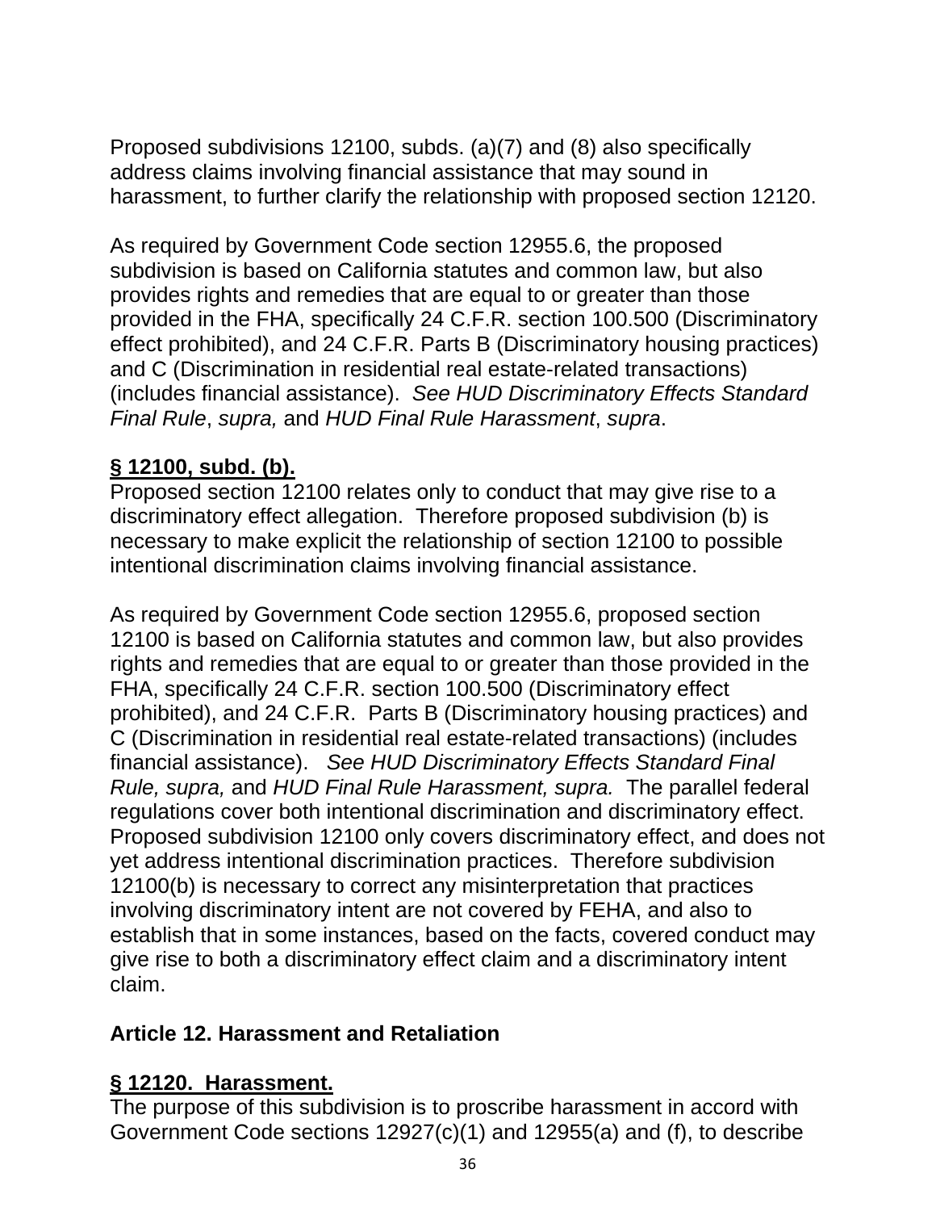Proposed subdivisions 12100, subds. (a)(7) and (8) also specifically address claims involving financial assistance that may sound in harassment, to further clarify the relationship with proposed section 12120.

As required by Government Code section 12955.6, the proposed subdivision is based on California statutes and common law, but also provides rights and remedies that are equal to or greater than those provided in the FHA, specifically 24 C.F.R. section 100.500 (Discriminatory effect prohibited), and 24 C.F.R. Parts B (Discriminatory housing practices) and C (Discrimination in residential real estate-related transactions) (includes financial assistance). *See HUD Discriminatory Effects Standard Final Rule*, *supra,* and *HUD Final Rule Harassment*, *supra*.

**§ 12100, subd. (b).**

Proposed section 12100 relates only to conduct that may give rise to a discriminatory effect allegation. Therefore proposed subdivision (b) is necessary to make explicit the relationship of section 12100 to possible intentional discrimination claims involving financial assistance.

As required by Government Code section 12955.6, proposed section 12100 is based on California statutes and common law, but also provides rights and remedies that are equal to or greater than those provided in the FHA, specifically 24 C.F.R. section 100.500 (Discriminatory effect prohibited), and 24 C.F.R. Parts B (Discriminatory housing practices) and C (Discrimination in residential real estate-related transactions) (includes financial assistance). *See HUD Discriminatory Effects Standard Final Rule, supra,* and *HUD Final Rule Harassment, supra.* The parallel federal regulations cover both intentional discrimination and discriminatory effect. Proposed subdivision 12100 only covers discriminatory effect, and does not yet address intentional discrimination practices. Therefore subdivision 12100(b) is necessary to correct any misinterpretation that practices involving discriminatory intent are not covered by FEHA, and also to establish that in some instances, based on the facts, covered conduct may give rise to both a discriminatory effect claim and a discriminatory intent claim.

## Article 12. Harassment and Retaliation

**§ 12120. Harassment.**

The purpose of this subdivision is to proscribe harassment in accord with Government Code sections 12927(c)(1) and 12955(a) and (f), to describe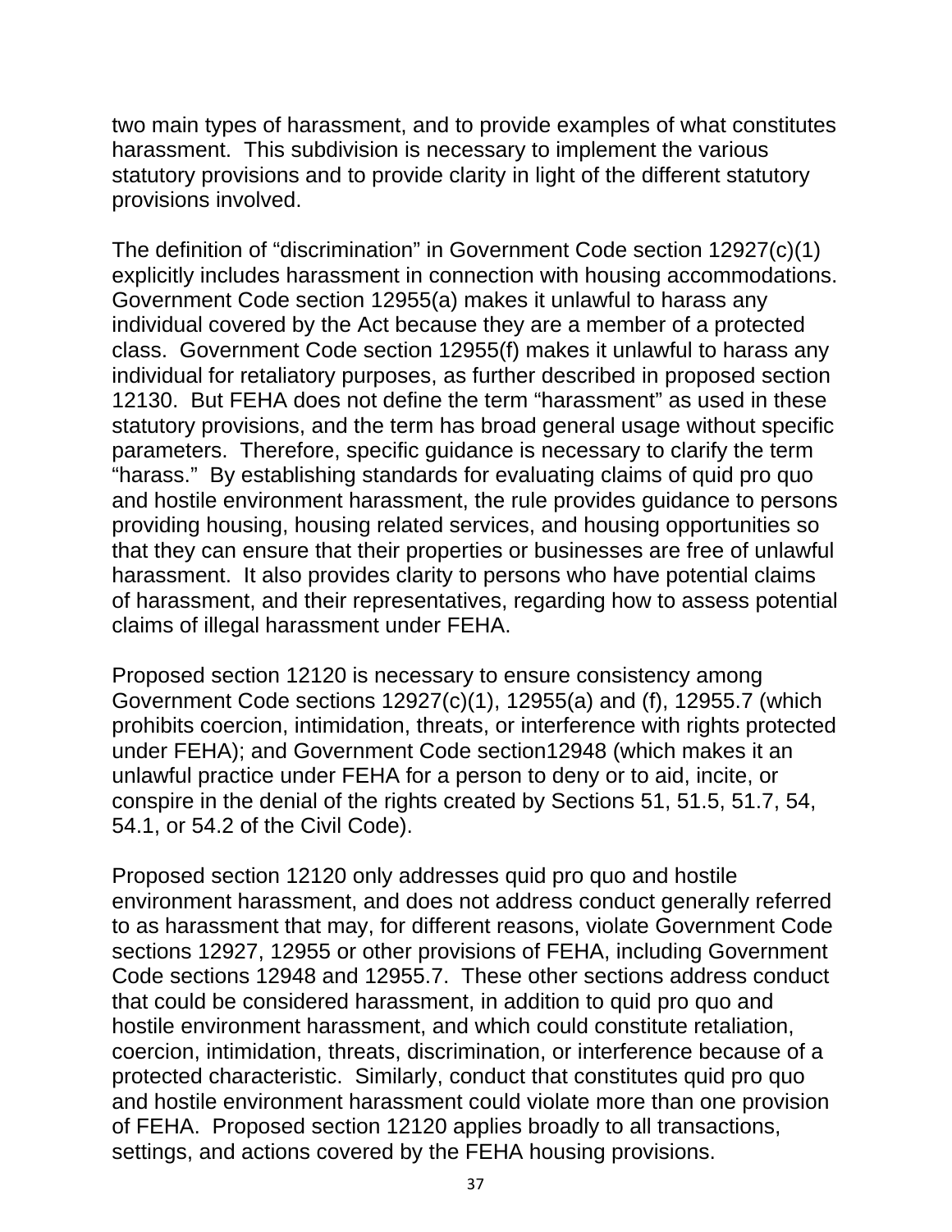two main types of harassment, and to provide examples of what constitutes harassment. This subdivision is necessary to implement the various statutory provisions and to provide clarity in light of the different statutory provisions involved.

The definition of "discrimination" in Government Code section 12927(c)(1) explicitly includes harassment in connection with housing accommodations. Government Code section 12955(a) makes it unlawful to harass any individual covered by the Act because they are a member of a protected class. Government Code section 12955(f) makes it unlawful to harass any individual for retaliatory purposes, as further described in proposed section 12130. But FEHA does not define the term "harassment" as used in these statutory provisions, and the term has broad general usage without specific parameters. Therefore, specific guidance is necessary to clarify the term "harass." By establishing standards for evaluating claims of quid pro quo and hostile environment harassment, the rule provides guidance to persons providing housing, housing related services, and housing opportunities so that they can ensure that their properties or businesses are free of unlawful harassment. It also provides clarity to persons who have potential claims of harassment, and their representatives, regarding how to assess potential claims of illegal harassment under FEHA.

Proposed section 12120 is necessary to ensure consistency among Government Code sections 12927(c)(1), 12955(a) and (f), 12955.7 (which prohibits coercion, intimidation, threats, or interference with rights protected under FEHA); and Government Code section12948 (which makes it an unlawful practice under FEHA for a person to deny or to aid, incite, or conspire in the denial of the rights created by Sections 51, 51.5, 51.7, 54, 54.1, or 54.2 of the Civil Code).

Proposed section 12120 only addresses quid pro quo and hostile environment harassment, and does not address conduct generally referred to as harassment that may, for different reasons, violate Government Code sections 12927, 12955 or other provisions of FEHA, including Government Code sections 12948 and 12955.7. These other sections address conduct that could be considered harassment, in addition to quid pro quo and hostile environment harassment, and which could constitute retaliation, coercion, intimidation, threats, discrimination, or interference because of a protected characteristic. Similarly, conduct that constitutes quid pro quo and hostile environment harassment could violate more than one provision of FEHA. Proposed section 12120 applies broadly to all transactions, settings, and actions covered by the FEHA housing provisions.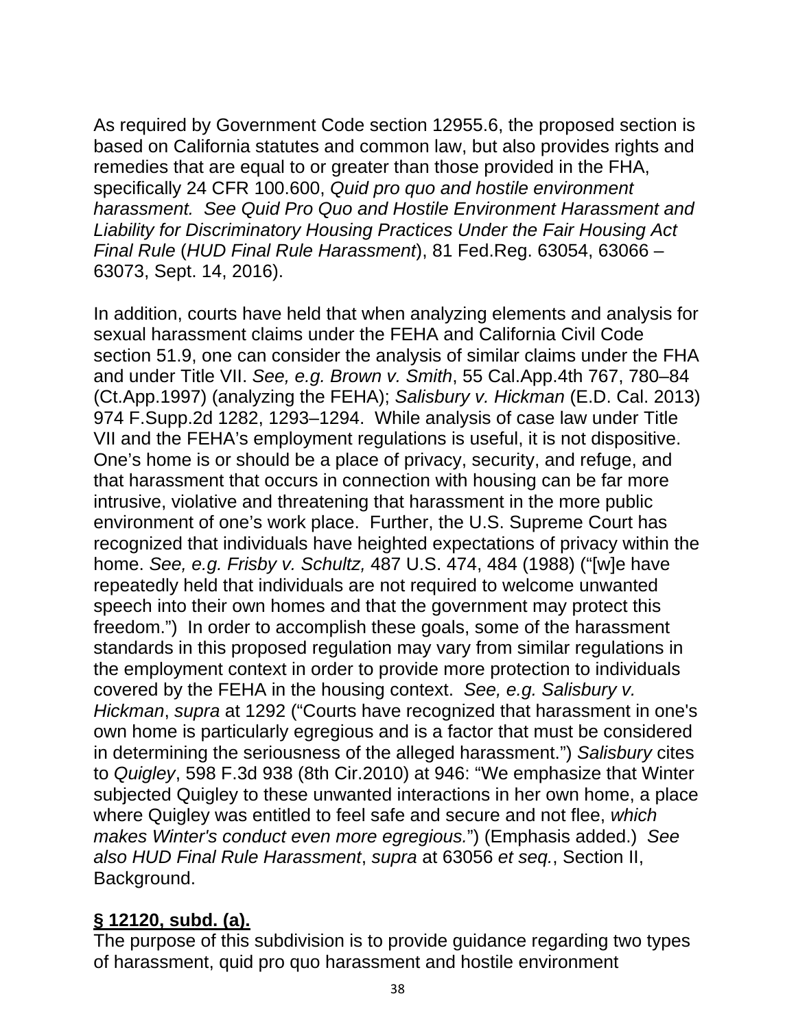As required by Government Code section 12955.6, the proposed section is based on California statutes and common law, but also provides rights and remedies that are equal to or greater than those provided in the FHA, specifically 24 CFR 100.600, *Quid pro quo and hostile environment harassment. See Quid Pro Quo and Hostile Environment Harassment and Liability for Discriminatory Housing Practices Under the Fair Housing Act Final Rule* (*HUD Final Rule Harassment*), 81 Fed.Reg. 63054, 63066 – 63073, Sept. 14, 2016).

In addition, courts have held that when analyzing elements and analysis for sexual harassment claims under the FEHA and California Civil Code section 51.9, one can consider the analysis of similar claims under the FHA and under Title VII. *See, e.g. Brown v. Smith*, 55 Cal.App.4th 767, 780–84 (Ct.App.1997) (analyzing the FEHA); *Salisbury v. Hickman* (E.D. Cal. 2013) 974 F.Supp.2d 1282, 1293–1294. While analysis of case law under Title VII and the FEHA's employment regulations is useful, it is not dispositive. One's home is or should be a place of privacy, security, and refuge, and that harassment that occurs in connection with housing can be far more intrusive, violative and threatening that harassment in the more public environment of one's work place. Further, the U.S. Supreme Court has recognized that individuals have heighted expectations of privacy within the home. *See, e.g. Frisby v. Schultz,* 487 U.S. 474, 484 (1988) ("[w]e have repeatedly held that individuals are not required to welcome unwanted speech into their own homes and that the government may protect this freedom.") In order to accomplish these goals, some of the harassment standards in this proposed regulation may vary from similar regulations in the employment context in order to provide more protection to individuals covered by the FEHA in the housing context. *See, e.g. Salisbury v. Hickman*, *supra* at 1292 ("Courts have recognized that harassment in one's own home is particularly egregious and is a factor that must be considered in determining the seriousness of the alleged harassment.") *Salisbury* cites to *Quigley*, 598 F.3d 938 (8th Cir.2010) at 946: "We emphasize that Winter subjected Quigley to these unwanted interactions in her own home, a place where Quigley was entitled to feel safe and secure and not flee, *which makes Winter's conduct even more egregious.*") (Emphasis added.) *See also HUD Final Rule Harassment*, *supra* at 63056 *et seq.*, Section II, Background.

**§ 12120, subd. (a).**

The purpose of this subdivision is to provide guidance regarding two types of harassment, quid pro quo harassment and hostile environment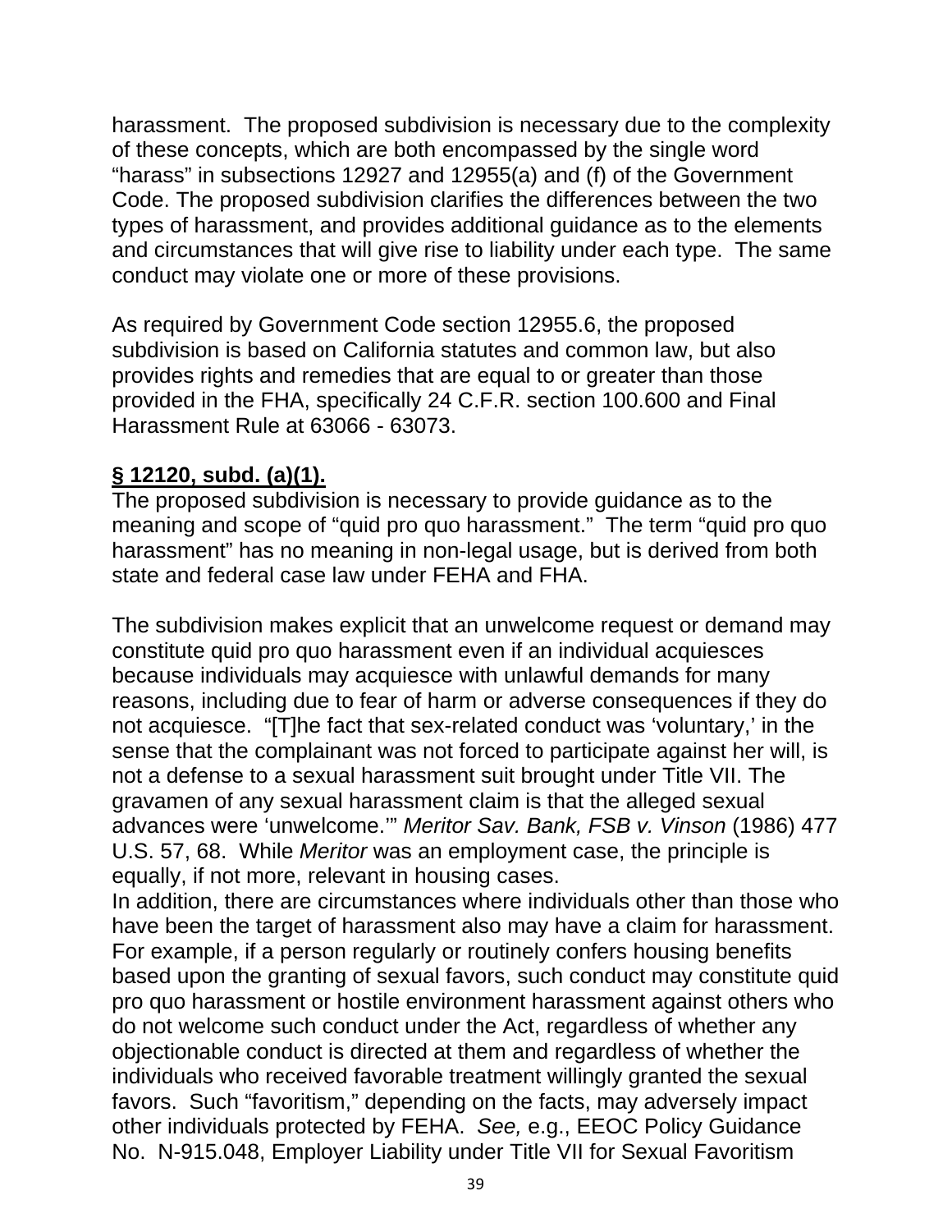harassment. The proposed subdivision is necessary due to the complexity of these concepts, which are both encompassed by the single word “harass” in subsections 12927 and 12955(a) and (f) of the Government Code. The proposed subdivision clarifies the differences between the two types of harassment, and provides additional guidance as to the elements and circumstances that will give rise to liability under each type. The same conduct may violate one or more of these provisions.

As required by Government Code section 12955.6, the proposed subdivision is based on California statutes and common law, but also provides rights and remedies that are equal to or greater than those provided in the FHA, specifically 24 C.F.R. section 100.600 and Final Harassment Rule at 63066 - 63073.

**§ 12120, subd. (a)(1).**

The proposed subdivision is necessary to provide guidance as to the meaning and scope of “quid pro quo harassment.” The term “quid pro quo harassment” has no meaning in non-legal usage, but is derived from both state and federal case law under FEHA and FHA.

The subdivision makes explicit that an unwelcome request or demand may constitute quid pro quo harassment even if an individual acquiesces because individuals may acquiesce with unlawful demands for many reasons, including due to fear of harm or adverse consequences if they do not acquiesce. “[T]he fact that sex-related conduct was ‘voluntary,’ in the sense that the complainant was not forced to participate against her will, is not a defense to a sexual harassment suit brought under Title VII. The gravamen of any sexual harassment claim is that the alleged sexual advances were ‘unwelcome.’” *Meritor Sav. Bank, FSB v. Vinson* (1986) 477 U.S. 57, 68. While *Meritor* was an employment case, the principle is equally, if not more, relevant in housing cases.

In addition, there are circumstances where individuals other than those who have been the target of harassment also may have a claim for harassment. For example, if a person regularly or routinely confers housing benefits based upon the granting of sexual favors, such conduct may constitute quid pro quo harassment or hostile environment harassment against others who do not welcome such conduct under the Act, regardless of whether any objectionable conduct is directed at them and regardless of whether the individuals who received favorable treatment willingly granted the sexual favors. Such “favoritism,” depending on the facts, may adversely impact other individuals protected by FEHA. *See,* e.g., EEOC Policy Guidance No. N-915.048, Employer Liability under Title VII for Sexual Favoritism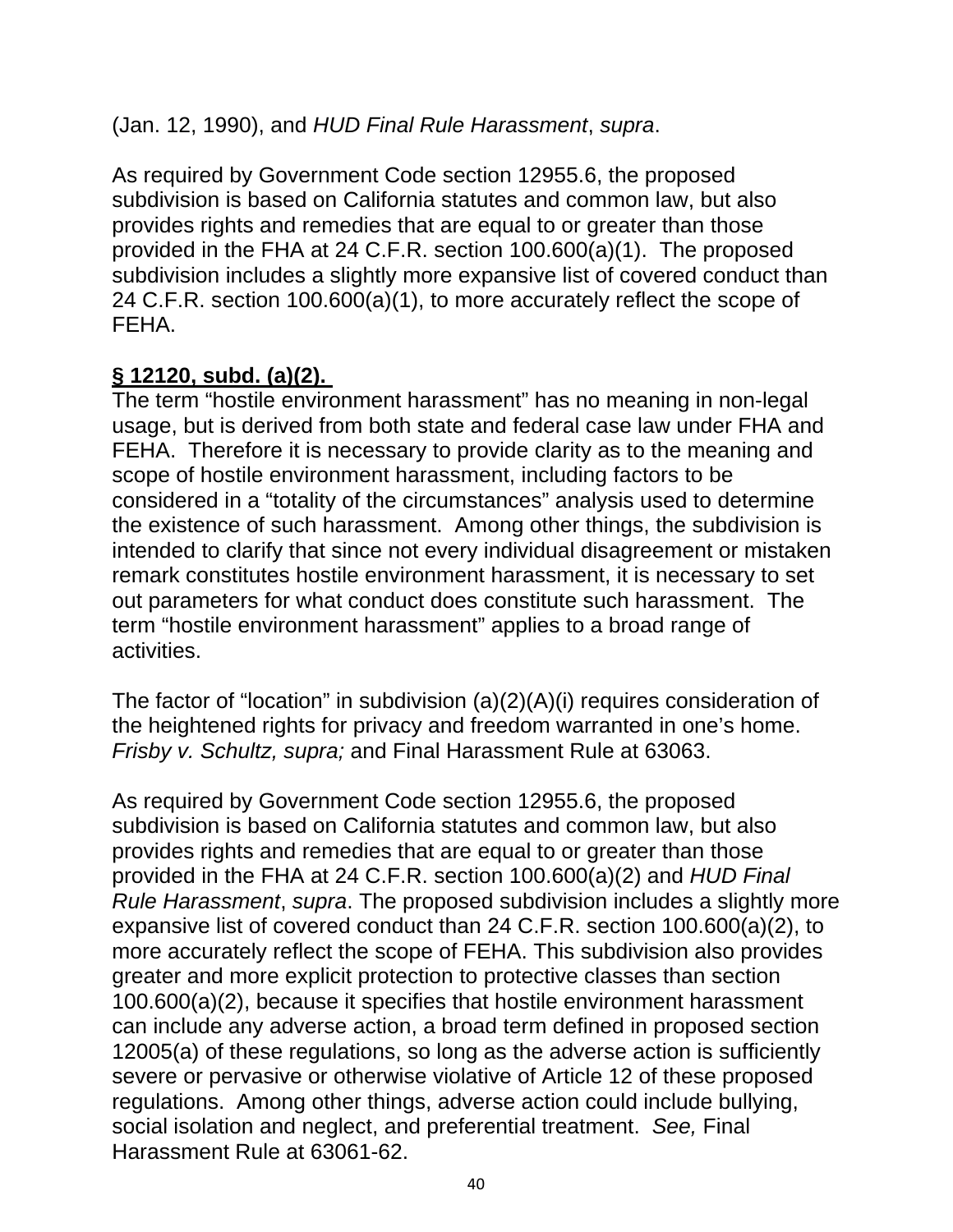(Jan. 12, 1990), and *HUD Final Rule Harassment*, *supra*.

As required by Government Code section 12955.6, the proposed subdivision is based on California statutes and common law, but also provides rights and remedies that are equal to or greater than those provided in the FHA at 24 C.F.R. section 100.600(a)(1). The proposed subdivision includes a slightly more expansive list of covered conduct than 24 C.F.R. section 100.600(a)(1), to more accurately reflect the scope of FEHA.

**§ 12120, subd. (a)(2).**

The term "hostile environment harassment" has no meaning in non-legal usage, but is derived from both state and federal case law under FHA and FEHA. Therefore it is necessary to provide clarity as to the meaning and scope of hostile environment harassment, including factors to be considered in a "totality of the circumstances" analysis used to determine the existence of such harassment. Among other things, the subdivision is intended to clarify that since not every individual disagreement or mistaken remark constitutes hostile environment harassment, it is necessary to set out parameters for what conduct does constitute such harassment. The term "hostile environment harassment" applies to a broad range of activities.

The factor of "location" in subdivision (a)(2)(A)(i) requires consideration of the heightened rights for privacy and freedom warranted in one's home. *Frisby v. Schultz, supra;* and Final Harassment Rule at 63063.

As required by Government Code section 12955.6, the proposed subdivision is based on California statutes and common law, but also provides rights and remedies that are equal to or greater than those provided in the FHA at 24 C.F.R. section 100.600(a)(2) and *HUD Final Rule Harassment*, *supra*. The proposed subdivision includes a slightly more expansive list of covered conduct than 24 C.F.R. section 100.600(a)(2), to more accurately reflect the scope of FEHA. This subdivision also provides greater and more explicit protection to protective classes than section 100.600(a)(2), because it specifies that hostile environment harassment can include any adverse action, a broad term defined in proposed section 12005(a) of these regulations, so long as the adverse action is sufficiently severe or pervasive or otherwise violative of Article 12 of these proposed regulations. Among other things, adverse action could include bullying, social isolation and neglect, and preferential treatment. *See,* Final Harassment Rule at 63061-62.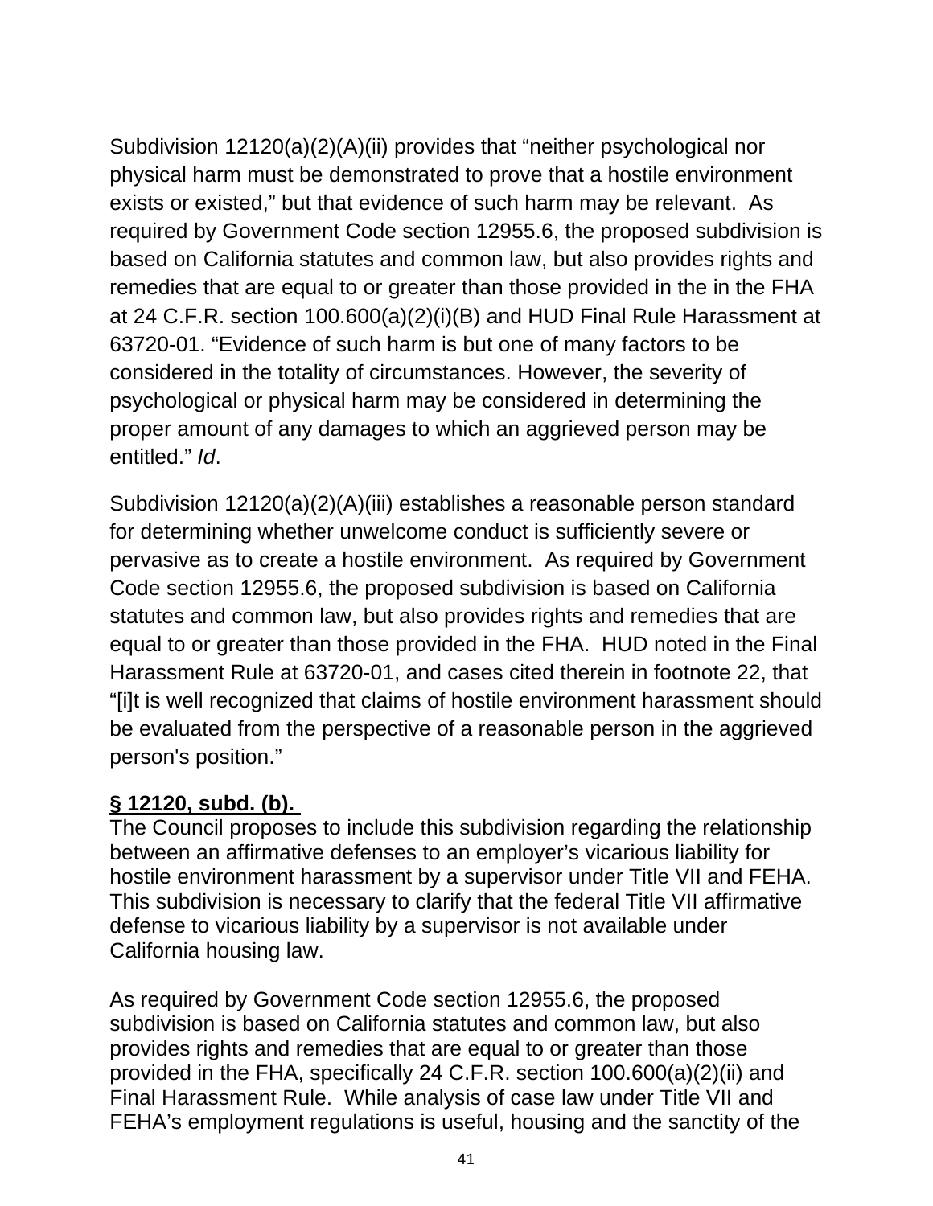Subdivision 12120(a)(2)(A)(ii) provides that "neither psychological nor physical harm must be demonstrated to prove that a hostile environment exists or existed," but that evidence of such harm may be relevant. As required by Government Code section 12955.6, the proposed subdivision is based on California statutes and common law, but also provides rights and remedies that are equal to or greater than those provided in the in the FHA at 24 C.F.R. section 100.600(a)(2)(i)(B) and HUD Final Rule Harassment at 63720-01. "Evidence of such harm is but one of many factors to be considered in the totality of circumstances. However, the severity of psychological or physical harm may be considered in determining the proper amount of any damages to which an aggrieved person may be entitled." *Id*.

Subdivision 12120(a)(2)(A)(iii) establishes a reasonable person standard for determining whether unwelcome conduct is sufficiently severe or pervasive as to create a hostile environment. As required by Government Code section 12955.6, the proposed subdivision is based on California statutes and common law, but also provides rights and remedies that are equal to or greater than those provided in the FHA. HUD noted in the Final Harassment Rule at 63720-01, and cases cited therein in footnote 22, that "[i]t is well recognized that claims of hostile environment harassment should be evaluated from the perspective of a reasonable person in the aggrieved person's position."

**§ 12120, subd. (b).**

The Council proposes to include this subdivision regarding the relationship between an affirmative defenses to an employer's vicarious liability for hostile environment harassment by a supervisor under Title VII and FEHA. This subdivision is necessary to clarify that the federal Title VII affirmative defense to vicarious liability by a supervisor is not available under California housing law.

As required by Government Code section 12955.6, the proposed subdivision is based on California statutes and common law, but also provides rights and remedies that are equal to or greater than those provided in the FHA, specifically 24 C.F.R. section 100.600(a)(2)(ii) and Final Harassment Rule. While analysis of case law under Title VII and FEHA's employment regulations is useful, housing and the sanctity of the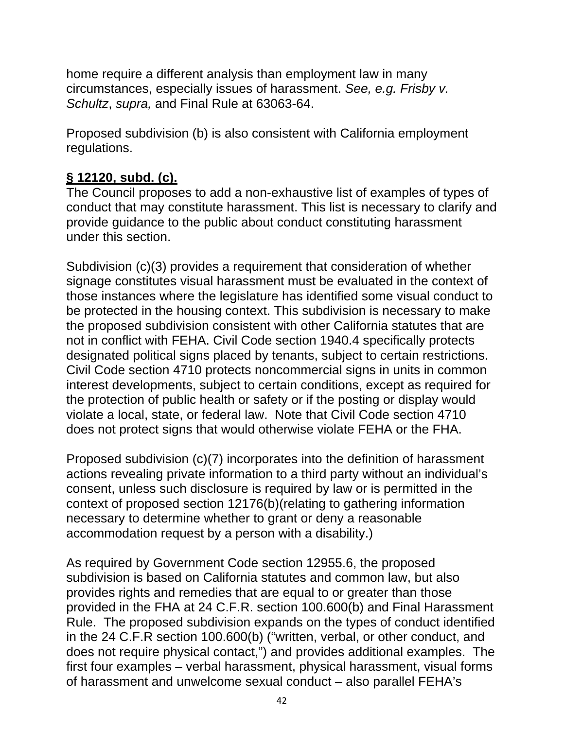home require a different analysis than employment law in many circumstances, especially issues of harassment. *See, e.g. Frisby v. Schultz*, *supra,* and Final Rule at 63063-64.

Proposed subdivision (b) is also consistent with California employment regulations.

**§ 12120, subd. (c).**

The Council proposes to add a non-exhaustive list of examples of types of conduct that may constitute harassment. This list is necessary to clarify and provide guidance to the public about conduct constituting harassment under this section.

Subdivision (c)(3) provides a requirement that consideration of whether signage constitutes visual harassment must be evaluated in the context of those instances where the legislature has identified some visual conduct to be protected in the housing context. This subdivision is necessary to make the proposed subdivision consistent with other California statutes that are not in conflict with FEHA. Civil Code section 1940.4 specifically protects designated political signs placed by tenants, subject to certain restrictions. Civil Code section 4710 protects noncommercial signs in units in common interest developments, subject to certain conditions, except as required for the protection of public health or safety or if the posting or display would violate a local, state, or federal law. Note that Civil Code section 4710 does not protect signs that would otherwise violate FEHA or the FHA.

Proposed subdivision (c)(7) incorporates into the definition of harassment actions revealing private information to a third party without an individual's consent, unless such disclosure is required by law or is permitted in the context of proposed section 12176(b)(relating to gathering information necessary to determine whether to grant or deny a reasonable accommodation request by a person with a disability.)

As required by Government Code section 12955.6, the proposed subdivision is based on California statutes and common law, but also provides rights and remedies that are equal to or greater than those provided in the FHA at 24 C.F.R. section 100.600(b) and Final Harassment Rule. The proposed subdivision expands on the types of conduct identified in the 24 C.F.R section 100.600(b) ("written, verbal, or other conduct, and does not require physical contact,") and provides additional examples. The first four examples – verbal harassment, physical harassment, visual forms of harassment and unwelcome sexual conduct – also parallel FEHA's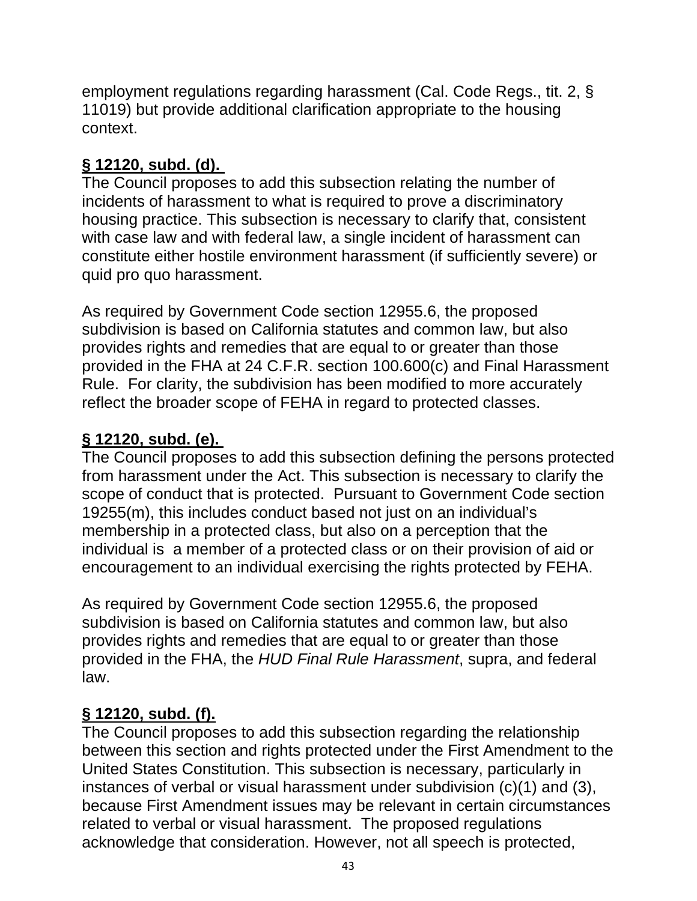employment regulations regarding harassment (Cal. Code Regs., tit. 2, § 11019) but provide additional clarification appropriate to the housing context.

**§ 12120, subd. (d).**

The Council proposes to add this subsection relating the number of incidents of harassment to what is required to prove a discriminatory housing practice. This subsection is necessary to clarify that, consistent with case law and with federal law, a single incident of harassment can constitute either hostile environment harassment (if sufficiently severe) or quid pro quo harassment.

As required by Government Code section 12955.6, the proposed subdivision is based on California statutes and common law, but also provides rights and remedies that are equal to or greater than those provided in the FHA at 24 C.F.R. section 100.600(c) and Final Harassment Rule. For clarity, the subdivision has been modified to more accurately reflect the broader scope of FEHA in regard to protected classes.

**§ 12120, subd. (e).**

The Council proposes to add this subsection defining the persons protected from harassment under the Act. This subsection is necessary to clarify the scope of conduct that is protected. Pursuant to Government Code section 19255(m), this includes conduct based not just on an individual's membership in a protected class, but also on a perception that the individual is a member of a protected class or on their provision of aid or encouragement to an individual exercising the rights protected by FEHA.

As required by Government Code section 12955.6, the proposed subdivision is based on California statutes and common law, but also provides rights and remedies that are equal to or greater than those provided in the FHA, the *HUD Final Rule Harassment*, supra, and federal law.

**§ 12120, subd. (f).**

The Council proposes to add this subsection regarding the relationship between this section and rights protected under the First Amendment to the United States Constitution. This subsection is necessary, particularly in instances of verbal or visual harassment under subdivision (c)(1) and (3), because First Amendment issues may be relevant in certain circumstances related to verbal or visual harassment. The proposed regulations acknowledge that consideration. However, not all speech is protected,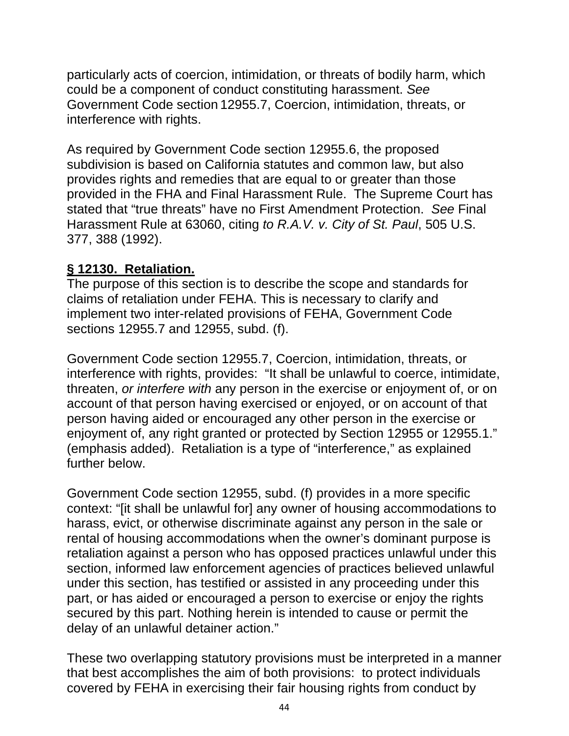particularly acts of coercion, intimidation, or threats of bodily harm, which could be a component of conduct constituting harassment. *See* Government Code section 12955.7, Coercion, intimidation, threats, or interference with rights.

As required by Government Code section 12955.6, the proposed subdivision is based on California statutes and common law, but also provides rights and remedies that are equal to or greater than those provided in the FHA and Final Harassment Rule. The Supreme Court has stated that "true threats" have no First Amendment Protection. *See* Final Harassment Rule at 63060, citing *to R.A.V. v. City of St. Paul*, 505 U.S. 377, 388 (1992).

**§ 12130. Retaliation.**

The purpose of this section is to describe the scope and standards for claims of retaliation under FEHA. This is necessary to clarify and implement two inter-related provisions of FEHA, Government Code sections 12955.7 and 12955, subd. (f).

Government Code section 12955.7, Coercion, intimidation, threats, or interference with rights, provides: "It shall be unlawful to coerce, intimidate, threaten, *or interfere with* any person in the exercise or enjoyment of, or on account of that person having exercised or enjoyed, or on account of that person having aided or encouraged any other person in the exercise or enjoyment of, any right granted or protected by Section 12955 or 12955.1." (emphasis added). Retaliation is a type of "interference," as explained further below.

Government Code section 12955, subd. (f) provides in a more specific context: "[it shall be unlawful for] any owner of housing accommodations to harass, evict, or otherwise discriminate against any person in the sale or rental of housing accommodations when the owner's dominant purpose is retaliation against a person who has opposed practices unlawful under this section, informed law enforcement agencies of practices believed unlawful under this section, has testified or assisted in any proceeding under this part, or has aided or encouraged a person to exercise or enjoy the rights secured by this part. Nothing herein is intended to cause or permit the delay of an unlawful detainer action."

These two overlapping statutory provisions must be interpreted in a manner that best accomplishes the aim of both provisions: to protect individuals covered by FEHA in exercising their fair housing rights from conduct by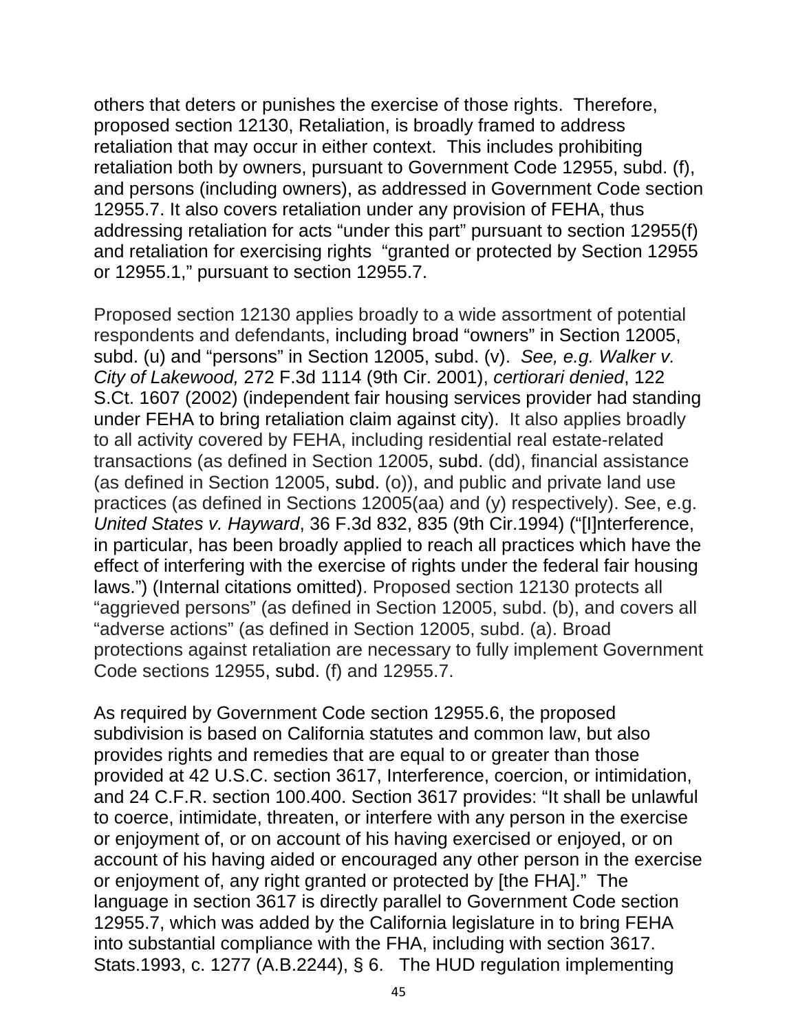others that deters or punishes the exercise of those rights. Therefore, proposed section 12130, Retaliation, is broadly framed to address retaliation that may occur in either context. This includes prohibiting retaliation both by owners, pursuant to Government Code 12955, subd. (f), and persons (including owners), as addressed in Government Code section 12955.7. It also covers retaliation under any provision of FEHA, thus addressing retaliation for acts "under this part" pursuant to section 12955(f) and retaliation for exercising rights "granted or protected by Section 12955 or 12955.1," pursuant to section 12955.7.

Proposed section 12130 applies broadly to a wide assortment of potential respondents and defendants, including broad "owners" in Section 12005, subd. (u) and "persons" in Section 12005, subd. (v). *See, e.g. Walker v. City of Lakewood,* 272 F.3d 1114 (9th Cir. 2001), *certiorari denied*, 122 S.Ct. 1607 (2002) (independent fair housing services provider had standing under FEHA to bring retaliation claim against city). It also applies broadly to all activity covered by FEHA, including residential real estate-related transactions (as defined in Section 12005, subd. (dd), financial assistance (as defined in Section 12005, subd. (o)), and public and private land use practices (as defined in Sections 12005(aa) and (y) respectively). See, e.g. *United States v. Hayward*, 36 F.3d 832, 835 (9th Cir.1994) ("[I]nterference, in particular, has been broadly applied to reach all practices which have the effect of interfering with the exercise of rights under the federal fair housing laws.") (Internal citations omitted). Proposed section 12130 protects all "aggrieved persons" (as defined in Section 12005, subd. (b), and covers all "adverse actions" (as defined in Section 12005, subd. (a). Broad protections against retaliation are necessary to fully implement Government Code sections 12955, subd. (f) and 12955.7.

As required by Government Code section 12955.6, the proposed subdivision is based on California statutes and common law, but also provides rights and remedies that are equal to or greater than those provided at 42 U.S.C. section 3617, Interference, coercion, or intimidation, and 24 C.F.R. section 100.400. Section 3617 provides: "It shall be unlawful to coerce, intimidate, threaten, or interfere with any person in the exercise or enjoyment of, or on account of his having exercised or enjoyed, or on account of his having aided or encouraged any other person in the exercise or enjoyment of, any right granted or protected by [the FHA]." The language in section 3617 is directly parallel to Government Code section 12955.7, which was added by the California legislature in to bring FEHA into substantial compliance with the FHA, including with section 3617. Stats.1993, c. 1277 (A.B.2244), § 6. The HUD regulation implementing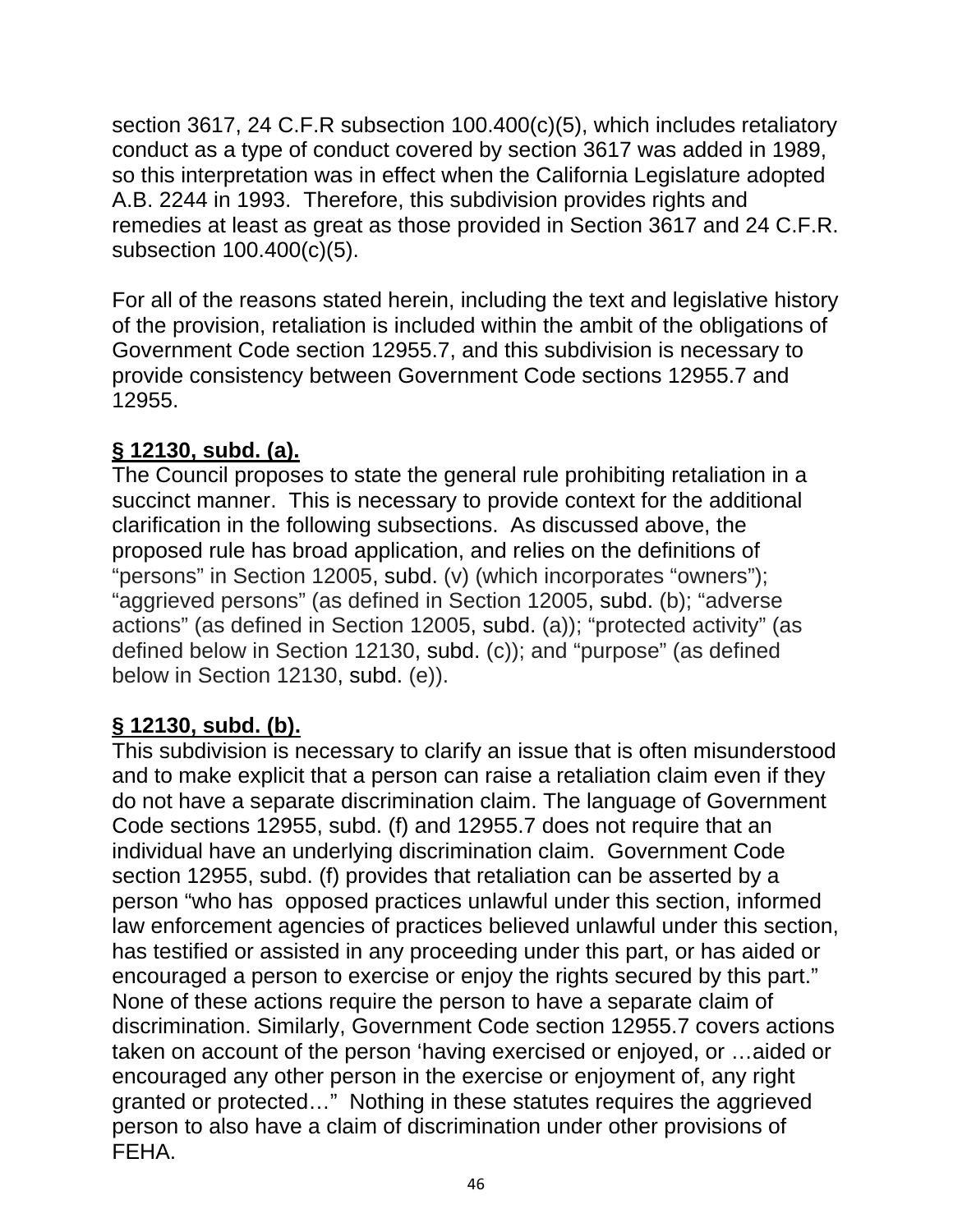section 3617, 24 C.F.R subsection 100.400(c)(5), which includes retaliatory conduct as a type of conduct covered by section 3617 was added in 1989, so this interpretation was in effect when the California Legislature adopted A.B. 2244 in 1993. Therefore, this subdivision provides rights and remedies at least as great as those provided in Section 3617 and 24 C.F.R. subsection 100.400(c)(5).

For all of the reasons stated herein, including the text and legislative history of the provision, retaliation is included within the ambit of the obligations of Government Code section 12955.7, and this subdivision is necessary to provide consistency between Government Code sections 12955.7 and 12955.

**§ 12130, subd. (a).**

The Council proposes to state the general rule prohibiting retaliation in a succinct manner. This is necessary to provide context for the additional clarification in the following subsections. As discussed above, the proposed rule has broad application, and relies on the definitions of "persons" in Section 12005, subd. (v) (which incorporates "owners"); "aggrieved persons" (as defined in Section 12005, subd. (b); "adverse actions" (as defined in Section 12005, subd. (a)); "protected activity" (as defined below in Section 12130, subd. (c)); and "purpose" (as defined below in Section 12130, subd. (e)).

**§ 12130, subd. (b).**

This subdivision is necessary to clarify an issue that is often misunderstood and to make explicit that a person can raise a retaliation claim even if they do not have a separate discrimination claim. The language of Government Code sections 12955, subd. (f) and 12955.7 does not require that an individual have an underlying discrimination claim. Government Code section 12955, subd. (f) provides that retaliation can be asserted by a person "who has opposed practices unlawful under this section, informed law enforcement agencies of practices believed unlawful under this section, has testified or assisted in any proceeding under this part, or has aided or encouraged a person to exercise or enjoy the rights secured by this part." None of these actions require the person to have a separate claim of discrimination. Similarly, Government Code section 12955.7 covers actions taken on account of the person 'having exercised or enjoyed, or …aided or encouraged any other person in the exercise or enjoyment of, any right granted or protected…" Nothing in these statutes requires the aggrieved person to also have a claim of discrimination under other provisions of FEHA.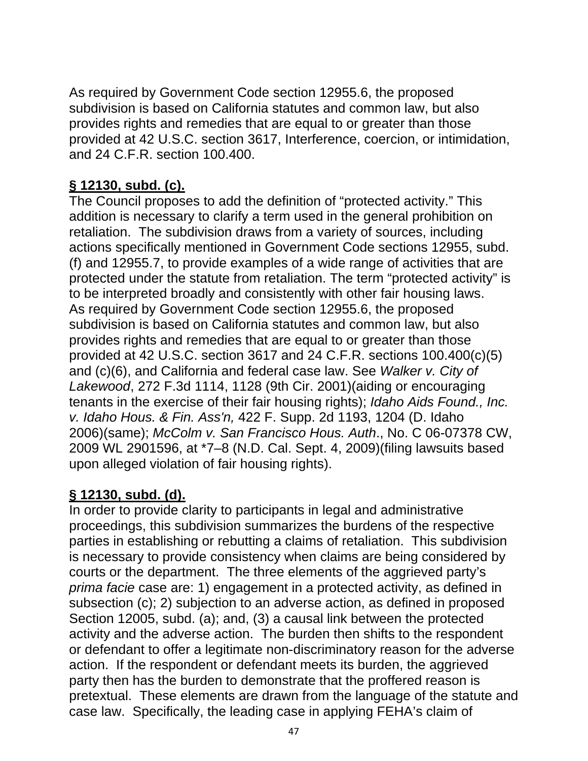As required by Government Code section 12955.6, the proposed subdivision is based on California statutes and common law, but also provides rights and remedies that are equal to or greater than those provided at 42 U.S.C. section 3617, Interference, coercion, or intimidation, and 24 C.F.R. section 100.400.

**§ 12130, subd. (c).**

The Council proposes to add the definition of "protected activity." This addition is necessary to clarify a term used in the general prohibition on retaliation. The subdivision draws from a variety of sources, including actions specifically mentioned in Government Code sections 12955, subd. (f) and 12955.7, to provide examples of a wide range of activities that are protected under the statute from retaliation. The term "protected activity" is to be interpreted broadly and consistently with other fair housing laws. As required by Government Code section 12955.6, the proposed subdivision is based on California statutes and common law, but also provides rights and remedies that are equal to or greater than those provided at 42 U.S.C. section 3617 and 24 C.F.R. sections 100.400(c)(5) and (c)(6), and California and federal case law. See *Walker v. City of Lakewood*, 272 F.3d 1114, 1128 (9th Cir. 2001)(aiding or encouraging tenants in the exercise of their fair housing rights); *Idaho Aids Found., Inc. v. Idaho Hous. & Fin. Ass'n,* 422 F. Supp. 2d 1193, 1204 (D. Idaho 2006)(same); *McColm v. San Francisco Hous. Auth*., No. C 06-07378 CW, 2009 WL 2901596, at *7–8 (N.D. Cal. Sept. 4, 2009)(filing lawsuits based upon alleged violation of fair housing rights).

**§ 12130, subd. (d).**

In order to provide clarity to participants in legal and administrative proceedings, this subdivision summarizes the burdens of the respective parties in establishing or rebutting a claims of retaliation. This subdivision is necessary to provide consistency when claims are being considered by courts or the department. The three elements of the aggrieved party's *prima facie* case are: 1) engagement in a protected activity, as defined in subsection (c); 2) subjection to an adverse action, as defined in proposed Section 12005, subd. (a); and, (3) a causal link between the protected activity and the adverse action. The burden then shifts to the respondent or defendant to offer a legitimate non-discriminatory reason for the adverse action. If the respondent or defendant meets its burden, the aggrieved party then has the burden to demonstrate that the proffered reason is pretextual. These elements are drawn from the language of the statute and case law. Specifically, the leading case in applying FEHA's claim of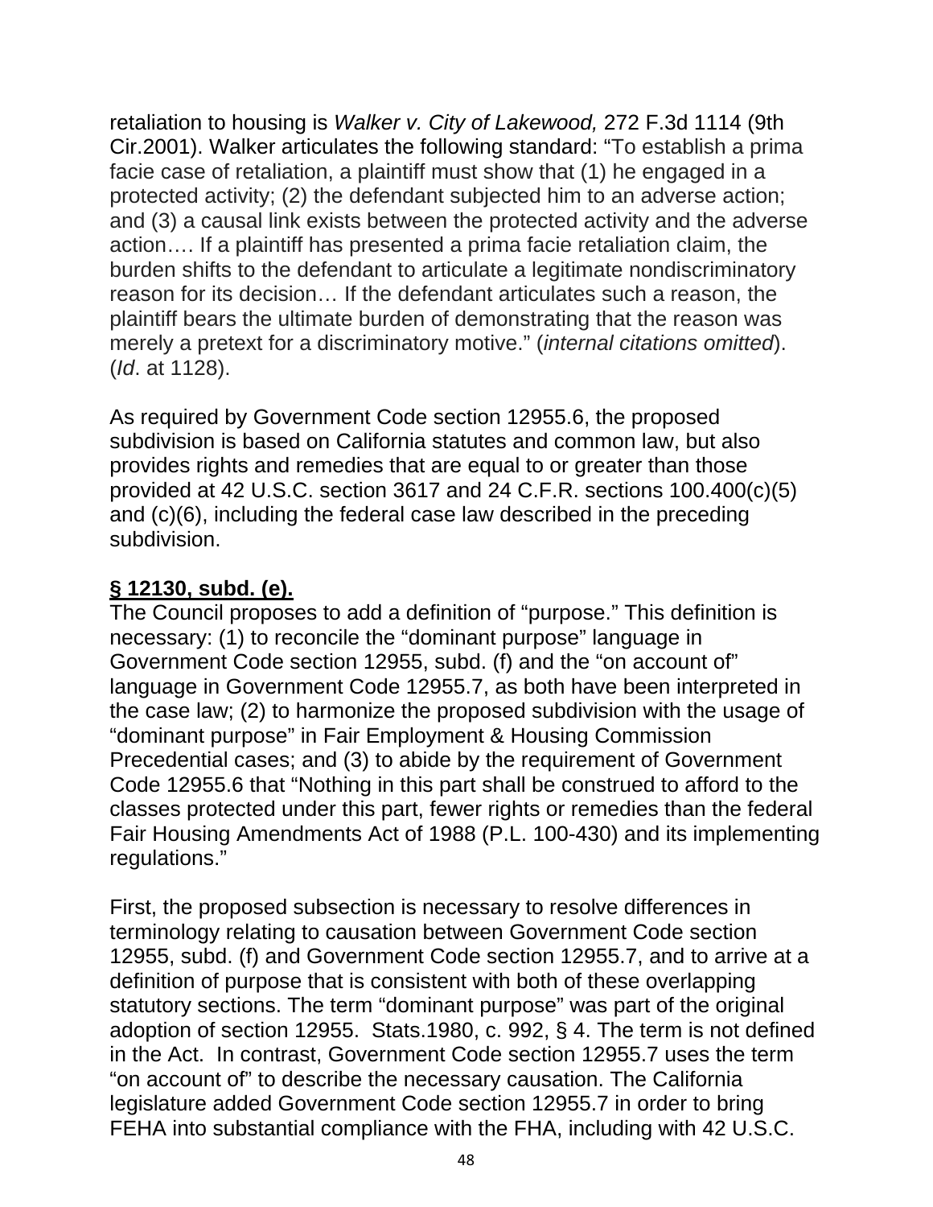retaliation to housing is *Walker v. City of Lakewood,* 272 F.3d 1114 (9th Cir.2001). Walker articulates the following standard: "To establish a prima facie case of retaliation, a plaintiff must show that (1) he engaged in a protected activity; (2) the defendant subjected him to an adverse action; and (3) a causal link exists between the protected activity and the adverse action…. If a plaintiff has presented a prima facie retaliation claim, the burden shifts to the defendant to articulate a legitimate nondiscriminatory reason for its decision… If the defendant articulates such a reason, the plaintiff bears the ultimate burden of demonstrating that the reason was merely a pretext for a discriminatory motive." (*internal citations omitted*). (*Id*. at 1128).

As required by Government Code section 12955.6, the proposed subdivision is based on California statutes and common law, but also provides rights and remedies that are equal to or greater than those provided at 42 U.S.C. section 3617 and 24 C.F.R. sections 100.400(c)(5) and (c)(6), including the federal case law described in the preceding subdivision.

**§ 12130, subd. (e).**

The Council proposes to add a definition of "purpose." This definition is necessary: (1) to reconcile the "dominant purpose" language in Government Code section 12955, subd. (f) and the "on account of" language in Government Code 12955.7, as both have been interpreted in the case law; (2) to harmonize the proposed subdivision with the usage of "dominant purpose" in Fair Employment & Housing Commission Precedential cases; and (3) to abide by the requirement of Government Code 12955.6 that "Nothing in this part shall be construed to afford to the classes protected under this part, fewer rights or remedies than the federal Fair Housing Amendments Act of 1988 (P.L. 100-430) and its implementing regulations."

First, the proposed subsection is necessary to resolve differences in terminology relating to causation between Government Code section 12955, subd. (f) and Government Code section 12955.7, and to arrive at a definition of purpose that is consistent with both of these overlapping statutory sections. The term "dominant purpose" was part of the original adoption of section 12955. Stats.1980, c. 992, § 4. The term is not defined in the Act. In contrast, Government Code section 12955.7 uses the term "on account of" to describe the necessary causation. The California legislature added Government Code section 12955.7 in order to bring FEHA into substantial compliance with the FHA, including with 42 U.S.C.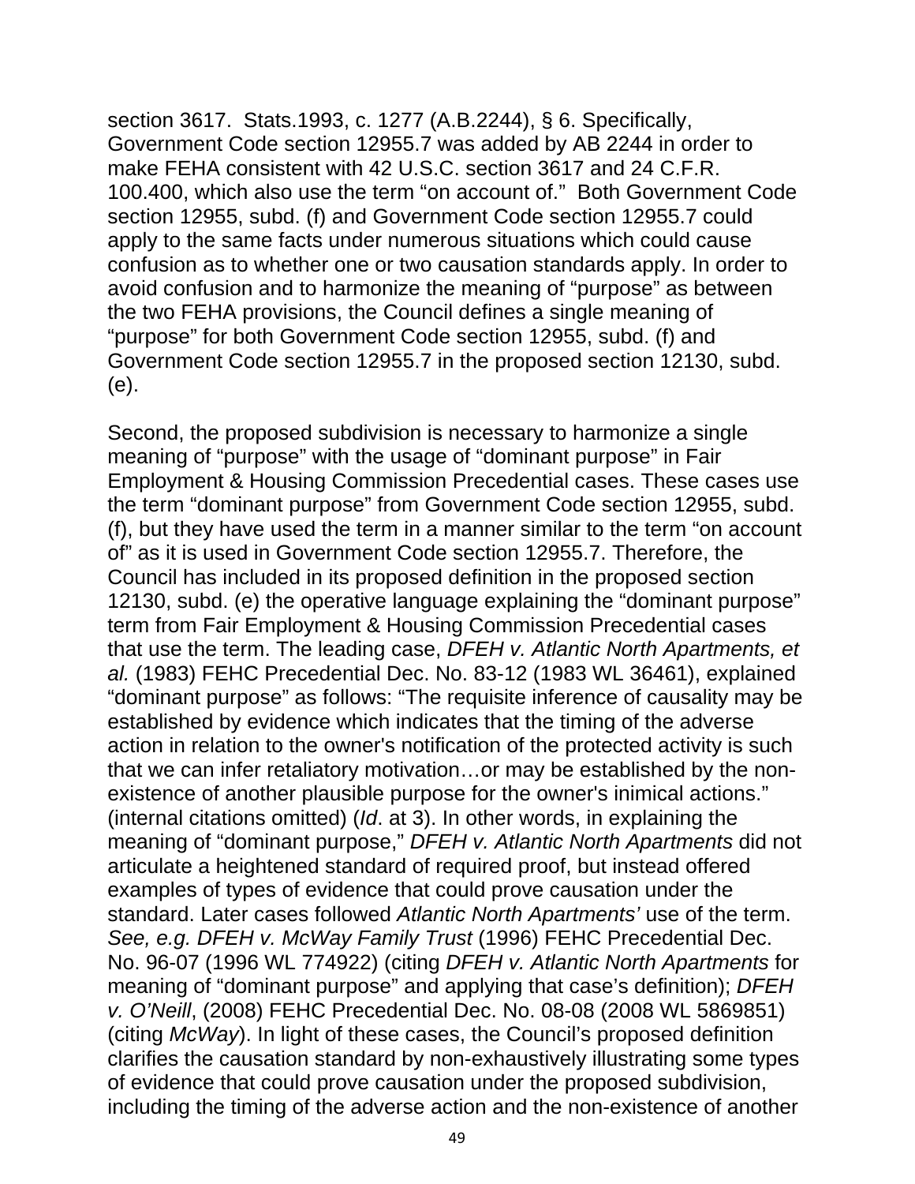section 3617. Stats.1993, c. 1277 (A.B.2244), § 6. Specifically, Government Code section 12955.7 was added by AB 2244 in order to make FEHA consistent with 42 U.S.C. section 3617 and 24 C.F.R. 100.400, which also use the term "on account of." Both Government Code section 12955, subd. (f) and Government Code section 12955.7 could apply to the same facts under numerous situations which could cause confusion as to whether one or two causation standards apply. In order to avoid confusion and to harmonize the meaning of "purpose" as between the two FEHA provisions, the Council defines a single meaning of "purpose" for both Government Code section 12955, subd. (f) and Government Code section 12955.7 in the proposed section 12130, subd. (e).

Second, the proposed subdivision is necessary to harmonize a single meaning of "purpose" with the usage of "dominant purpose" in Fair Employment & Housing Commission Precedential cases. These cases use the term "dominant purpose" from Government Code section 12955, subd. (f), but they have used the term in a manner similar to the term "on account of" as it is used in Government Code section 12955.7. Therefore, the Council has included in its proposed definition in the proposed section 12130, subd. (e) the operative language explaining the "dominant purpose" term from Fair Employment & Housing Commission Precedential cases that use the term. The leading case, *DFEH v. Atlantic North Apartments, et al.* (1983) FEHC Precedential Dec. No. 83-12 (1983 WL 36461), explained "dominant purpose" as follows: "The requisite inference of causality may be established by evidence which indicates that the timing of the adverse action in relation to the owner's notification of the protected activity is such that we can infer retaliatory motivation…or may be established by the non-existence of another plausible purpose for the owner's inimical actions." (internal citations omitted) (*Id*. at 3). In other words, in explaining the meaning of "dominant purpose," *DFEH v. Atlantic North Apartments* did not articulate a heightened standard of required proof, but instead offered examples of types of evidence that could prove causation under the standard. Later cases followed *Atlantic North Apartments'* use of the term. *See, e.g. DFEH v. McWay Family Trust* (1996) FEHC Precedential Dec. No. 96-07 (1996 WL 774922) (citing *DFEH v. Atlantic North Apartments* for meaning of "dominant purpose" and applying that case's definition); *DFEH v. O'Neill*, (2008) FEHC Precedential Dec. No. 08-08 (2008 WL 5869851) (citing *McWay*). In light of these cases, the Council's proposed definition clarifies the causation standard by non-exhaustively illustrating some types of evidence that could prove causation under the proposed subdivision, including the timing of the adverse action and the non-existence of another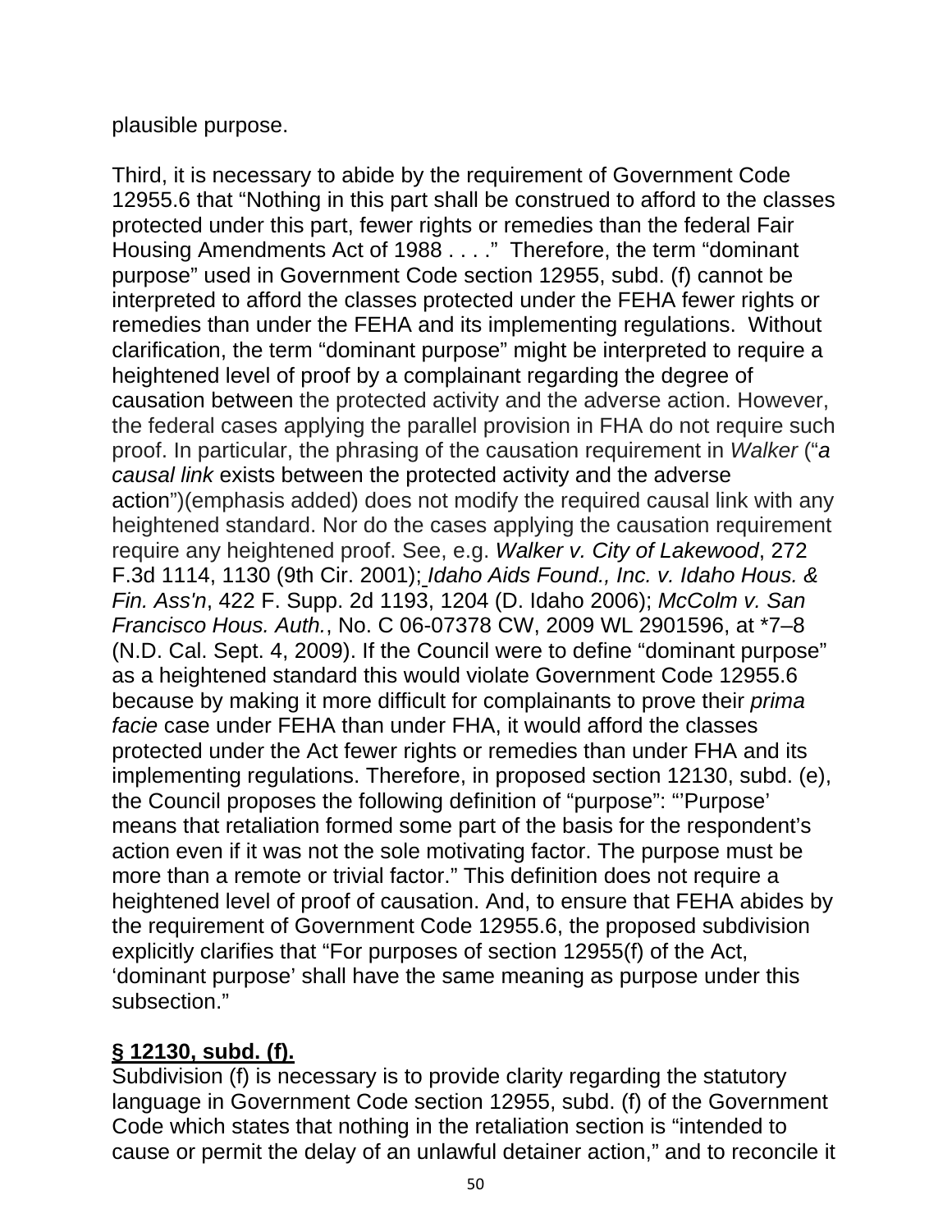plausible purpose.

Third, it is necessary to abide by the requirement of Government Code 12955.6 that “Nothing in this part shall be construed to afford to the classes protected under this part, fewer rights or remedies than the federal Fair Housing Amendments Act of 1988 . . . .” Therefore, the term “dominant purpose” used in Government Code section 12955, subd. (f) cannot be interpreted to afford the classes protected under the FEHA fewer rights or remedies than under the FEHA and its implementing regulations. Without clarification, the term “dominant purpose” might be interpreted to require a heightened level of proof by a complainant regarding the degree of causation between the protected activity and the adverse action. However, the federal cases applying the parallel provision in FHA do not require such proof. In particular, the phrasing of the causation requirement in *Walker* (“*a causal link* exists between the protected activity and the adverse action”)(emphasis added) does not modify the required causal link with any heightened standard. Nor do the cases applying the causation requirement require any heightened proof. See, e.g. *Walker v. City of Lakewood*, 272 F.3d 1114, 1130 (9th Cir. 2001); *Idaho Aids Found., Inc. v. Idaho Hous. & Fin. Ass'n*, 422 F. Supp. 2d 1193, 1204 (D. Idaho 2006); *McColm v. San Francisco Hous. Auth.*, No. C 06-07378 CW, 2009 WL 2901596, at *7–8 (N.D. Cal. Sept. 4, 2009). If the Council were to define “dominant purpose” as a heightened standard this would violate Government Code 12955.6 because by making it more difficult for complainants to prove their *prima facie* case under FEHA than under FHA, it would afford the classes protected under the Act fewer rights or remedies than under FHA and its implementing regulations. Therefore, in proposed section 12130, subd. (e), the Council proposes the following definition of “purpose”: “’Purpose’ means that retaliation formed some part of the basis for the respondent’s action even if it was not the sole motivating factor. The purpose must be more than a remote or trivial factor.” This definition does not require a heightened level of proof of causation. And, to ensure that FEHA abides by the requirement of Government Code 12955.6, the proposed subdivision explicitly clarifies that “For purposes of section 12955(f) of the Act, ‘dominant purpose’ shall have the same meaning as purpose under this subsection.”

**§ 12130, subd. (f).**

Subdivision (f) is necessary is to provide clarity regarding the statutory language in Government Code section 12955, subd. (f) of the Government Code which states that nothing in the retaliation section is “intended to cause or permit the delay of an unlawful detainer action,” and to reconcile it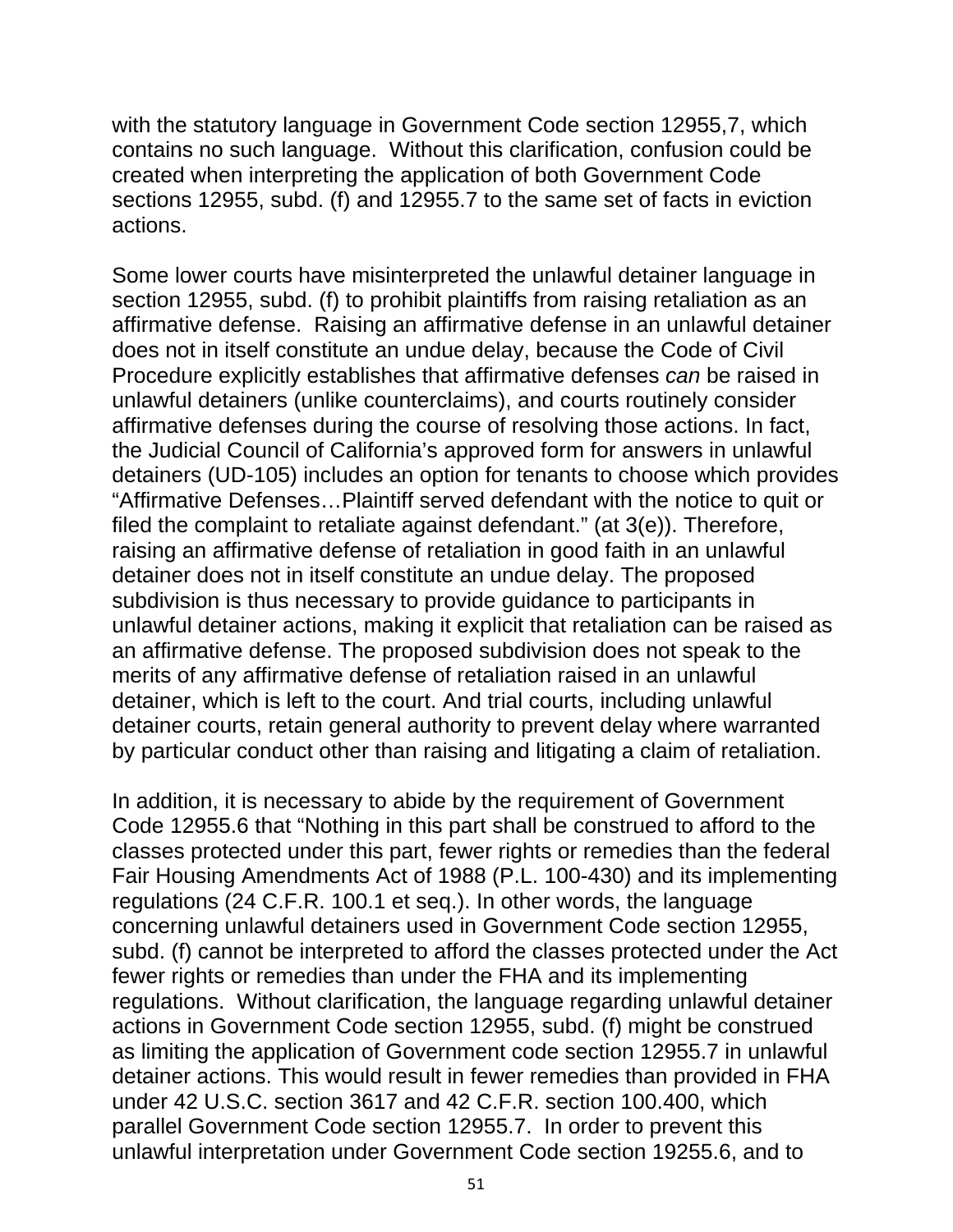with the statutory language in Government Code section 12955,7, which contains no such language. Without this clarification, confusion could be created when interpreting the application of both Government Code sections 12955, subd. (f) and 12955.7 to the same set of facts in eviction actions.

Some lower courts have misinterpreted the unlawful detainer language in section 12955, subd. (f) to prohibit plaintiffs from raising retaliation as an affirmative defense. Raising an affirmative defense in an unlawful detainer does not in itself constitute an undue delay, because the Code of Civil Procedure explicitly establishes that affirmative defenses *can* be raised in unlawful detainers (unlike counterclaims), and courts routinely consider affirmative defenses during the course of resolving those actions. In fact, the Judicial Council of California's approved form for answers in unlawful detainers (UD-105) includes an option for tenants to choose which provides "Affirmative Defenses…Plaintiff served defendant with the notice to quit or filed the complaint to retaliate against defendant." (at 3(e)). Therefore, raising an affirmative defense of retaliation in good faith in an unlawful detainer does not in itself constitute an undue delay. The proposed subdivision is thus necessary to provide guidance to participants in unlawful detainer actions, making it explicit that retaliation can be raised as an affirmative defense. The proposed subdivision does not speak to the merits of any affirmative defense of retaliation raised in an unlawful detainer, which is left to the court. And trial courts, including unlawful detainer courts, retain general authority to prevent delay where warranted by particular conduct other than raising and litigating a claim of retaliation.

In addition, it is necessary to abide by the requirement of Government Code 12955.6 that "Nothing in this part shall be construed to afford to the classes protected under this part, fewer rights or remedies than the federal Fair Housing Amendments Act of 1988 (P.L. 100-430) and its implementing regulations (24 C.F.R. 100.1 et seq.). In other words, the language concerning unlawful detainers used in Government Code section 12955, subd. (f) cannot be interpreted to afford the classes protected under the Act fewer rights or remedies than under the FHA and its implementing regulations. Without clarification, the language regarding unlawful detainer actions in Government Code section 12955, subd. (f) might be construed as limiting the application of Government code section 12955.7 in unlawful detainer actions. This would result in fewer remedies than provided in FHA under 42 U.S.C. section 3617 and 42 C.F.R. section 100.400, which parallel Government Code section 12955.7. In order to prevent this unlawful interpretation under Government Code section 19255.6, and to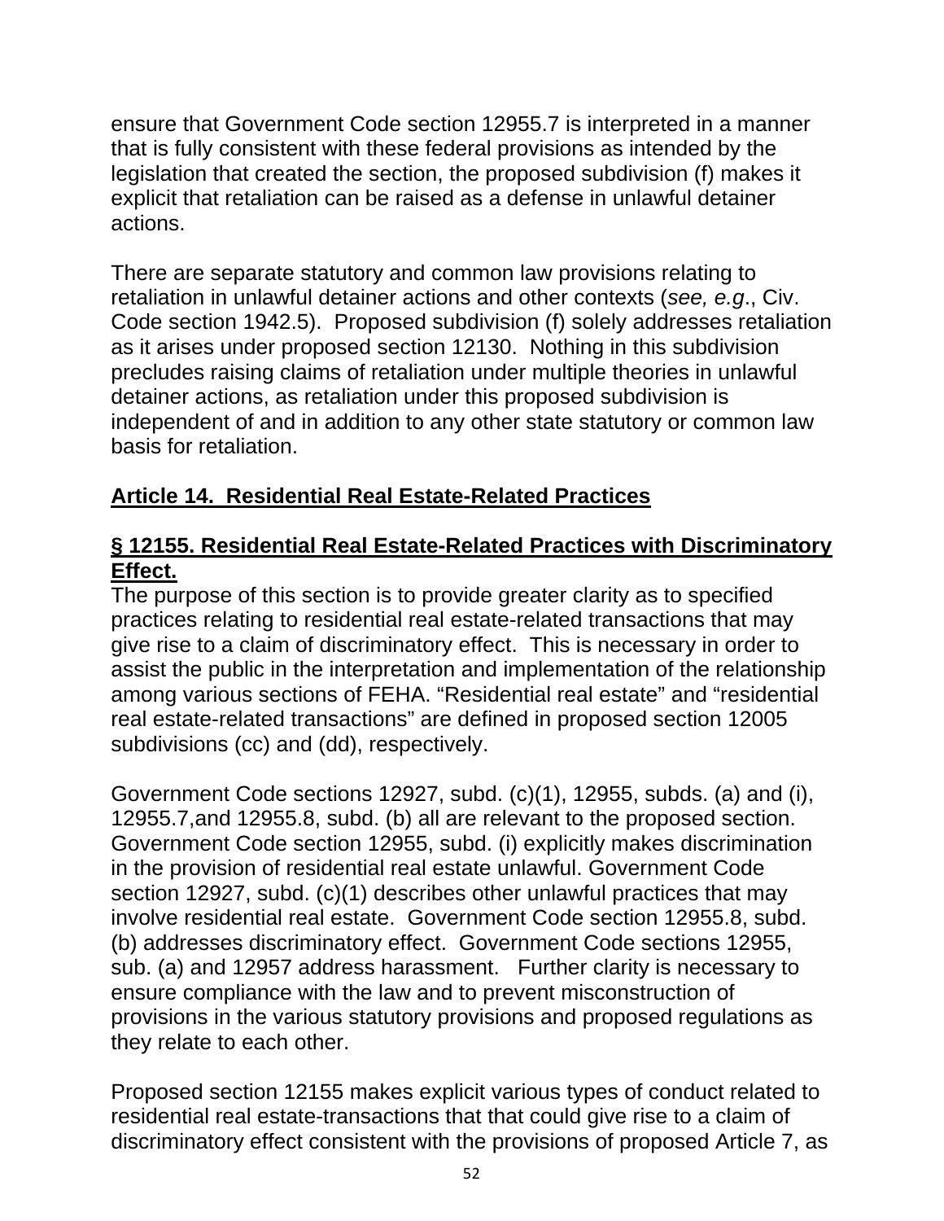ensure that Government Code section 12955.7 is interpreted in a manner that is fully consistent with these federal provisions as intended by the legislation that created the section, the proposed subdivision (f) makes it explicit that retaliation can be raised as a defense in unlawful detainer actions.

There are separate statutory and common law provisions relating to retaliation in unlawful detainer actions and other contexts (*see, e.g*., Civ. Code section 1942.5). Proposed subdivision (f) solely addresses retaliation as it arises under proposed section 12130. Nothing in this subdivision precludes raising claims of retaliation under multiple theories in unlawful detainer actions, as retaliation under this proposed subdivision is independent of and in addition to any other state statutory or common law basis for retaliation.

## **Article 14. Residential Real Estate-Related Practices**

### **§ 12155. Residential Real Estate-Related Practices with Discriminatory Effect.**

The purpose of this section is to provide greater clarity as to specified practices relating to residential real estate-related transactions that may give rise to a claim of discriminatory effect. This is necessary in order to assist the public in the interpretation and implementation of the relationship among various sections of FEHA. "Residential real estate" and "residential real estate-related transactions" are defined in proposed section 12005 subdivisions (cc) and (dd), respectively.

Government Code sections 12927, subd. (c)(1), 12955, subds. (a) and (i), 12955.7,and 12955.8, subd. (b) all are relevant to the proposed section. Government Code section 12955, subd. (i) explicitly makes discrimination in the provision of residential real estate unlawful. Government Code section 12927, subd. (c)(1) describes other unlawful practices that may involve residential real estate. Government Code section 12955.8, subd. (b) addresses discriminatory effect. Government Code sections 12955, sub. (a) and 12957 address harassment. Further clarity is necessary to ensure compliance with the law and to prevent misconstruction of provisions in the various statutory provisions and proposed regulations as they relate to each other.

Proposed section 12155 makes explicit various types of conduct related to residential real estate-transactions that that could give rise to a claim of discriminatory effect consistent with the provisions of proposed Article 7, as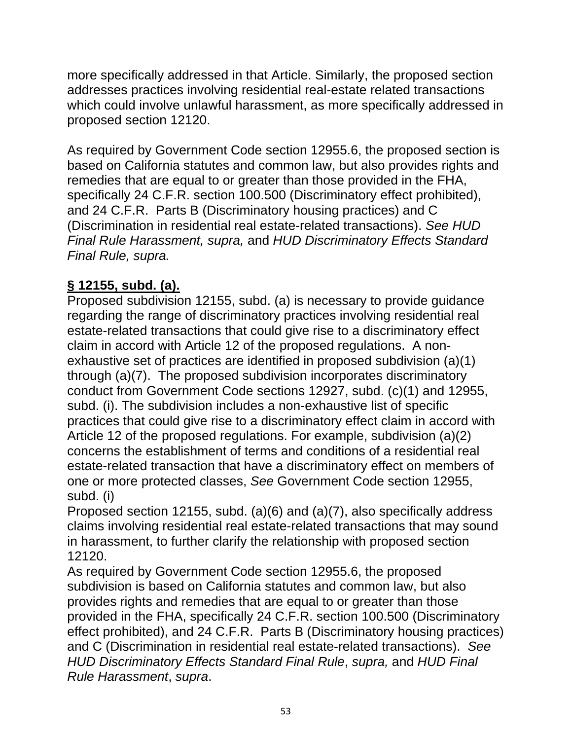more specifically addressed in that Article. Similarly, the proposed section addresses practices involving residential real-estate related transactions which could involve unlawful harassment, as more specifically addressed in proposed section 12120.

As required by Government Code section 12955.6, the proposed section is based on California statutes and common law, but also provides rights and remedies that are equal to or greater than those provided in the FHA, specifically 24 C.F.R. section 100.500 (Discriminatory effect prohibited), and 24 C.F.R. Parts B (Discriminatory housing practices) and C (Discrimination in residential real estate-related transactions). *See HUD Final Rule Harassment, supra,* and *HUD Discriminatory Effects Standard Final Rule, supra.*

**§ 12155, subd. (a).**

Proposed subdivision 12155, subd. (a) is necessary to provide guidance regarding the range of discriminatory practices involving residential real estate-related transactions that could give rise to a discriminatory effect claim in accord with Article 12 of the proposed regulations. A non-exhaustive set of practices are identified in proposed subdivision (a)(1) through (a)(7). The proposed subdivision incorporates discriminatory conduct from Government Code sections 12927, subd. (c)(1) and 12955, subd. (i). The subdivision includes a non-exhaustive list of specific practices that could give rise to a discriminatory effect claim in accord with Article 12 of the proposed regulations. For example, subdivision (a)(2) concerns the establishment of terms and conditions of a residential real estate-related transaction that have a discriminatory effect on members of one or more protected classes, *See* Government Code section 12955, subd. (i)

Proposed section 12155, subd. (a)(6) and (a)(7), also specifically address claims involving residential real estate-related transactions that may sound in harassment, to further clarify the relationship with proposed section 12120.

As required by Government Code section 12955.6, the proposed subdivision is based on California statutes and common law, but also provides rights and remedies that are equal to or greater than those provided in the FHA, specifically 24 C.F.R. section 100.500 (Discriminatory effect prohibited), and 24 C.F.R. Parts B (Discriminatory housing practices) and C (Discrimination in residential real estate-related transactions). *See HUD Discriminatory Effects Standard Final Rule*, *supra,* and *HUD Final Rule Harassment*, *supra*.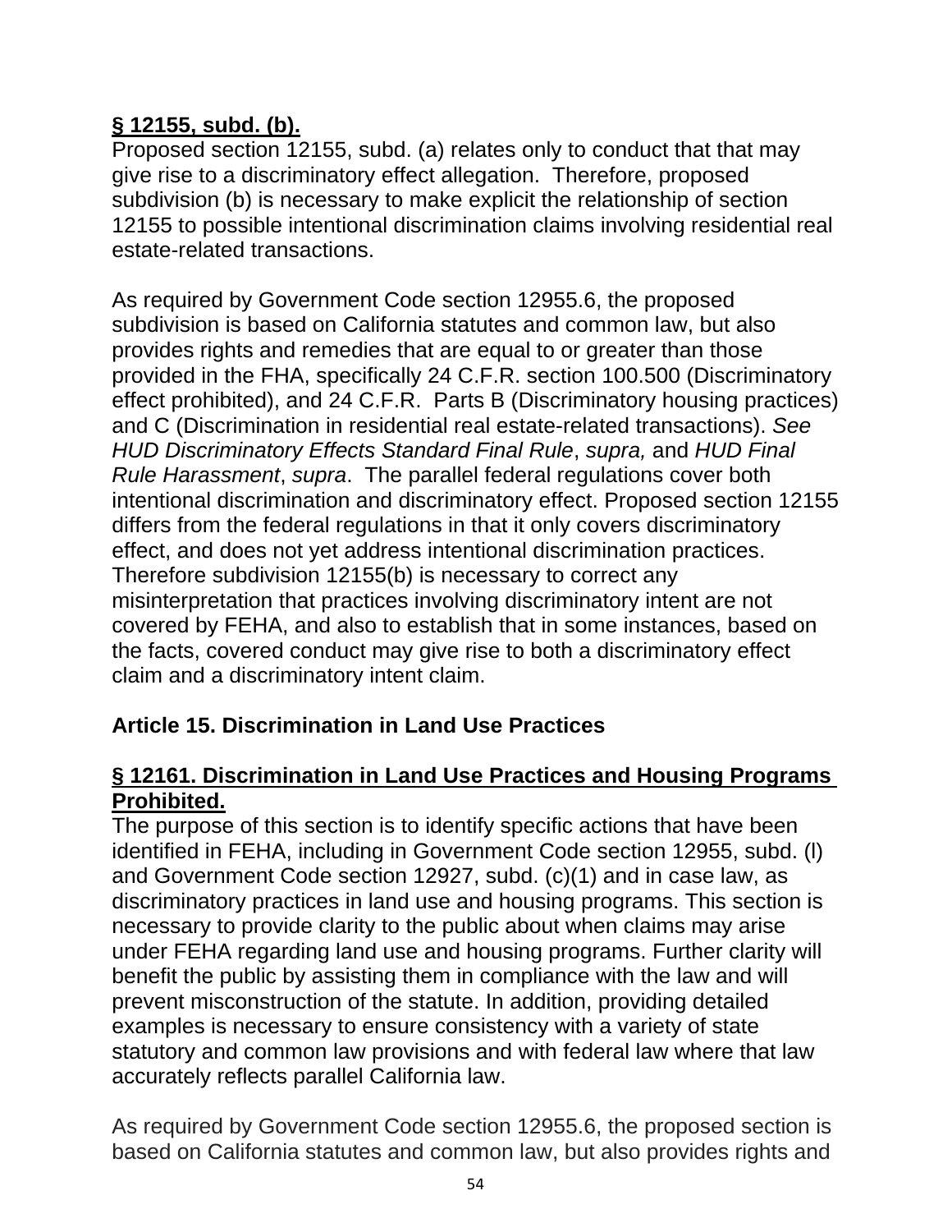**<u>§ 12155, subd. (b).</u>**
Proposed section 12155, subd. (a) relates only to conduct that that may give rise to a discriminatory effect allegation. Therefore, proposed subdivision (b) is necessary to make explicit the relationship of section 12155 to possible intentional discrimination claims involving residential real estate-related transactions.

As required by Government Code section 12955.6, the proposed subdivision is based on California statutes and common law, but also provides rights and remedies that are equal to or greater than those provided in the FHA, specifically 24 C.F.R. section 100.500 (Discriminatory effect prohibited), and 24 C.F.R. Parts B (Discriminatory housing practices) and C (Discrimination in residential real estate-related transactions). *See HUD Discriminatory Effects Standard Final Rule*, *supra,* and *HUD Final Rule Harassment*, *supra*. The parallel federal regulations cover both intentional discrimination and discriminatory effect. Proposed section 12155 differs from the federal regulations in that it only covers discriminatory effect, and does not yet address intentional discrimination practices. Therefore subdivision 12155(b) is necessary to correct any misinterpretation that practices involving discriminatory intent are not covered by FEHA, and also to establish that in some instances, based on the facts, covered conduct may give rise to both a discriminatory effect claim and a discriminatory intent claim.

## Article 15. Discrimination in Land Use Practices

**<u>§ 12161. Discrimination in Land Use Practices and Housing Programs Prohibited.</u>**
The purpose of this section is to identify specific actions that have been identified in FEHA, including in Government Code section 12955, subd. (l) and Government Code section 12927, subd. (c)(1) and in case law, as discriminatory practices in land use and housing programs. This section is necessary to provide clarity to the public about when claims may arise under FEHA regarding land use and housing programs. Further clarity will benefit the public by assisting them in compliance with the law and will prevent misconstruction of the statute. In addition, providing detailed examples is necessary to ensure consistency with a variety of state statutory and common law provisions and with federal law where that law accurately reflects parallel California law.

As required by Government Code section 12955.6, the proposed section is based on California statutes and common law, but also provides rights and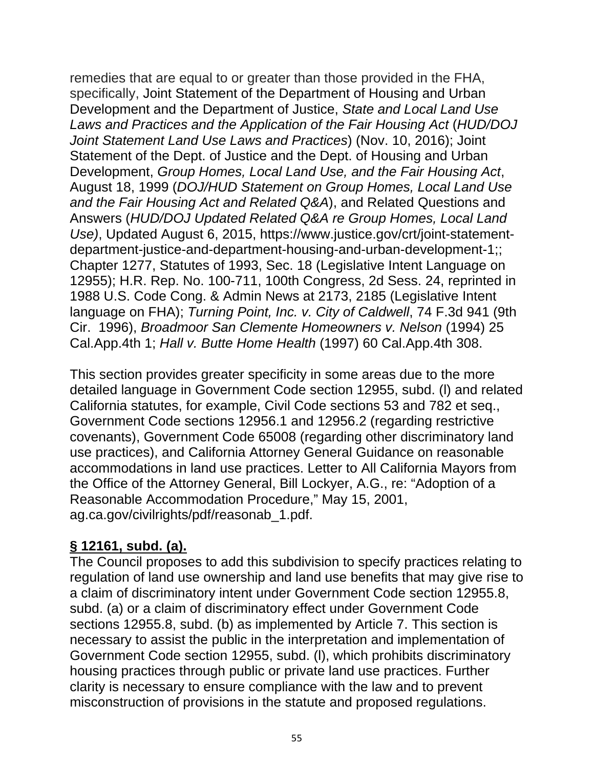remedies that are equal to or greater than those provided in the FHA, specifically, Joint Statement of the Department of Housing and Urban Development and the Department of Justice, *State and Local Land Use Laws and Practices and the Application of the Fair Housing Act* (*HUD/DOJ Joint Statement Land Use Laws and Practices*) (Nov. 10, 2016); Joint Statement of the Dept. of Justice and the Dept. of Housing and Urban Development, *Group Homes, Local Land Use, and the Fair Housing Act*, August 18, 1999 (*DOJ/HUD Statement on Group Homes, Local Land Use and the Fair Housing Act and Related Q&A*), and Related Questions and Answers (*HUD/DOJ Updated Related Q&A re Group Homes, Local Land Use)*, Updated August 6, 2015, https://www.justice.gov/crt/joint-statement-department-justice-and-department-housing-and-urban-development-1;; Chapter 1277, Statutes of 1993, Sec. 18 (Legislative Intent Language on 12955); H.R. Rep. No. 100-711, 100th Congress, 2d Sess. 24, reprinted in 1988 U.S. Code Cong. & Admin News at 2173, 2185 (Legislative Intent language on FHA); *Turning Point, Inc. v. City of Caldwell*, 74 F.3d 941 (9th Cir. 1996), *Broadmoor San Clemente Homeowners v. Nelson* (1994) 25 Cal.App.4th 1; *Hall v. Butte Home Health* (1997) 60 Cal.App.4th 308.

This section provides greater specificity in some areas due to the more detailed language in Government Code section 12955, subd. (l) and related California statutes, for example, Civil Code sections 53 and 782 et seq., Government Code sections 12956.1 and 12956.2 (regarding restrictive covenants), Government Code 65008 (regarding other discriminatory land use practices), and California Attorney General Guidance on reasonable accommodations in land use practices. Letter to All California Mayors from the Office of the Attorney General, Bill Lockyer, A.G., re: "Adoption of a Reasonable Accommodation Procedure," May 15, 2001, ag.ca.gov/civilrights/pdf/reasonab_1.pdf.

**§ 12161, subd. (a).**

The Council proposes to add this subdivision to specify practices relating to regulation of land use ownership and land use benefits that may give rise to a claim of discriminatory intent under Government Code section 12955.8, subd. (a) or a claim of discriminatory effect under Government Code sections 12955.8, subd. (b) as implemented by Article 7. This section is necessary to assist the public in the interpretation and implementation of Government Code section 12955, subd. (l), which prohibits discriminatory housing practices through public or private land use practices. Further clarity is necessary to ensure compliance with the law and to prevent misconstruction of provisions in the statute and proposed regulations.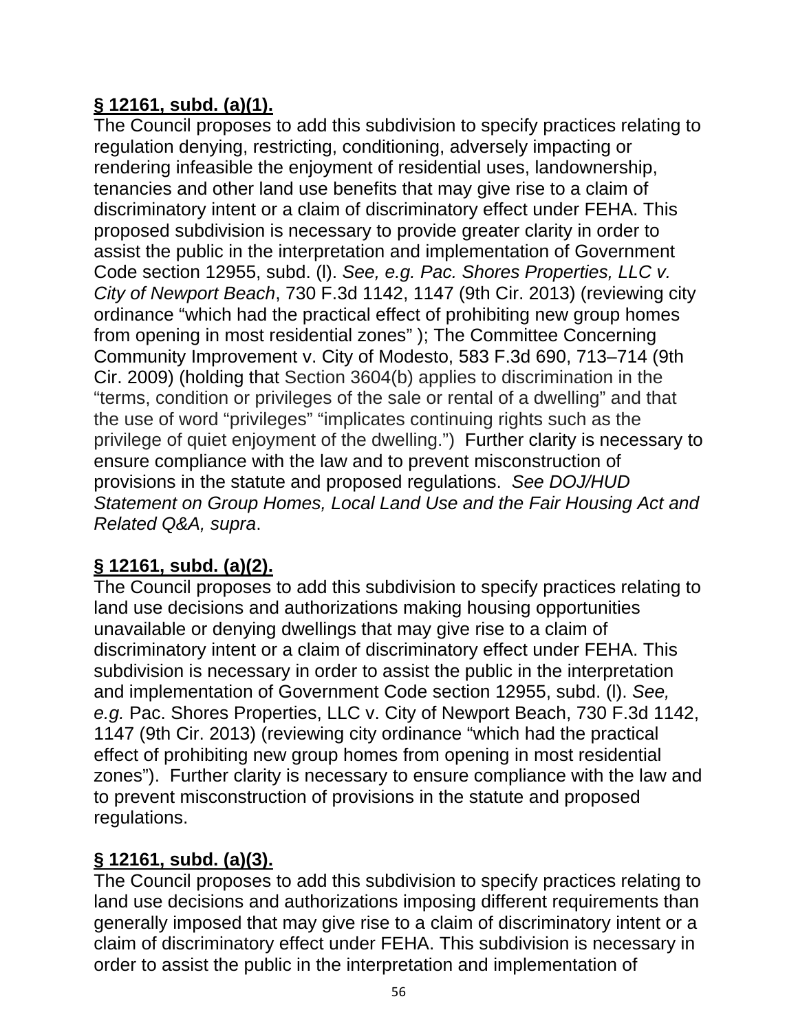**<u>§ 12161, subd. (a)(1).</u>**
The Council proposes to add this subdivision to specify practices relating to regulation denying, restricting, conditioning, adversely impacting or rendering infeasible the enjoyment of residential uses, landownership, tenancies and other land use benefits that may give rise to a claim of discriminatory intent or a claim of discriminatory effect under FEHA. This proposed subdivision is necessary to provide greater clarity in order to assist the public in the interpretation and implementation of Government Code section 12955, subd. (l). *See, e.g. Pac. Shores Properties, LLC v. City of Newport Beach*, 730 F.3d 1142, 1147 (9th Cir. 2013) (reviewing city ordinance "which had the practical effect of prohibiting new group homes from opening in most residential zones" ); The Committee Concerning Community Improvement v. City of Modesto, 583 F.3d 690, 713–714 (9th Cir. 2009) (holding that Section 3604(b) applies to discrimination in the "terms, condition or privileges of the sale or rental of a dwelling" and that the use of word "privileges" "implicates continuing rights such as the privilege of quiet enjoyment of the dwelling.") Further clarity is necessary to ensure compliance with the law and to prevent misconstruction of provisions in the statute and proposed regulations. *See DOJ/HUD Statement on Group Homes, Local Land Use and the Fair Housing Act and Related Q&A, supra*.

**<u>§ 12161, subd. (a)(2).</u>**
The Council proposes to add this subdivision to specify practices relating to land use decisions and authorizations making housing opportunities unavailable or denying dwellings that may give rise to a claim of discriminatory intent or a claim of discriminatory effect under FEHA. This subdivision is necessary in order to assist the public in the interpretation and implementation of Government Code section 12955, subd. (l). *See, e.g.* Pac. Shores Properties, LLC v. City of Newport Beach, 730 F.3d 1142, 1147 (9th Cir. 2013) (reviewing city ordinance "which had the practical effect of prohibiting new group homes from opening in most residential zones"). Further clarity is necessary to ensure compliance with the law and to prevent misconstruction of provisions in the statute and proposed regulations.

**<u>§ 12161, subd. (a)(3).</u>**
The Council proposes to add this subdivision to specify practices relating to land use decisions and authorizations imposing different requirements than generally imposed that may give rise to a claim of discriminatory intent or a claim of discriminatory effect under FEHA. This subdivision is necessary in order to assist the public in the interpretation and implementation of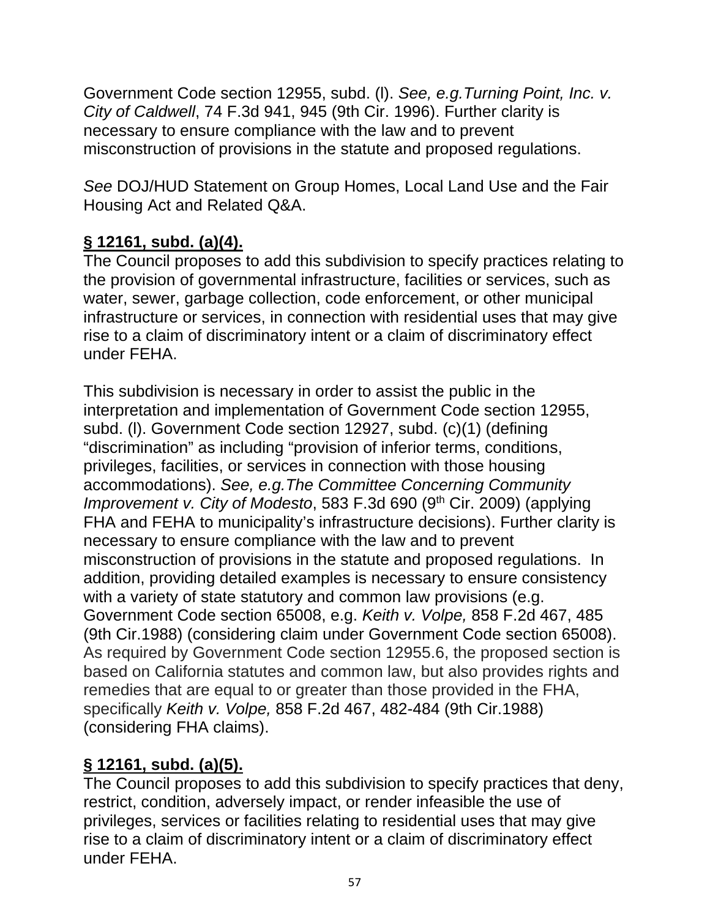Government Code section 12955, subd. (l). *See, e.g.Turning Point, Inc. v. City of Caldwell*, 74 F.3d 941, 945 (9th Cir. 1996). Further clarity is necessary to ensure compliance with the law and to prevent misconstruction of provisions in the statute and proposed regulations.

*See* DOJ/HUD Statement on Group Homes, Local Land Use and the Fair Housing Act and Related Q&A.

**§ 12161, subd. (a)(4).**

The Council proposes to add this subdivision to specify practices relating to the provision of governmental infrastructure, facilities or services, such as water, sewer, garbage collection, code enforcement, or other municipal infrastructure or services, in connection with residential uses that may give rise to a claim of discriminatory intent or a claim of discriminatory effect under FEHA.

This subdivision is necessary in order to assist the public in the interpretation and implementation of Government Code section 12955, subd. (l). Government Code section 12927, subd. (c)(1) (defining "discrimination" as including "provision of inferior terms, conditions, privileges, facilities, or services in connection with those housing accommodations). *See, e.g.The Committee Concerning Community Improvement v. City of Modesto*, 583 F.3d 690 (9th Cir. 2009) (applying FHA and FEHA to municipality's infrastructure decisions). Further clarity is necessary to ensure compliance with the law and to prevent misconstruction of provisions in the statute and proposed regulations. In addition, providing detailed examples is necessary to ensure consistency with a variety of state statutory and common law provisions (e.g. Government Code section 65008, e.g. *Keith v. Volpe,* 858 F.2d 467, 485 (9th Cir.1988) (considering claim under Government Code section 65008). As required by Government Code section 12955.6, the proposed section is based on California statutes and common law, but also provides rights and remedies that are equal to or greater than those provided in the FHA, specifically *Keith v. Volpe,* 858 F.2d 467, 482-484 (9th Cir.1988) (considering FHA claims).

**§ 12161, subd. (a)(5).**

The Council proposes to add this subdivision to specify practices that deny, restrict, condition, adversely impact, or render infeasible the use of privileges, services or facilities relating to residential uses that may give rise to a claim of discriminatory intent or a claim of discriminatory effect under FEHA.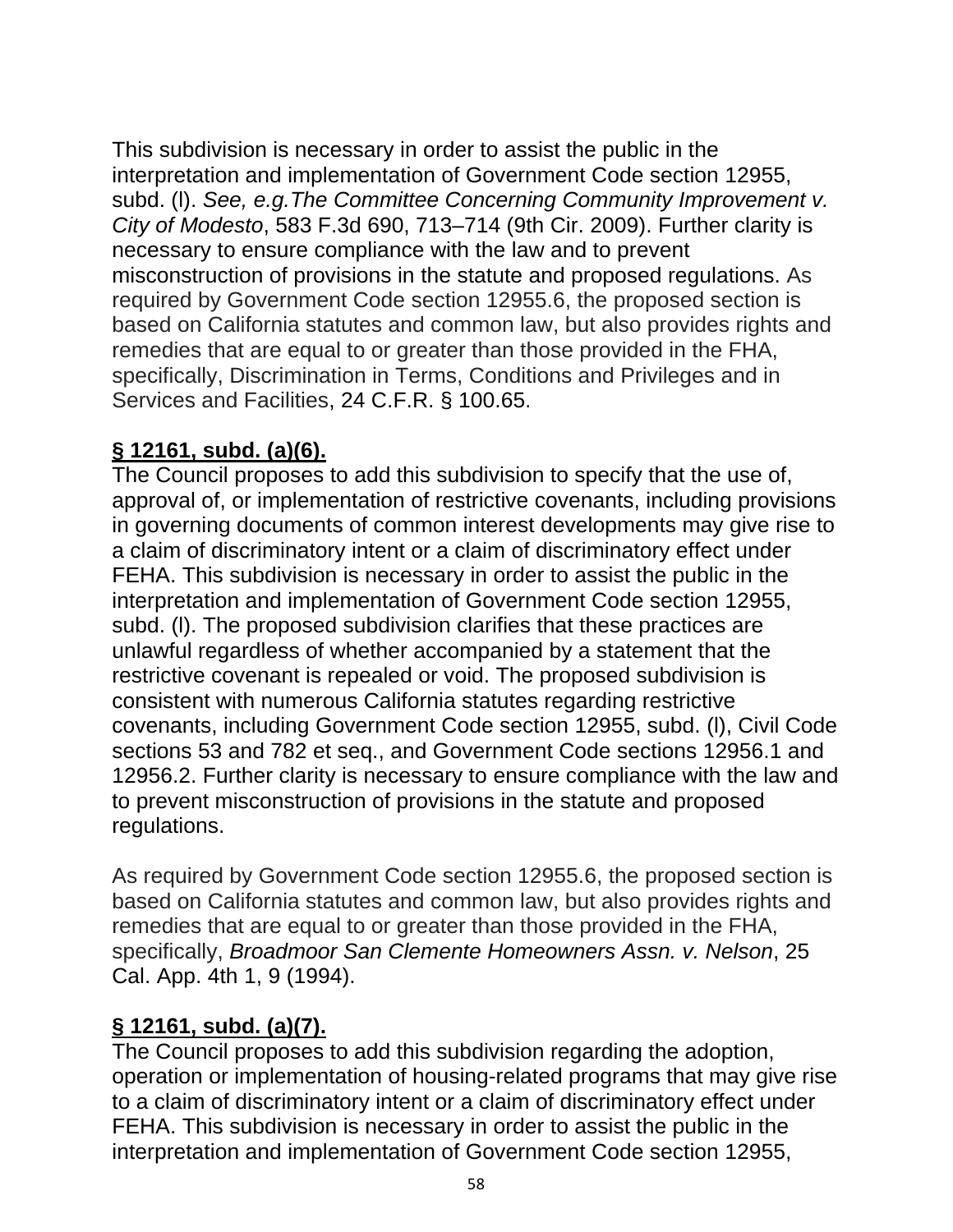This subdivision is necessary in order to assist the public in the interpretation and implementation of Government Code section 12955, subd. (l). *See, e.g.The Committee Concerning Community Improvement v. City of Modesto*, 583 F.3d 690, 713–714 (9th Cir. 2009). Further clarity is necessary to ensure compliance with the law and to prevent misconstruction of provisions in the statute and proposed regulations. As required by Government Code section 12955.6, the proposed section is based on California statutes and common law, but also provides rights and remedies that are equal to or greater than those provided in the FHA, specifically, Discrimination in Terms, Conditions and Privileges and in Services and Facilities, 24 C.F.R. § 100.65.

**§ 12161, subd. (a)(6).**

The Council proposes to add this subdivision to specify that the use of, approval of, or implementation of restrictive covenants, including provisions in governing documents of common interest developments may give rise to a claim of discriminatory intent or a claim of discriminatory effect under FEHA. This subdivision is necessary in order to assist the public in the interpretation and implementation of Government Code section 12955, subd. (l). The proposed subdivision clarifies that these practices are unlawful regardless of whether accompanied by a statement that the restrictive covenant is repealed or void. The proposed subdivision is consistent with numerous California statutes regarding restrictive covenants, including Government Code section 12955, subd. (l), Civil Code sections 53 and 782 et seq., and Government Code sections 12956.1 and 12956.2. Further clarity is necessary to ensure compliance with the law and to prevent misconstruction of provisions in the statute and proposed regulations.

As required by Government Code section 12955.6, the proposed section is based on California statutes and common law, but also provides rights and remedies that are equal to or greater than those provided in the FHA, specifically, *Broadmoor San Clemente Homeowners Assn. v. Nelson*, 25 Cal. App. 4th 1, 9 (1994).

**§ 12161, subd. (a)(7).**

The Council proposes to add this subdivision regarding the adoption, operation or implementation of housing-related programs that may give rise to a claim of discriminatory intent or a claim of discriminatory effect under FEHA. This subdivision is necessary in order to assist the public in the interpretation and implementation of Government Code section 12955,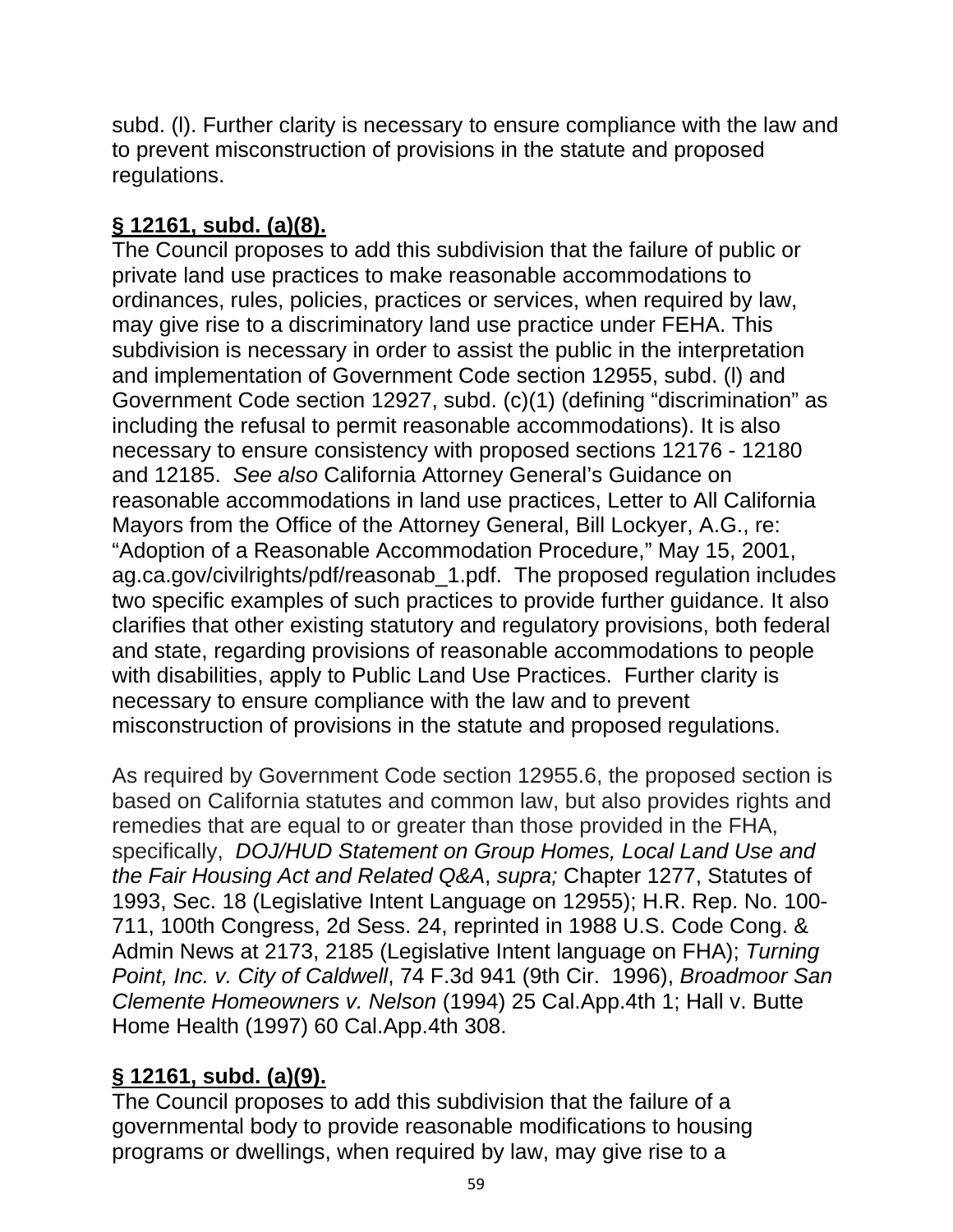subd. (l). Further clarity is necessary to ensure compliance with the law and to prevent misconstruction of provisions in the statute and proposed regulations.

**§ 12161, subd. (a)(8).**

The Council proposes to add this subdivision that the failure of public or private land use practices to make reasonable accommodations to ordinances, rules, policies, practices or services, when required by law, may give rise to a discriminatory land use practice under FEHA. This subdivision is necessary in order to assist the public in the interpretation and implementation of Government Code section 12955, subd. (l) and Government Code section 12927, subd. (c)(1) (defining "discrimination" as including the refusal to permit reasonable accommodations). It is also necessary to ensure consistency with proposed sections 12176 - 12180 and 12185. *See also* California Attorney General's Guidance on reasonable accommodations in land use practices, Letter to All California Mayors from the Office of the Attorney General, Bill Lockyer, A.G., re: "Adoption of a Reasonable Accommodation Procedure," May 15, 2001, ag.ca.gov/civilrights/pdf/reasonab_1.pdf. The proposed regulation includes two specific examples of such practices to provide further guidance. It also clarifies that other existing statutory and regulatory provisions, both federal and state, regarding provisions of reasonable accommodations to people with disabilities, apply to Public Land Use Practices. Further clarity is necessary to ensure compliance with the law and to prevent misconstruction of provisions in the statute and proposed regulations.

As required by Government Code section 12955.6, the proposed section is based on California statutes and common law, but also provides rights and remedies that are equal to or greater than those provided in the FHA, specifically, *DOJ/HUD Statement on Group Homes, Local Land Use and the Fair Housing Act and Related Q&A*, *supra;* Chapter 1277, Statutes of 1993, Sec. 18 (Legislative Intent Language on 12955); H.R. Rep. No. 100-711, 100th Congress, 2d Sess. 24, reprinted in 1988 U.S. Code Cong. & Admin News at 2173, 2185 (Legislative Intent language on FHA); *Turning Point, Inc. v. City of Caldwell*, 74 F.3d 941 (9th Cir. 1996), *Broadmoor San Clemente Homeowners v. Nelson* (1994) 25 Cal.App.4th 1; Hall v. Butte Home Health (1997) 60 Cal.App.4th 308.

**§ 12161, subd. (a)(9).**

The Council proposes to add this subdivision that the failure of a governmental body to provide reasonable modifications to housing programs or dwellings, when required by law, may give rise to a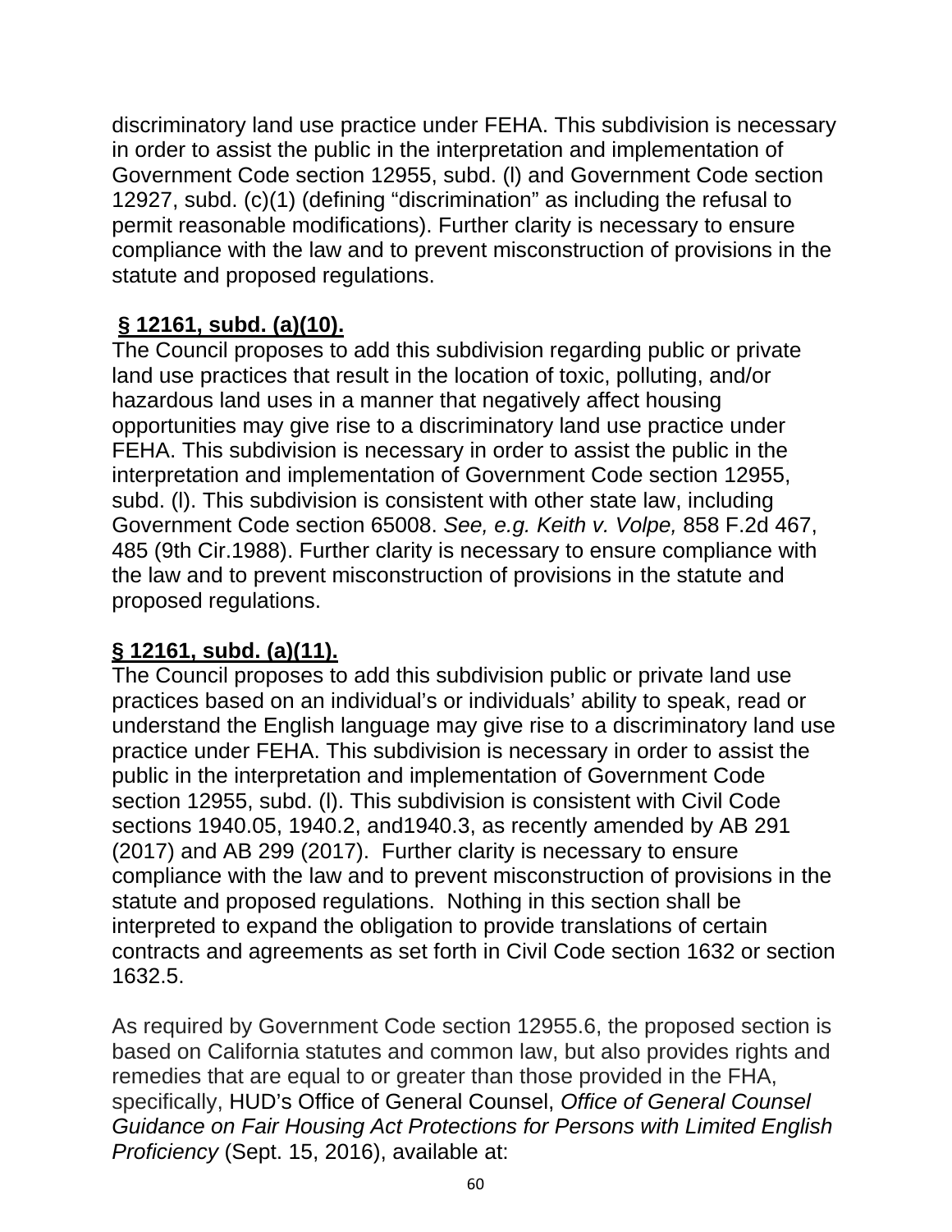discriminatory land use practice under FEHA. This subdivision is necessary in order to assist the public in the interpretation and implementation of Government Code section 12955, subd. (l) and Government Code section 12927, subd. (c)(1) (defining “discrimination” as including the refusal to permit reasonable modifications). Further clarity is necessary to ensure compliance with the law and to prevent misconstruction of provisions in the statute and proposed regulations.

**§ 12161, subd. (a)(10).**

The Council proposes to add this subdivision regarding public or private land use practices that result in the location of toxic, polluting, and/or hazardous land uses in a manner that negatively affect housing opportunities may give rise to a discriminatory land use practice under FEHA. This subdivision is necessary in order to assist the public in the interpretation and implementation of Government Code section 12955, subd. (l). This subdivision is consistent with other state law, including Government Code section 65008. *See, e.g. Keith v. Volpe,* 858 F.2d 467, 485 (9th Cir.1988). Further clarity is necessary to ensure compliance with the law and to prevent misconstruction of provisions in the statute and proposed regulations.

**§ 12161, subd. (a)(11).**

The Council proposes to add this subdivision public or private land use practices based on an individual’s or individuals’ ability to speak, read or understand the English language may give rise to a discriminatory land use practice under FEHA. This subdivision is necessary in order to assist the public in the interpretation and implementation of Government Code section 12955, subd. (l). This subdivision is consistent with Civil Code sections 1940.05, 1940.2, and1940.3, as recently amended by AB 291 (2017) and AB 299 (2017). Further clarity is necessary to ensure compliance with the law and to prevent misconstruction of provisions in the statute and proposed regulations. Nothing in this section shall be interpreted to expand the obligation to provide translations of certain contracts and agreements as set forth in Civil Code section 1632 or section 1632.5.

As required by Government Code section 12955.6, the proposed section is based on California statutes and common law, but also provides rights and remedies that are equal to or greater than those provided in the FHA, specifically, HUD’s Office of General Counsel, *Office of General Counsel Guidance on Fair Housing Act Protections for Persons with Limited English Proficiency* (Sept. 15, 2016), available at: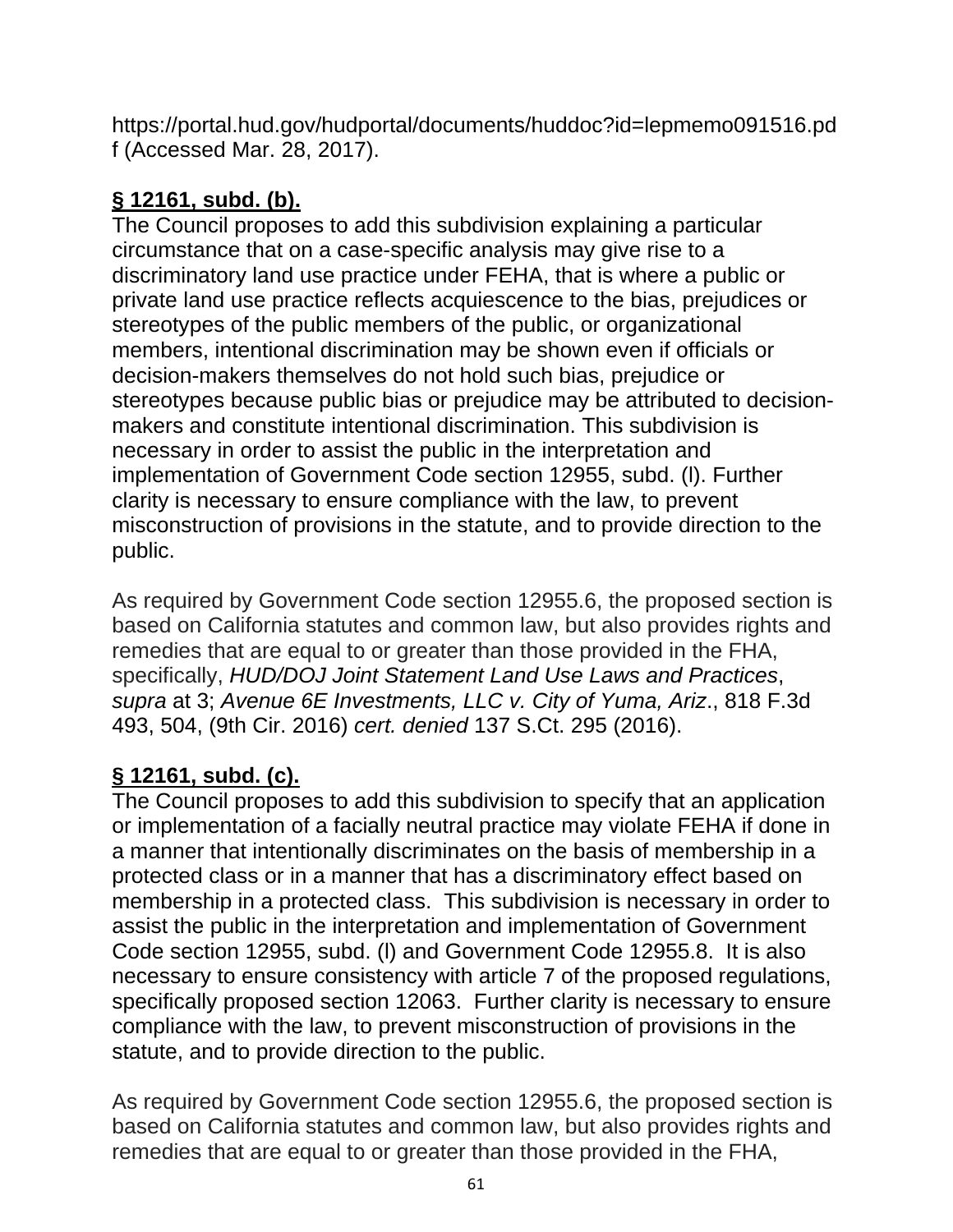https://portal.hud.gov/hudportal/documents/huddoc?id=lepmemo091516.pdf (Accessed Mar. 28, 2017).

**§ 12161, subd. (b).**

The Council proposes to add this subdivision explaining a particular circumstance that on a case-specific analysis may give rise to a discriminatory land use practice under FEHA, that is where a public or private land use practice reflects acquiescence to the bias, prejudices or stereotypes of the public members of the public, or organizational members, intentional discrimination may be shown even if officials or decision-makers themselves do not hold such bias, prejudice or stereotypes because public bias or prejudice may be attributed to decision-makers and constitute intentional discrimination. This subdivision is necessary in order to assist the public in the interpretation and implementation of Government Code section 12955, subd. (l). Further clarity is necessary to ensure compliance with the law, to prevent misconstruction of provisions in the statute, and to provide direction to the public.

As required by Government Code section 12955.6, the proposed section is based on California statutes and common law, but also provides rights and remedies that are equal to or greater than those provided in the FHA, specifically, *HUD/DOJ Joint Statement Land Use Laws and Practices*, *supra* at 3; *Avenue 6E Investments, LLC v. City of Yuma, Ariz*., 818 F.3d 493, 504, (9th Cir. 2016) *cert. denied* 137 S.Ct. 295 (2016).

**§ 12161, subd. (c).**

The Council proposes to add this subdivision to specify that an application or implementation of a facially neutral practice may violate FEHA if done in a manner that intentionally discriminates on the basis of membership in a protected class or in a manner that has a discriminatory effect based on membership in a protected class. This subdivision is necessary in order to assist the public in the interpretation and implementation of Government Code section 12955, subd. (l) and Government Code 12955.8. It is also necessary to ensure consistency with article 7 of the proposed regulations, specifically proposed section 12063. Further clarity is necessary to ensure compliance with the law, to prevent misconstruction of provisions in the statute, and to provide direction to the public.

As required by Government Code section 12955.6, the proposed section is based on California statutes and common law, but also provides rights and remedies that are equal to or greater than those provided in the FHA,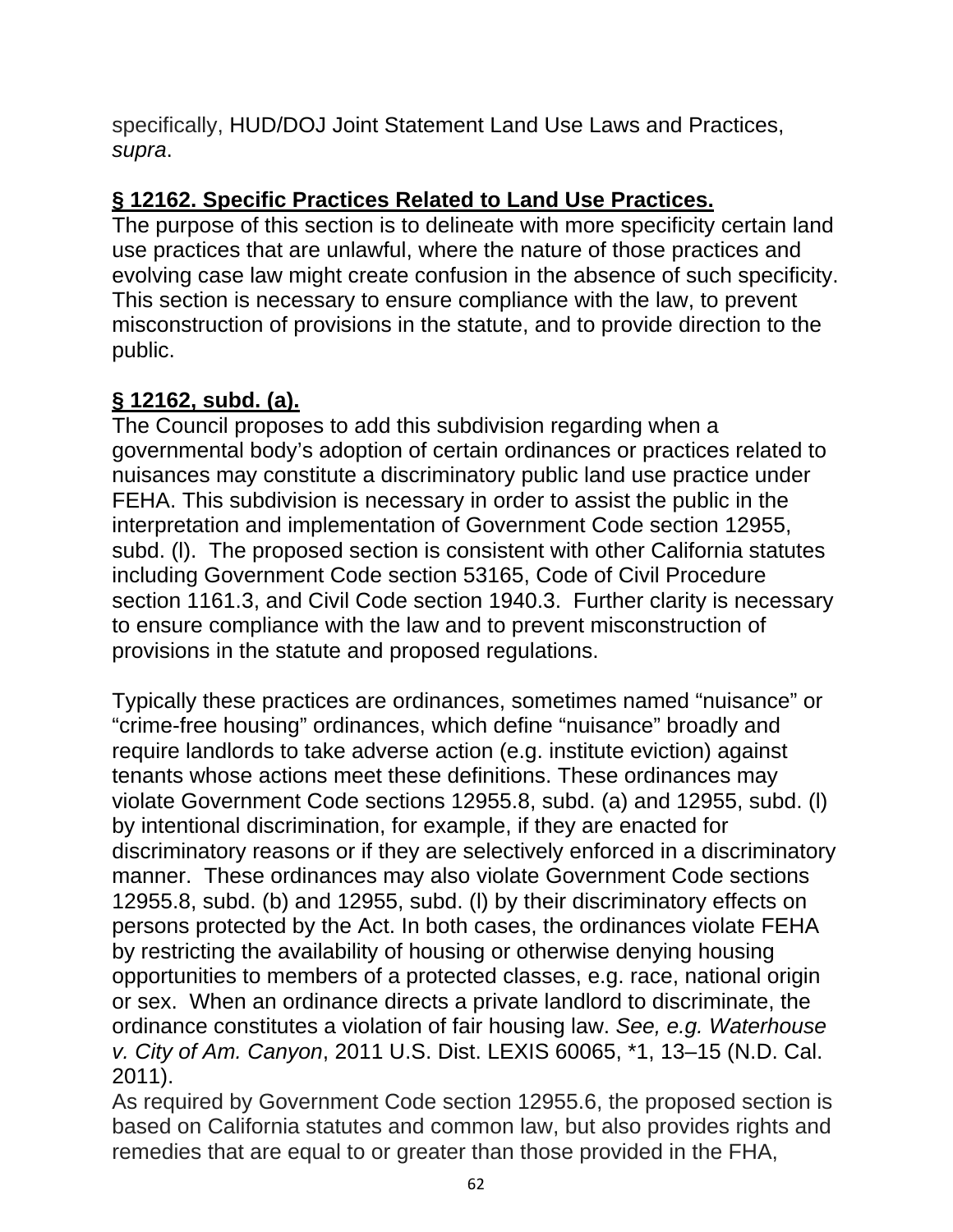specifically, HUD/DOJ Joint Statement Land Use Laws and Practices, *supra*.

**§ 12162. Specific Practices Related to Land Use Practices.**

The purpose of this section is to delineate with more specificity certain land use practices that are unlawful, where the nature of those practices and evolving case law might create confusion in the absence of such specificity. This section is necessary to ensure compliance with the law, to prevent misconstruction of provisions in the statute, and to provide direction to the public.

**§ 12162, subd. (a).**

The Council proposes to add this subdivision regarding when a governmental body's adoption of certain ordinances or practices related to nuisances may constitute a discriminatory public land use practice under FEHA. This subdivision is necessary in order to assist the public in the interpretation and implementation of Government Code section 12955, subd. (l). The proposed section is consistent with other California statutes including Government Code section 53165, Code of Civil Procedure section 1161.3, and Civil Code section 1940.3. Further clarity is necessary to ensure compliance with the law and to prevent misconstruction of provisions in the statute and proposed regulations.

Typically these practices are ordinances, sometimes named "nuisance" or "crime-free housing" ordinances, which define "nuisance" broadly and require landlords to take adverse action (e.g. institute eviction) against tenants whose actions meet these definitions. These ordinances may violate Government Code sections 12955.8, subd. (a) and 12955, subd. (l) by intentional discrimination, for example, if they are enacted for discriminatory reasons or if they are selectively enforced in a discriminatory manner. These ordinances may also violate Government Code sections 12955.8, subd. (b) and 12955, subd. (l) by their discriminatory effects on persons protected by the Act. In both cases, the ordinances violate FEHA by restricting the availability of housing or otherwise denying housing opportunities to members of a protected classes, e.g. race, national origin or sex. When an ordinance directs a private landlord to discriminate, the ordinance constitutes a violation of fair housing law. *See, e.g. Waterhouse v. City of Am. Canyon*, 2011 U.S. Dist. LEXIS 60065, *1, 13–15 (N.D. Cal. 2011).

As required by Government Code section 12955.6, the proposed section is based on California statutes and common law, but also provides rights and remedies that are equal to or greater than those provided in the FHA,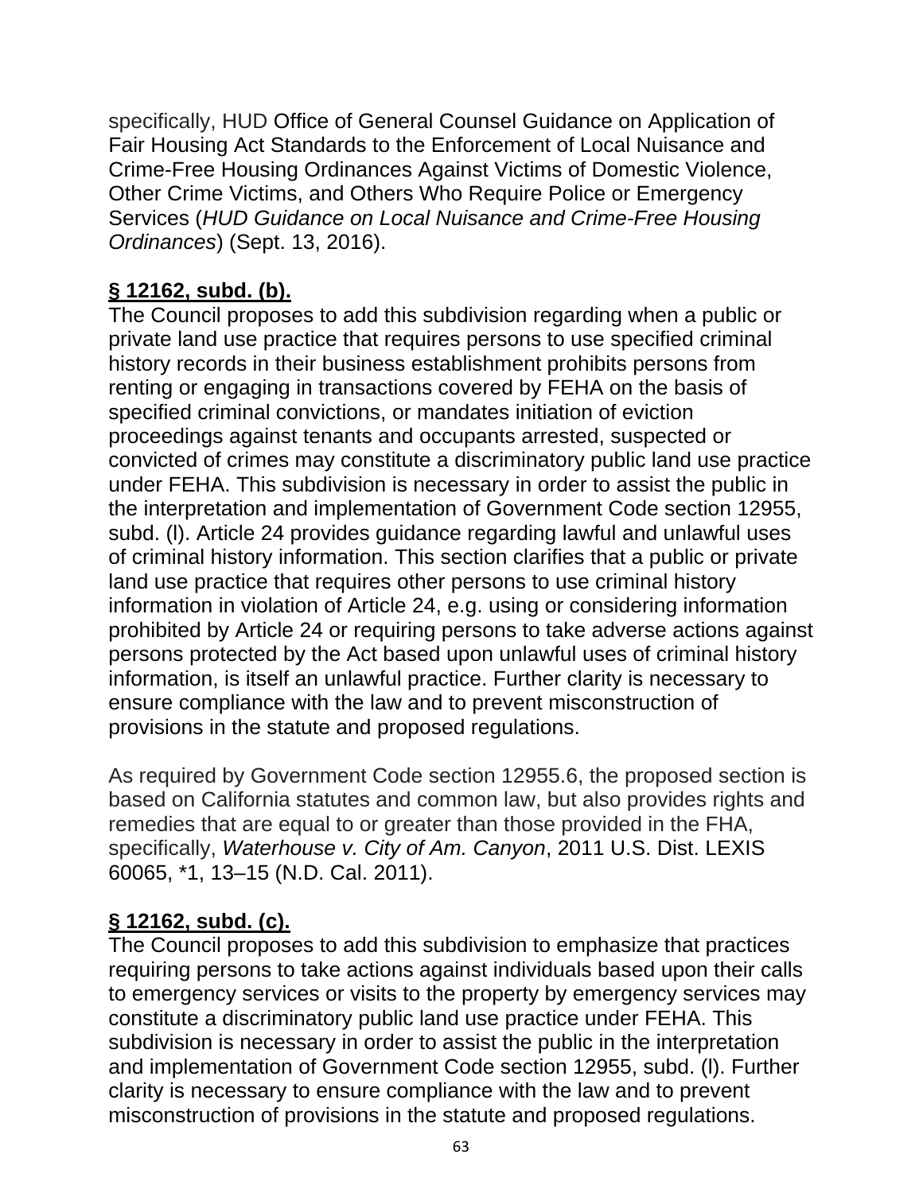specifically, HUD Office of General Counsel Guidance on Application of Fair Housing Act Standards to the Enforcement of Local Nuisance and Crime-Free Housing Ordinances Against Victims of Domestic Violence, Other Crime Victims, and Others Who Require Police or Emergency Services (*HUD Guidance on Local Nuisance and Crime-Free Housing Ordinances*) (Sept. 13, 2016).

**§ 12162, subd. (b).**

The Council proposes to add this subdivision regarding when a public or private land use practice that requires persons to use specified criminal history records in their business establishment prohibits persons from renting or engaging in transactions covered by FEHA on the basis of specified criminal convictions, or mandates initiation of eviction proceedings against tenants and occupants arrested, suspected or convicted of crimes may constitute a discriminatory public land use practice under FEHA. This subdivision is necessary in order to assist the public in the interpretation and implementation of Government Code section 12955, subd. (l). Article 24 provides guidance regarding lawful and unlawful uses of criminal history information. This section clarifies that a public or private land use practice that requires other persons to use criminal history information in violation of Article 24, e.g. using or considering information prohibited by Article 24 or requiring persons to take adverse actions against persons protected by the Act based upon unlawful uses of criminal history information, is itself an unlawful practice. Further clarity is necessary to ensure compliance with the law and to prevent misconstruction of provisions in the statute and proposed regulations.

As required by Government Code section 12955.6, the proposed section is based on California statutes and common law, but also provides rights and remedies that are equal to or greater than those provided in the FHA, specifically, *Waterhouse v. City of Am. Canyon*, 2011 U.S. Dist. LEXIS 60065, *1, 13–15 (N.D. Cal. 2011).

**§ 12162, subd. (c).**

The Council proposes to add this subdivision to emphasize that practices requiring persons to take actions against individuals based upon their calls to emergency services or visits to the property by emergency services may constitute a discriminatory public land use practice under FEHA. This subdivision is necessary in order to assist the public in the interpretation and implementation of Government Code section 12955, subd. (l). Further clarity is necessary to ensure compliance with the law and to prevent misconstruction of provisions in the statute and proposed regulations.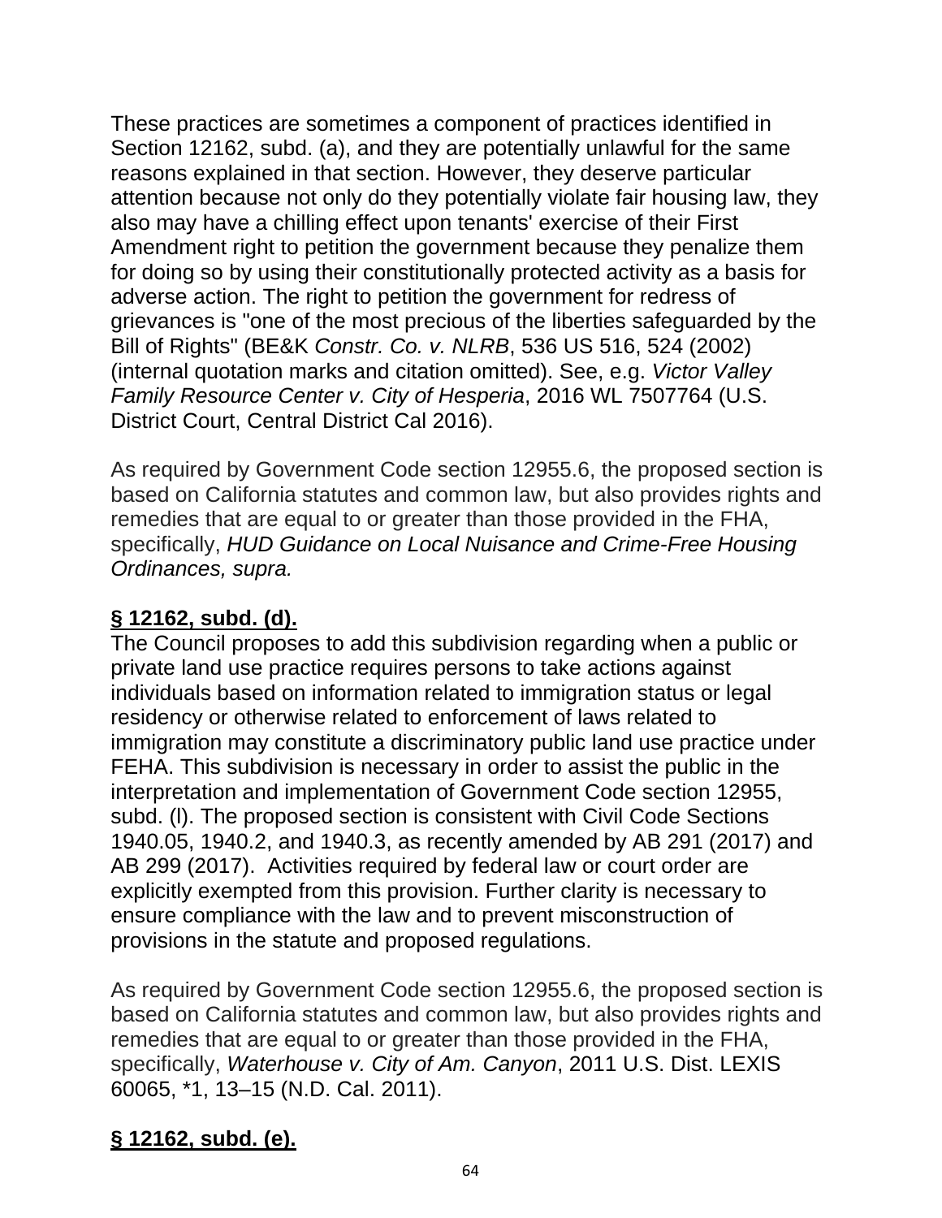These practices are sometimes a component of practices identified in Section 12162, subd. (a), and they are potentially unlawful for the same reasons explained in that section. However, they deserve particular attention because not only do they potentially violate fair housing law, they also may have a chilling effect upon tenants' exercise of their First Amendment right to petition the government because they penalize them for doing so by using their constitutionally protected activity as a basis for adverse action. The right to petition the government for redress of grievances is "one of the most precious of the liberties safeguarded by the Bill of Rights" (BE&K *Constr. Co. v. NLRB*, 536 US 516, 524 (2002) (internal quotation marks and citation omitted). See, e.g. *Victor Valley Family Resource Center v. City of Hesperia*, 2016 WL 7507764 (U.S. District Court, Central District Cal 2016).

As required by Government Code section 12955.6, the proposed section is based on California statutes and common law, but also provides rights and remedies that are equal to or greater than those provided in the FHA, specifically, *HUD Guidance on Local Nuisance and Crime-Free Housing Ordinances, supra.*

**§ 12162, subd. (d).**

The Council proposes to add this subdivision regarding when a public or private land use practice requires persons to take actions against individuals based on information related to immigration status or legal residency or otherwise related to enforcement of laws related to immigration may constitute a discriminatory public land use practice under FEHA. This subdivision is necessary in order to assist the public in the interpretation and implementation of Government Code section 12955, subd. (l). The proposed section is consistent with Civil Code Sections 1940.05, 1940.2, and 1940.3, as recently amended by AB 291 (2017) and AB 299 (2017). Activities required by federal law or court order are explicitly exempted from this provision. Further clarity is necessary to ensure compliance with the law and to prevent misconstruction of provisions in the statute and proposed regulations.

As required by Government Code section 12955.6, the proposed section is based on California statutes and common law, but also provides rights and remedies that are equal to or greater than those provided in the FHA, specifically, *Waterhouse v. City of Am. Canyon*, 2011 U.S. Dist. LEXIS 60065, *1, 13–15 (N.D. Cal. 2011).

**§ 12162, subd. (e).**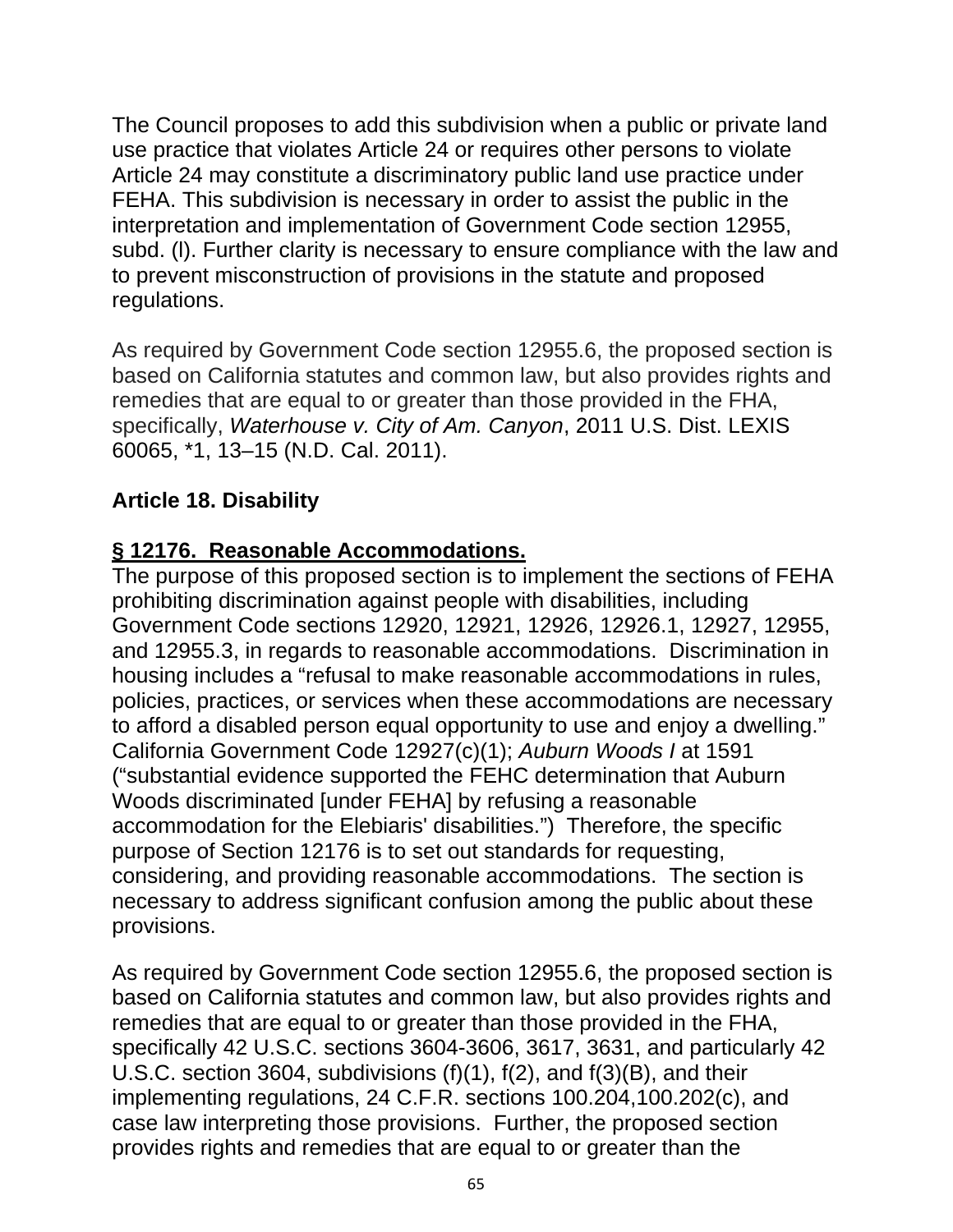The Council proposes to add this subdivision when a public or private land use practice that violates Article 24 or requires other persons to violate Article 24 may constitute a discriminatory public land use practice under FEHA. This subdivision is necessary in order to assist the public in the interpretation and implementation of Government Code section 12955, subd. (l). Further clarity is necessary to ensure compliance with the law and to prevent misconstruction of provisions in the statute and proposed regulations.

As required by Government Code section 12955.6, the proposed section is based on California statutes and common law, but also provides rights and remedies that are equal to or greater than those provided in the FHA, specifically, *Waterhouse v. City of Am. Canyon*, 2011 U.S. Dist. LEXIS 60065, *1, 13–15 (N.D. Cal. 2011).

**Article 18. Disability**

**<u>§ 12176. Reasonable Accommodations.</u>**

The purpose of this proposed section is to implement the sections of FEHA prohibiting discrimination against people with disabilities, including Government Code sections 12920, 12921, 12926, 12926.1, 12927, 12955, and 12955.3, in regards to reasonable accommodations. Discrimination in housing includes a "refusal to make reasonable accommodations in rules, policies, practices, or services when these accommodations are necessary to afford a disabled person equal opportunity to use and enjoy a dwelling." California Government Code 12927(c)(1); *Auburn Woods I* at 1591 ("substantial evidence supported the FEHC determination that Auburn Woods discriminated [under FEHA] by refusing a reasonable accommodation for the Elebiaris' disabilities.") Therefore, the specific purpose of Section 12176 is to set out standards for requesting, considering, and providing reasonable accommodations. The section is necessary to address significant confusion among the public about these provisions.

As required by Government Code section 12955.6, the proposed section is based on California statutes and common law, but also provides rights and remedies that are equal to or greater than those provided in the FHA, specifically 42 U.S.C. sections 3604-3606, 3617, 3631, and particularly 42 U.S.C. section 3604, subdivisions (f)(1), f(2), and f(3)(B), and their implementing regulations, 24 C.F.R. sections 100.204,100.202(c), and case law interpreting those provisions. Further, the proposed section provides rights and remedies that are equal to or greater than the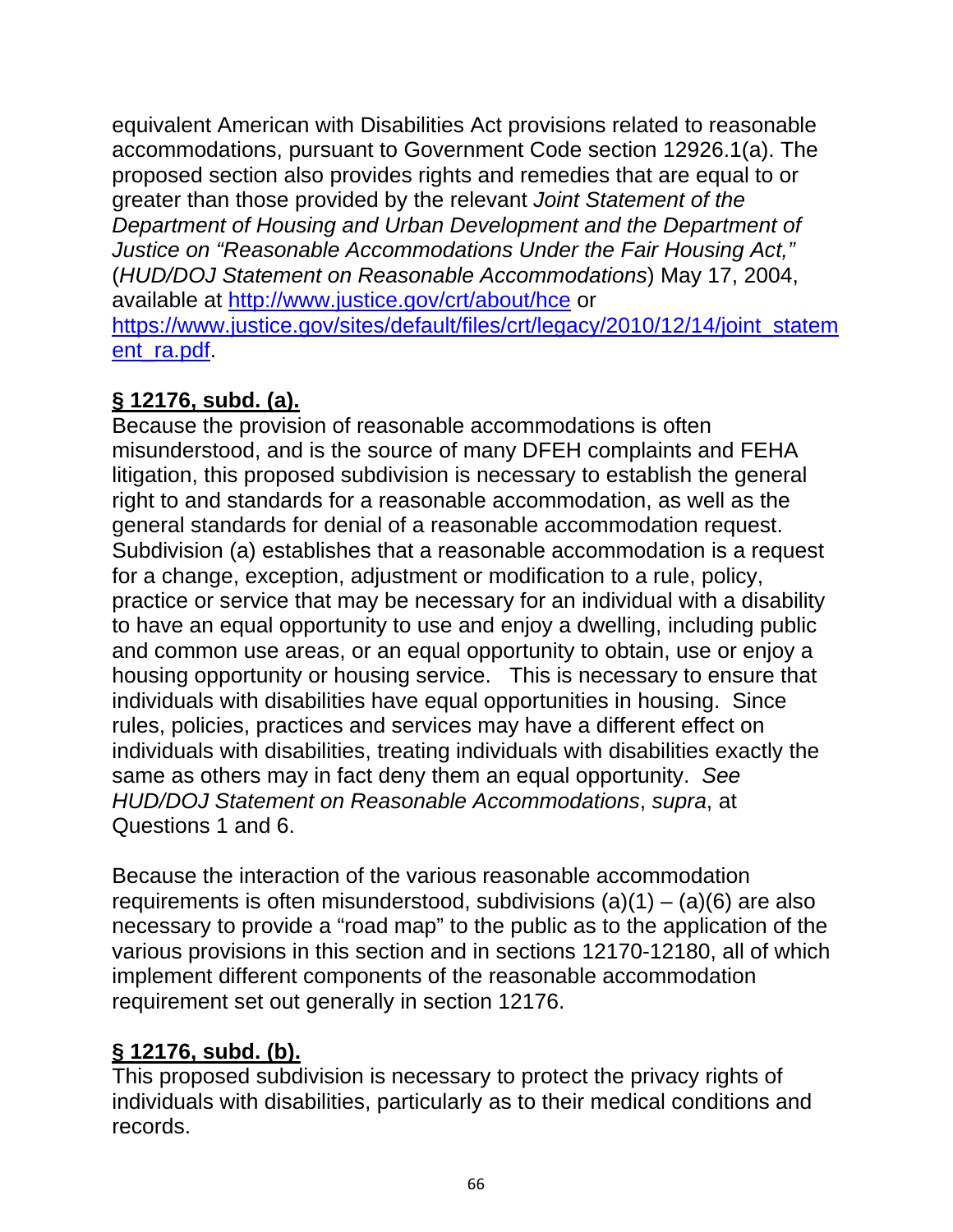equivalent American with Disabilities Act provisions related to reasonable accommodations, pursuant to Government Code section 12926.1(a). The proposed section also provides rights and remedies that are equal to or greater than those provided by the relevant *Joint Statement of the Department of Housing and Urban Development and the Department of Justice on "Reasonable Accommodations Under the Fair Housing Act,"* (*HUD/DOJ Statement on Reasonable Accommodations*) May 17, 2004, available at [http://www.justice.gov/crt/about/hce](http://www.justice.gov/crt/about/hce) or [https://www.justice.gov/sites/default/files/crt/legacy/2010/12/14/joint_statement_ra.pdf](https://www.justice.gov/sites/default/files/crt/legacy/2010/12/14/joint_statement_ra.pdf).

**§ 12176, subd. (a).**

Because the provision of reasonable accommodations is often misunderstood, and is the source of many DFEH complaints and FEHA litigation, this proposed subdivision is necessary to establish the general right to and standards for a reasonable accommodation, as well as the general standards for denial of a reasonable accommodation request. Subdivision (a) establishes that a reasonable accommodation is a request for a change, exception, adjustment or modification to a rule, policy, practice or service that may be necessary for an individual with a disability to have an equal opportunity to use and enjoy a dwelling, including public and common use areas, or an equal opportunity to obtain, use or enjoy a housing opportunity or housing service. This is necessary to ensure that individuals with disabilities have equal opportunities in housing. Since rules, policies, practices and services may have a different effect on individuals with disabilities, treating individuals with disabilities exactly the same as others may in fact deny them an equal opportunity. *See HUD/DOJ Statement on Reasonable Accommodations*, *supra*, at Questions 1 and 6.

Because the interaction of the various reasonable accommodation requirements is often misunderstood, subdivisions (a)(1) – (a)(6) are also necessary to provide a "road map" to the public as to the application of the various provisions in this section and in sections 12170-12180, all of which implement different components of the reasonable accommodation requirement set out generally in section 12176.

**§ 12176, subd. (b).**

This proposed subdivision is necessary to protect the privacy rights of individuals with disabilities, particularly as to their medical conditions and records.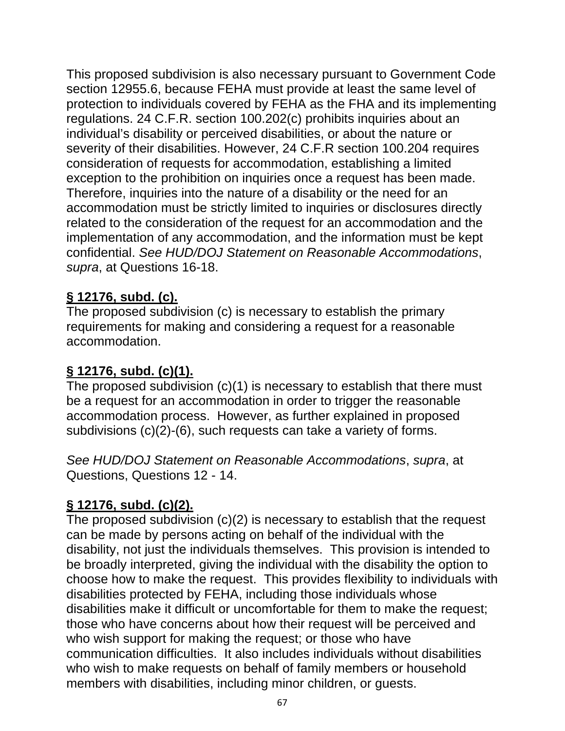This proposed subdivision is also necessary pursuant to Government Code section 12955.6, because FEHA must provide at least the same level of protection to individuals covered by FEHA as the FHA and its implementing regulations. 24 C.F.R. section 100.202(c) prohibits inquiries about an individual's disability or perceived disabilities, or about the nature or severity of their disabilities. However, 24 C.F.R section 100.204 requires consideration of requests for accommodation, establishing a limited exception to the prohibition on inquiries once a request has been made. Therefore, inquiries into the nature of a disability or the need for an accommodation must be strictly limited to inquiries or disclosures directly related to the consideration of the request for an accommodation and the implementation of any accommodation, and the information must be kept confidential. *See HUD/DOJ Statement on Reasonable Accommodations*, *supra*, at Questions 16-18.

**§ 12176, subd. (c).**

The proposed subdivision (c) is necessary to establish the primary requirements for making and considering a request for a reasonable accommodation.

**§ 12176, subd. (c)(1).**

The proposed subdivision (c)(1) is necessary to establish that there must be a request for an accommodation in order to trigger the reasonable accommodation process. However, as further explained in proposed subdivisions (c)(2)-(6), such requests can take a variety of forms.

*See HUD/DOJ Statement on Reasonable Accommodations*, *supra*, at Questions, Questions 12 - 14.

**§ 12176, subd. (c)(2).**

The proposed subdivision (c)(2) is necessary to establish that the request can be made by persons acting on behalf of the individual with the disability, not just the individuals themselves. This provision is intended to be broadly interpreted, giving the individual with the disability the option to choose how to make the request. This provides flexibility to individuals with disabilities protected by FEHA, including those individuals whose disabilities make it difficult or uncomfortable for them to make the request; those who have concerns about how their request will be perceived and who wish support for making the request; or those who have communication difficulties. It also includes individuals without disabilities who wish to make requests on behalf of family members or household members with disabilities, including minor children, or guests.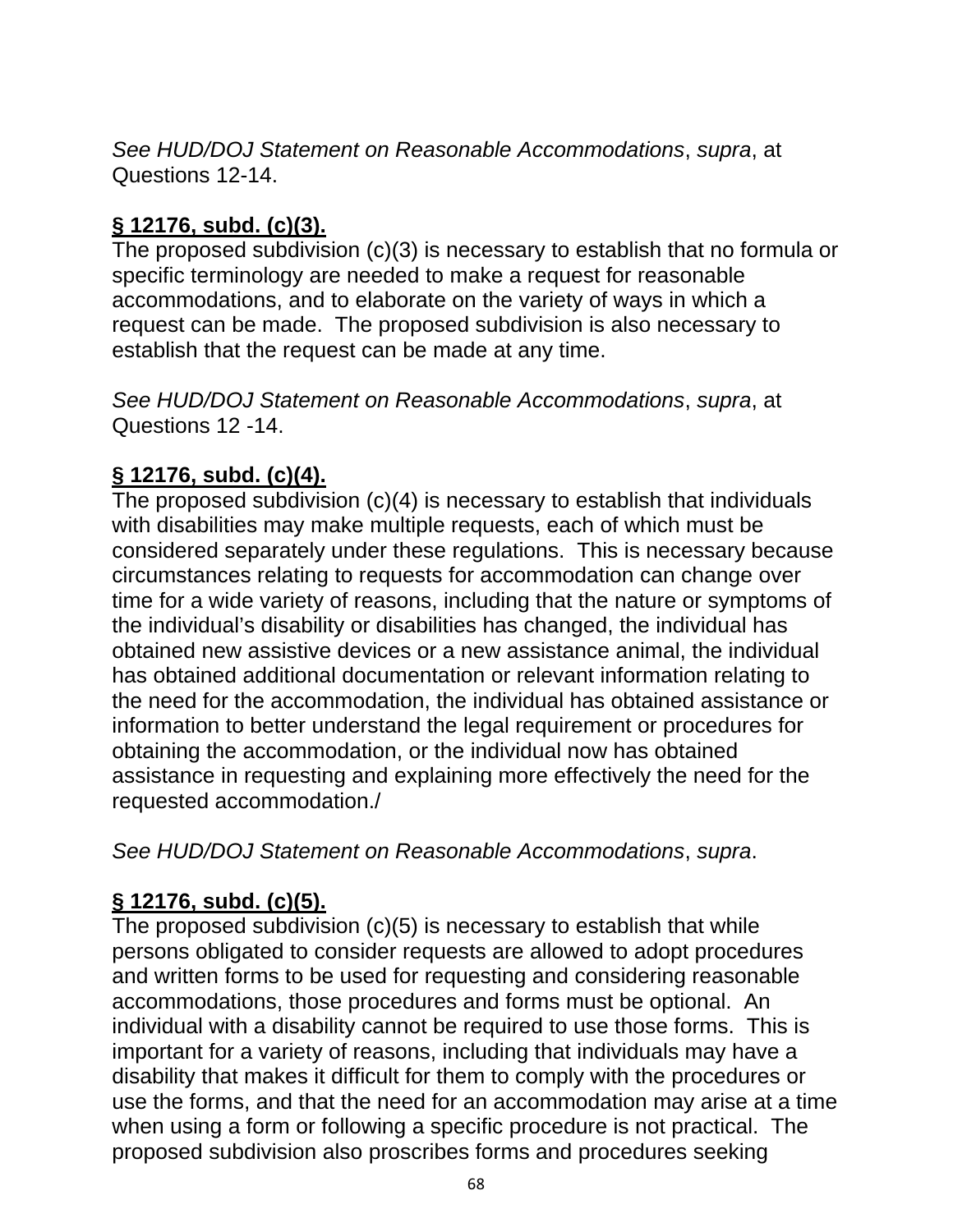*See HUD/DOJ Statement on Reasonable Accommodations*, *supra*, at Questions 12-14.

**§ 12176, subd. (c)(3).**

The proposed subdivision (c)(3) is necessary to establish that no formula or specific terminology are needed to make a request for reasonable accommodations, and to elaborate on the variety of ways in which a request can be made. The proposed subdivision is also necessary to establish that the request can be made at any time.

*See HUD/DOJ Statement on Reasonable Accommodations*, *supra*, at Questions 12 -14.

**§ 12176, subd. (c)(4).**

The proposed subdivision (c)(4) is necessary to establish that individuals with disabilities may make multiple requests, each of which must be considered separately under these regulations. This is necessary because circumstances relating to requests for accommodation can change over time for a wide variety of reasons, including that the nature or symptoms of the individual's disability or disabilities has changed, the individual has obtained new assistive devices or a new assistance animal, the individual has obtained additional documentation or relevant information relating to the need for the accommodation, the individual has obtained assistance or information to better understand the legal requirement or procedures for obtaining the accommodation, or the individual now has obtained assistance in requesting and explaining more effectively the need for the requested accommodation./

*See HUD/DOJ Statement on Reasonable Accommodations*, *supra*.

**§ 12176, subd. (c)(5).**

The proposed subdivision (c)(5) is necessary to establish that while persons obligated to consider requests are allowed to adopt procedures and written forms to be used for requesting and considering reasonable accommodations, those procedures and forms must be optional. An individual with a disability cannot be required to use those forms. This is important for a variety of reasons, including that individuals may have a disability that makes it difficult for them to comply with the procedures or use the forms, and that the need for an accommodation may arise at a time when using a form or following a specific procedure is not practical. The proposed subdivision also proscribes forms and procedures seeking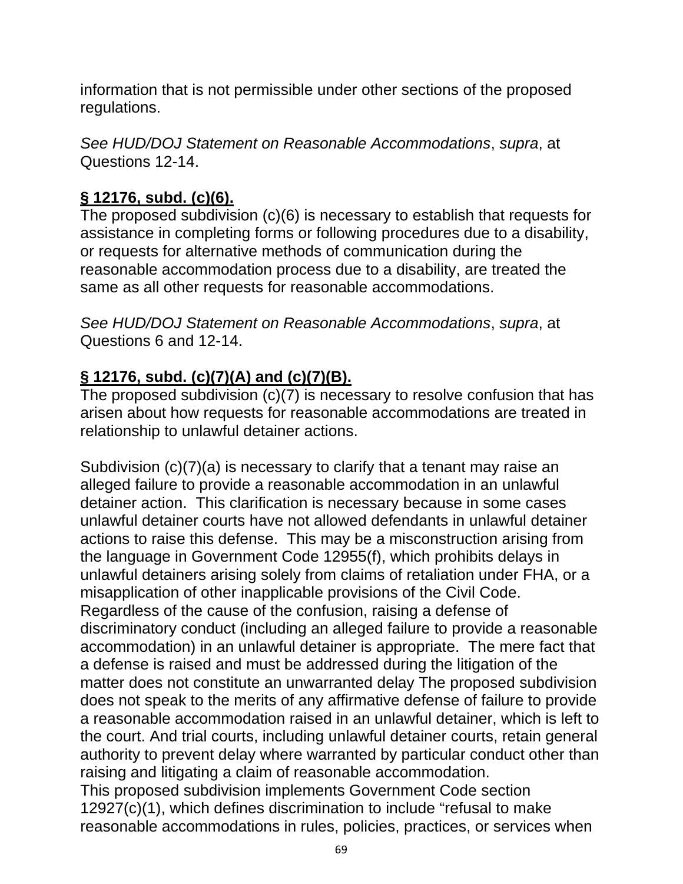information that is not permissible under other sections of the proposed regulations.

*See HUD/DOJ Statement on Reasonable Accommodations*, *supra*, at Questions 12-14.

**<u>§ 12176, subd. (c)(6).</u>**
The proposed subdivision (c)(6) is necessary to establish that requests for assistance in completing forms or following procedures due to a disability, or requests for alternative methods of communication during the reasonable accommodation process due to a disability, are treated the same as all other requests for reasonable accommodations.

*See HUD/DOJ Statement on Reasonable Accommodations*, *supra*, at Questions 6 and 12-14.

**<u>§ 12176, subd. (c)(7)(A) and (c)(7)(B).</u>**
The proposed subdivision (c)(7) is necessary to resolve confusion that has arisen about how requests for reasonable accommodations are treated in relationship to unlawful detainer actions.

Subdivision (c)(7)(a) is necessary to clarify that a tenant may raise an alleged failure to provide a reasonable accommodation in an unlawful detainer action. This clarification is necessary because in some cases unlawful detainer courts have not allowed defendants in unlawful detainer actions to raise this defense. This may be a misconstruction arising from the language in Government Code 12955(f), which prohibits delays in unlawful detainers arising solely from claims of retaliation under FHA, or a misapplication of other inapplicable provisions of the Civil Code. Regardless of the cause of the confusion, raising a defense of discriminatory conduct (including an alleged failure to provide a reasonable accommodation) in an unlawful detainer is appropriate. The mere fact that a defense is raised and must be addressed during the litigation of the matter does not constitute an unwarranted delay The proposed subdivision does not speak to the merits of any affirmative defense of failure to provide a reasonable accommodation raised in an unlawful detainer, which is left to the court. And trial courts, including unlawful detainer courts, retain general authority to prevent delay where warranted by particular conduct other than raising and litigating a claim of reasonable accommodation.
This proposed subdivision implements Government Code section 12927(c)(1), which defines discrimination to include "refusal to make reasonable accommodations in rules, policies, practices, or services when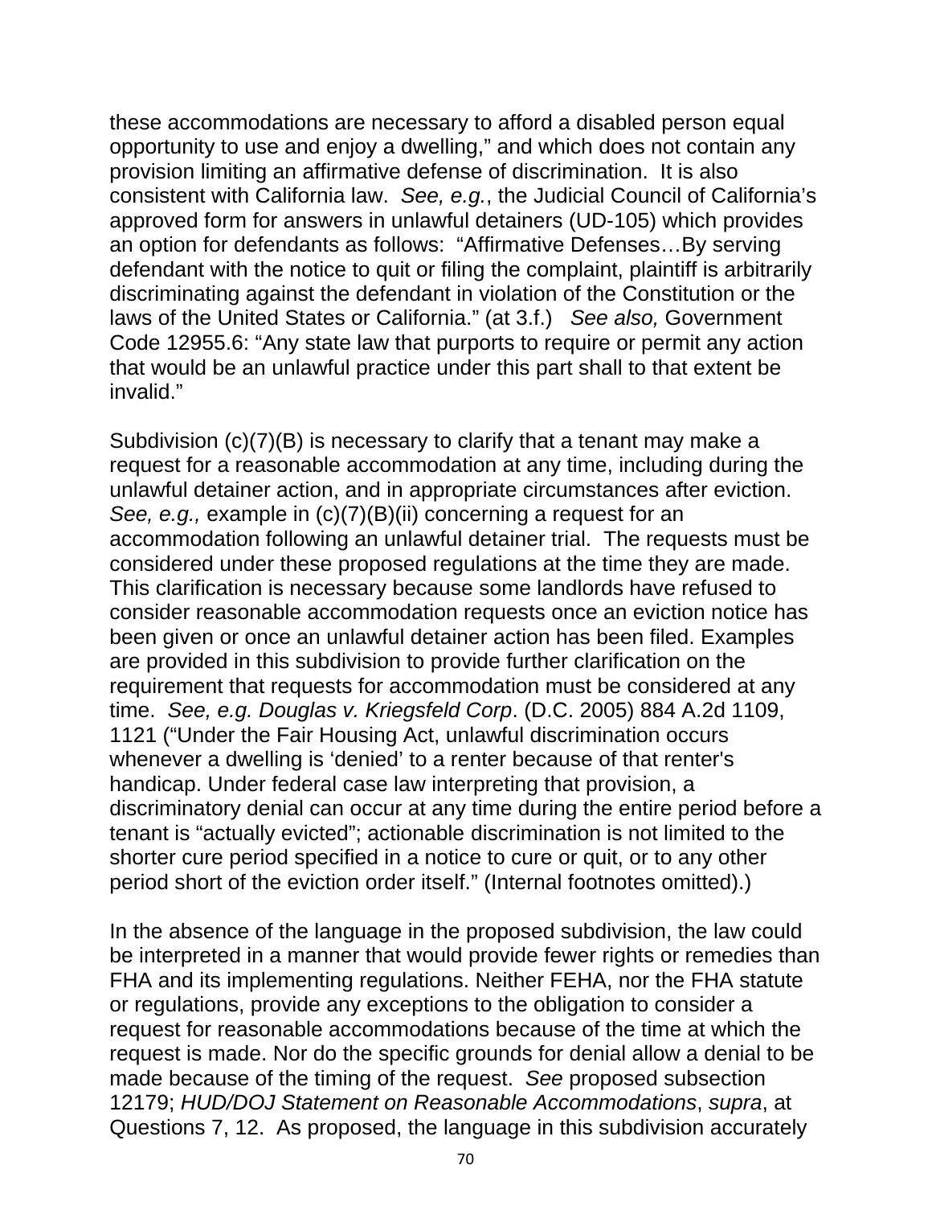these accommodations are necessary to afford a disabled person equal opportunity to use and enjoy a dwelling," and which does not contain any provision limiting an affirmative defense of discrimination. It is also consistent with California law. *See, e.g.*, the Judicial Council of California's approved form for answers in unlawful detainers (UD-105) which provides an option for defendants as follows: "Affirmative Defenses…By serving defendant with the notice to quit or filing the complaint, plaintiff is arbitrarily discriminating against the defendant in violation of the Constitution or the laws of the United States or California." (at 3.f.) *See also,* Government Code 12955.6: "Any state law that purports to require or permit any action that would be an unlawful practice under this part shall to that extent be invalid."

Subdivision (c)(7)(B) is necessary to clarify that a tenant may make a request for a reasonable accommodation at any time, including during the unlawful detainer action, and in appropriate circumstances after eviction. *See, e.g.,* example in (c)(7)(B)(ii) concerning a request for an accommodation following an unlawful detainer trial. The requests must be considered under these proposed regulations at the time they are made. This clarification is necessary because some landlords have refused to consider reasonable accommodation requests once an eviction notice has been given or once an unlawful detainer action has been filed. Examples are provided in this subdivision to provide further clarification on the requirement that requests for accommodation must be considered at any time. *See, e.g. Douglas v. Kriegsfeld Corp*. (D.C. 2005) 884 A.2d 1109, 1121 ("Under the Fair Housing Act, unlawful discrimination occurs whenever a dwelling is 'denied' to a renter because of that renter's handicap. Under federal case law interpreting that provision, a discriminatory denial can occur at any time during the entire period before a tenant is "actually evicted"; actionable discrimination is not limited to the shorter cure period specified in a notice to cure or quit, or to any other period short of the eviction order itself." (Internal footnotes omitted).)

In the absence of the language in the proposed subdivision, the law could be interpreted in a manner that would provide fewer rights or remedies than FHA and its implementing regulations. Neither FEHA, nor the FHA statute or regulations, provide any exceptions to the obligation to consider a request for reasonable accommodations because of the time at which the request is made. Nor do the specific grounds for denial allow a denial to be made because of the timing of the request. *See* proposed subsection 12179; *HUD/DOJ Statement on Reasonable Accommodations*, *supra*, at Questions 7, 12. As proposed, the language in this subdivision accurately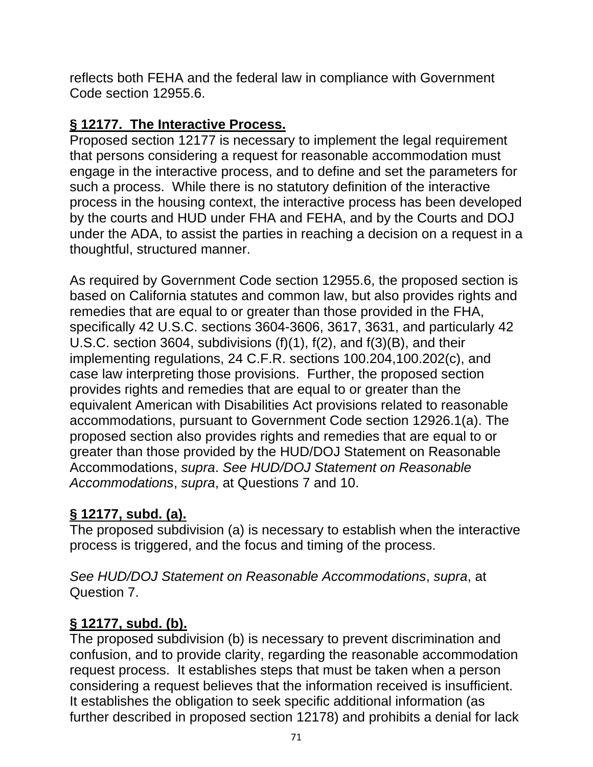reflects both FEHA and the federal law in compliance with Government Code section 12955.6.

**§ 12177. The Interactive Process.**

Proposed section 12177 is necessary to implement the legal requirement that persons considering a request for reasonable accommodation must engage in the interactive process, and to define and set the parameters for such a process. While there is no statutory definition of the interactive process in the housing context, the interactive process has been developed by the courts and HUD under FHA and FEHA, and by the Courts and DOJ under the ADA, to assist the parties in reaching a decision on a request in a thoughtful, structured manner.

As required by Government Code section 12955.6, the proposed section is based on California statutes and common law, but also provides rights and remedies that are equal to or greater than those provided in the FHA, specifically 42 U.S.C. sections 3604-3606, 3617, 3631, and particularly 42 U.S.C. section 3604, subdivisions (f)(1), f(2), and f(3)(B), and their implementing regulations, 24 C.F.R. sections 100.204,100.202(c), and case law interpreting those provisions. Further, the proposed section provides rights and remedies that are equal to or greater than the equivalent American with Disabilities Act provisions related to reasonable accommodations, pursuant to Government Code section 12926.1(a). The proposed section also provides rights and remedies that are equal to or greater than those provided by the HUD/DOJ Statement on Reasonable Accommodations, *supra*. *See HUD/DOJ Statement on Reasonable Accommodations*, *supra*, at Questions 7 and 10.

**§ 12177, subd. (a).**

The proposed subdivision (a) is necessary to establish when the interactive process is triggered, and the focus and timing of the process.

*See HUD/DOJ Statement on Reasonable Accommodations*, *supra*, at Question 7.

**§ 12177, subd. (b).**

The proposed subdivision (b) is necessary to prevent discrimination and confusion, and to provide clarity, regarding the reasonable accommodation request process. It establishes steps that must be taken when a person considering a request believes that the information received is insufficient. It establishes the obligation to seek specific additional information (as further described in proposed section 12178) and prohibits a denial for lack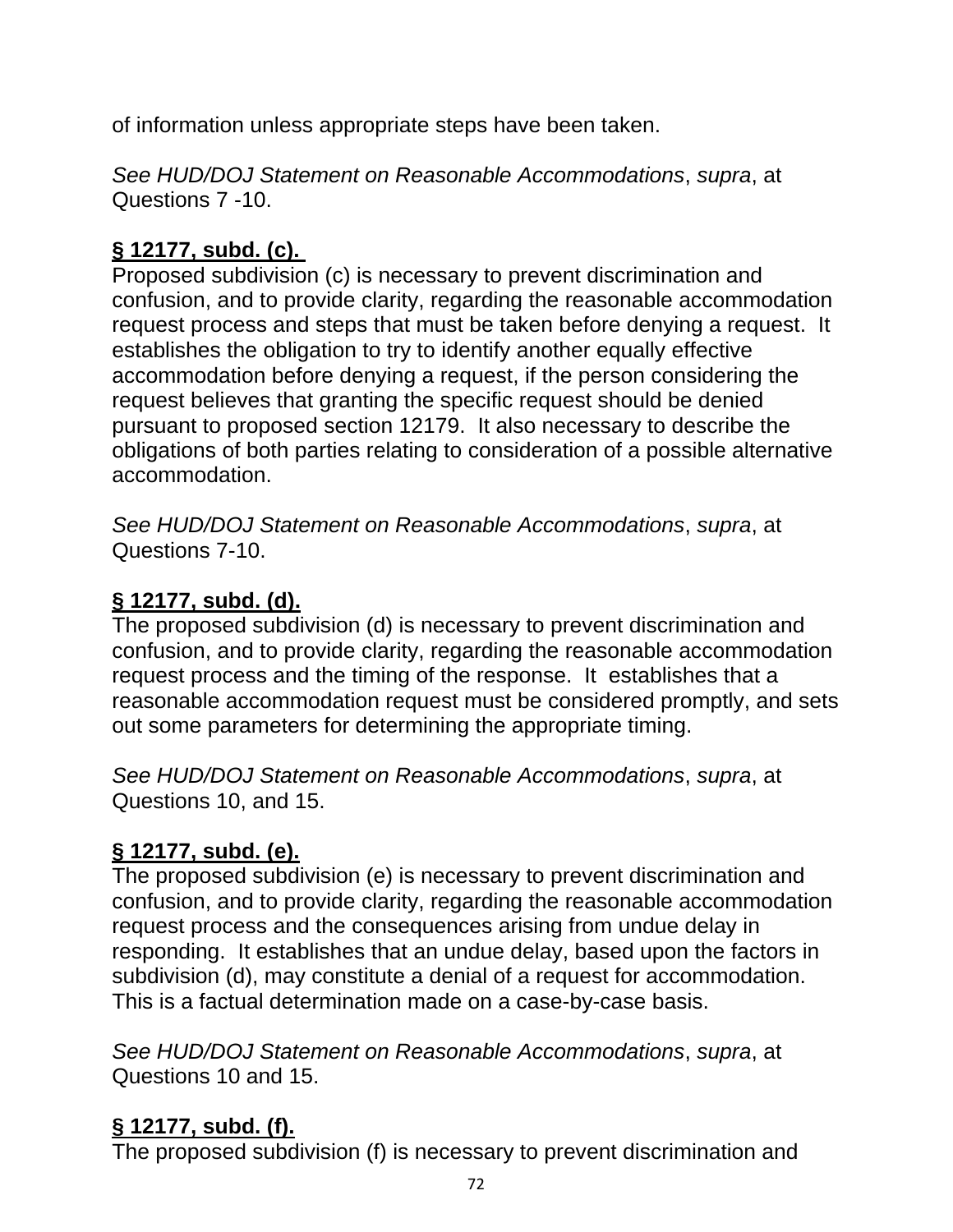of information unless appropriate steps have been taken.

*See HUD/DOJ Statement on Reasonable Accommodations*, *supra*, at Questions 7 -10.

**§ 12177, subd. (c).**

Proposed subdivision (c) is necessary to prevent discrimination and confusion, and to provide clarity, regarding the reasonable accommodation request process and steps that must be taken before denying a request. It establishes the obligation to try to identify another equally effective accommodation before denying a request, if the person considering the request believes that granting the specific request should be denied pursuant to proposed section 12179. It also necessary to describe the obligations of both parties relating to consideration of a possible alternative accommodation.

*See HUD/DOJ Statement on Reasonable Accommodations*, *supra*, at Questions 7-10.

**§ 12177, subd. (d).**

The proposed subdivision (d) is necessary to prevent discrimination and confusion, and to provide clarity, regarding the reasonable accommodation request process and the timing of the response. It establishes that a reasonable accommodation request must be considered promptly, and sets out some parameters for determining the appropriate timing.

*See HUD/DOJ Statement on Reasonable Accommodations*, *supra*, at Questions 10, and 15.

**§ 12177, subd. (e).**

The proposed subdivision (e) is necessary to prevent discrimination and confusion, and to provide clarity, regarding the reasonable accommodation request process and the consequences arising from undue delay in responding. It establishes that an undue delay, based upon the factors in subdivision (d), may constitute a denial of a request for accommodation. This is a factual determination made on a case-by-case basis.

*See HUD/DOJ Statement on Reasonable Accommodations*, *supra*, at Questions 10 and 15.

**§ 12177, subd. (f).**

The proposed subdivision (f) is necessary to prevent discrimination and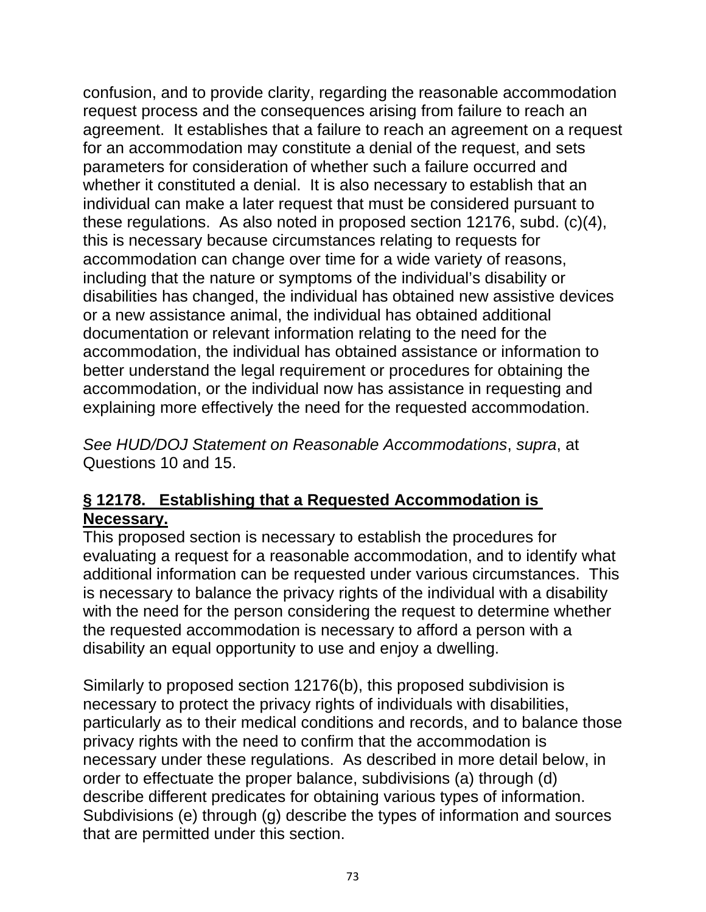confusion, and to provide clarity, regarding the reasonable accommodation request process and the consequences arising from failure to reach an agreement. It establishes that a failure to reach an agreement on a request for an accommodation may constitute a denial of the request, and sets parameters for consideration of whether such a failure occurred and whether it constituted a denial. It is also necessary to establish that an individual can make a later request that must be considered pursuant to these regulations. As also noted in proposed section 12176, subd. (c)(4), this is necessary because circumstances relating to requests for accommodation can change over time for a wide variety of reasons, including that the nature or symptoms of the individual's disability or disabilities has changed, the individual has obtained new assistive devices or a new assistance animal, the individual has obtained additional documentation or relevant information relating to the need for the accommodation, the individual has obtained assistance or information to better understand the legal requirement or procedures for obtaining the accommodation, or the individual now has assistance in requesting and explaining more effectively the need for the requested accommodation.

*See HUD/DOJ Statement on Reasonable Accommodations*, *supra*, at Questions 10 and 15.

**§ 12178. Establishing that a Requested Accommodation is Necessary.**

This proposed section is necessary to establish the procedures for evaluating a request for a reasonable accommodation, and to identify what additional information can be requested under various circumstances. This is necessary to balance the privacy rights of the individual with a disability with the need for the person considering the request to determine whether the requested accommodation is necessary to afford a person with a disability an equal opportunity to use and enjoy a dwelling.

Similarly to proposed section 12176(b), this proposed subdivision is necessary to protect the privacy rights of individuals with disabilities, particularly as to their medical conditions and records, and to balance those privacy rights with the need to confirm that the accommodation is necessary under these regulations. As described in more detail below, in order to effectuate the proper balance, subdivisions (a) through (d) describe different predicates for obtaining various types of information. Subdivisions (e) through (g) describe the types of information and sources that are permitted under this section.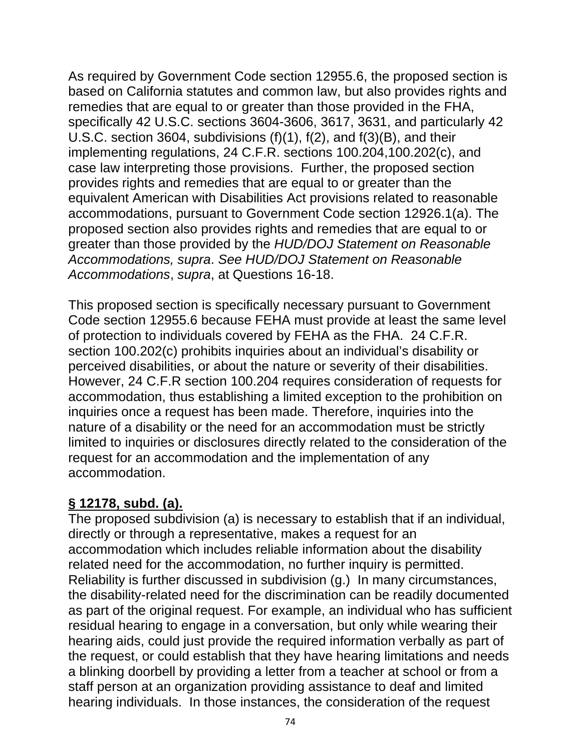As required by Government Code section 12955.6, the proposed section is based on California statutes and common law, but also provides rights and remedies that are equal to or greater than those provided in the FHA, specifically 42 U.S.C. sections 3604-3606, 3617, 3631, and particularly 42 U.S.C. section 3604, subdivisions (f)(1), f(2), and f(3)(B), and their implementing regulations, 24 C.F.R. sections 100.204,100.202(c), and case law interpreting those provisions. Further, the proposed section provides rights and remedies that are equal to or greater than the equivalent American with Disabilities Act provisions related to reasonable accommodations, pursuant to Government Code section 12926.1(a). The proposed section also provides rights and remedies that are equal to or greater than those provided by the *HUD/DOJ Statement on Reasonable Accommodations, supra*. *See HUD/DOJ Statement on Reasonable Accommodations*, *supra*, at Questions 16-18.

This proposed section is specifically necessary pursuant to Government Code section 12955.6 because FEHA must provide at least the same level of protection to individuals covered by FEHA as the FHA. 24 C.F.R. section 100.202(c) prohibits inquiries about an individual's disability or perceived disabilities, or about the nature or severity of their disabilities. However, 24 C.F.R section 100.204 requires consideration of requests for accommodation, thus establishing a limited exception to the prohibition on inquiries once a request has been made. Therefore, inquiries into the nature of a disability or the need for an accommodation must be strictly limited to inquiries or disclosures directly related to the consideration of the request for an accommodation and the implementation of any accommodation.

**§ 12178, subd. (a).**

The proposed subdivision (a) is necessary to establish that if an individual, directly or through a representative, makes a request for an accommodation which includes reliable information about the disability related need for the accommodation, no further inquiry is permitted. Reliability is further discussed in subdivision (g.) In many circumstances, the disability-related need for the discrimination can be readily documented as part of the original request. For example, an individual who has sufficient residual hearing to engage in a conversation, but only while wearing their hearing aids, could just provide the required information verbally as part of the request, or could establish that they have hearing limitations and needs a blinking doorbell by providing a letter from a teacher at school or from a staff person at an organization providing assistance to deaf and limited hearing individuals. In those instances, the consideration of the request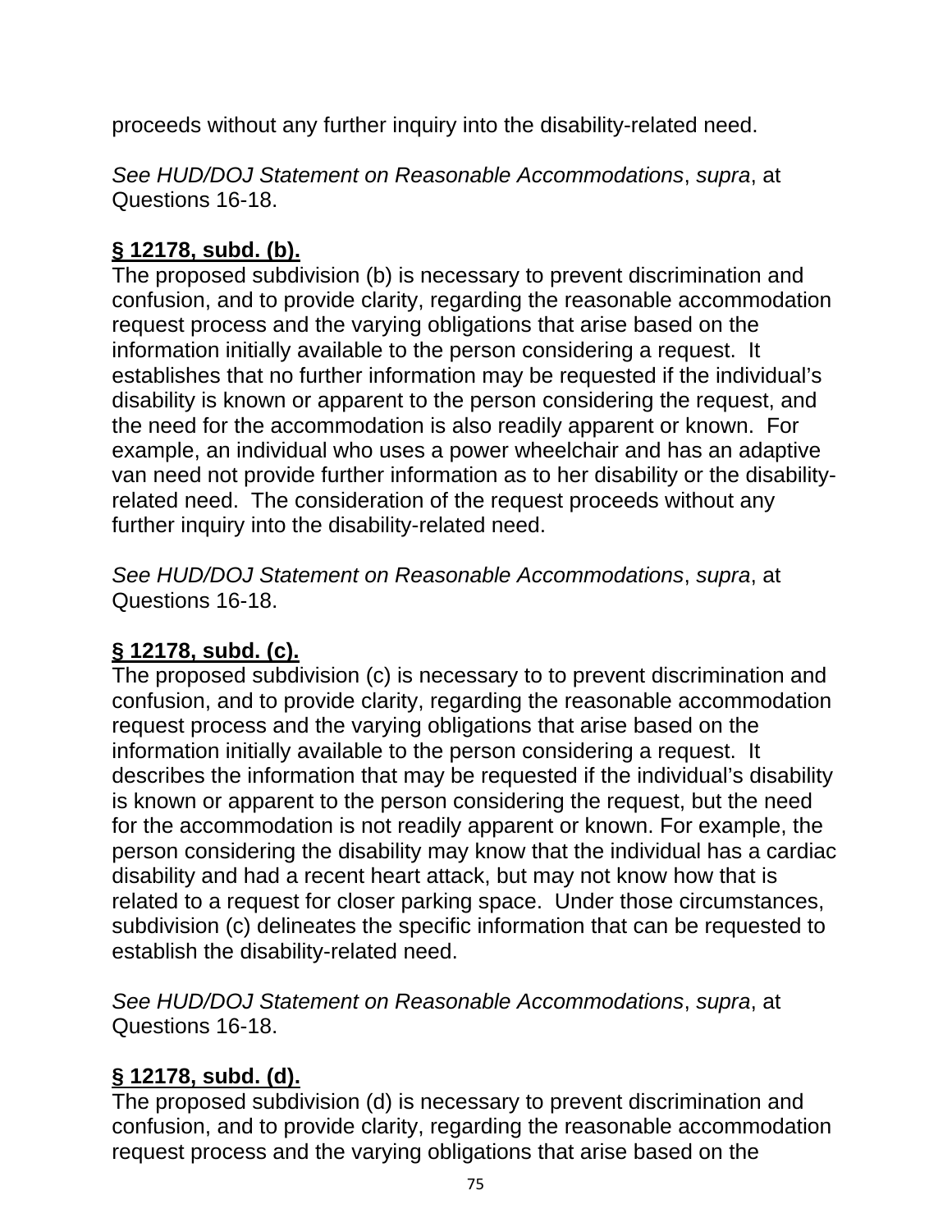proceeds without any further inquiry into the disability-related need.

*See HUD/DOJ Statement on Reasonable Accommodations*, *supra*, at Questions 16-18.

**<u>§ 12178, subd. (b).</u>**
The proposed subdivision (b) is necessary to prevent discrimination and confusion, and to provide clarity, regarding the reasonable accommodation request process and the varying obligations that arise based on the information initially available to the person considering a request. It establishes that no further information may be requested if the individual's disability is known or apparent to the person considering the request, and the need for the accommodation is also readily apparent or known. For example, an individual who uses a power wheelchair and has an adaptive van need not provide further information as to her disability or the disability-related need. The consideration of the request proceeds without any further inquiry into the disability-related need.

*See HUD/DOJ Statement on Reasonable Accommodations*, *supra*, at Questions 16-18.

**<u>§ 12178, subd. (c).</u>**
The proposed subdivision (c) is necessary to to prevent discrimination and confusion, and to provide clarity, regarding the reasonable accommodation request process and the varying obligations that arise based on the information initially available to the person considering a request. It describes the information that may be requested if the individual's disability is known or apparent to the person considering the request, but the need for the accommodation is not readily apparent or known. For example, the person considering the disability may know that the individual has a cardiac disability and had a recent heart attack, but may not know how that is related to a request for closer parking space. Under those circumstances, subdivision (c) delineates the specific information that can be requested to establish the disability-related need.

*See HUD/DOJ Statement on Reasonable Accommodations*, *supra*, at Questions 16-18.

**<u>§ 12178, subd. (d).</u>**
The proposed subdivision (d) is necessary to prevent discrimination and confusion, and to provide clarity, regarding the reasonable accommodation request process and the varying obligations that arise based on the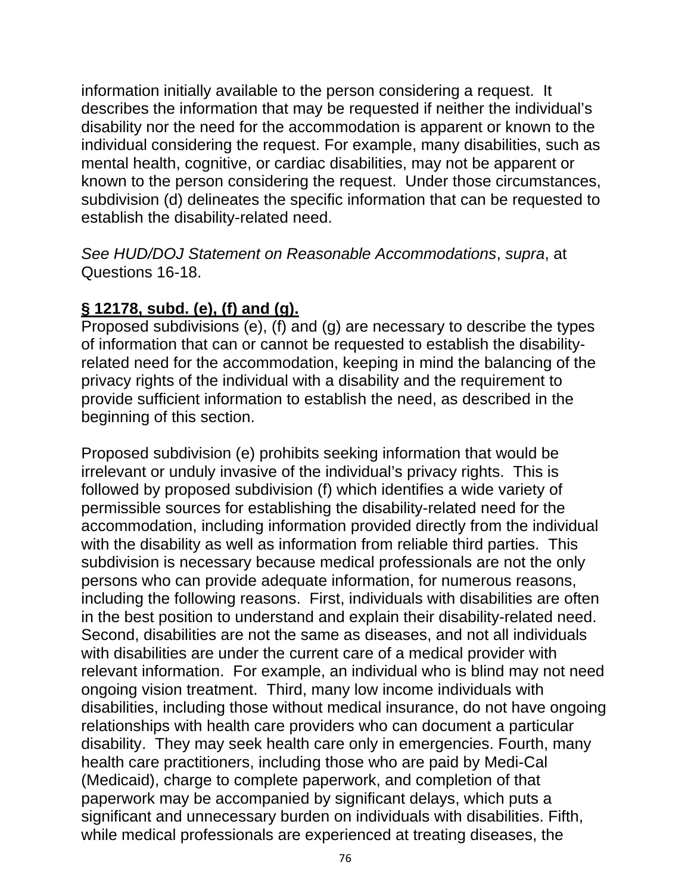information initially available to the person considering a request. It describes the information that may be requested if neither the individual's disability nor the need for the accommodation is apparent or known to the individual considering the request. For example, many disabilities, such as mental health, cognitive, or cardiac disabilities, may not be apparent or known to the person considering the request. Under those circumstances, subdivision (d) delineates the specific information that can be requested to establish the disability-related need.

*See HUD/DOJ Statement on Reasonable Accommodations*, *supra*, at Questions 16-18.

**§ 12178, subd. (e), (f) and (g).**

Proposed subdivisions (e), (f) and (g) are necessary to describe the types of information that can or cannot be requested to establish the disability-related need for the accommodation, keeping in mind the balancing of the privacy rights of the individual with a disability and the requirement to provide sufficient information to establish the need, as described in the beginning of this section.

Proposed subdivision (e) prohibits seeking information that would be irrelevant or unduly invasive of the individual's privacy rights. This is followed by proposed subdivision (f) which identifies a wide variety of permissible sources for establishing the disability-related need for the accommodation, including information provided directly from the individual with the disability as well as information from reliable third parties. This subdivision is necessary because medical professionals are not the only persons who can provide adequate information, for numerous reasons, including the following reasons. First, individuals with disabilities are often in the best position to understand and explain their disability-related need. Second, disabilities are not the same as diseases, and not all individuals with disabilities are under the current care of a medical provider with relevant information. For example, an individual who is blind may not need ongoing vision treatment. Third, many low income individuals with disabilities, including those without medical insurance, do not have ongoing relationships with health care providers who can document a particular disability. They may seek health care only in emergencies. Fourth, many health care practitioners, including those who are paid by Medi-Cal (Medicaid), charge to complete paperwork, and completion of that paperwork may be accompanied by significant delays, which puts a significant and unnecessary burden on individuals with disabilities. Fifth, while medical professionals are experienced at treating diseases, the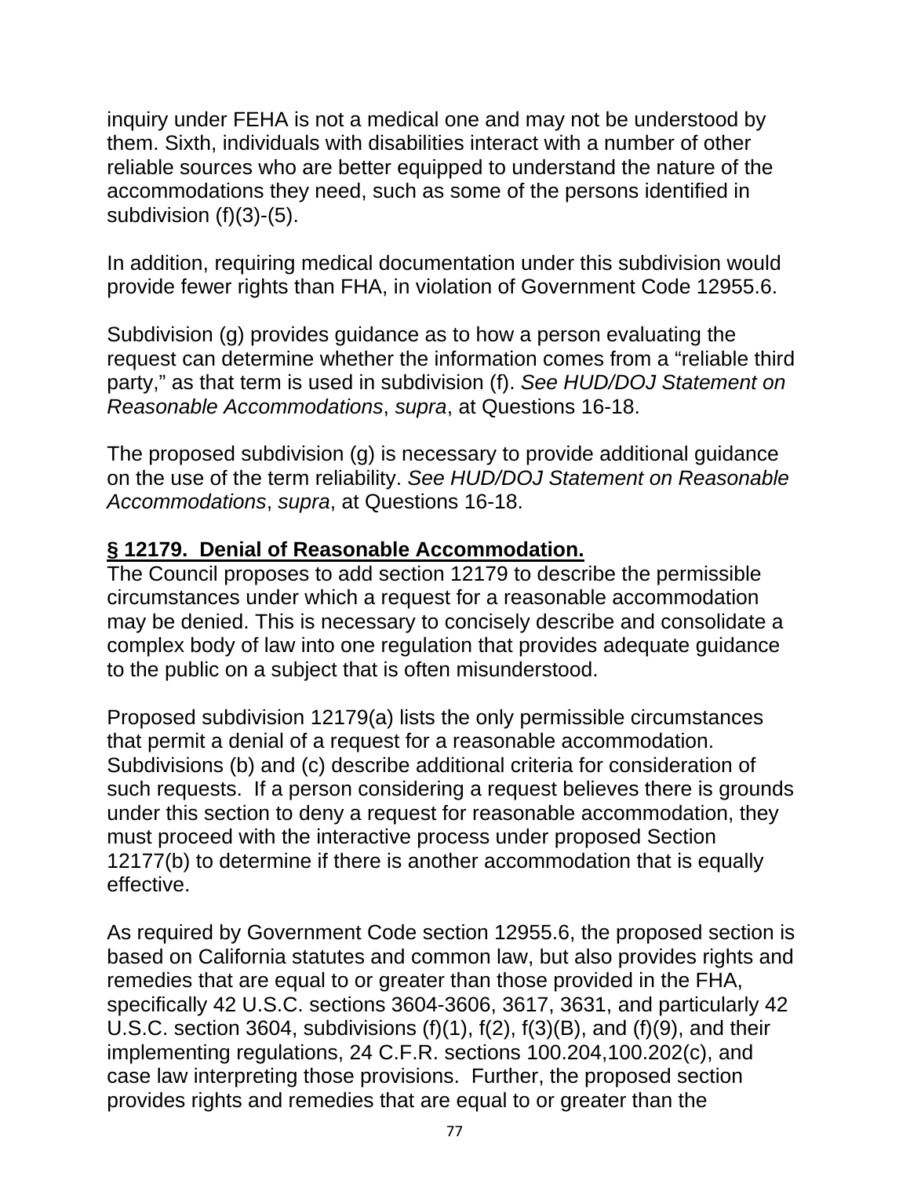inquiry under FEHA is not a medical one and may not be understood by them. Sixth, individuals with disabilities interact with a number of other reliable sources who are better equipped to understand the nature of the accommodations they need, such as some of the persons identified in subdivision (f)(3)-(5).

In addition, requiring medical documentation under this subdivision would provide fewer rights than FHA, in violation of Government Code 12955.6.

Subdivision (g) provides guidance as to how a person evaluating the request can determine whether the information comes from a "reliable third party," as that term is used in subdivision (f). *See HUD/DOJ Statement on Reasonable Accommodations*, *supra*, at Questions 16-18.

The proposed subdivision (g) is necessary to provide additional guidance on the use of the term reliability. *See HUD/DOJ Statement on Reasonable Accommodations*, *supra*, at Questions 16-18.

**§ 12179. Denial of Reasonable Accommodation.**

The Council proposes to add section 12179 to describe the permissible circumstances under which a request for a reasonable accommodation may be denied. This is necessary to concisely describe and consolidate a complex body of law into one regulation that provides adequate guidance to the public on a subject that is often misunderstood.

Proposed subdivision 12179(a) lists the only permissible circumstances that permit a denial of a request for a reasonable accommodation. Subdivisions (b) and (c) describe additional criteria for consideration of such requests. If a person considering a request believes there is grounds under this section to deny a request for reasonable accommodation, they must proceed with the interactive process under proposed Section 12177(b) to determine if there is another accommodation that is equally effective.

As required by Government Code section 12955.6, the proposed section is based on California statutes and common law, but also provides rights and remedies that are equal to or greater than those provided in the FHA, specifically 42 U.S.C. sections 3604-3606, 3617, 3631, and particularly 42 U.S.C. section 3604, subdivisions (f)(1), f(2), f(3)(B), and (f)(9), and their implementing regulations, 24 C.F.R. sections 100.204,100.202(c), and case law interpreting those provisions. Further, the proposed section provides rights and remedies that are equal to or greater than the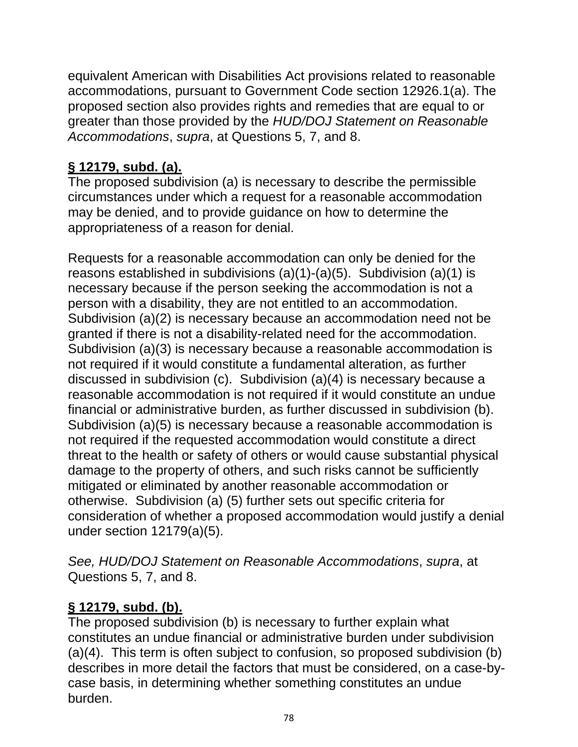equivalent American with Disabilities Act provisions related to reasonable accommodations, pursuant to Government Code section 12926.1(a). The proposed section also provides rights and remedies that are equal to or greater than those provided by the *HUD/DOJ Statement on Reasonable Accommodations*, *supra*, at Questions 5, 7, and 8.

**§ 12179, subd. (a).**

The proposed subdivision (a) is necessary to describe the permissible circumstances under which a request for a reasonable accommodation may be denied, and to provide guidance on how to determine the appropriateness of a reason for denial.

Requests for a reasonable accommodation can only be denied for the reasons established in subdivisions (a)(1)-(a)(5). Subdivision (a)(1) is necessary because if the person seeking the accommodation is not a person with a disability, they are not entitled to an accommodation. Subdivision (a)(2) is necessary because an accommodation need not be granted if there is not a disability-related need for the accommodation. Subdivision (a)(3) is necessary because a reasonable accommodation is not required if it would constitute a fundamental alteration, as further discussed in subdivision (c). Subdivision (a)(4) is necessary because a reasonable accommodation is not required if it would constitute an undue financial or administrative burden, as further discussed in subdivision (b). Subdivision (a)(5) is necessary because a reasonable accommodation is not required if the requested accommodation would constitute a direct threat to the health or safety of others or would cause substantial physical damage to the property of others, and such risks cannot be sufficiently mitigated or eliminated by another reasonable accommodation or otherwise. Subdivision (a) (5) further sets out specific criteria for consideration of whether a proposed accommodation would justify a denial under section 12179(a)(5).

*See, HUD/DOJ Statement on Reasonable Accommodations*, *supra*, at Questions 5, 7, and 8.

**§ 12179, subd. (b).**

The proposed subdivision (b) is necessary to further explain what constitutes an undue financial or administrative burden under subdivision (a)(4). This term is often subject to confusion, so proposed subdivision (b) describes in more detail the factors that must be considered, on a case-by-case basis, in determining whether something constitutes an undue burden.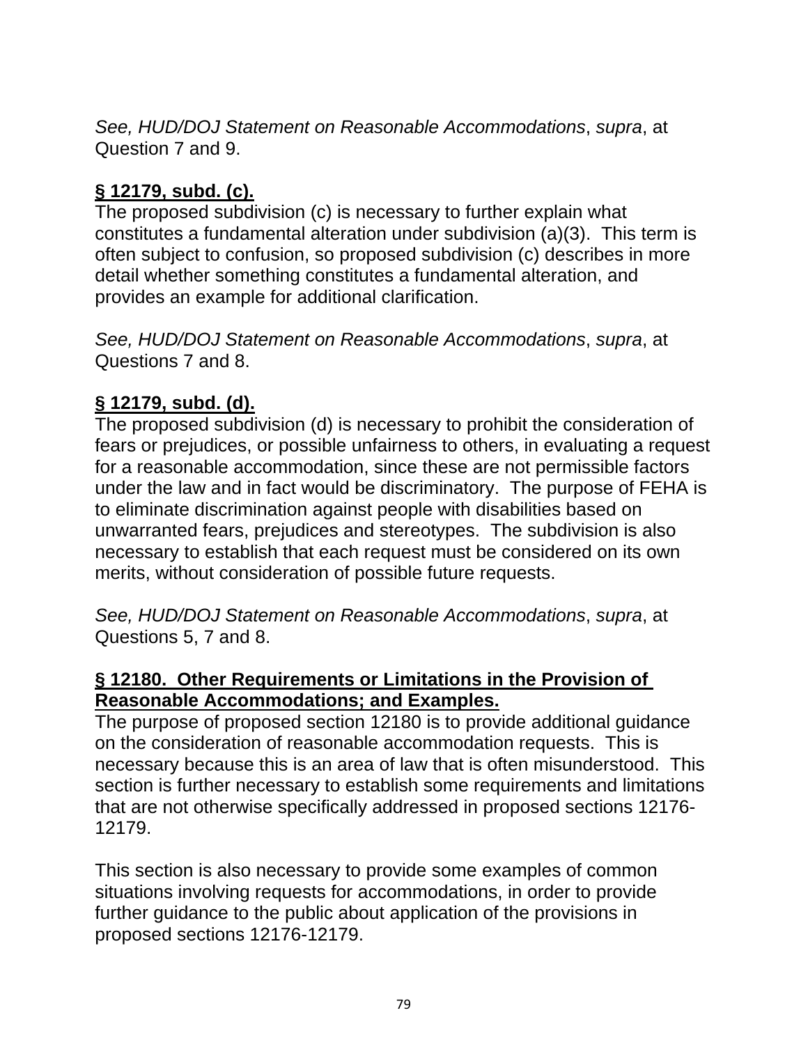*See, HUD/DOJ Statement on Reasonable Accommodations*, *supra*, at Question 7 and 9.

**§ 12179, subd. (c).**

The proposed subdivision (c) is necessary to further explain what constitutes a fundamental alteration under subdivision (a)(3). This term is often subject to confusion, so proposed subdivision (c) describes in more detail whether something constitutes a fundamental alteration, and provides an example for additional clarification.

*See, HUD/DOJ Statement on Reasonable Accommodations*, *supra*, at Questions 7 and 8.

**§ 12179, subd. (d).**

The proposed subdivision (d) is necessary to prohibit the consideration of fears or prejudices, or possible unfairness to others, in evaluating a request for a reasonable accommodation, since these are not permissible factors under the law and in fact would be discriminatory. The purpose of FEHA is to eliminate discrimination against people with disabilities based on unwarranted fears, prejudices and stereotypes. The subdivision is also necessary to establish that each request must be considered on its own merits, without consideration of possible future requests.

*See, HUD/DOJ Statement on Reasonable Accommodations*, *supra*, at Questions 5, 7 and 8.

**§ 12180. Other Requirements or Limitations in the Provision of Reasonable Accommodations; and Examples.**

The purpose of proposed section 12180 is to provide additional guidance on the consideration of reasonable accommodation requests. This is necessary because this is an area of law that is often misunderstood. This section is further necessary to establish some requirements and limitations that are not otherwise specifically addressed in proposed sections 12176-12179.

This section is also necessary to provide some examples of common situations involving requests for accommodations, in order to provide further guidance to the public about application of the provisions in proposed sections 12176-12179.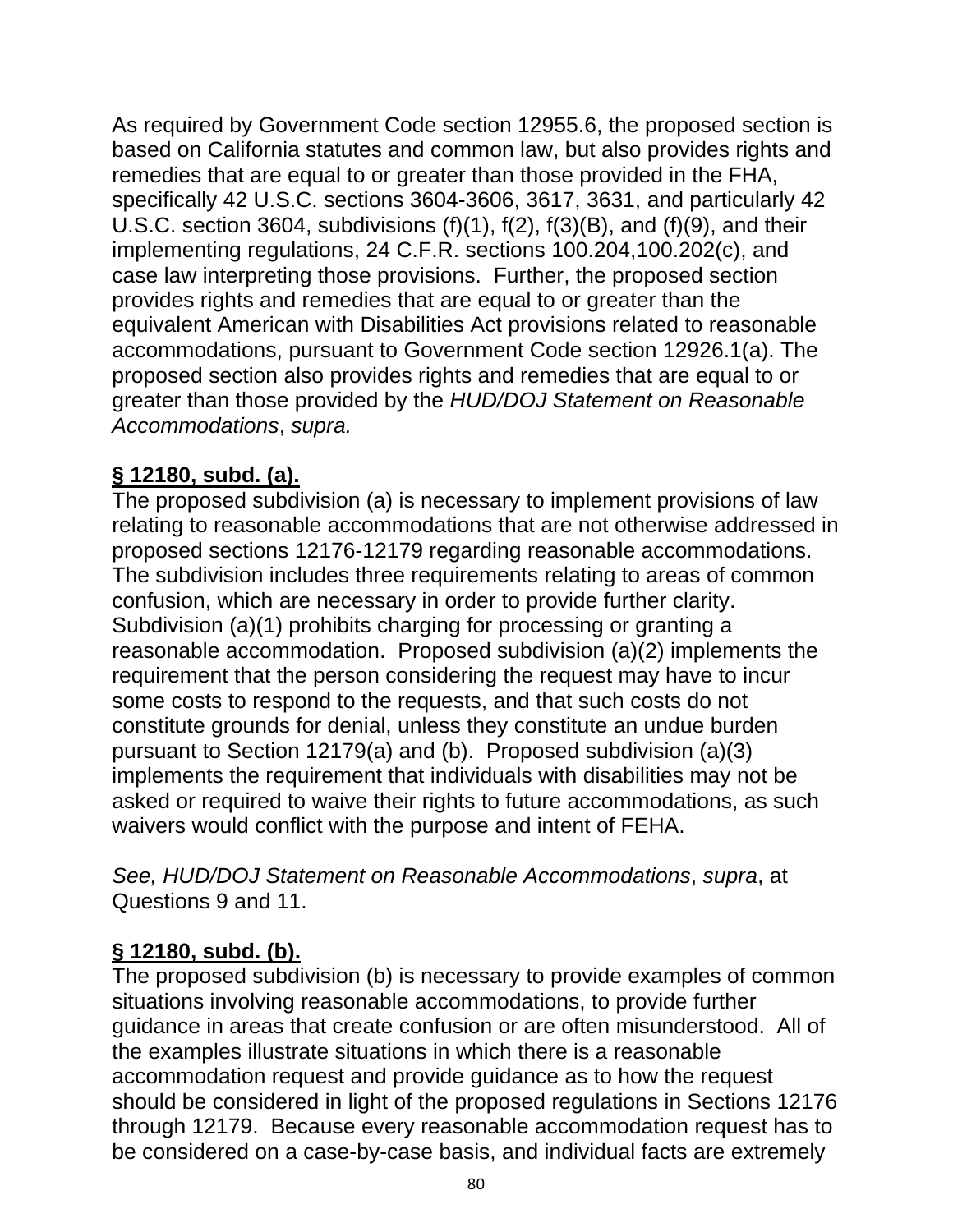As required by Government Code section 12955.6, the proposed section is based on California statutes and common law, but also provides rights and remedies that are equal to or greater than those provided in the FHA, specifically 42 U.S.C. sections 3604-3606, 3617, 3631, and particularly 42 U.S.C. section 3604, subdivisions (f)(1), f(2), f(3)(B), and (f)(9), and their implementing regulations, 24 C.F.R. sections 100.204,100.202(c), and case law interpreting those provisions. Further, the proposed section provides rights and remedies that are equal to or greater than the equivalent American with Disabilities Act provisions related to reasonable accommodations, pursuant to Government Code section 12926.1(a). The proposed section also provides rights and remedies that are equal to or greater than those provided by the *HUD/DOJ Statement on Reasonable Accommodations*, *supra.*

**<u>§ 12180, subd. (a).</u>**
The proposed subdivision (a) is necessary to implement provisions of law relating to reasonable accommodations that are not otherwise addressed in proposed sections 12176-12179 regarding reasonable accommodations. The subdivision includes three requirements relating to areas of common confusion, which are necessary in order to provide further clarity. Subdivision (a)(1) prohibits charging for processing or granting a reasonable accommodation. Proposed subdivision (a)(2) implements the requirement that the person considering the request may have to incur some costs to respond to the requests, and that such costs do not constitute grounds for denial, unless they constitute an undue burden pursuant to Section 12179(a) and (b). Proposed subdivision (a)(3) implements the requirement that individuals with disabilities may not be asked or required to waive their rights to future accommodations, as such waivers would conflict with the purpose and intent of FEHA.

*See, HUD/DOJ Statement on Reasonable Accommodations*, *supra*, at Questions 9 and 11.

**<u>§ 12180, subd. (b).</u>**
The proposed subdivision (b) is necessary to provide examples of common situations involving reasonable accommodations, to provide further guidance in areas that create confusion or are often misunderstood. All of the examples illustrate situations in which there is a reasonable accommodation request and provide guidance as to how the request should be considered in light of the proposed regulations in Sections 12176 through 12179. Because every reasonable accommodation request has to be considered on a case-by-case basis, and individual facts are extremely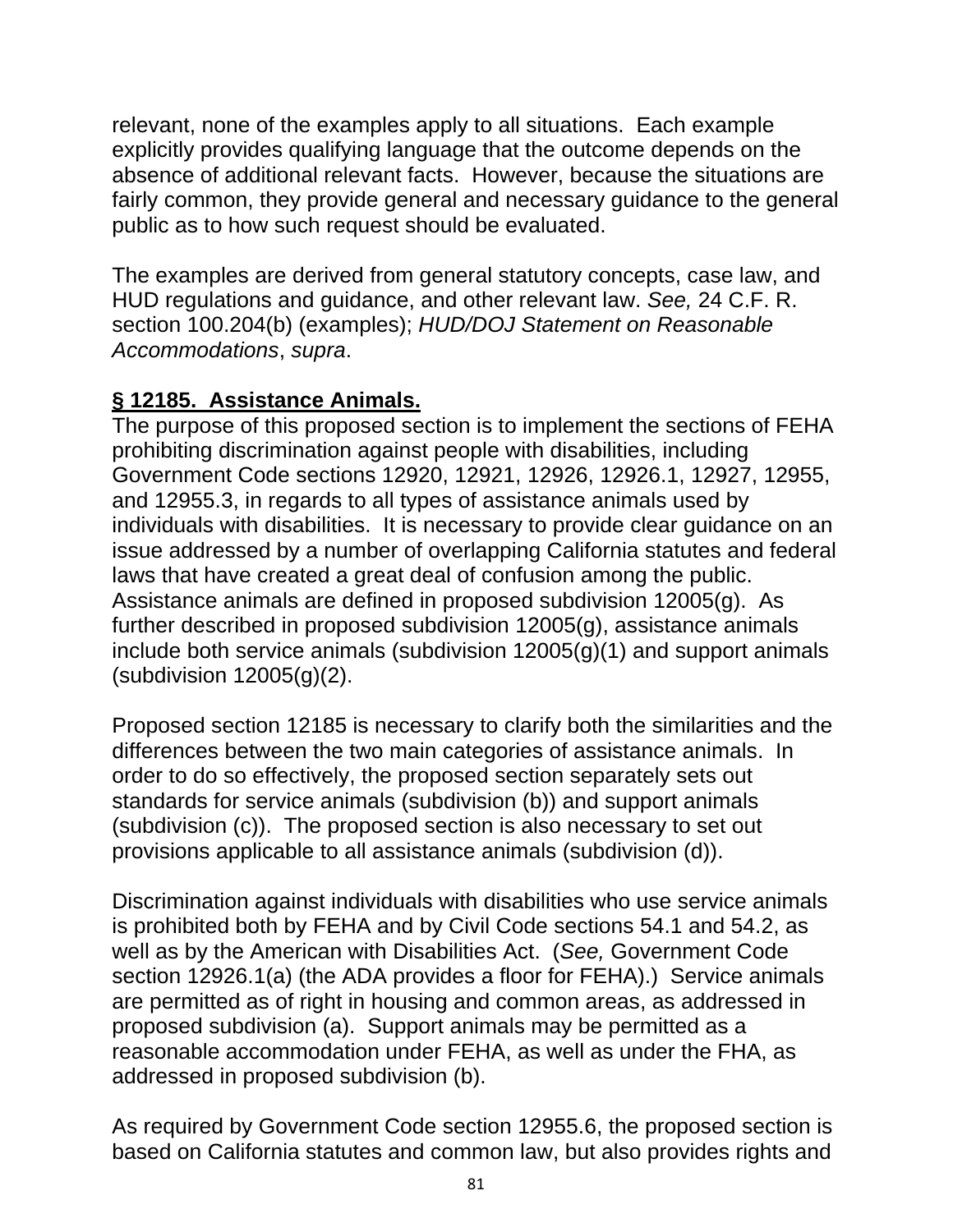relevant, none of the examples apply to all situations. Each example explicitly provides qualifying language that the outcome depends on the absence of additional relevant facts. However, because the situations are fairly common, they provide general and necessary guidance to the general public as to how such request should be evaluated.

The examples are derived from general statutory concepts, case law, and HUD regulations and guidance, and other relevant law. *See,* 24 C.F. R. section 100.204(b) (examples); *HUD/DOJ Statement on Reasonable Accommodations*, *supra*.

**§ 12185. Assistance Animals.**

The purpose of this proposed section is to implement the sections of FEHA prohibiting discrimination against people with disabilities, including Government Code sections 12920, 12921, 12926, 12926.1, 12927, 12955, and 12955.3, in regards to all types of assistance animals used by individuals with disabilities. It is necessary to provide clear guidance on an issue addressed by a number of overlapping California statutes and federal laws that have created a great deal of confusion among the public. Assistance animals are defined in proposed subdivision 12005(g). As further described in proposed subdivision 12005(g), assistance animals include both service animals (subdivision 12005(g)(1) and support animals (subdivision 12005(g)(2).

Proposed section 12185 is necessary to clarify both the similarities and the differences between the two main categories of assistance animals. In order to do so effectively, the proposed section separately sets out standards for service animals (subdivision (b)) and support animals (subdivision (c)). The proposed section is also necessary to set out provisions applicable to all assistance animals (subdivision (d)).

Discrimination against individuals with disabilities who use service animals is prohibited both by FEHA and by Civil Code sections 54.1 and 54.2, as well as by the American with Disabilities Act. (*See,* Government Code section 12926.1(a) (the ADA provides a floor for FEHA).) Service animals are permitted as of right in housing and common areas, as addressed in proposed subdivision (a). Support animals may be permitted as a reasonable accommodation under FEHA, as well as under the FHA, as addressed in proposed subdivision (b).

As required by Government Code section 12955.6, the proposed section is based on California statutes and common law, but also provides rights and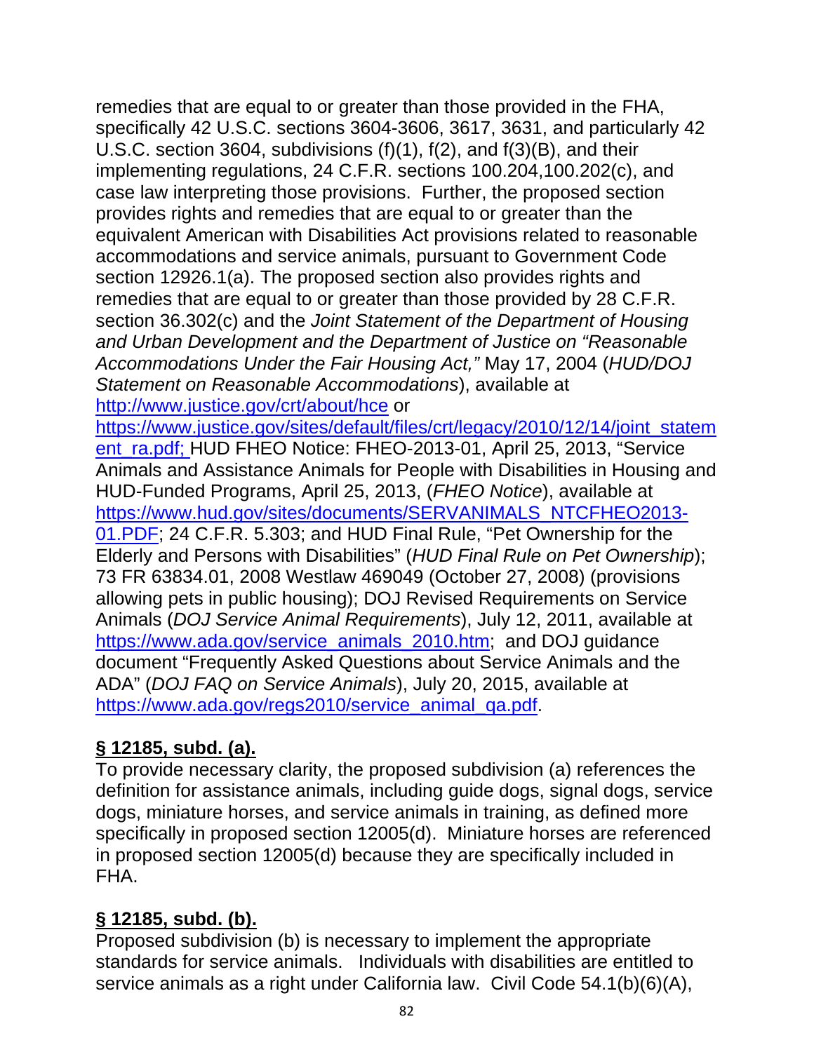remedies that are equal to or greater than those provided in the FHA, specifically 42 U.S.C. sections 3604-3606, 3617, 3631, and particularly 42 U.S.C. section 3604, subdivisions (f)(1), f(2), and f(3)(B), and their implementing regulations, 24 C.F.R. sections 100.204,100.202(c), and case law interpreting those provisions. Further, the proposed section provides rights and remedies that are equal to or greater than the equivalent American with Disabilities Act provisions related to reasonable accommodations and service animals, pursuant to Government Code section 12926.1(a). The proposed section also provides rights and remedies that are equal to or greater than those provided by 28 C.F.R. section 36.302(c) and the *Joint Statement of the Department of Housing and Urban Development and the Department of Justice on "Reasonable Accommodations Under the Fair Housing Act,"* May 17, 2004 (*HUD/DOJ Statement on Reasonable Accommodations*), available at http://www.justice.gov/crt/about/hce or https://www.justice.gov/sites/default/files/crt/legacy/2010/12/14/joint_statement_ra.pdf; HUD FHEO Notice: FHEO-2013-01, April 25, 2013, "Service Animals and Assistance Animals for People with Disabilities in Housing and HUD-Funded Programs, April 25, 2013, (*FHEO Notice*), available at https://www.hud.gov/sites/documents/SERVANIMALS_NTCFHEO2013-01.PDF; 24 C.F.R. 5.303; and HUD Final Rule, "Pet Ownership for the Elderly and Persons with Disabilities" (*HUD Final Rule on Pet Ownership*); 73 FR 63834.01, 2008 Westlaw 469049 (October 27, 2008) (provisions allowing pets in public housing); DOJ Revised Requirements on Service Animals (*DOJ Service Animal Requirements*), July 12, 2011, available at https://www.ada.gov/service_animals_2010.htm; and DOJ guidance document "Frequently Asked Questions about Service Animals and the ADA" (*DOJ FAQ on Service Animals*), July 20, 2015, available at https://www.ada.gov/regs2010/service_animal_qa.pdf.

**§ 12185, subd. (a).**

To provide necessary clarity, the proposed subdivision (a) references the definition for assistance animals, including guide dogs, signal dogs, service dogs, miniature horses, and service animals in training, as defined more specifically in proposed section 12005(d). Miniature horses are referenced in proposed section 12005(d) because they are specifically included in FHA.

**§ 12185, subd. (b).**

Proposed subdivision (b) is necessary to implement the appropriate standards for service animals. Individuals with disabilities are entitled to service animals as a right under California law. Civil Code 54.1(b)(6)(A),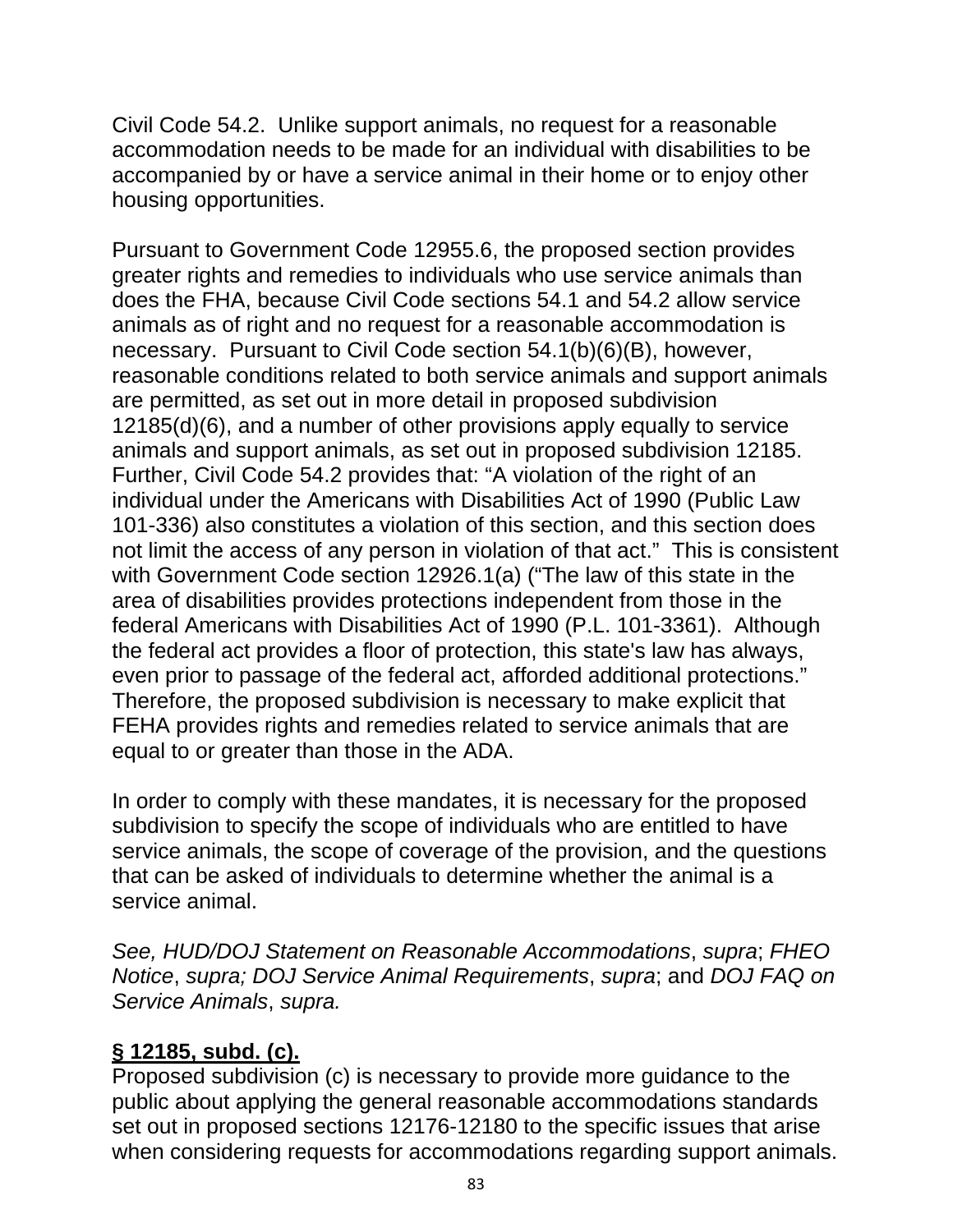Civil Code 54.2. Unlike support animals, no request for a reasonable accommodation needs to be made for an individual with disabilities to be accompanied by or have a service animal in their home or to enjoy other housing opportunities.

Pursuant to Government Code 12955.6, the proposed section provides greater rights and remedies to individuals who use service animals than does the FHA, because Civil Code sections 54.1 and 54.2 allow service animals as of right and no request for a reasonable accommodation is necessary. Pursuant to Civil Code section 54.1(b)(6)(B), however, reasonable conditions related to both service animals and support animals are permitted, as set out in more detail in proposed subdivision 12185(d)(6), and a number of other provisions apply equally to service animals and support animals, as set out in proposed subdivision 12185. Further, Civil Code 54.2 provides that: "A violation of the right of an individual under the Americans with Disabilities Act of 1990 (Public Law 101-336) also constitutes a violation of this section, and this section does not limit the access of any person in violation of that act." This is consistent with Government Code section 12926.1(a) ("The law of this state in the area of disabilities provides protections independent from those in the federal Americans with Disabilities Act of 1990 (P.L. 101-3361). Although the federal act provides a floor of protection, this state's law has always, even prior to passage of the federal act, afforded additional protections." Therefore, the proposed subdivision is necessary to make explicit that FEHA provides rights and remedies related to service animals that are equal to or greater than those in the ADA.

In order to comply with these mandates, it is necessary for the proposed subdivision to specify the scope of individuals who are entitled to have service animals, the scope of coverage of the provision, and the questions that can be asked of individuals to determine whether the animal is a service animal.

*See, HUD/DOJ Statement on Reasonable Accommodations*, *supra*; *FHEO Notice*, *supra; DOJ Service Animal Requirements*, *supra*; and *DOJ FAQ on Service Animals*, *supra.*

**§ 12185, subd. (c).**

Proposed subdivision (c) is necessary to provide more guidance to the public about applying the general reasonable accommodations standards set out in proposed sections 12176-12180 to the specific issues that arise when considering requests for accommodations regarding support animals.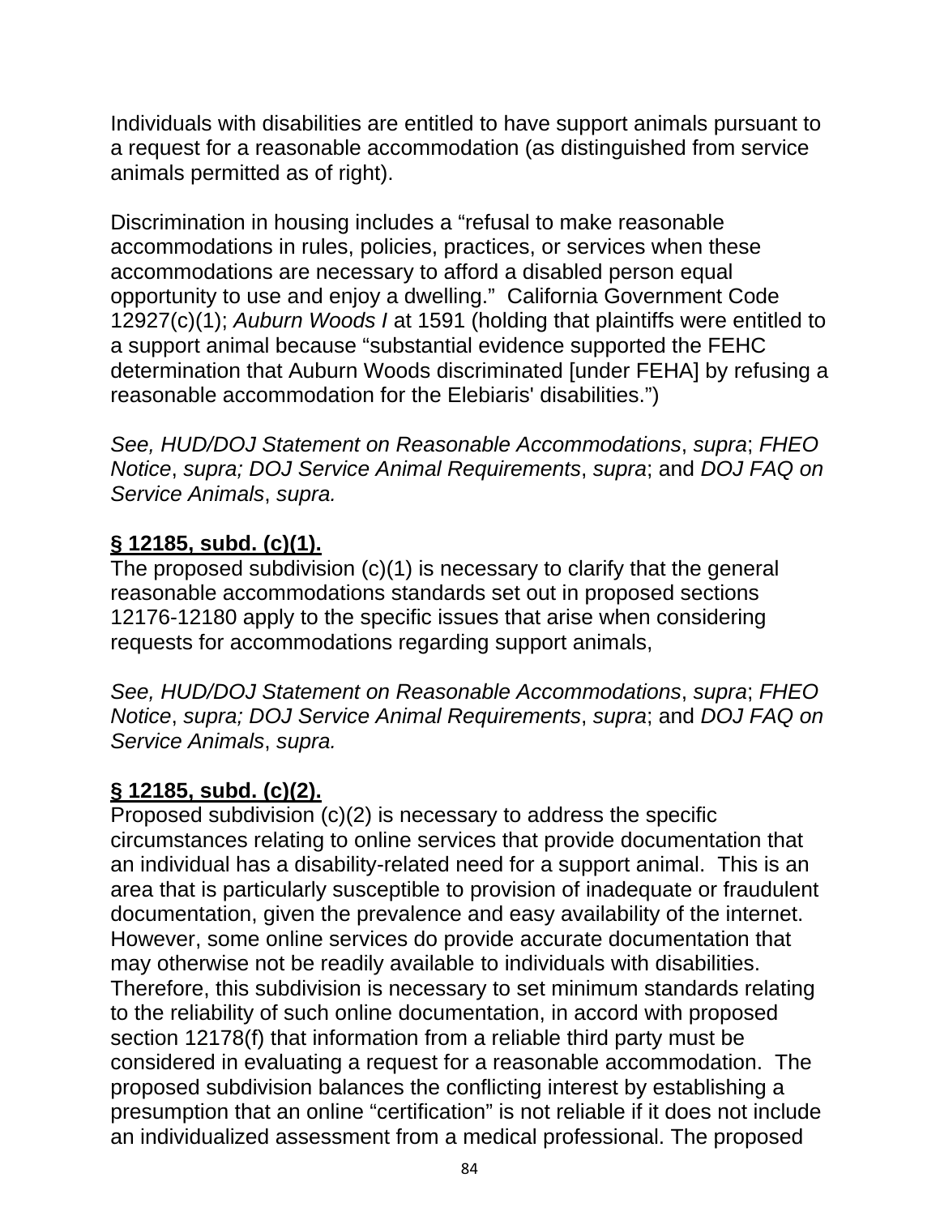Individuals with disabilities are entitled to have support animals pursuant to a request for a reasonable accommodation (as distinguished from service animals permitted as of right).

Discrimination in housing includes a “refusal to make reasonable accommodations in rules, policies, practices, or services when these accommodations are necessary to afford a disabled person equal opportunity to use and enjoy a dwelling.” California Government Code 12927(c)(1); *Auburn Woods I* at 1591 (holding that plaintiffs were entitled to a support animal because “substantial evidence supported the FEHC determination that Auburn Woods discriminated [under FEHA] by refusing a reasonable accommodation for the Elebiaris' disabilities.”)

*See, HUD/DOJ Statement on Reasonable Accommodations*, *supra*; *FHEO Notice*, *supra; DOJ Service Animal Requirements*, *supra*; and *DOJ FAQ on Service Animals*, *supra.*

**§ 12185, subd. (c)(1).**

The proposed subdivision (c)(1) is necessary to clarify that the general reasonable accommodations standards set out in proposed sections 12176-12180 apply to the specific issues that arise when considering requests for accommodations regarding support animals,

*See, HUD/DOJ Statement on Reasonable Accommodations*, *supra*; *FHEO Notice*, *supra; DOJ Service Animal Requirements*, *supra*; and *DOJ FAQ on Service Animals*, *supra.*

**§ 12185, subd. (c)(2).**

Proposed subdivision (c)(2) is necessary to address the specific circumstances relating to online services that provide documentation that an individual has a disability-related need for a support animal. This is an area that is particularly susceptible to provision of inadequate or fraudulent documentation, given the prevalence and easy availability of the internet. However, some online services do provide accurate documentation that may otherwise not be readily available to individuals with disabilities. Therefore, this subdivision is necessary to set minimum standards relating to the reliability of such online documentation, in accord with proposed section 12178(f) that information from a reliable third party must be considered in evaluating a request for a reasonable accommodation. The proposed subdivision balances the conflicting interest by establishing a presumption that an online “certification” is not reliable if it does not include an individualized assessment from a medical professional. The proposed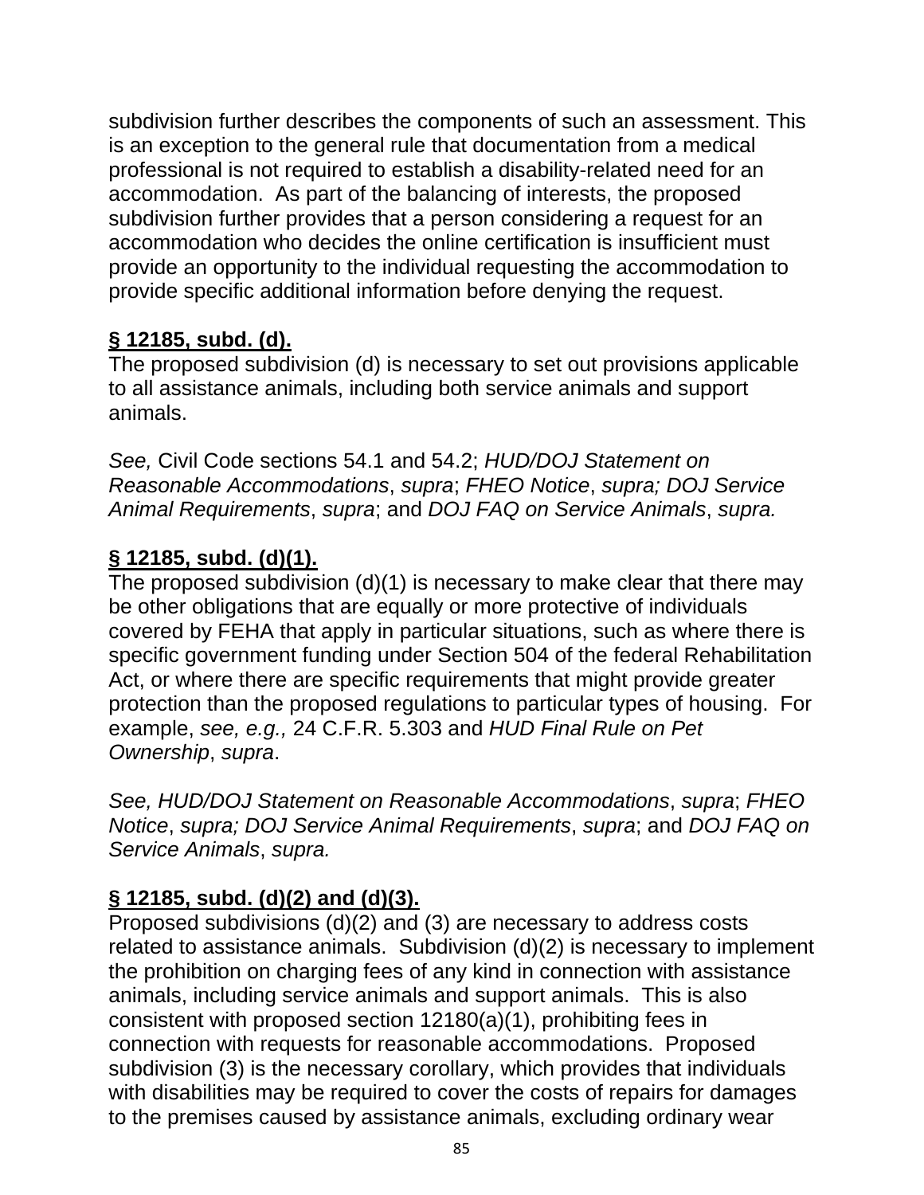subdivision further describes the components of such an assessment. This is an exception to the general rule that documentation from a medical professional is not required to establish a disability-related need for an accommodation. As part of the balancing of interests, the proposed subdivision further provides that a person considering a request for an accommodation who decides the online certification is insufficient must provide an opportunity to the individual requesting the accommodation to provide specific additional information before denying the request.

**§ 12185, subd. (d).**

The proposed subdivision (d) is necessary to set out provisions applicable to all assistance animals, including both service animals and support animals.

*See,* Civil Code sections 54.1 and 54.2; *HUD/DOJ Statement on Reasonable Accommodations*, *supra*; *FHEO Notice*, *supra; DOJ Service Animal Requirements*, *supra*; and *DOJ FAQ on Service Animals*, *supra.*

**§ 12185, subd. (d)(1).**

The proposed subdivision (d)(1) is necessary to make clear that there may be other obligations that are equally or more protective of individuals covered by FEHA that apply in particular situations, such as where there is specific government funding under Section 504 of the federal Rehabilitation Act, or where there are specific requirements that might provide greater protection than the proposed regulations to particular types of housing. For example, *see, e.g.,* 24 C.F.R. 5.303 and *HUD Final Rule on Pet Ownership*, *supra*.

*See, HUD/DOJ Statement on Reasonable Accommodations*, *supra*; *FHEO Notice*, *supra; DOJ Service Animal Requirements*, *supra*; and *DOJ FAQ on Service Animals*, *supra.*

**§ 12185, subd. (d)(2) and (d)(3).**

Proposed subdivisions (d)(2) and (3) are necessary to address costs related to assistance animals. Subdivision (d)(2) is necessary to implement the prohibition on charging fees of any kind in connection with assistance animals, including service animals and support animals. This is also consistent with proposed section 12180(a)(1), prohibiting fees in connection with requests for reasonable accommodations. Proposed subdivision (3) is the necessary corollary, which provides that individuals with disabilities may be required to cover the costs of repairs for damages to the premises caused by assistance animals, excluding ordinary wear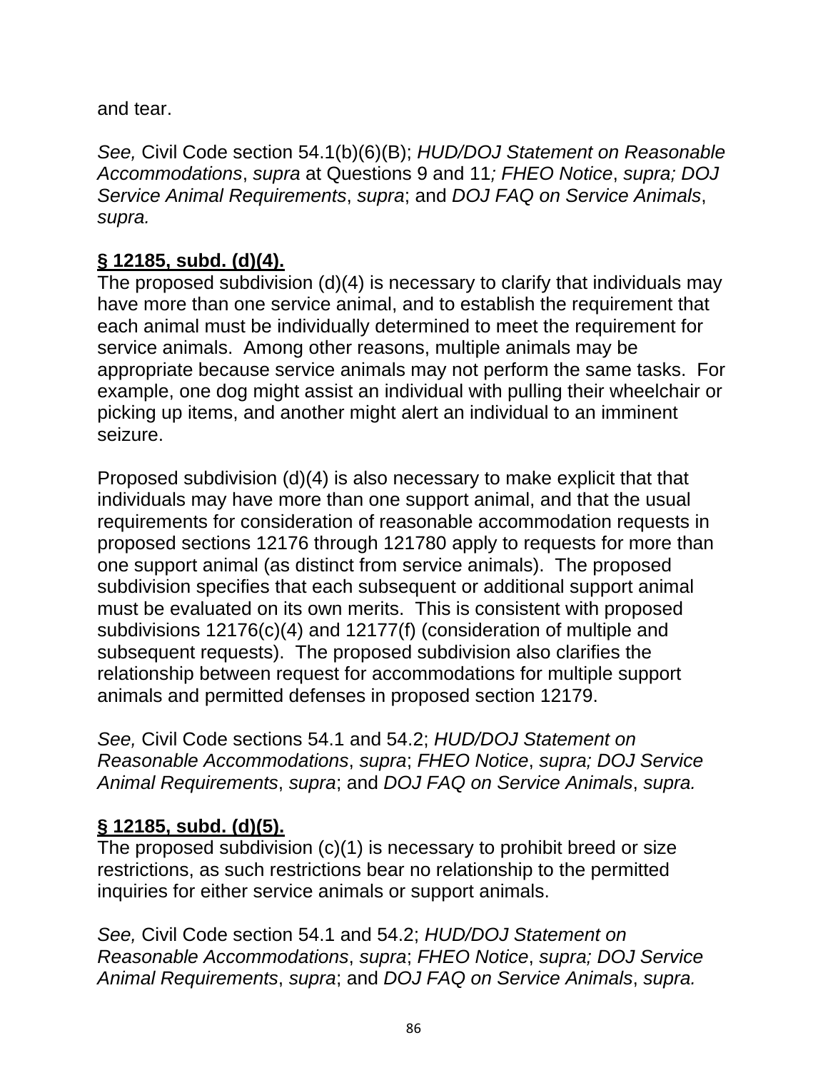and tear.

*See,* Civil Code section 54.1(b)(6)(B); *HUD/DOJ Statement on Reasonable Accommodations*, *supra* at Questions 9 and 11*; FHEO Notice*, *supra; DOJ Service Animal Requirements*, *supra*; and *DOJ FAQ on Service Animals*, *supra.*

**§ 12185, subd. (d)(4).**

The proposed subdivision (d)(4) is necessary to clarify that individuals may have more than one service animal, and to establish the requirement that each animal must be individually determined to meet the requirement for service animals. Among other reasons, multiple animals may be appropriate because service animals may not perform the same tasks. For example, one dog might assist an individual with pulling their wheelchair or picking up items, and another might alert an individual to an imminent seizure.

Proposed subdivision (d)(4) is also necessary to make explicit that that individuals may have more than one support animal, and that the usual requirements for consideration of reasonable accommodation requests in proposed sections 12176 through 121780 apply to requests for more than one support animal (as distinct from service animals). The proposed subdivision specifies that each subsequent or additional support animal must be evaluated on its own merits. This is consistent with proposed subdivisions 12176(c)(4) and 12177(f) (consideration of multiple and subsequent requests). The proposed subdivision also clarifies the relationship between request for accommodations for multiple support animals and permitted defenses in proposed section 12179.

*See,* Civil Code sections 54.1 and 54.2; *HUD/DOJ Statement on Reasonable Accommodations*, *supra*; *FHEO Notice*, *supra; DOJ Service Animal Requirements*, *supra*; and *DOJ FAQ on Service Animals*, *supra.*

**§ 12185, subd. (d)(5).**

The proposed subdivision (c)(1) is necessary to prohibit breed or size restrictions, as such restrictions bear no relationship to the permitted inquiries for either service animals or support animals.

*See,* Civil Code section 54.1 and 54.2; *HUD/DOJ Statement on Reasonable Accommodations*, *supra*; *FHEO Notice*, *supra; DOJ Service Animal Requirements*, *supra*; and *DOJ FAQ on Service Animals*, *supra.*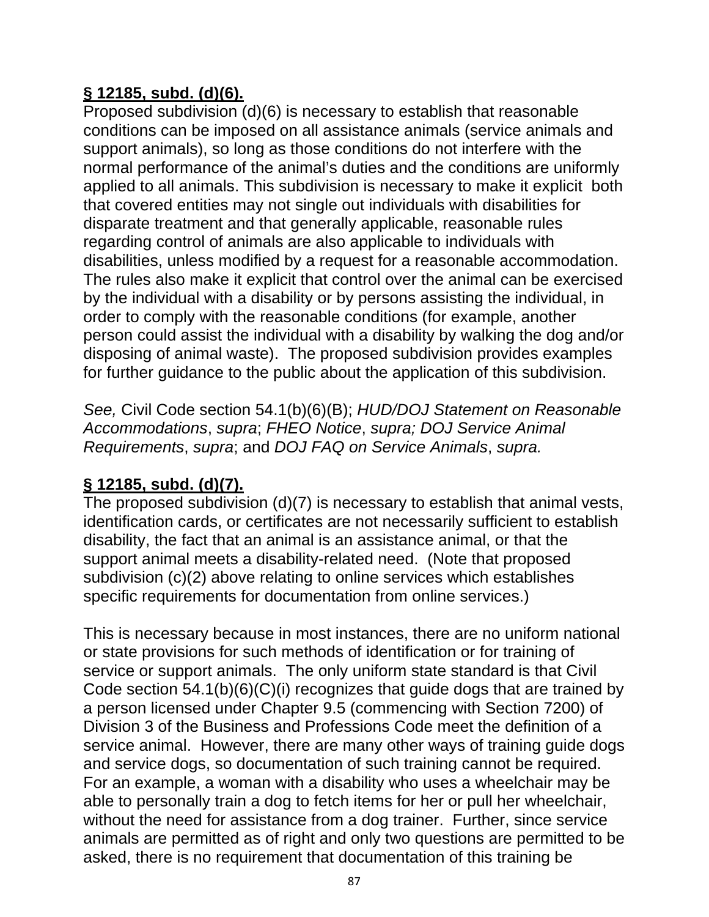**§ 12185, subd. (d)(6).**

Proposed subdivision (d)(6) is necessary to establish that reasonable conditions can be imposed on all assistance animals (service animals and support animals), so long as those conditions do not interfere with the normal performance of the animal's duties and the conditions are uniformly applied to all animals. This subdivision is necessary to make it explicit both that covered entities may not single out individuals with disabilities for disparate treatment and that generally applicable, reasonable rules regarding control of animals are also applicable to individuals with disabilities, unless modified by a request for a reasonable accommodation. The rules also make it explicit that control over the animal can be exercised by the individual with a disability or by persons assisting the individual, in order to comply with the reasonable conditions (for example, another person could assist the individual with a disability by walking the dog and/or disposing of animal waste). The proposed subdivision provides examples for further guidance to the public about the application of this subdivision.

*See,* Civil Code section 54.1(b)(6)(B); *HUD/DOJ Statement on Reasonable Accommodations*, *supra*; *FHEO Notice*, *supra; DOJ Service Animal Requirements*, *supra*; and *DOJ FAQ on Service Animals*, *supra.*

**§ 12185, subd. (d)(7).**

The proposed subdivision (d)(7) is necessary to establish that animal vests, identification cards, or certificates are not necessarily sufficient to establish disability, the fact that an animal is an assistance animal, or that the support animal meets a disability-related need. (Note that proposed subdivision (c)(2) above relating to online services which establishes specific requirements for documentation from online services.)

This is necessary because in most instances, there are no uniform national or state provisions for such methods of identification or for training of service or support animals. The only uniform state standard is that Civil Code section 54.1(b)(6)(C)(i) recognizes that guide dogs that are trained by a person licensed under Chapter 9.5 (commencing with Section 7200) of Division 3 of the Business and Professions Code meet the definition of a service animal. However, there are many other ways of training guide dogs and service dogs, so documentation of such training cannot be required. For an example, a woman with a disability who uses a wheelchair may be able to personally train a dog to fetch items for her or pull her wheelchair, without the need for assistance from a dog trainer. Further, since service animals are permitted as of right and only two questions are permitted to be asked, there is no requirement that documentation of this training be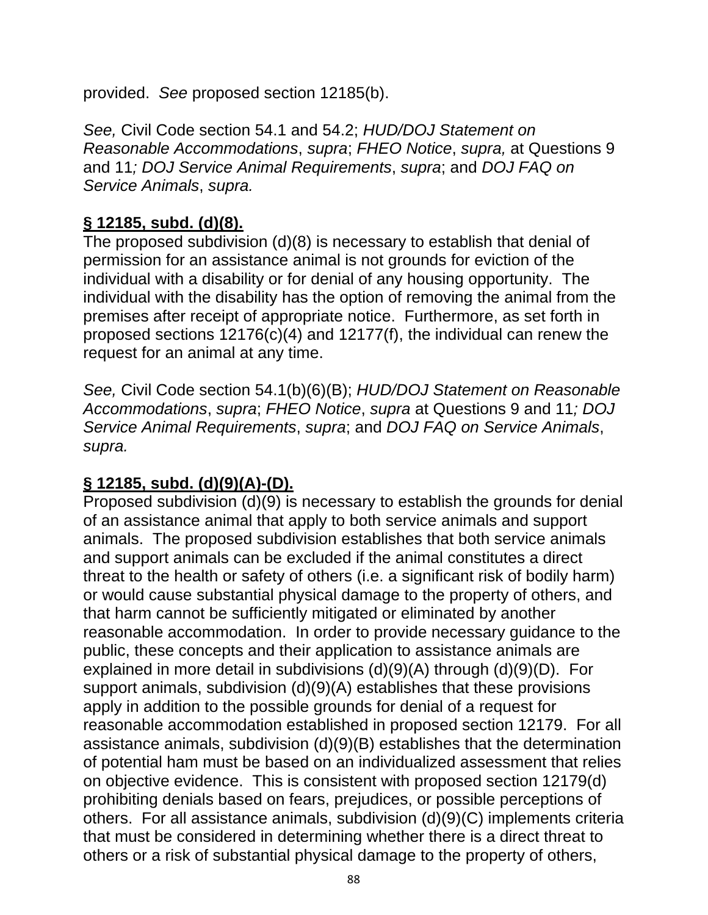provided. *See* proposed section 12185(b).

*See,* Civil Code section 54.1 and 54.2; *HUD/DOJ Statement on Reasonable Accommodations*, *supra*; *FHEO Notice*, *supra,* at Questions 9 and 11*; DOJ Service Animal Requirements*, *supra*; and *DOJ FAQ on Service Animals*, *supra.*

**§ 12185, subd. (d)(8).**

The proposed subdivision (d)(8) is necessary to establish that denial of permission for an assistance animal is not grounds for eviction of the individual with a disability or for denial of any housing opportunity. The individual with the disability has the option of removing the animal from the premises after receipt of appropriate notice. Furthermore, as set forth in proposed sections 12176(c)(4) and 12177(f), the individual can renew the request for an animal at any time.

*See,* Civil Code section 54.1(b)(6)(B); *HUD/DOJ Statement on Reasonable Accommodations*, *supra*; *FHEO Notice*, *supra* at Questions 9 and 11*; DOJ Service Animal Requirements*, *supra*; and *DOJ FAQ on Service Animals*, *supra.*

**§ 12185, subd. (d)(9)(A)-(D).**

Proposed subdivision (d)(9) is necessary to establish the grounds for denial of an assistance animal that apply to both service animals and support animals. The proposed subdivision establishes that both service animals and support animals can be excluded if the animal constitutes a direct threat to the health or safety of others (i.e. a significant risk of bodily harm) or would cause substantial physical damage to the property of others, and that harm cannot be sufficiently mitigated or eliminated by another reasonable accommodation. In order to provide necessary guidance to the public, these concepts and their application to assistance animals are explained in more detail in subdivisions (d)(9)(A) through (d)(9)(D). For support animals, subdivision (d)(9)(A) establishes that these provisions apply in addition to the possible grounds for denial of a request for reasonable accommodation established in proposed section 12179. For all assistance animals, subdivision (d)(9)(B) establishes that the determination of potential ham must be based on an individualized assessment that relies on objective evidence. This is consistent with proposed section 12179(d) prohibiting denials based on fears, prejudices, or possible perceptions of others. For all assistance animals, subdivision (d)(9)(C) implements criteria that must be considered in determining whether there is a direct threat to others or a risk of substantial physical damage to the property of others,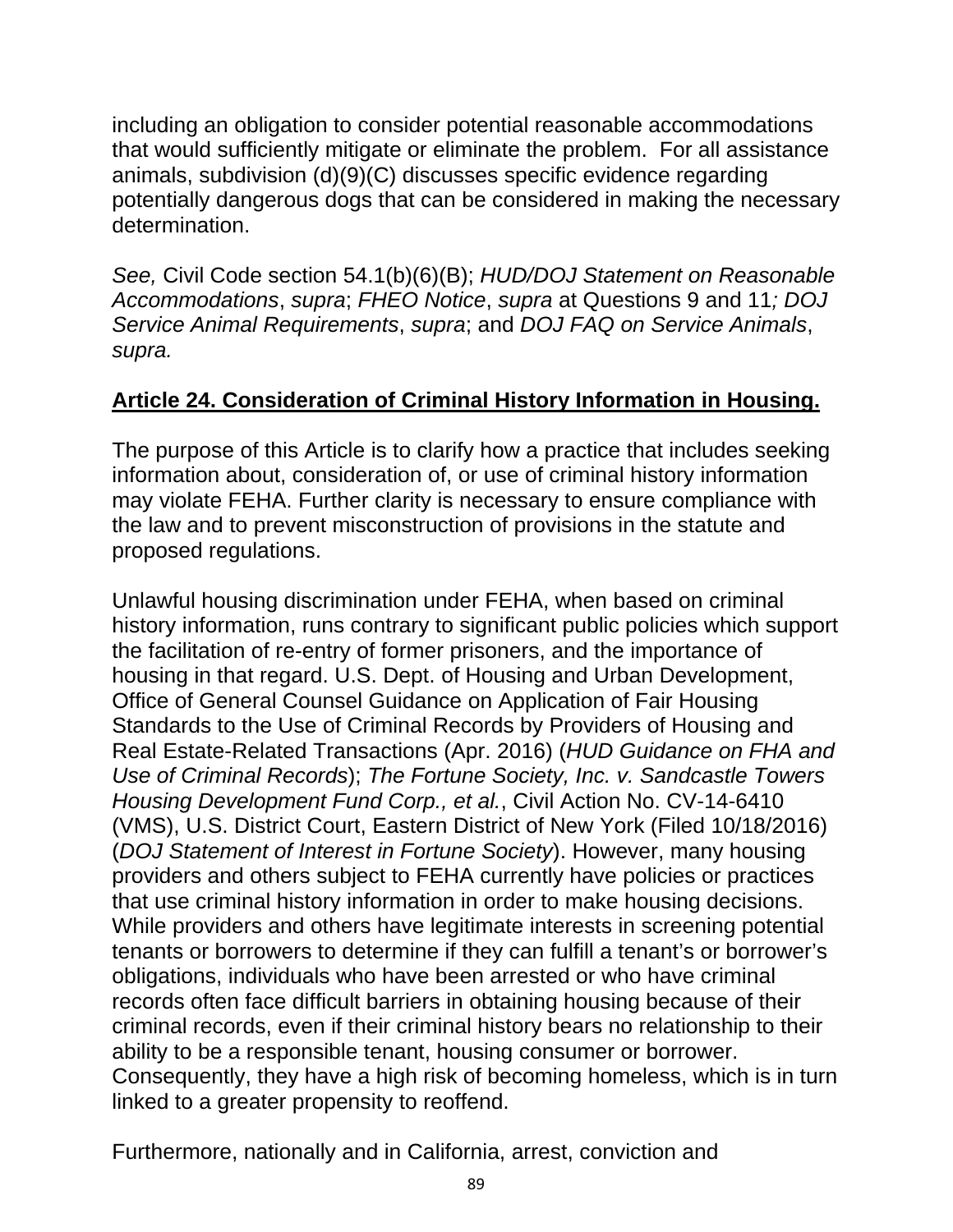including an obligation to consider potential reasonable accommodations that would sufficiently mitigate or eliminate the problem. For all assistance animals, subdivision (d)(9)(C) discusses specific evidence regarding potentially dangerous dogs that can be considered in making the necessary determination.

*See,* Civil Code section 54.1(b)(6)(B); *HUD/DOJ Statement on Reasonable Accommodations*, *supra*; *FHEO Notice*, *supra* at Questions 9 and 11*; DOJ Service Animal Requirements*, *supra*; and *DOJ FAQ on Service Animals*, *supra.*

## **Article 24. Consideration of Criminal History Information in Housing.**

The purpose of this Article is to clarify how a practice that includes seeking information about, consideration of, or use of criminal history information may violate FEHA. Further clarity is necessary to ensure compliance with the law and to prevent misconstruction of provisions in the statute and proposed regulations.

Unlawful housing discrimination under FEHA, when based on criminal history information, runs contrary to significant public policies which support the facilitation of re-entry of former prisoners, and the importance of housing in that regard. U.S. Dept. of Housing and Urban Development, Office of General Counsel Guidance on Application of Fair Housing Standards to the Use of Criminal Records by Providers of Housing and Real Estate-Related Transactions (Apr. 2016) (*HUD Guidance on FHA and Use of Criminal Records*); *The Fortune Society, Inc. v. Sandcastle Towers Housing Development Fund Corp., et al.*, Civil Action No. CV-14-6410 (VMS), U.S. District Court, Eastern District of New York (Filed 10/18/2016) (*DOJ Statement of Interest in Fortune Society*). However, many housing providers and others subject to FEHA currently have policies or practices that use criminal history information in order to make housing decisions. While providers and others have legitimate interests in screening potential tenants or borrowers to determine if they can fulfill a tenant's or borrower's obligations, individuals who have been arrested or who have criminal records often face difficult barriers in obtaining housing because of their criminal records, even if their criminal history bears no relationship to their ability to be a responsible tenant, housing consumer or borrower. Consequently, they have a high risk of becoming homeless, which is in turn linked to a greater propensity to reoffend.

Furthermore, nationally and in California, arrest, conviction and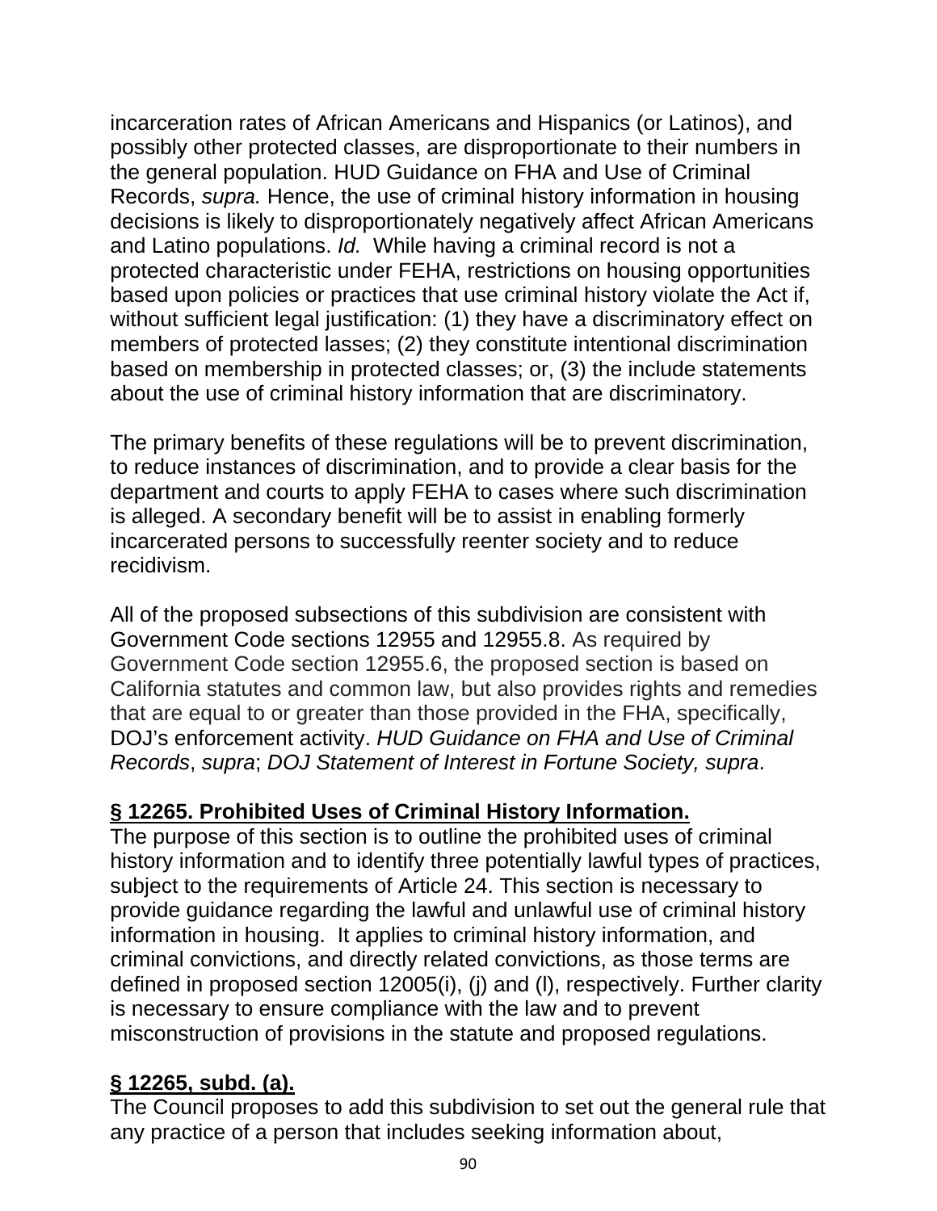incarceration rates of African Americans and Hispanics (or Latinos), and possibly other protected classes, are disproportionate to their numbers in the general population. HUD Guidance on FHA and Use of Criminal Records, *supra.* Hence, the use of criminal history information in housing decisions is likely to disproportionately negatively affect African Americans and Latino populations. *Id.* While having a criminal record is not a protected characteristic under FEHA, restrictions on housing opportunities based upon policies or practices that use criminal history violate the Act if, without sufficient legal justification: (1) they have a discriminatory effect on members of protected lasses; (2) they constitute intentional discrimination based on membership in protected classes; or, (3) the include statements about the use of criminal history information that are discriminatory.

The primary benefits of these regulations will be to prevent discrimination, to reduce instances of discrimination, and to provide a clear basis for the department and courts to apply FEHA to cases where such discrimination is alleged. A secondary benefit will be to assist in enabling formerly incarcerated persons to successfully reenter society and to reduce recidivism.

All of the proposed subsections of this subdivision are consistent with Government Code sections 12955 and 12955.8. As required by Government Code section 12955.6, the proposed section is based on California statutes and common law, but also provides rights and remedies that are equal to or greater than those provided in the FHA, specifically, DOJ's enforcement activity. *HUD Guidance on FHA and Use of Criminal Records*, *supra*; *DOJ Statement of Interest in Fortune Society, supra*.

**§ 12265. Prohibited Uses of Criminal History Information.**

The purpose of this section is to outline the prohibited uses of criminal history information and to identify three potentially lawful types of practices, subject to the requirements of Article 24. This section is necessary to provide guidance regarding the lawful and unlawful use of criminal history information in housing. It applies to criminal history information, and criminal convictions, and directly related convictions, as those terms are defined in proposed section 12005(i), (j) and (l), respectively. Further clarity is necessary to ensure compliance with the law and to prevent misconstruction of provisions in the statute and proposed regulations.

**§ 12265, subd. (a).**

The Council proposes to add this subdivision to set out the general rule that any practice of a person that includes seeking information about,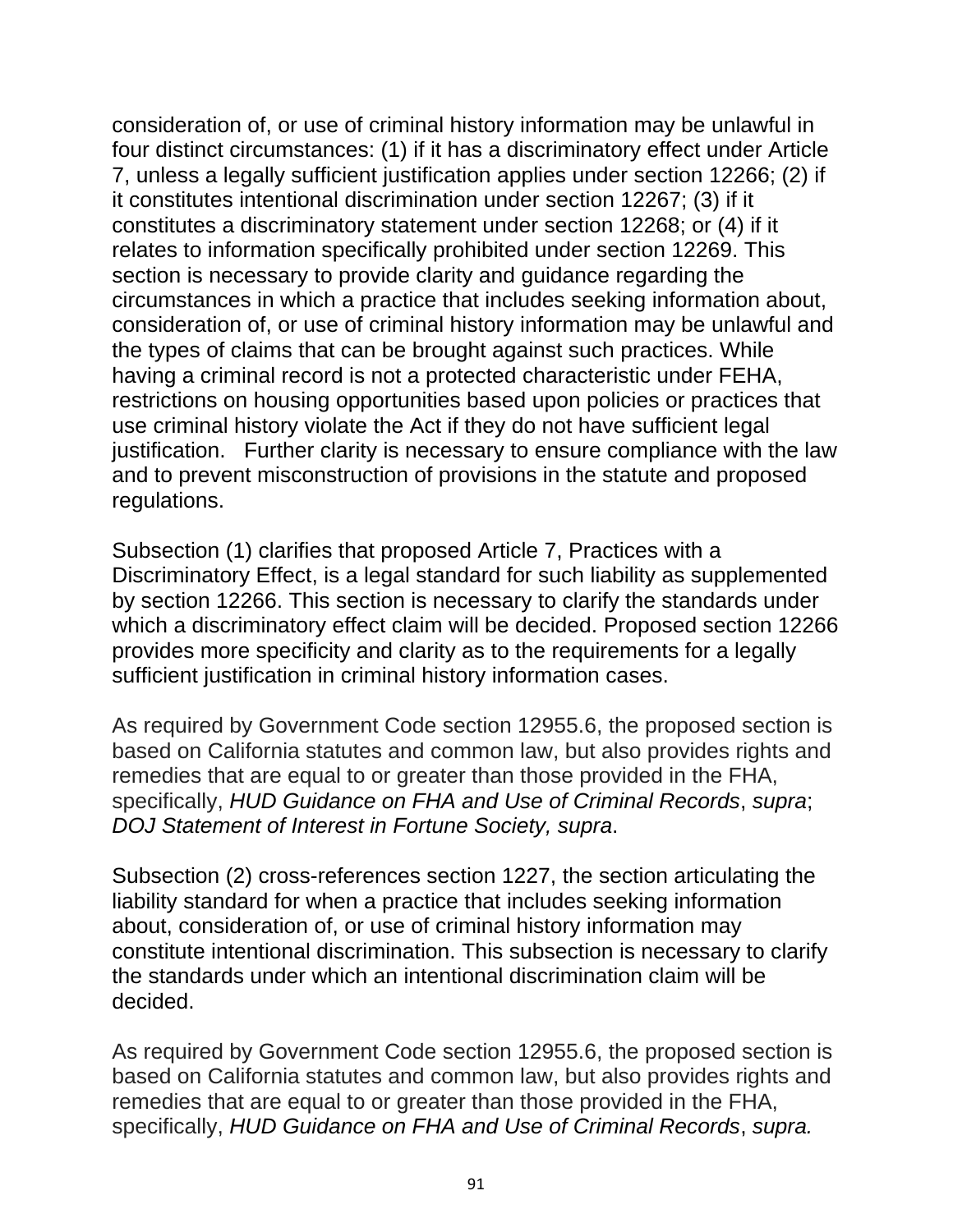consideration of, or use of criminal history information may be unlawful in four distinct circumstances: (1) if it has a discriminatory effect under Article 7, unless a legally sufficient justification applies under section 12266; (2) if it constitutes intentional discrimination under section 12267; (3) if it constitutes a discriminatory statement under section 12268; or (4) if it relates to information specifically prohibited under section 12269. This section is necessary to provide clarity and guidance regarding the circumstances in which a practice that includes seeking information about, consideration of, or use of criminal history information may be unlawful and the types of claims that can be brought against such practices. While having a criminal record is not a protected characteristic under FEHA, restrictions on housing opportunities based upon policies or practices that use criminal history violate the Act if they do not have sufficient legal justification. Further clarity is necessary to ensure compliance with the law and to prevent misconstruction of provisions in the statute and proposed regulations.

Subsection (1) clarifies that proposed Article 7, Practices with a Discriminatory Effect, is a legal standard for such liability as supplemented by section 12266. This section is necessary to clarify the standards under which a discriminatory effect claim will be decided. Proposed section 12266 provides more specificity and clarity as to the requirements for a legally sufficient justification in criminal history information cases.

As required by Government Code section 12955.6, the proposed section is based on California statutes and common law, but also provides rights and remedies that are equal to or greater than those provided in the FHA, specifically, *HUD Guidance on FHA and Use of Criminal Records*, *supra*; *DOJ Statement of Interest in Fortune Society, supra*.

Subsection (2) cross-references section 1227, the section articulating the liability standard for when a practice that includes seeking information about, consideration of, or use of criminal history information may constitute intentional discrimination. This subsection is necessary to clarify the standards under which an intentional discrimination claim will be decided.

As required by Government Code section 12955.6, the proposed section is based on California statutes and common law, but also provides rights and remedies that are equal to or greater than those provided in the FHA, specifically, *HUD Guidance on FHA and Use of Criminal Records*, *supra.*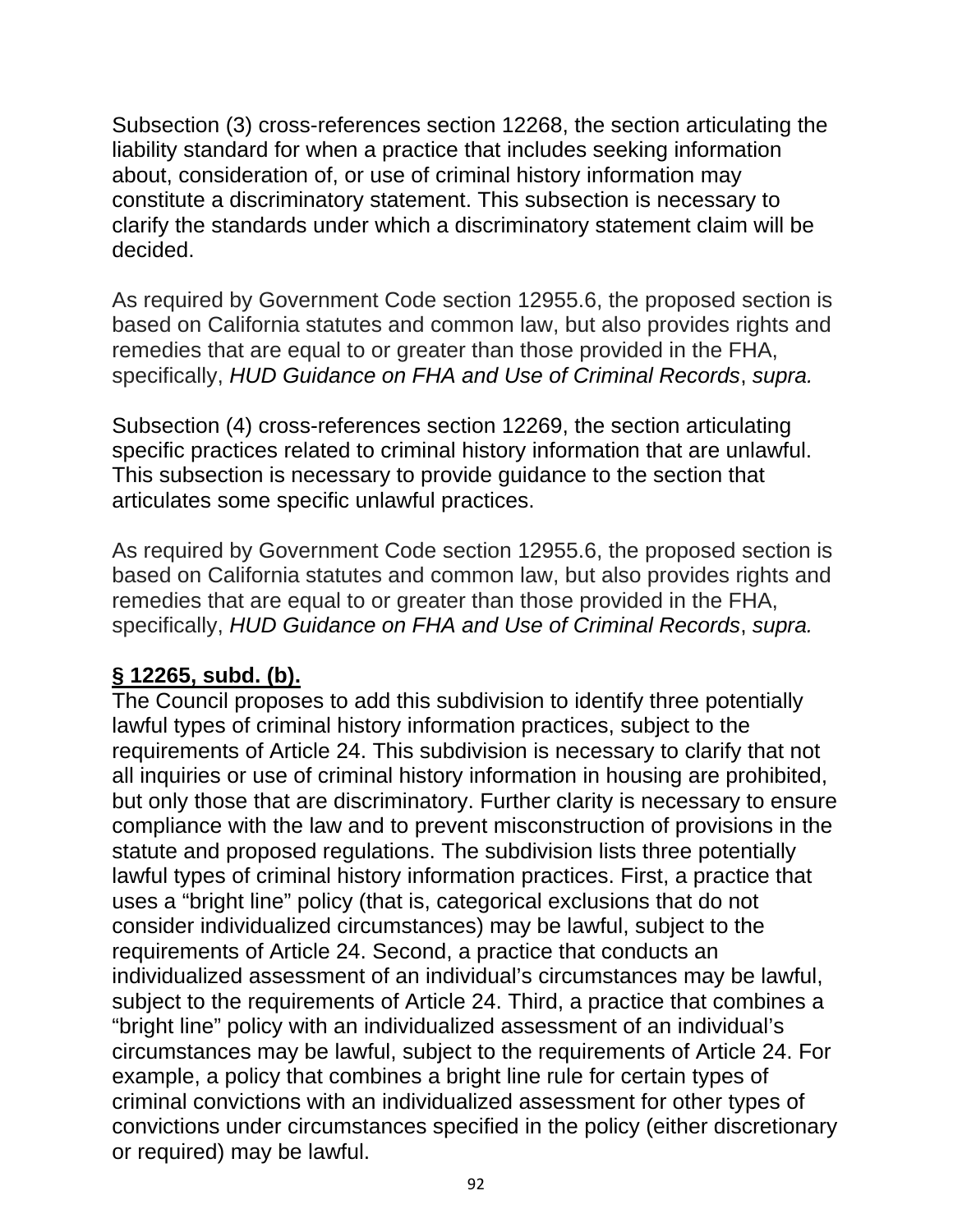Subsection (3) cross-references section 12268, the section articulating the liability standard for when a practice that includes seeking information about, consideration of, or use of criminal history information may constitute a discriminatory statement. This subsection is necessary to clarify the standards under which a discriminatory statement claim will be decided.

As required by Government Code section 12955.6, the proposed section is based on California statutes and common law, but also provides rights and remedies that are equal to or greater than those provided in the FHA, specifically, *HUD Guidance on FHA and Use of Criminal Records*, *supra.*

Subsection (4) cross-references section 12269, the section articulating specific practices related to criminal history information that are unlawful. This subsection is necessary to provide guidance to the section that articulates some specific unlawful practices.

As required by Government Code section 12955.6, the proposed section is based on California statutes and common law, but also provides rights and remedies that are equal to or greater than those provided in the FHA, specifically, *HUD Guidance on FHA and Use of Criminal Records*, *supra.*

**§ 12265, subd. (b).**

The Council proposes to add this subdivision to identify three potentially lawful types of criminal history information practices, subject to the requirements of Article 24. This subdivision is necessary to clarify that not all inquiries or use of criminal history information in housing are prohibited, but only those that are discriminatory. Further clarity is necessary to ensure compliance with the law and to prevent misconstruction of provisions in the statute and proposed regulations. The subdivision lists three potentially lawful types of criminal history information practices. First, a practice that uses a "bright line" policy (that is, categorical exclusions that do not consider individualized circumstances) may be lawful, subject to the requirements of Article 24. Second, a practice that conducts an individualized assessment of an individual's circumstances may be lawful, subject to the requirements of Article 24. Third, a practice that combines a "bright line" policy with an individualized assessment of an individual's circumstances may be lawful, subject to the requirements of Article 24. For example, a policy that combines a bright line rule for certain types of criminal convictions with an individualized assessment for other types of convictions under circumstances specified in the policy (either discretionary or required) may be lawful.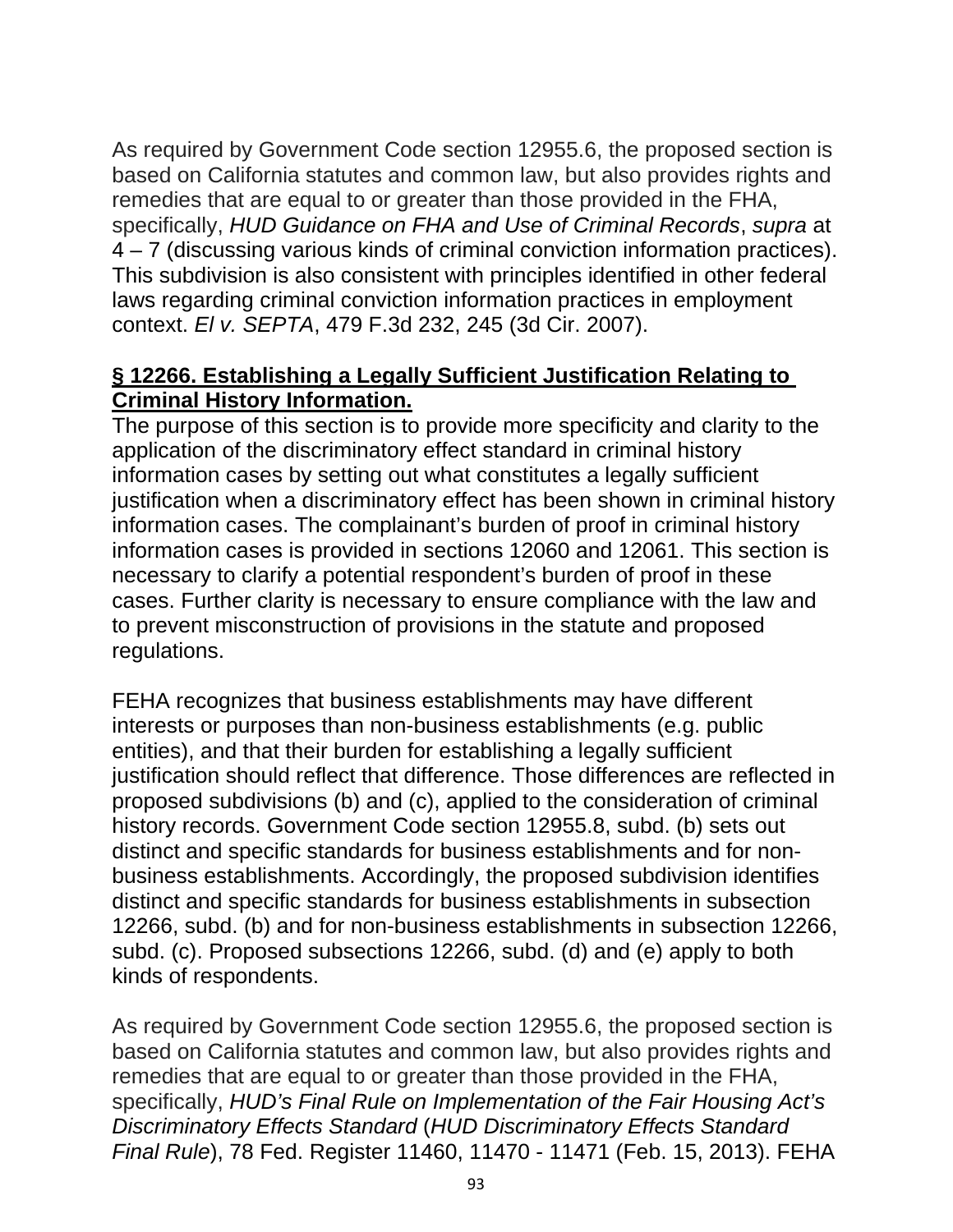As required by Government Code section 12955.6, the proposed section is based on California statutes and common law, but also provides rights and remedies that are equal to or greater than those provided in the FHA, specifically, *HUD Guidance on FHA and Use of Criminal Records*, *supra* at 4 – 7 (discussing various kinds of criminal conviction information practices). This subdivision is also consistent with principles identified in other federal laws regarding criminal conviction information practices in employment context. *El v. SEPTA*, 479 F.3d 232, 245 (3d Cir. 2007).

**§ 12266. Establishing a Legally Sufficient Justification Relating to Criminal History Information.**

The purpose of this section is to provide more specificity and clarity to the application of the discriminatory effect standard in criminal history information cases by setting out what constitutes a legally sufficient justification when a discriminatory effect has been shown in criminal history information cases. The complainant's burden of proof in criminal history information cases is provided in sections 12060 and 12061. This section is necessary to clarify a potential respondent's burden of proof in these cases. Further clarity is necessary to ensure compliance with the law and to prevent misconstruction of provisions in the statute and proposed regulations.

FEHA recognizes that business establishments may have different interests or purposes than non-business establishments (e.g. public entities), and that their burden for establishing a legally sufficient justification should reflect that difference. Those differences are reflected in proposed subdivisions (b) and (c), applied to the consideration of criminal history records. Government Code section 12955.8, subd. (b) sets out distinct and specific standards for business establishments and for non-business establishments. Accordingly, the proposed subdivision identifies distinct and specific standards for business establishments in subsection 12266, subd. (b) and for non-business establishments in subsection 12266, subd. (c). Proposed subsections 12266, subd. (d) and (e) apply to both kinds of respondents.

As required by Government Code section 12955.6, the proposed section is based on California statutes and common law, but also provides rights and remedies that are equal to or greater than those provided in the FHA, specifically, *HUD's Final Rule on Implementation of the Fair Housing Act's Discriminatory Effects Standard* (*HUD Discriminatory Effects Standard Final Rule*), 78 Fed. Register 11460, 11470 - 11471 (Feb. 15, 2013). FEHA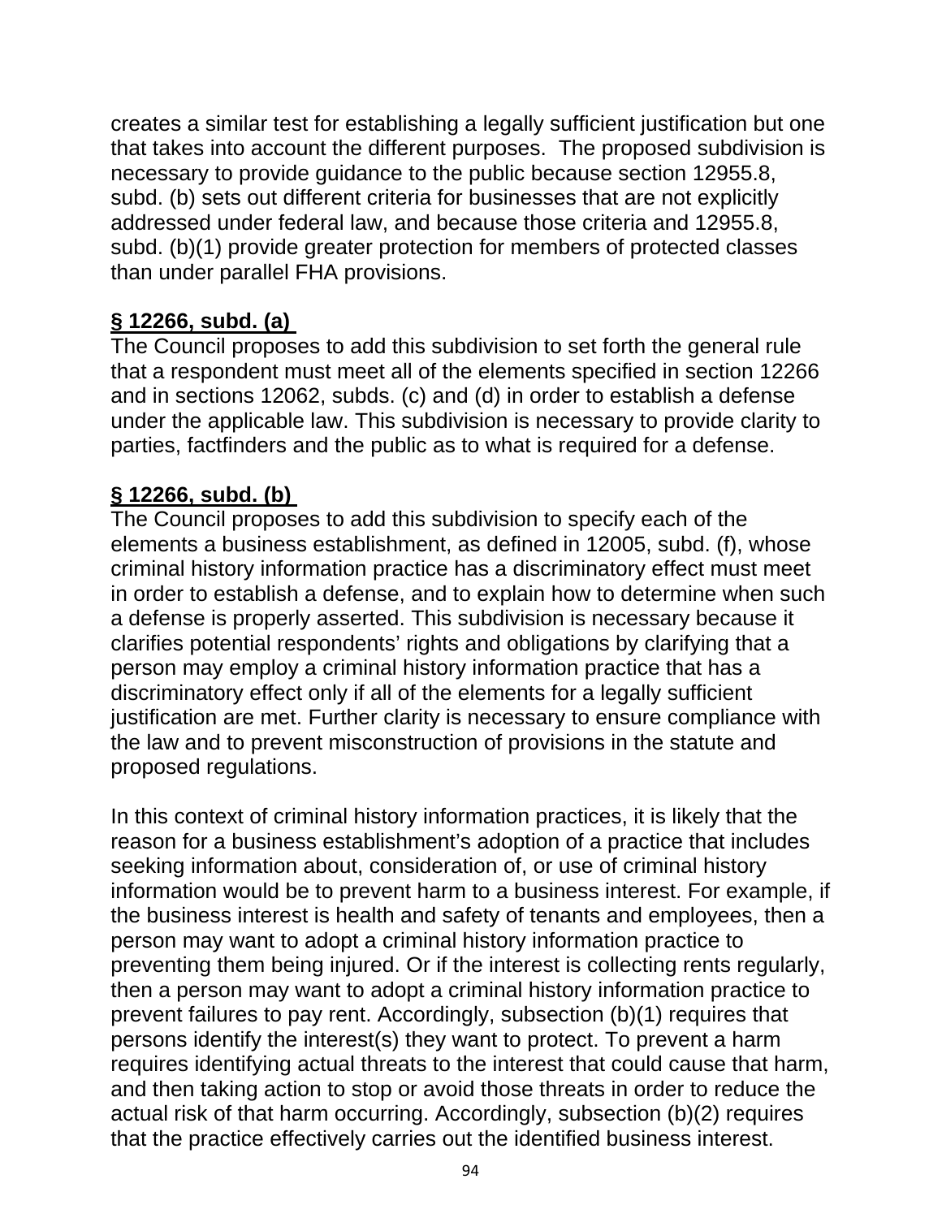creates a similar test for establishing a legally sufficient justification but one that takes into account the different purposes. The proposed subdivision is necessary to provide guidance to the public because section 12955.8, subd. (b) sets out different criteria for businesses that are not explicitly addressed under federal law, and because those criteria and 12955.8, subd. (b)(1) provide greater protection for members of protected classes than under parallel FHA provisions.

**§ 12266, subd. (a)**

The Council proposes to add this subdivision to set forth the general rule that a respondent must meet all of the elements specified in section 12266 and in sections 12062, subds. (c) and (d) in order to establish a defense under the applicable law. This subdivision is necessary to provide clarity to parties, factfinders and the public as to what is required for a defense.

**§ 12266, subd. (b)**

The Council proposes to add this subdivision to specify each of the elements a business establishment, as defined in 12005, subd. (f), whose criminal history information practice has a discriminatory effect must meet in order to establish a defense, and to explain how to determine when such a defense is properly asserted. This subdivision is necessary because it clarifies potential respondents' rights and obligations by clarifying that a person may employ a criminal history information practice that has a discriminatory effect only if all of the elements for a legally sufficient justification are met. Further clarity is necessary to ensure compliance with the law and to prevent misconstruction of provisions in the statute and proposed regulations.

In this context of criminal history information practices, it is likely that the reason for a business establishment's adoption of a practice that includes seeking information about, consideration of, or use of criminal history information would be to prevent harm to a business interest. For example, if the business interest is health and safety of tenants and employees, then a person may want to adopt a criminal history information practice to preventing them being injured. Or if the interest is collecting rents regularly, then a person may want to adopt a criminal history information practice to prevent failures to pay rent. Accordingly, subsection (b)(1) requires that persons identify the interest(s) they want to protect. To prevent a harm requires identifying actual threats to the interest that could cause that harm, and then taking action to stop or avoid those threats in order to reduce the actual risk of that harm occurring. Accordingly, subsection (b)(2) requires that the practice effectively carries out the identified business interest.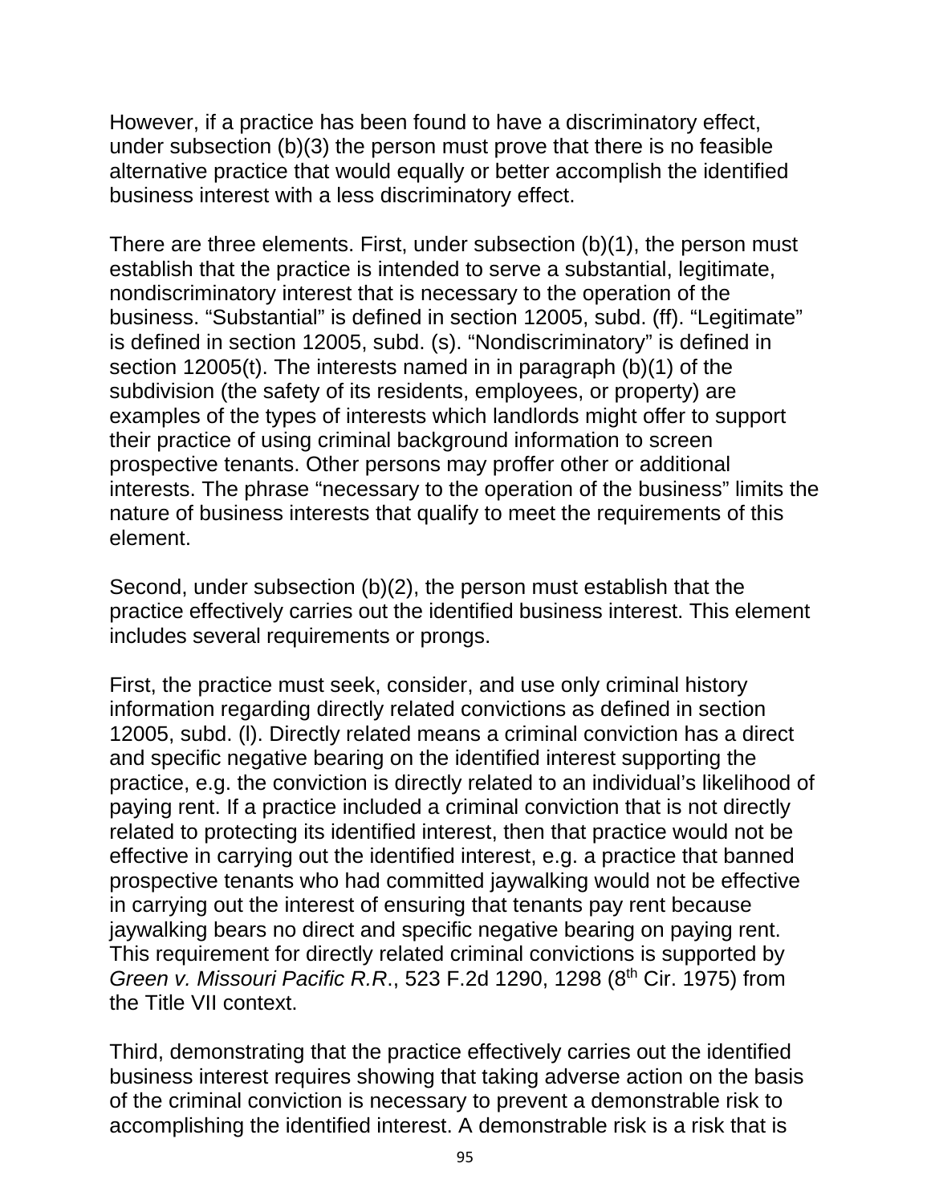However, if a practice has been found to have a discriminatory effect, under subsection (b)(3) the person must prove that there is no feasible alternative practice that would equally or better accomplish the identified business interest with a less discriminatory effect.

There are three elements. First, under subsection (b)(1), the person must establish that the practice is intended to serve a substantial, legitimate, nondiscriminatory interest that is necessary to the operation of the business. “Substantial” is defined in section 12005, subd. (ff). “Legitimate” is defined in section 12005, subd. (s). “Nondiscriminatory” is defined in section 12005(t). The interests named in in paragraph (b)(1) of the subdivision (the safety of its residents, employees, or property) are examples of the types of interests which landlords might offer to support their practice of using criminal background information to screen prospective tenants. Other persons may proffer other or additional interests. The phrase “necessary to the operation of the business” limits the nature of business interests that qualify to meet the requirements of this element.

Second, under subsection (b)(2), the person must establish that the practice effectively carries out the identified business interest. This element includes several requirements or prongs.

First, the practice must seek, consider, and use only criminal history information regarding directly related convictions as defined in section 12005, subd. (l). Directly related means a criminal conviction has a direct and specific negative bearing on the identified interest supporting the practice, e.g. the conviction is directly related to an individual’s likelihood of paying rent. If a practice included a criminal conviction that is not directly related to protecting its identified interest, then that practice would not be effective in carrying out the identified interest, e.g. a practice that banned prospective tenants who had committed jaywalking would not be effective in carrying out the interest of ensuring that tenants pay rent because jaywalking bears no direct and specific negative bearing on paying rent. This requirement for directly related criminal convictions is supported by *Green v. Missouri Pacific R.R*., 523 F.2d 1290, 1298 (8th Cir. 1975) from the Title VII context.

Third, demonstrating that the practice effectively carries out the identified business interest requires showing that taking adverse action on the basis of the criminal conviction is necessary to prevent a demonstrable risk to accomplishing the identified interest. A demonstrable risk is a risk that is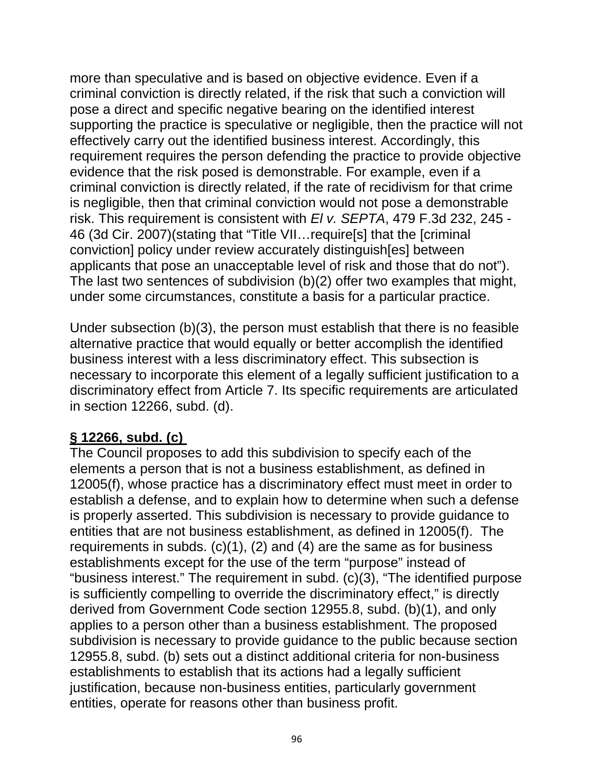more than speculative and is based on objective evidence. Even if a criminal conviction is directly related, if the risk that such a conviction will pose a direct and specific negative bearing on the identified interest supporting the practice is speculative or negligible, then the practice will not effectively carry out the identified business interest. Accordingly, this requirement requires the person defending the practice to provide objective evidence that the risk posed is demonstrable. For example, even if a criminal conviction is directly related, if the rate of recidivism for that crime is negligible, then that criminal conviction would not pose a demonstrable risk. This requirement is consistent with *El v. SEPTA*, 479 F.3d 232, 245 - 46 (3d Cir. 2007)(stating that "Title VII…require[s] that the [criminal conviction] policy under review accurately distinguish[es] between applicants that pose an unacceptable level of risk and those that do not"). The last two sentences of subdivision (b)(2) offer two examples that might, under some circumstances, constitute a basis for a particular practice.

Under subsection (b)(3), the person must establish that there is no feasible alternative practice that would equally or better accomplish the identified business interest with a less discriminatory effect. This subsection is necessary to incorporate this element of a legally sufficient justification to a discriminatory effect from Article 7. Its specific requirements are articulated in section 12266, subd. (d).

**§ 12266, subd. (c)**

The Council proposes to add this subdivision to specify each of the elements a person that is not a business establishment, as defined in 12005(f), whose practice has a discriminatory effect must meet in order to establish a defense, and to explain how to determine when such a defense is properly asserted. This subdivision is necessary to provide guidance to entities that are not business establishment, as defined in 12005(f). The requirements in subds. (c)(1), (2) and (4) are the same as for business establishments except for the use of the term "purpose" instead of "business interest." The requirement in subd. (c)(3), "The identified purpose is sufficiently compelling to override the discriminatory effect," is directly derived from Government Code section 12955.8, subd. (b)(1), and only applies to a person other than a business establishment. The proposed subdivision is necessary to provide guidance to the public because section 12955.8, subd. (b) sets out a distinct additional criteria for non-business establishments to establish that its actions had a legally sufficient justification, because non-business entities, particularly government entities, operate for reasons other than business profit.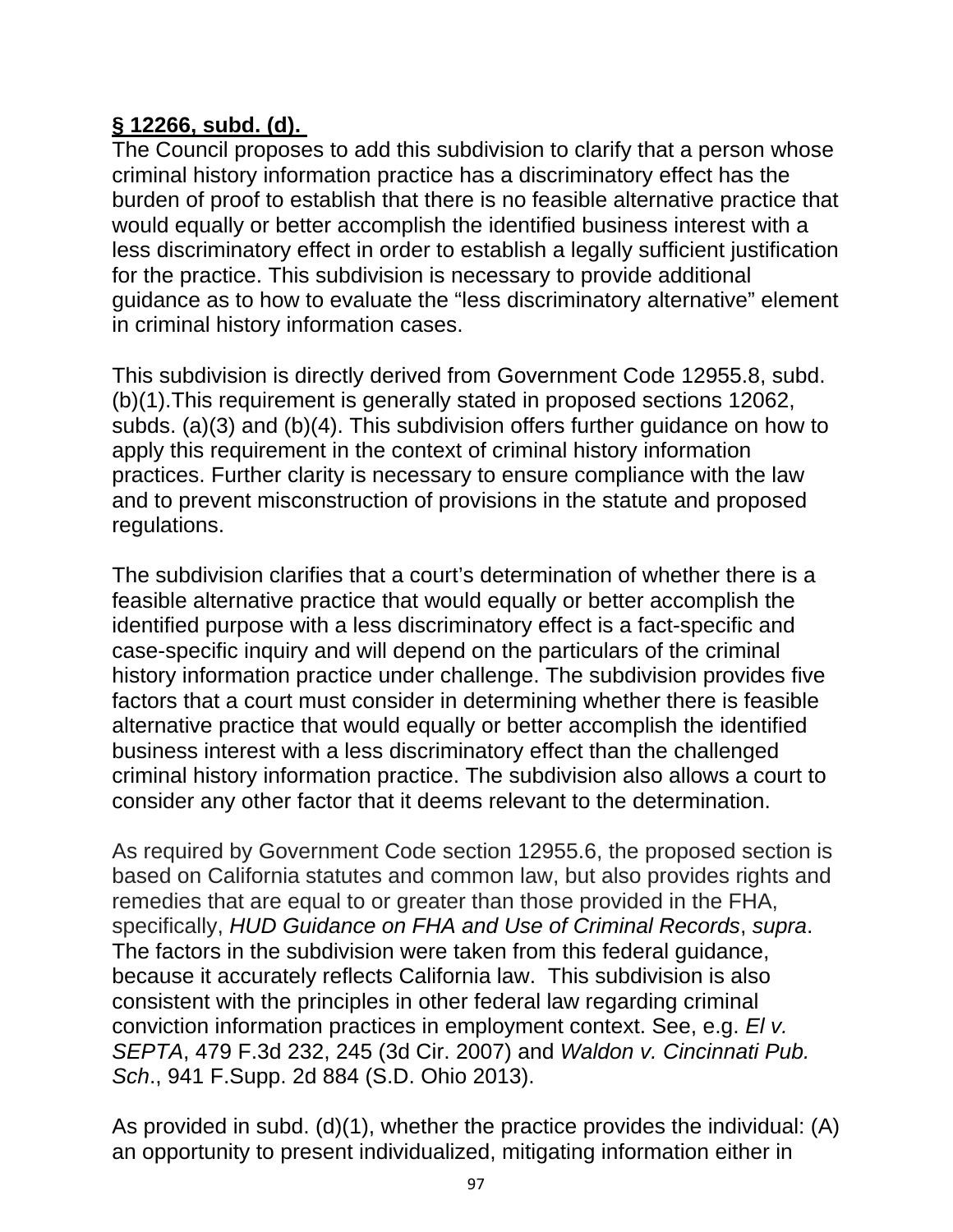**§ 12266, subd. (d).**

The Council proposes to add this subdivision to clarify that a person whose criminal history information practice has a discriminatory effect has the burden of proof to establish that there is no feasible alternative practice that would equally or better accomplish the identified business interest with a less discriminatory effect in order to establish a legally sufficient justification for the practice. This subdivision is necessary to provide additional guidance as to how to evaluate the "less discriminatory alternative" element in criminal history information cases.

This subdivision is directly derived from Government Code 12955.8, subd. (b)(1).This requirement is generally stated in proposed sections 12062, subds. (a)(3) and (b)(4). This subdivision offers further guidance on how to apply this requirement in the context of criminal history information practices. Further clarity is necessary to ensure compliance with the law and to prevent misconstruction of provisions in the statute and proposed regulations.

The subdivision clarifies that a court's determination of whether there is a feasible alternative practice that would equally or better accomplish the identified purpose with a less discriminatory effect is a fact-specific and case-specific inquiry and will depend on the particulars of the criminal history information practice under challenge. The subdivision provides five factors that a court must consider in determining whether there is feasible alternative practice that would equally or better accomplish the identified business interest with a less discriminatory effect than the challenged criminal history information practice. The subdivision also allows a court to consider any other factor that it deems relevant to the determination.

As required by Government Code section 12955.6, the proposed section is based on California statutes and common law, but also provides rights and remedies that are equal to or greater than those provided in the FHA, specifically, *HUD Guidance on FHA and Use of Criminal Records*, *supra*. The factors in the subdivision were taken from this federal guidance, because it accurately reflects California law. This subdivision is also consistent with the principles in other federal law regarding criminal conviction information practices in employment context. See, e.g. *El v. SEPTA*, 479 F.3d 232, 245 (3d Cir. 2007) and *Waldon v. Cincinnati Pub. Sch*., 941 F.Supp. 2d 884 (S.D. Ohio 2013).

As provided in subd. (d)(1), whether the practice provides the individual: (A) an opportunity to present individualized, mitigating information either in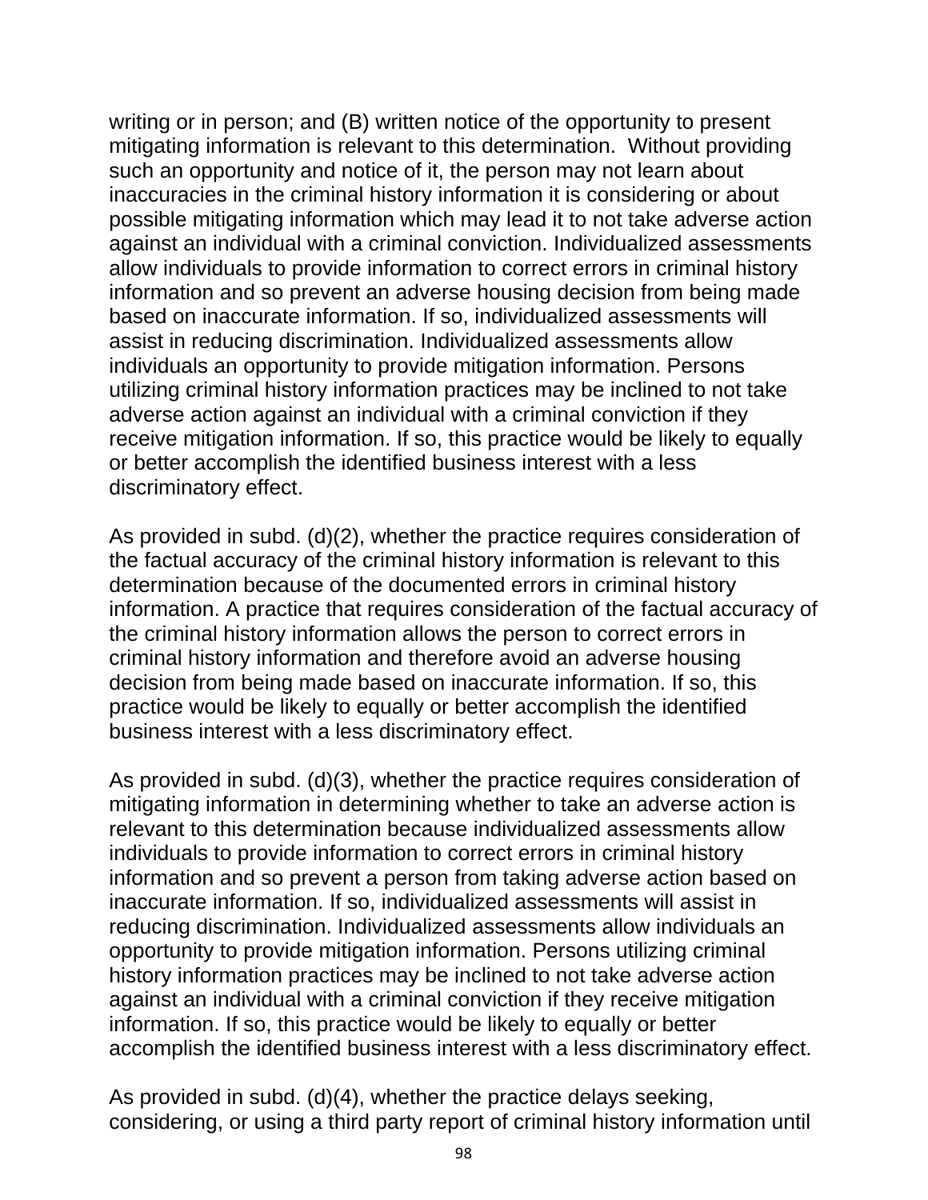writing or in person; and (B) written notice of the opportunity to present mitigating information is relevant to this determination.  Without providing such an opportunity and notice of it, the person may not learn about inaccuracies in the criminal history information it is considering or about possible mitigating information which may lead it to not take adverse action against an individual with a criminal conviction. Individualized assessments allow individuals to provide information to correct errors in criminal history information and so prevent an adverse housing decision from being made based on inaccurate information. If so, individualized assessments will assist in reducing discrimination. Individualized assessments allow individuals an opportunity to provide mitigation information. Persons utilizing criminal history information practices may be inclined to not take adverse action against an individual with a criminal conviction if they receive mitigation information. If so, this practice would be likely to equally or better accomplish the identified business interest with a less discriminatory effect.

As provided in subd. (d)(2), whether the practice requires consideration of the factual accuracy of the criminal history information is relevant to this determination because of the documented errors in criminal history information. A practice that requires consideration of the factual accuracy of the criminal history information allows the person to correct errors in criminal history information and therefore avoid an adverse housing decision from being made based on inaccurate information. If so, this practice would be likely to equally or better accomplish the identified business interest with a less discriminatory effect.

As provided in subd. (d)(3), whether the practice requires consideration of mitigating information in determining whether to take an adverse action is relevant to this determination because individualized assessments allow individuals to provide information to correct errors in criminal history information and so prevent a person from taking adverse action based on inaccurate information. If so, individualized assessments will assist in reducing discrimination. Individualized assessments allow individuals an opportunity to provide mitigation information. Persons utilizing criminal history information practices may be inclined to not take adverse action against an individual with a criminal conviction if they receive mitigation information. If so, this practice would be likely to equally or better accomplish the identified business interest with a less discriminatory effect.

As provided in subd. (d)(4), whether the practice delays seeking, considering, or using a third party report of criminal history information until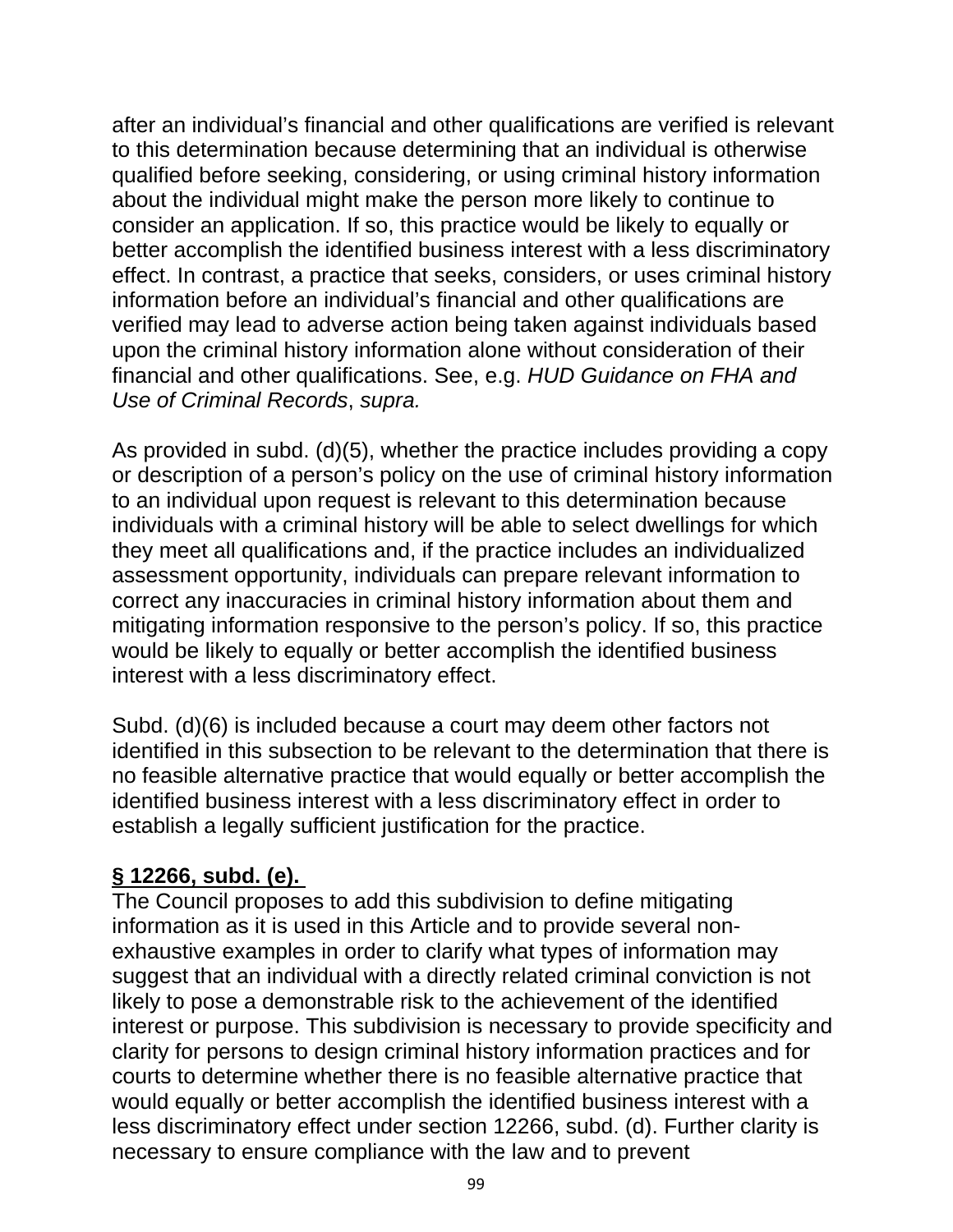after an individual's financial and other qualifications are verified is relevant to this determination because determining that an individual is otherwise qualified before seeking, considering, or using criminal history information about the individual might make the person more likely to continue to consider an application. If so, this practice would be likely to equally or better accomplish the identified business interest with a less discriminatory effect. In contrast, a practice that seeks, considers, or uses criminal history information before an individual's financial and other qualifications are verified may lead to adverse action being taken against individuals based upon the criminal history information alone without consideration of their financial and other qualifications. See, e.g. *HUD Guidance on FHA and Use of Criminal Records*, *supra.*

As provided in subd. (d)(5), whether the practice includes providing a copy or description of a person's policy on the use of criminal history information to an individual upon request is relevant to this determination because individuals with a criminal history will be able to select dwellings for which they meet all qualifications and, if the practice includes an individualized assessment opportunity, individuals can prepare relevant information to correct any inaccuracies in criminal history information about them and mitigating information responsive to the person's policy. If so, this practice would be likely to equally or better accomplish the identified business interest with a less discriminatory effect.

Subd. (d)(6) is included because a court may deem other factors not identified in this subsection to be relevant to the determination that there is no feasible alternative practice that would equally or better accomplish the identified business interest with a less discriminatory effect in order to establish a legally sufficient justification for the practice.

**§ 12266, subd. (e).**

The Council proposes to add this subdivision to define mitigating information as it is used in this Article and to provide several non-exhaustive examples in order to clarify what types of information may suggest that an individual with a directly related criminal conviction is not likely to pose a demonstrable risk to the achievement of the identified interest or purpose. This subdivision is necessary to provide specificity and clarity for persons to design criminal history information practices and for courts to determine whether there is no feasible alternative practice that would equally or better accomplish the identified business interest with a less discriminatory effect under section 12266, subd. (d). Further clarity is necessary to ensure compliance with the law and to prevent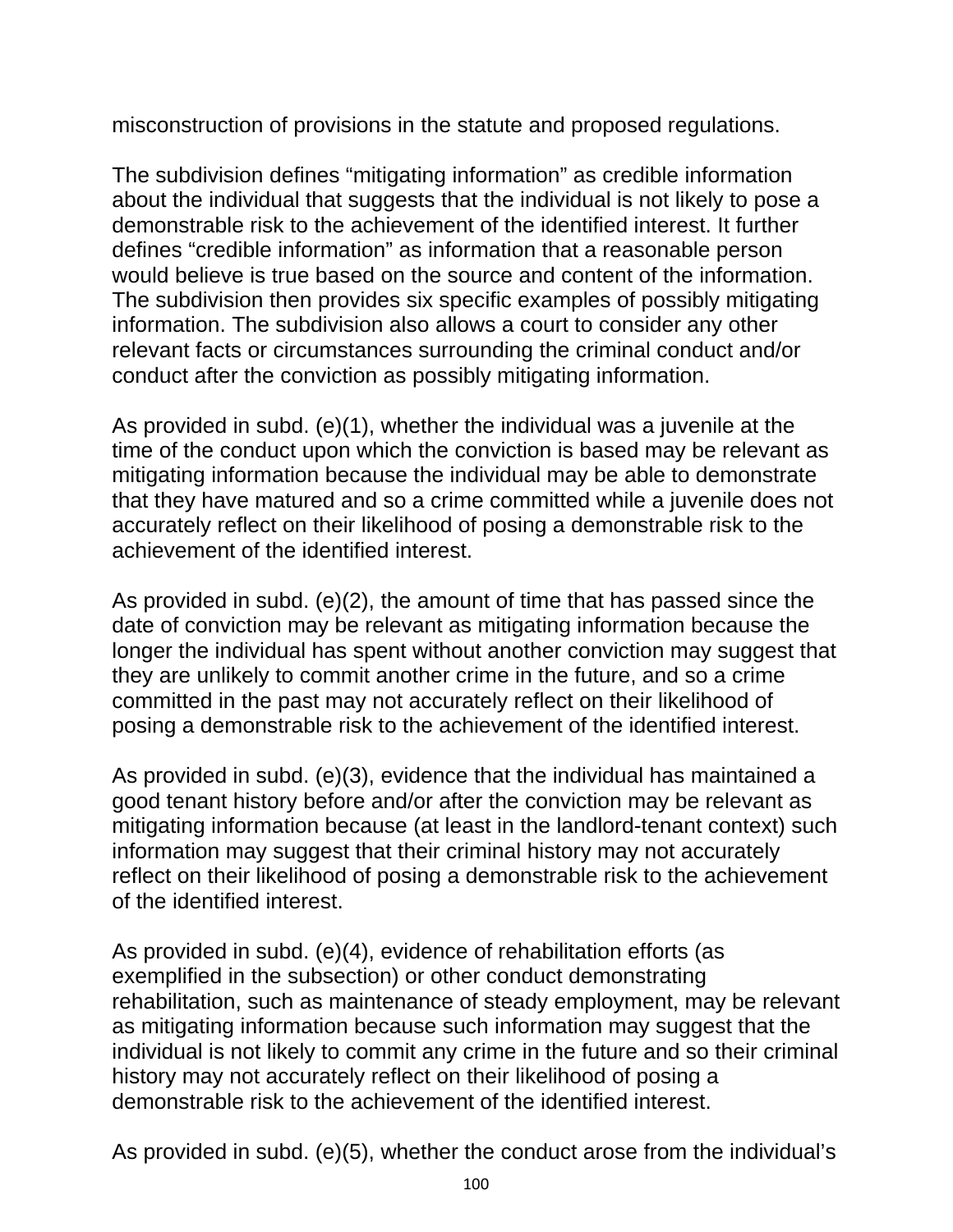misconstruction of provisions in the statute and proposed regulations.

The subdivision defines “mitigating information” as credible information about the individual that suggests that the individual is not likely to pose a demonstrable risk to the achievement of the identified interest. It further defines “credible information” as information that a reasonable person would believe is true based on the source and content of the information. The subdivision then provides six specific examples of possibly mitigating information. The subdivision also allows a court to consider any other relevant facts or circumstances surrounding the criminal conduct and/or conduct after the conviction as possibly mitigating information.

As provided in subd. (e)(1), whether the individual was a juvenile at the time of the conduct upon which the conviction is based may be relevant as mitigating information because the individual may be able to demonstrate that they have matured and so a crime committed while a juvenile does not accurately reflect on their likelihood of posing a demonstrable risk to the achievement of the identified interest.

As provided in subd. (e)(2), the amount of time that has passed since the date of conviction may be relevant as mitigating information because the longer the individual has spent without another conviction may suggest that they are unlikely to commit another crime in the future, and so a crime committed in the past may not accurately reflect on their likelihood of posing a demonstrable risk to the achievement of the identified interest.

As provided in subd. (e)(3), evidence that the individual has maintained a good tenant history before and/or after the conviction may be relevant as mitigating information because (at least in the landlord-tenant context) such information may suggest that their criminal history may not accurately reflect on their likelihood of posing a demonstrable risk to the achievement of the identified interest.

As provided in subd. (e)(4), evidence of rehabilitation efforts (as exemplified in the subsection) or other conduct demonstrating rehabilitation, such as maintenance of steady employment, may be relevant as mitigating information because such information may suggest that the individual is not likely to commit any crime in the future and so their criminal history may not accurately reflect on their likelihood of posing a demonstrable risk to the achievement of the identified interest.

As provided in subd. (e)(5), whether the conduct arose from the individual’s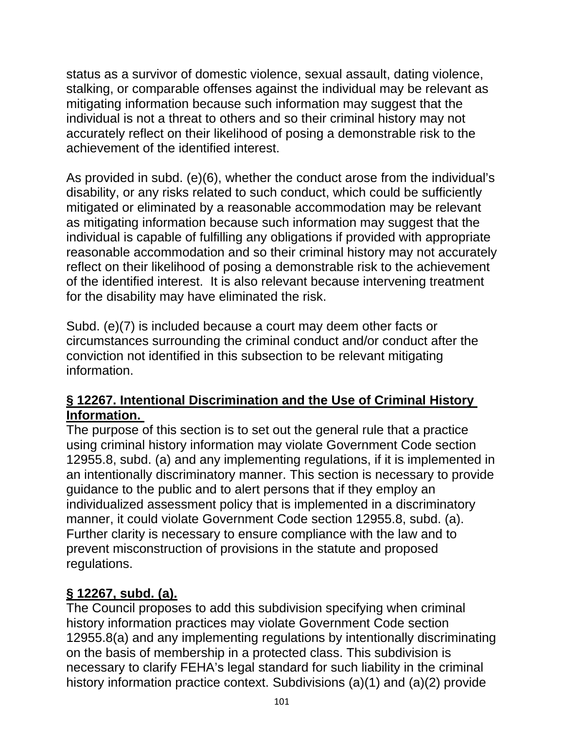status as a survivor of domestic violence, sexual assault, dating violence, stalking, or comparable offenses against the individual may be relevant as mitigating information because such information may suggest that the individual is not a threat to others and so their criminal history may not accurately reflect on their likelihood of posing a demonstrable risk to the achievement of the identified interest.

As provided in subd. (e)(6), whether the conduct arose from the individual's disability, or any risks related to such conduct, which could be sufficiently mitigated or eliminated by a reasonable accommodation may be relevant as mitigating information because such information may suggest that the individual is capable of fulfilling any obligations if provided with appropriate reasonable accommodation and so their criminal history may not accurately reflect on their likelihood of posing a demonstrable risk to the achievement of the identified interest. It is also relevant because intervening treatment for the disability may have eliminated the risk.

Subd. (e)(7) is included because a court may deem other facts or circumstances surrounding the criminal conduct and/or conduct after the conviction not identified in this subsection to be relevant mitigating information.

**§ 12267. Intentional Discrimination and the Use of Criminal History Information.**

The purpose of this section is to set out the general rule that a practice using criminal history information may violate Government Code section 12955.8, subd. (a) and any implementing regulations, if it is implemented in an intentionally discriminatory manner. This section is necessary to provide guidance to the public and to alert persons that if they employ an individualized assessment policy that is implemented in a discriminatory manner, it could violate Government Code section 12955.8, subd. (a). Further clarity is necessary to ensure compliance with the law and to prevent misconstruction of provisions in the statute and proposed regulations.

**§ 12267, subd. (a).**

The Council proposes to add this subdivision specifying when criminal history information practices may violate Government Code section 12955.8(a) and any implementing regulations by intentionally discriminating on the basis of membership in a protected class. This subdivision is necessary to clarify FEHA's legal standard for such liability in the criminal history information practice context. Subdivisions (a)(1) and (a)(2) provide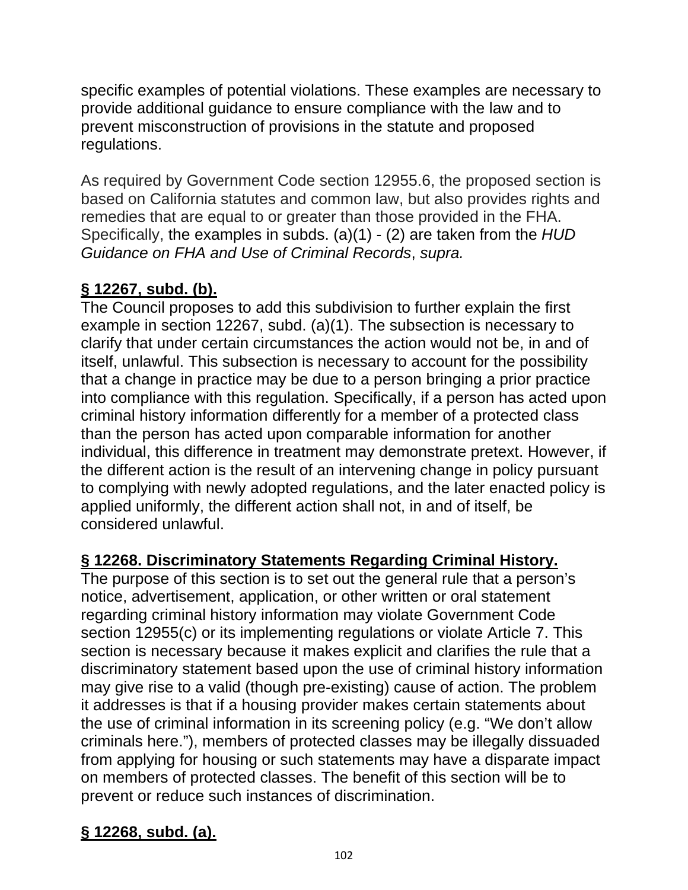specific examples of potential violations. These examples are necessary to provide additional guidance to ensure compliance with the law and to prevent misconstruction of provisions in the statute and proposed regulations.

As required by Government Code section 12955.6, the proposed section is based on California statutes and common law, but also provides rights and remedies that are equal to or greater than those provided in the FHA. Specifically, the examples in subds. (a)(1) - (2) are taken from the *HUD Guidance on FHA and Use of Criminal Records*, *supra.*

**§ 12267, subd. (b).**

The Council proposes to add this subdivision to further explain the first example in section 12267, subd. (a)(1). The subsection is necessary to clarify that under certain circumstances the action would not be, in and of itself, unlawful. This subsection is necessary to account for the possibility that a change in practice may be due to a person bringing a prior practice into compliance with this regulation. Specifically, if a person has acted upon criminal history information differently for a member of a protected class than the person has acted upon comparable information for another individual, this difference in treatment may demonstrate pretext. However, if the different action is the result of an intervening change in policy pursuant to complying with newly adopted regulations, and the later enacted policy is applied uniformly, the different action shall not, in and of itself, be considered unlawful.

**§ 12268. Discriminatory Statements Regarding Criminal History.**

The purpose of this section is to set out the general rule that a person's notice, advertisement, application, or other written or oral statement regarding criminal history information may violate Government Code section 12955(c) or its implementing regulations or violate Article 7. This section is necessary because it makes explicit and clarifies the rule that a discriminatory statement based upon the use of criminal history information may give rise to a valid (though pre-existing) cause of action. The problem it addresses is that if a housing provider makes certain statements about the use of criminal information in its screening policy (e.g. "We don't allow criminals here."), members of protected classes may be illegally dissuaded from applying for housing or such statements may have a disparate impact on members of protected classes. The benefit of this section will be to prevent or reduce such instances of discrimination.

**§ 12268, subd. (a).**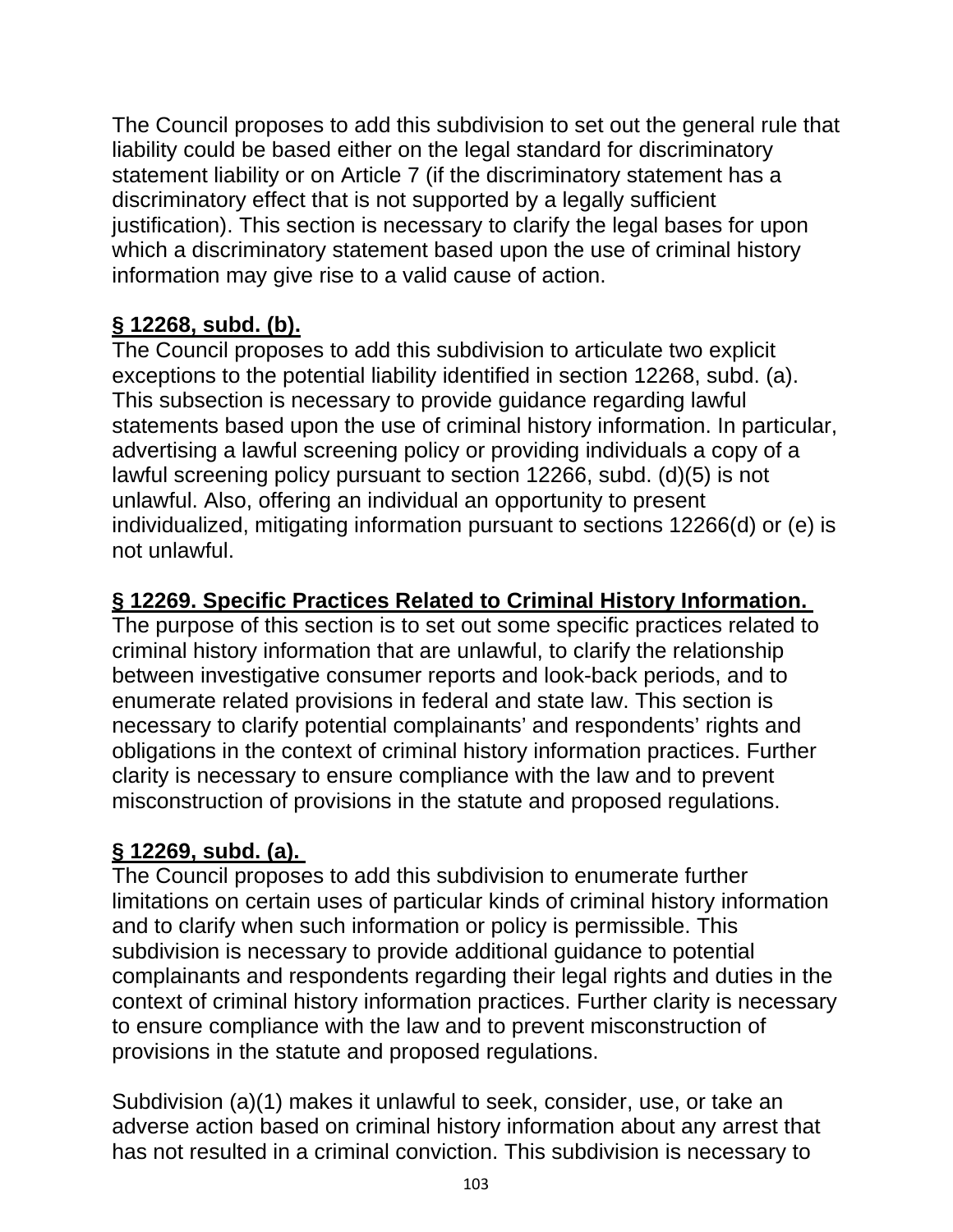The Council proposes to add this subdivision to set out the general rule that liability could be based either on the legal standard for discriminatory statement liability or on Article 7 (if the discriminatory statement has a discriminatory effect that is not supported by a legally sufficient justification). This section is necessary to clarify the legal bases for upon which a discriminatory statement based upon the use of criminal history information may give rise to a valid cause of action.

**§ 12268, subd. (b).**

The Council proposes to add this subdivision to articulate two explicit exceptions to the potential liability identified in section 12268, subd. (a). This subsection is necessary to provide guidance regarding lawful statements based upon the use of criminal history information. In particular, advertising a lawful screening policy or providing individuals a copy of a lawful screening policy pursuant to section 12266, subd. (d)(5) is not unlawful. Also, offering an individual an opportunity to present individualized, mitigating information pursuant to sections 12266(d) or (e) is not unlawful.

**§ 12269. Specific Practices Related to Criminal History Information.**

The purpose of this section is to set out some specific practices related to criminal history information that are unlawful, to clarify the relationship between investigative consumer reports and look-back periods, and to enumerate related provisions in federal and state law. This section is necessary to clarify potential complainants' and respondents' rights and obligations in the context of criminal history information practices. Further clarity is necessary to ensure compliance with the law and to prevent misconstruction of provisions in the statute and proposed regulations.

**§ 12269, subd. (a).**

The Council proposes to add this subdivision to enumerate further limitations on certain uses of particular kinds of criminal history information and to clarify when such information or policy is permissible. This subdivision is necessary to provide additional guidance to potential complainants and respondents regarding their legal rights and duties in the context of criminal history information practices. Further clarity is necessary to ensure compliance with the law and to prevent misconstruction of provisions in the statute and proposed regulations.

Subdivision (a)(1) makes it unlawful to seek, consider, use, or take an adverse action based on criminal history information about any arrest that has not resulted in a criminal conviction. This subdivision is necessary to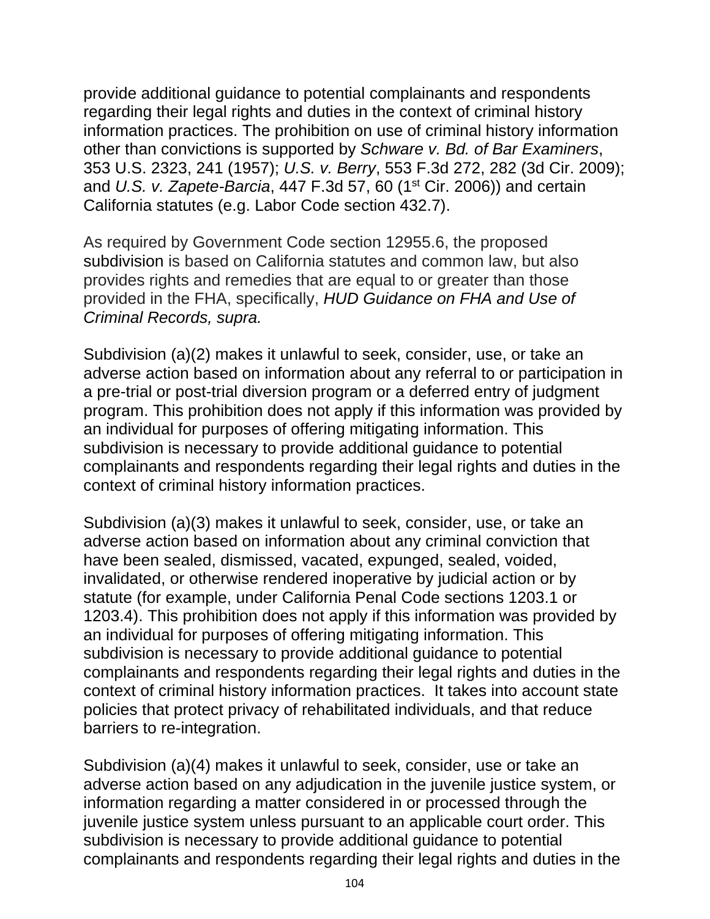provide additional guidance to potential complainants and respondents regarding their legal rights and duties in the context of criminal history information practices. The prohibition on use of criminal history information other than convictions is supported by *Schware v. Bd. of Bar Examiners*, 353 U.S. 2323, 241 (1957); *U.S. v. Berry*, 553 F.3d 272, 282 (3d Cir. 2009); and *U.S. v. Zapete-Barcia*, 447 F.3d 57, 60 (1st Cir. 2006)) and certain California statutes (e.g. Labor Code section 432.7).

As required by Government Code section 12955.6, the proposed subdivision is based on California statutes and common law, but also provides rights and remedies that are equal to or greater than those provided in the FHA, specifically, *HUD Guidance on FHA and Use of Criminal Records, supra.*

Subdivision (a)(2) makes it unlawful to seek, consider, use, or take an adverse action based on information about any referral to or participation in a pre-trial or post-trial diversion program or a deferred entry of judgment program. This prohibition does not apply if this information was provided by an individual for purposes of offering mitigating information. This subdivision is necessary to provide additional guidance to potential complainants and respondents regarding their legal rights and duties in the context of criminal history information practices.

Subdivision (a)(3) makes it unlawful to seek, consider, use, or take an adverse action based on information about any criminal conviction that have been sealed, dismissed, vacated, expunged, sealed, voided, invalidated, or otherwise rendered inoperative by judicial action or by statute (for example, under California Penal Code sections 1203.1 or 1203.4). This prohibition does not apply if this information was provided by an individual for purposes of offering mitigating information. This subdivision is necessary to provide additional guidance to potential complainants and respondents regarding their legal rights and duties in the context of criminal history information practices. It takes into account state policies that protect privacy of rehabilitated individuals, and that reduce barriers to re-integration.

Subdivision (a)(4) makes it unlawful to seek, consider, use or take an adverse action based on any adjudication in the juvenile justice system, or information regarding a matter considered in or processed through the juvenile justice system unless pursuant to an applicable court order. This subdivision is necessary to provide additional guidance to potential complainants and respondents regarding their legal rights and duties in the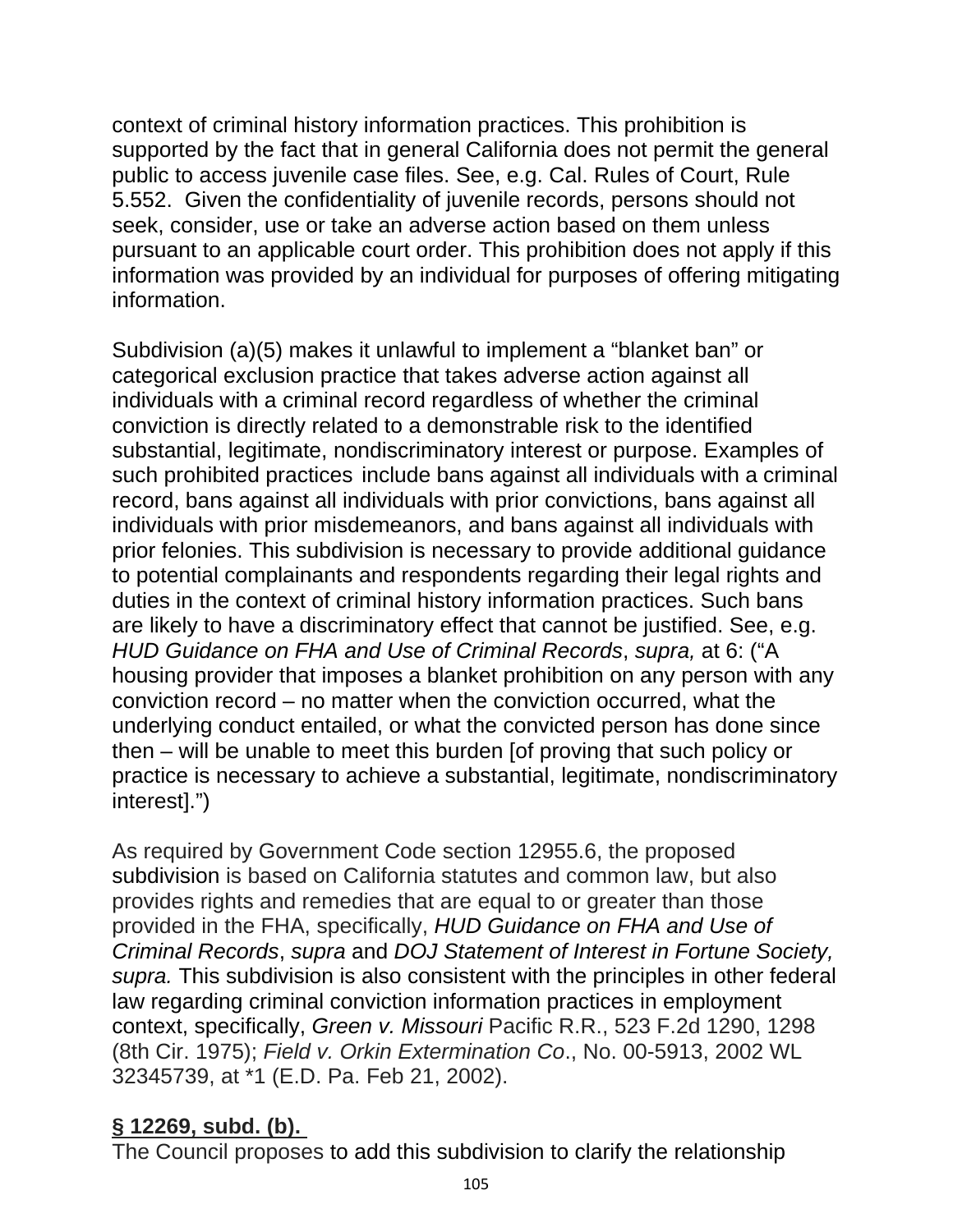context of criminal history information practices. This prohibition is supported by the fact that in general California does not permit the general public to access juvenile case files. See, e.g. Cal. Rules of Court, Rule 5.552. Given the confidentiality of juvenile records, persons should not seek, consider, use or take an adverse action based on them unless pursuant to an applicable court order. This prohibition does not apply if this information was provided by an individual for purposes of offering mitigating information.

Subdivision (a)(5) makes it unlawful to implement a "blanket ban" or categorical exclusion practice that takes adverse action against all individuals with a criminal record regardless of whether the criminal conviction is directly related to a demonstrable risk to the identified substantial, legitimate, nondiscriminatory interest or purpose. Examples of such prohibited practices include bans against all individuals with a criminal record, bans against all individuals with prior convictions, bans against all individuals with prior misdemeanors, and bans against all individuals with prior felonies. This subdivision is necessary to provide additional guidance to potential complainants and respondents regarding their legal rights and duties in the context of criminal history information practices. Such bans are likely to have a discriminatory effect that cannot be justified. See, e.g. *HUD Guidance on FHA and Use of Criminal Records*, *supra,* at 6: ("A housing provider that imposes a blanket prohibition on any person with any conviction record – no matter when the conviction occurred, what the underlying conduct entailed, or what the convicted person has done since then – will be unable to meet this burden [of proving that such policy or practice is necessary to achieve a substantial, legitimate, nondiscriminatory interest].")

As required by Government Code section 12955.6, the proposed subdivision is based on California statutes and common law, but also provides rights and remedies that are equal to or greater than those provided in the FHA, specifically, *HUD Guidance on FHA and Use of Criminal Records*, *supra* and *DOJ Statement of Interest in Fortune Society, supra.* This subdivision is also consistent with the principles in other federal law regarding criminal conviction information practices in employment context, specifically, *Green v. Missouri* Pacific R.R., 523 F.2d 1290, 1298 (8th Cir. 1975); *Field v. Orkin Extermination Co*., No. 00-5913, 2002 WL 32345739, at *1 (E.D. Pa. Feb 21, 2002).

**§ 12269, subd. (b).**

The Council proposes to add this subdivision to clarify the relationship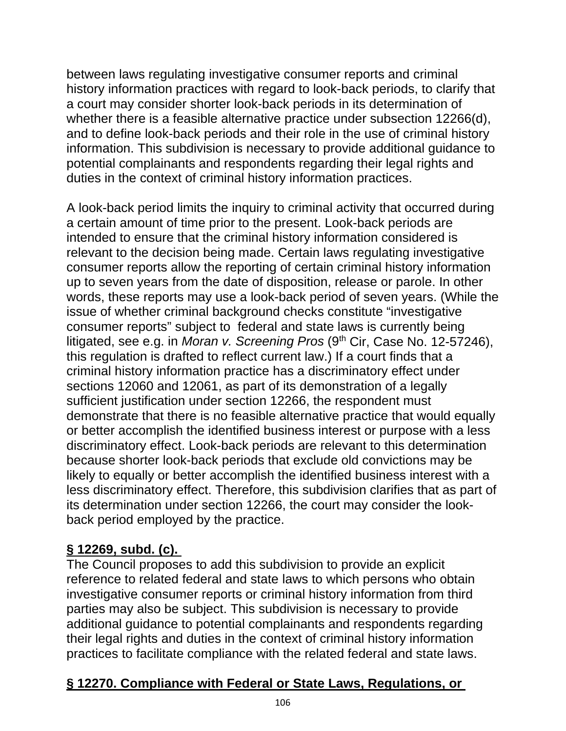between laws regulating investigative consumer reports and criminal history information practices with regard to look-back periods, to clarify that a court may consider shorter look-back periods in its determination of whether there is a feasible alternative practice under subsection 12266(d), and to define look-back periods and their role in the use of criminal history information. This subdivision is necessary to provide additional guidance to potential complainants and respondents regarding their legal rights and duties in the context of criminal history information practices.

A look-back period limits the inquiry to criminal activity that occurred during a certain amount of time prior to the present. Look-back periods are intended to ensure that the criminal history information considered is relevant to the decision being made. Certain laws regulating investigative consumer reports allow the reporting of certain criminal history information up to seven years from the date of disposition, release or parole. In other words, these reports may use a look-back period of seven years. (While the issue of whether criminal background checks constitute "investigative consumer reports" subject to federal and state laws is currently being litigated, see e.g. in *Moran v. Screening Pros* (9th Cir, Case No. 12-57246), this regulation is drafted to reflect current law.) If a court finds that a criminal history information practice has a discriminatory effect under sections 12060 and 12061, as part of its demonstration of a legally sufficient justification under section 12266, the respondent must demonstrate that there is no feasible alternative practice that would equally or better accomplish the identified business interest or purpose with a less discriminatory effect. Look-back periods are relevant to this determination because shorter look-back periods that exclude old convictions may be likely to equally or better accomplish the identified business interest with a less discriminatory effect. Therefore, this subdivision clarifies that as part of its determination under section 12266, the court may consider the look-back period employed by the practice.

**§ 12269, subd. (c).**

The Council proposes to add this subdivision to provide an explicit reference to related federal and state laws to which persons who obtain investigative consumer reports or criminal history information from third parties may also be subject. This subdivision is necessary to provide additional guidance to potential complainants and respondents regarding their legal rights and duties in the context of criminal history information practices to facilitate compliance with the related federal and state laws.

**§ 12270. Compliance with Federal or State Laws, Regulations, or**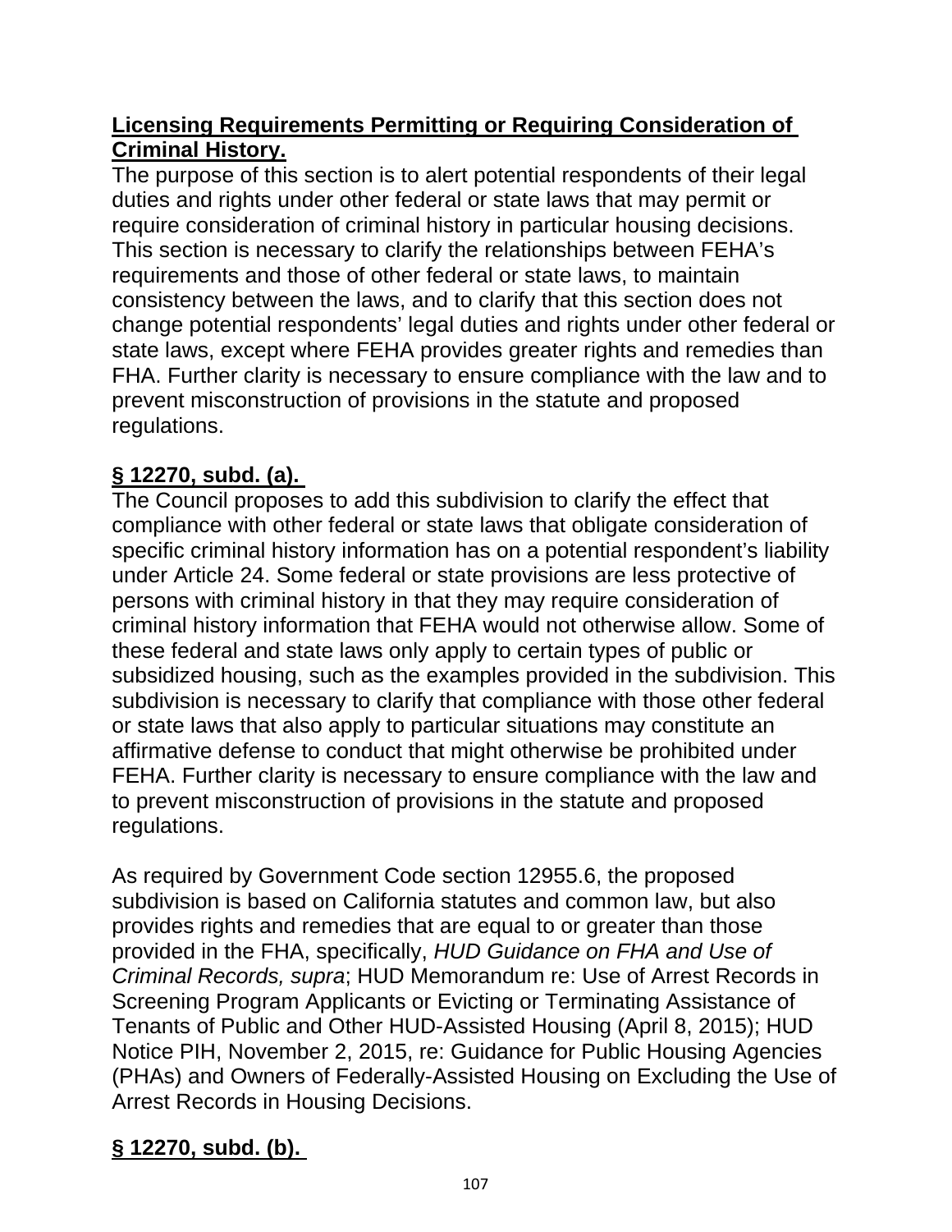**Licensing Requirements Permitting or Requiring Consideration of Criminal History.**

The purpose of this section is to alert potential respondents of their legal duties and rights under other federal or state laws that may permit or require consideration of criminal history in particular housing decisions. This section is necessary to clarify the relationships between FEHA's requirements and those of other federal or state laws, to maintain consistency between the laws, and to clarify that this section does not change potential respondents' legal duties and rights under other federal or state laws, except where FEHA provides greater rights and remedies than FHA. Further clarity is necessary to ensure compliance with the law and to prevent misconstruction of provisions in the statute and proposed regulations.

**§ 12270, subd. (a).**

The Council proposes to add this subdivision to clarify the effect that compliance with other federal or state laws that obligate consideration of specific criminal history information has on a potential respondent's liability under Article 24. Some federal or state provisions are less protective of persons with criminal history in that they may require consideration of criminal history information that FEHA would not otherwise allow. Some of these federal and state laws only apply to certain types of public or subsidized housing, such as the examples provided in the subdivision. This subdivision is necessary to clarify that compliance with those other federal or state laws that also apply to particular situations may constitute an affirmative defense to conduct that might otherwise be prohibited under FEHA. Further clarity is necessary to ensure compliance with the law and to prevent misconstruction of provisions in the statute and proposed regulations.

As required by Government Code section 12955.6, the proposed subdivision is based on California statutes and common law, but also provides rights and remedies that are equal to or greater than those provided in the FHA, specifically, *HUD Guidance on FHA and Use of Criminal Records, supra*; HUD Memorandum re: Use of Arrest Records in Screening Program Applicants or Evicting or Terminating Assistance of Tenants of Public and Other HUD-Assisted Housing (April 8, 2015); HUD Notice PIH, November 2, 2015, re: Guidance for Public Housing Agencies (PHAs) and Owners of Federally-Assisted Housing on Excluding the Use of Arrest Records in Housing Decisions.

**§ 12270, subd. (b).**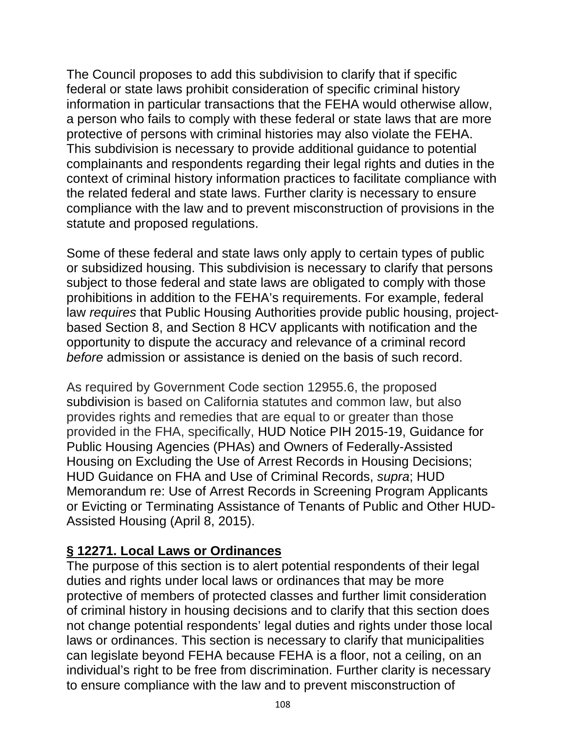The Council proposes to add this subdivision to clarify that if specific federal or state laws prohibit consideration of specific criminal history information in particular transactions that the FEHA would otherwise allow, a person who fails to comply with these federal or state laws that are more protective of persons with criminal histories may also violate the FEHA. This subdivision is necessary to provide additional guidance to potential complainants and respondents regarding their legal rights and duties in the context of criminal history information practices to facilitate compliance with the related federal and state laws. Further clarity is necessary to ensure compliance with the law and to prevent misconstruction of provisions in the statute and proposed regulations.

Some of these federal and state laws only apply to certain types of public or subsidized housing. This subdivision is necessary to clarify that persons subject to those federal and state laws are obligated to comply with those prohibitions in addition to the FEHA's requirements. For example, federal law *requires* that Public Housing Authorities provide public housing, project-based Section 8, and Section 8 HCV applicants with notification and the opportunity to dispute the accuracy and relevance of a criminal record *before* admission or assistance is denied on the basis of such record.

As required by Government Code section 12955.6, the proposed subdivision is based on California statutes and common law, but also provides rights and remedies that are equal to or greater than those provided in the FHA, specifically, HUD Notice PIH 2015-19, Guidance for Public Housing Agencies (PHAs) and Owners of Federally-Assisted Housing on Excluding the Use of Arrest Records in Housing Decisions; HUD Guidance on FHA and Use of Criminal Records, *supra*; HUD Memorandum re: Use of Arrest Records in Screening Program Applicants or Evicting or Terminating Assistance of Tenants of Public and Other HUD-Assisted Housing (April 8, 2015).

**§ 12271. Local Laws or Ordinances**

The purpose of this section is to alert potential respondents of their legal duties and rights under local laws or ordinances that may be more protective of members of protected classes and further limit consideration of criminal history in housing decisions and to clarify that this section does not change potential respondents' legal duties and rights under those local laws or ordinances. This section is necessary to clarify that municipalities can legislate beyond FEHA because FEHA is a floor, not a ceiling, on an individual's right to be free from discrimination. Further clarity is necessary to ensure compliance with the law and to prevent misconstruction of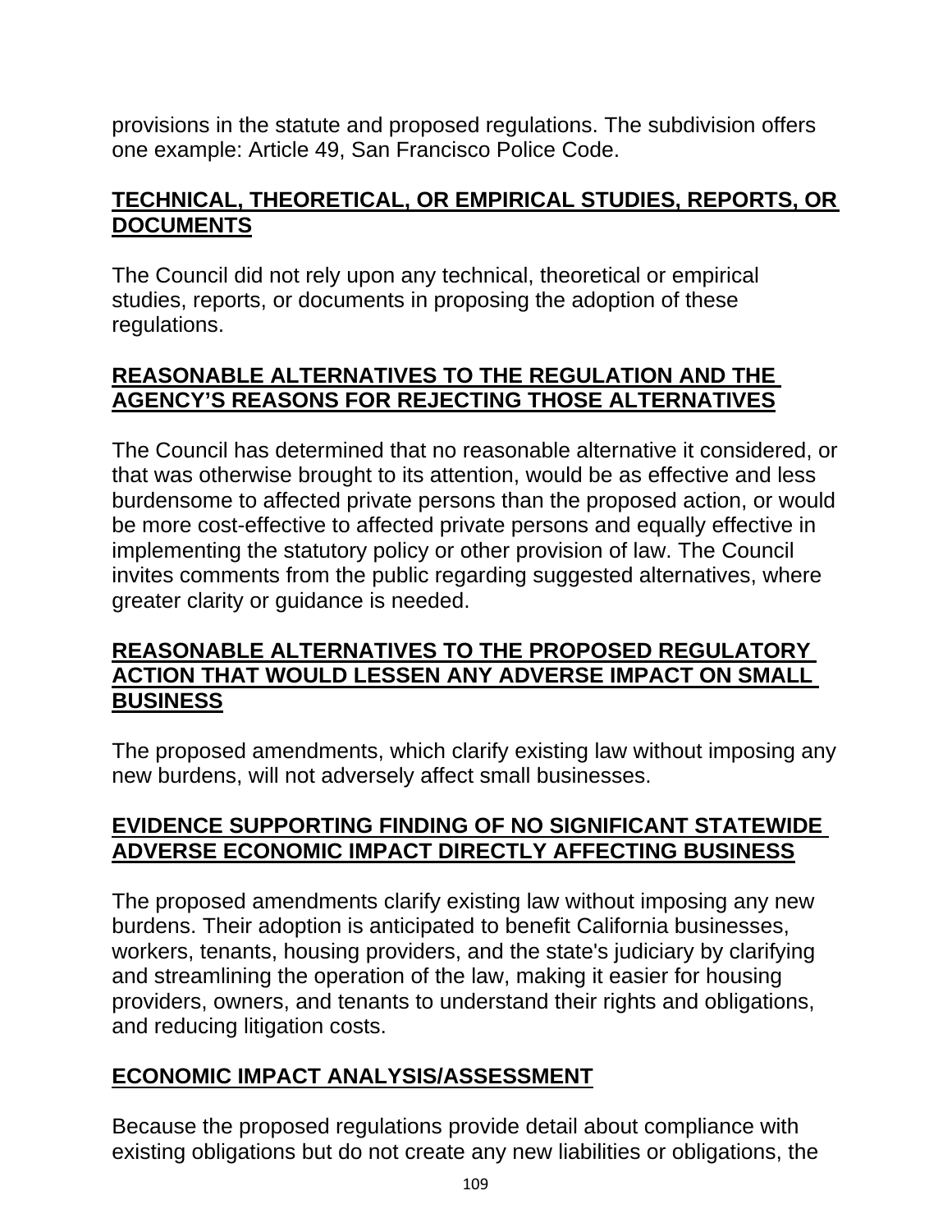provisions in the statute and proposed regulations. The subdivision offers one example: Article 49, San Francisco Police Code.

## TECHNICAL, THEORETICAL, OR EMPIRICAL STUDIES, REPORTS, OR DOCUMENTS

The Council did not rely upon any technical, theoretical or empirical studies, reports, or documents in proposing the adoption of these regulations.

## REASONABLE ALTERNATIVES TO THE REGULATION AND THE AGENCY'S REASONS FOR REJECTING THOSE ALTERNATIVES

The Council has determined that no reasonable alternative it considered, or that was otherwise brought to its attention, would be as effective and less burdensome to affected private persons than the proposed action, or would be more cost-effective to affected private persons and equally effective in implementing the statutory policy or other provision of law. The Council invites comments from the public regarding suggested alternatives, where greater clarity or guidance is needed.

## REASONABLE ALTERNATIVES TO THE PROPOSED REGULATORY ACTION THAT WOULD LESSEN ANY ADVERSE IMPACT ON SMALL BUSINESS

The proposed amendments, which clarify existing law without imposing any new burdens, will not adversely affect small businesses.

## EVIDENCE SUPPORTING FINDING OF NO SIGNIFICANT STATEWIDE ADVERSE ECONOMIC IMPACT DIRECTLY AFFECTING BUSINESS

The proposed amendments clarify existing law without imposing any new burdens. Their adoption is anticipated to benefit California businesses, workers, tenants, housing providers, and the state's judiciary by clarifying and streamlining the operation of the law, making it easier for housing providers, owners, and tenants to understand their rights and obligations, and reducing litigation costs.

## ECONOMIC IMPACT ANALYSIS/ASSESSMENT

Because the proposed regulations provide detail about compliance with existing obligations but do not create any new liabilities or obligations, the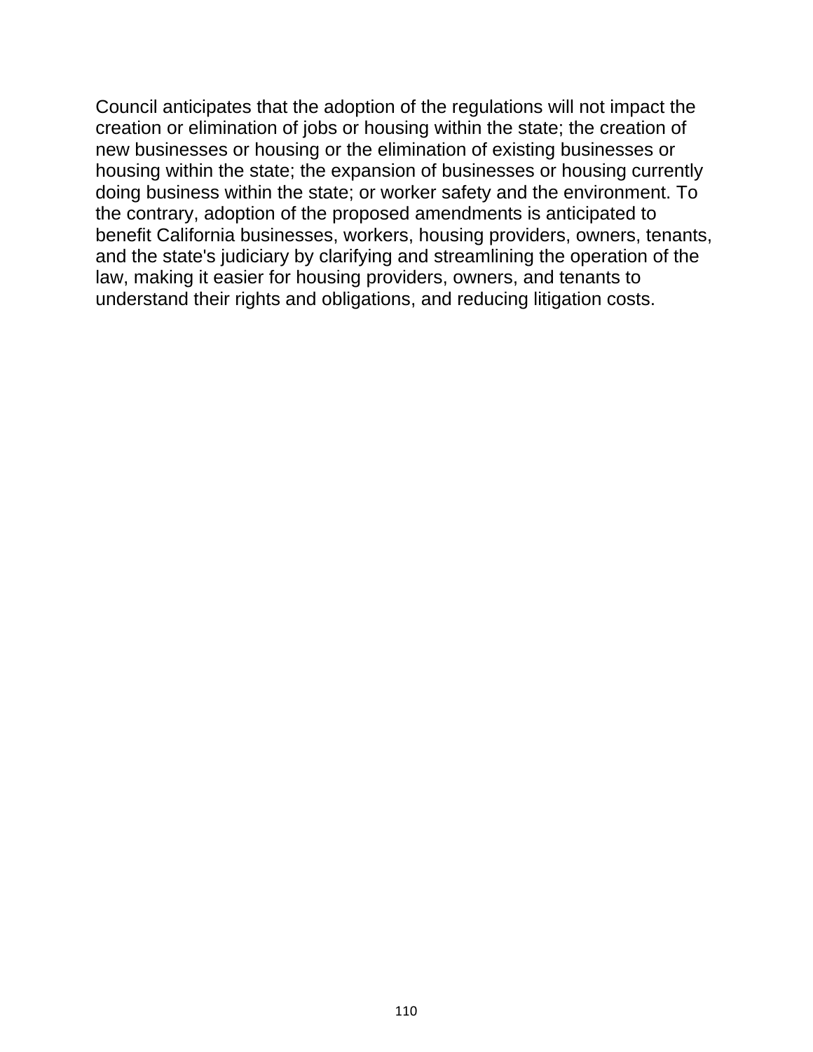Council anticipates that the adoption of the regulations will not impact the creation or elimination of jobs or housing within the state; the creation of new businesses or housing or the elimination of existing businesses or housing within the state; the expansion of businesses or housing currently doing business within the state; or worker safety and the environment. To the contrary, adoption of the proposed amendments is anticipated to benefit California businesses, workers, housing providers, owners, tenants, and the state's judiciary by clarifying and streamlining the operation of the law, making it easier for housing providers, owners, and tenants to understand their rights and obligations, and reducing litigation costs.